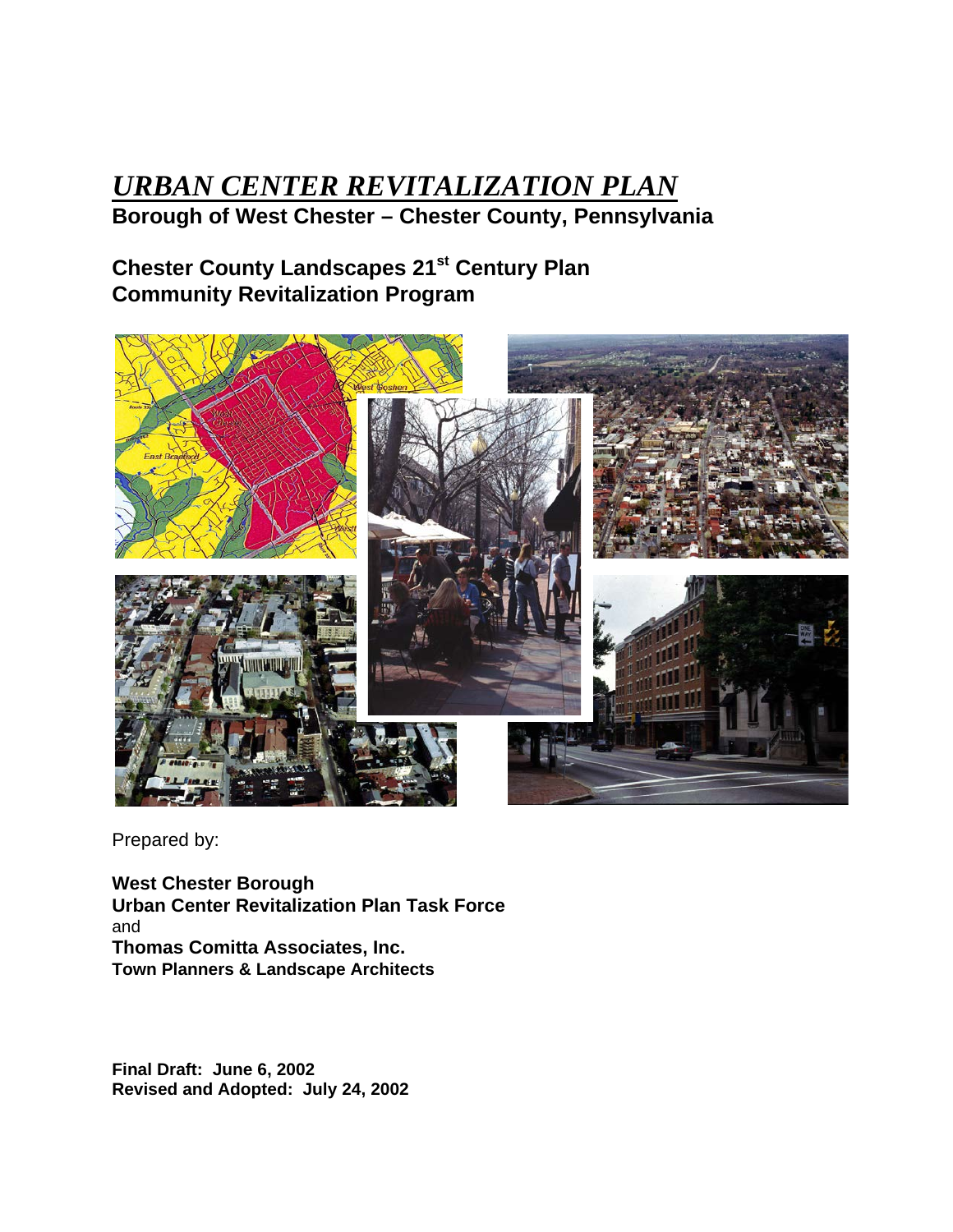# *URBAN CENTER REVITALIZATION PLAN*

**Borough of West Chester – Chester County, Pennsylvania**

## Chester County Landscapes 21st Century Plan
## Community Revitalization Program

Prepared by:

**West Chester Borough**
**Urban Center Revitalization Plan Task Force**
and
**Thomas Comitta Associates, Inc.**
**Town Planners & Landscape Architects**

**Final Draft: June 6, 2002**
**Revised and Adopted: July 24, 2002**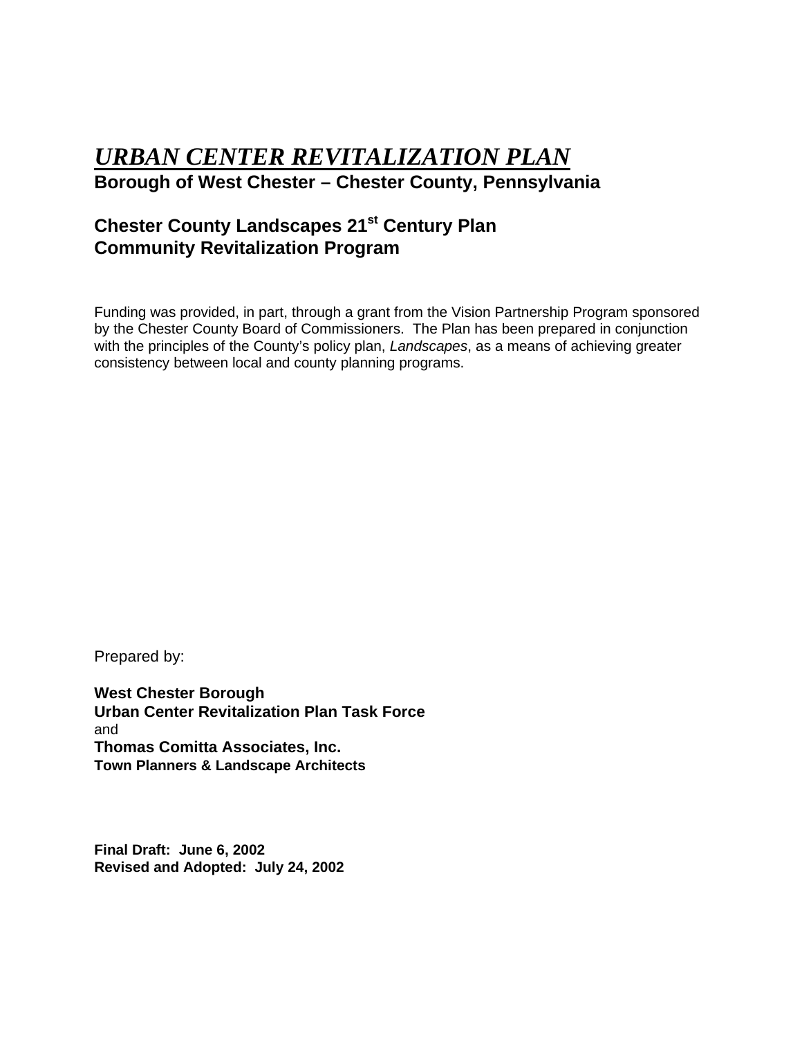# ***URBAN CENTER REVITALIZATION PLAN***

**Borough of West Chester – Chester County, Pennsylvania**

## Chester County Landscapes 21st Century Plan
## Community Revitalization Program

Funding was provided, in part, through a grant from the Vision Partnership Program sponsored by the Chester County Board of Commissioners. The Plan has been prepared in conjunction with the principles of the County's policy plan, *Landscapes*, as a means of achieving greater consistency between local and county planning programs.

Prepared by:

**West Chester Borough**
**Urban Center Revitalization Plan Task Force**
and
**Thomas Comitta Associates, Inc.**
**Town Planners & Landscape Architects**

**Final Draft: June 6, 2002**
**Revised and Adopted: July 24, 2002**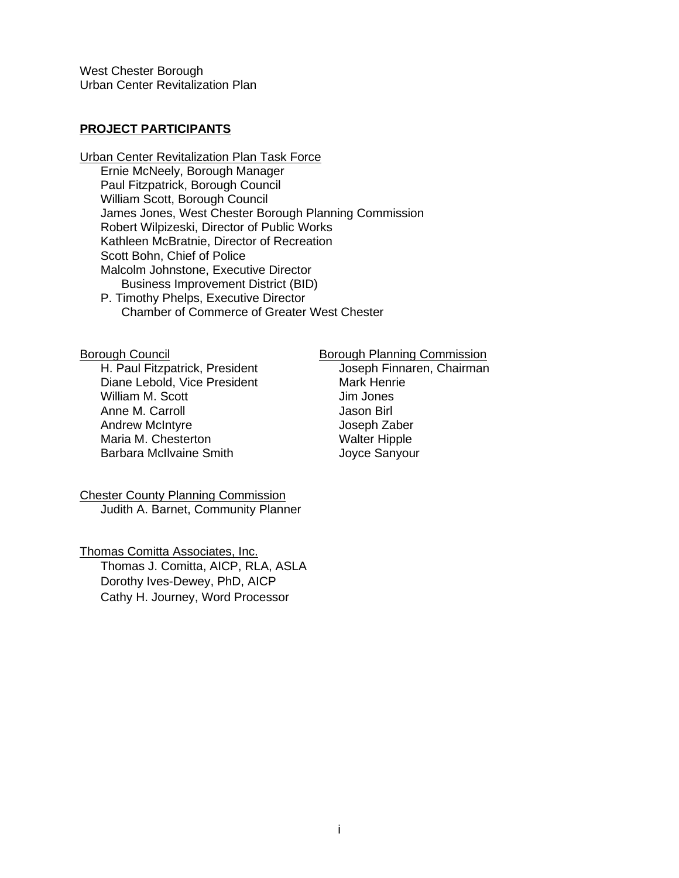West Chester Borough
Urban Center Revitalization Plan

## PROJECT PARTICIPANTS

Urban Center Revitalization Plan Task Force

- Ernie McNeely, Borough Manager
- Paul Fitzpatrick, Borough Council
- William Scott, Borough Council
- James Jones, West Chester Borough Planning Commission
- Robert Wilpizeski, Director of Public Works
- Kathleen McBratnie, Director of Recreation
- Scott Bohn, Chief of Police
- Malcolm Johnstone, Executive Director
  Business Improvement District (BID)
- P. Timothy Phelps, Executive Director
  Chamber of Commerce of Greater West Chester

Borough Council

- H. Paul Fitzpatrick, President
- Diane Lebold, Vice President
- William M. Scott
- Anne M. Carroll
- Andrew McIntyre
- Maria M. Chesterton
- Barbara McIlvaine Smith

Borough Planning Commission

- Joseph Finnaren, Chairman
- Mark Henrie
- Jim Jones
- Jason Birl
- Joseph Zaber
- Walter Hipple
- Joyce Sanyour

Chester County Planning Commission

- Judith A. Barnet, Community Planner

Thomas Comitta Associates, Inc.

- Thomas J. Comitta, AICP, RLA, ASLA
- Dorothy Ives-Dewey, PhD, AICP
- Cathy H. Journey, Word Processor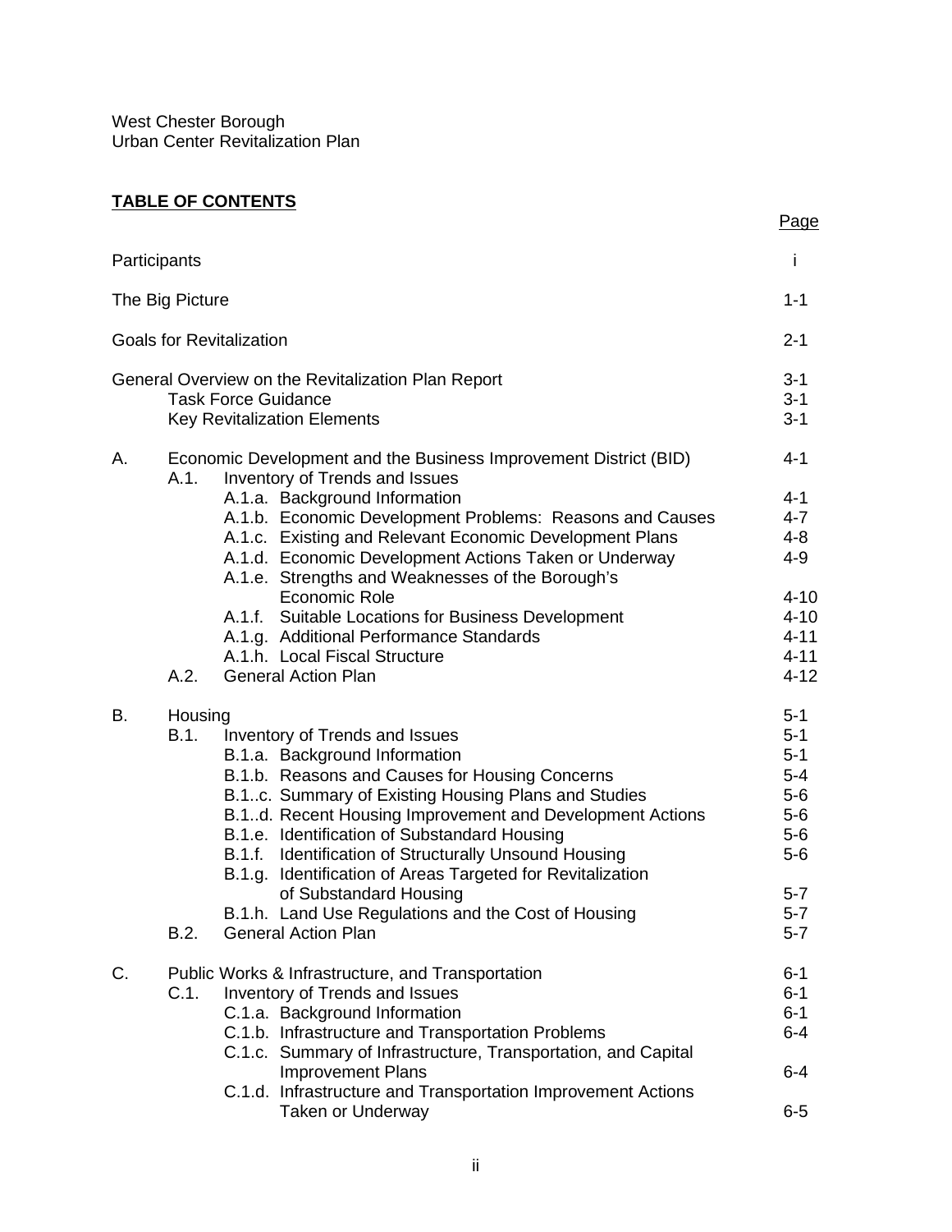West Chester Borough
Urban Center Revitalization Plan

**TABLE OF CONTENTS**

| | | Page |
|---|---|---|
| Participants | | i |
| The Big Picture | | 1-1 |
| Goals for Revitalization | | 2-1 |
| General Overview on the Revitalization Plan Report | | 3-1 |
| | Task Force Guidance | 3-1 |
| | Key Revitalization Elements | 3-1 |
| A. | Economic Development and the Business Improvement District (BID) | 4-1 |
| | A.1. Inventory of Trends and Issues | |
| | A.1.a. Background Information | 4-1 |
| | A.1.b. Economic Development Problems: Reasons and Causes | 4-7 |
| | A.1.c. Existing and Relevant Economic Development Plans | 4-8 |
| | A.1.d. Economic Development Actions Taken or Underway | 4-9 |
| | A.1.e. Strengths and Weaknesses of the Borough's Economic Role | 4-10 |
| | A.1.f. Suitable Locations for Business Development | 4-10 |
| | A.1.g. Additional Performance Standards | 4-11 |
| | A.1.h. Local Fiscal Structure | 4-11 |
| | A.2. General Action Plan | 4-12 |
| B. | Housing | 5-1 |
| | B.1. Inventory of Trends and Issues | 5-1 |
| | B.1.a. Background Information | 5-1 |
| | B.1.b. Reasons and Causes for Housing Concerns | 5-4 |
| | B.1..c. Summary of Existing Housing Plans and Studies | 5-6 |
| | B.1..d. Recent Housing Improvement and Development Actions | 5-6 |
| | B.1.e. Identification of Substandard Housing | 5-6 |
| | B.1.f. Identification of Structurally Unsound Housing | 5-6 |
| | B.1.g. Identification of Areas Targeted for Revitalization of Substandard Housing | 5-7 |
| | B.1.h. Land Use Regulations and the Cost of Housing | 5-7 |
| | B.2. General Action Plan | 5-7 |
| C. | Public Works & Infrastructure, and Transportation | 6-1 |
| | C.1. Inventory of Trends and Issues | 6-1 |
| | C.1.a. Background Information | 6-1 |
| | C.1.b. Infrastructure and Transportation Problems | 6-4 |
| | C.1.c. Summary of Infrastructure, Transportation, and Capital Improvement Plans | 6-4 |
| | C.1.d. Infrastructure and Transportation Improvement Actions Taken or Underway | 6-5 |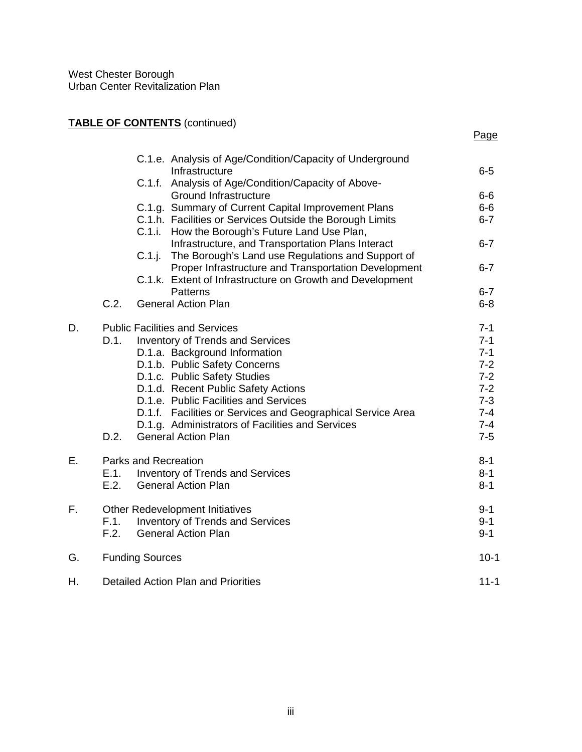West Chester Borough
Urban Center Revitalization Plan

**TABLE OF CONTENTS** (continued)

| | | | Page |
|---|---|---|---|
| | | C.1.e. Analysis of Age/Condition/Capacity of Underground Infrastructure | 6-5 |
| | | C.1.f. Analysis of Age/Condition/Capacity of Above-Ground Infrastructure | 6-6 |
| | | C.1.g. Summary of Current Capital Improvement Plans | 6-6 |
| | | C.1.h. Facilities or Services Outside the Borough Limits | 6-7 |
| | | C.1.i. How the Borough's Future Land Use Plan, Infrastructure, and Transportation Plans Interact | 6-7 |
| | | C.1.j. The Borough's Land use Regulations and Support of Proper Infrastructure and Transportation Development | 6-7 |
| | | C.1.k. Extent of Infrastructure on Growth and Development Patterns | 6-7 |
| | C.2. | General Action Plan | 6-8 |
| D. | Public Facilities and Services | | 7-1 |
| | D.1. | Inventory of Trends and Services | 7-1 |
| | | D.1.a. Background Information | 7-1 |
| | | D.1.b. Public Safety Concerns | 7-2 |
| | | D.1.c. Public Safety Studies | 7-2 |
| | | D.1.d. Recent Public Safety Actions | 7-2 |
| | | D.1.e. Public Facilities and Services | 7-3 |
| | | D.1.f. Facilities or Services and Geographical Service Area | 7-4 |
| | | D.1.g. Administrators of Facilities and Services | 7-4 |
| | D.2. | General Action Plan | 7-5 |
| E. | Parks and Recreation | | 8-1 |
| | E.1. | Inventory of Trends and Services | 8-1 |
| | E.2. | General Action Plan | 8-1 |
| F. | Other Redevelopment Initiatives | | 9-1 |
| | F.1. | Inventory of Trends and Services | 9-1 |
| | F.2. | General Action Plan | 9-1 |
| G. | Funding Sources | | 10-1 |
| H. | Detailed Action Plan and Priorities | | 11-1 |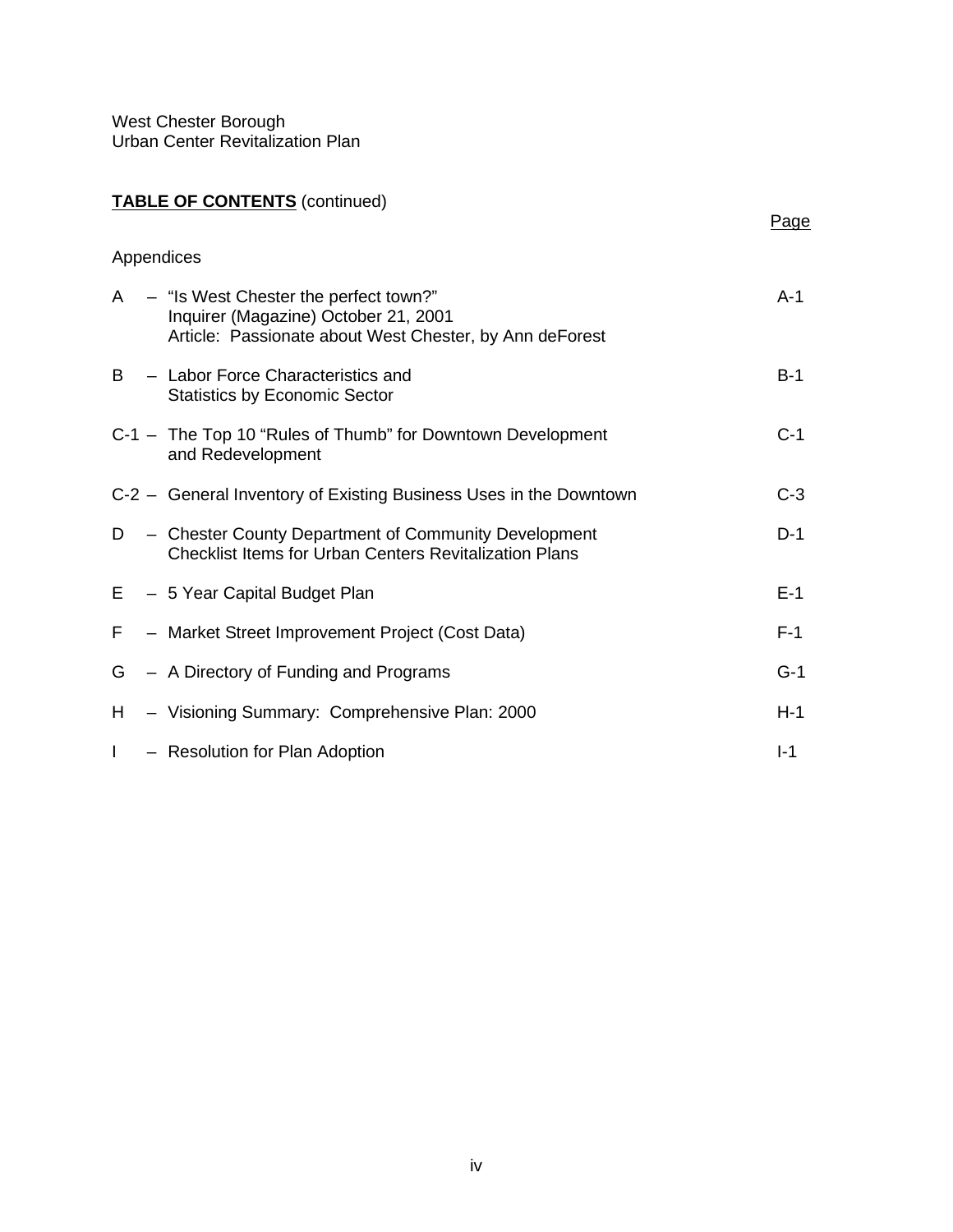West Chester Borough
Urban Center Revitalization Plan

**TABLE OF CONTENTS** (continued)

| | | Page |
|---|---|---|
| **Appendices** | | |
| A | – "Is West Chester the perfect town?" Inquirer (Magazine) October 21, 2001 Article: Passionate about West Chester, by Ann deForest | A-1 |
| B | – Labor Force Characteristics and Statistics by Economic Sector | B-1 |
| C-1 | – The Top 10 "Rules of Thumb" for Downtown Development and Redevelopment | C-1 |
| C-2 | – General Inventory of Existing Business Uses in the Downtown | C-3 |
| D | – Chester County Department of Community Development Checklist Items for Urban Centers Revitalization Plans | D-1 |
| E | – 5 Year Capital Budget Plan | E-1 |
| F | – Market Street Improvement Project (Cost Data) | F-1 |
| G | – A Directory of Funding and Programs | G-1 |
| H | – Visioning Summary: Comprehensive Plan: 2000 | H-1 |
| I | – Resolution for Plan Adoption | I-1 |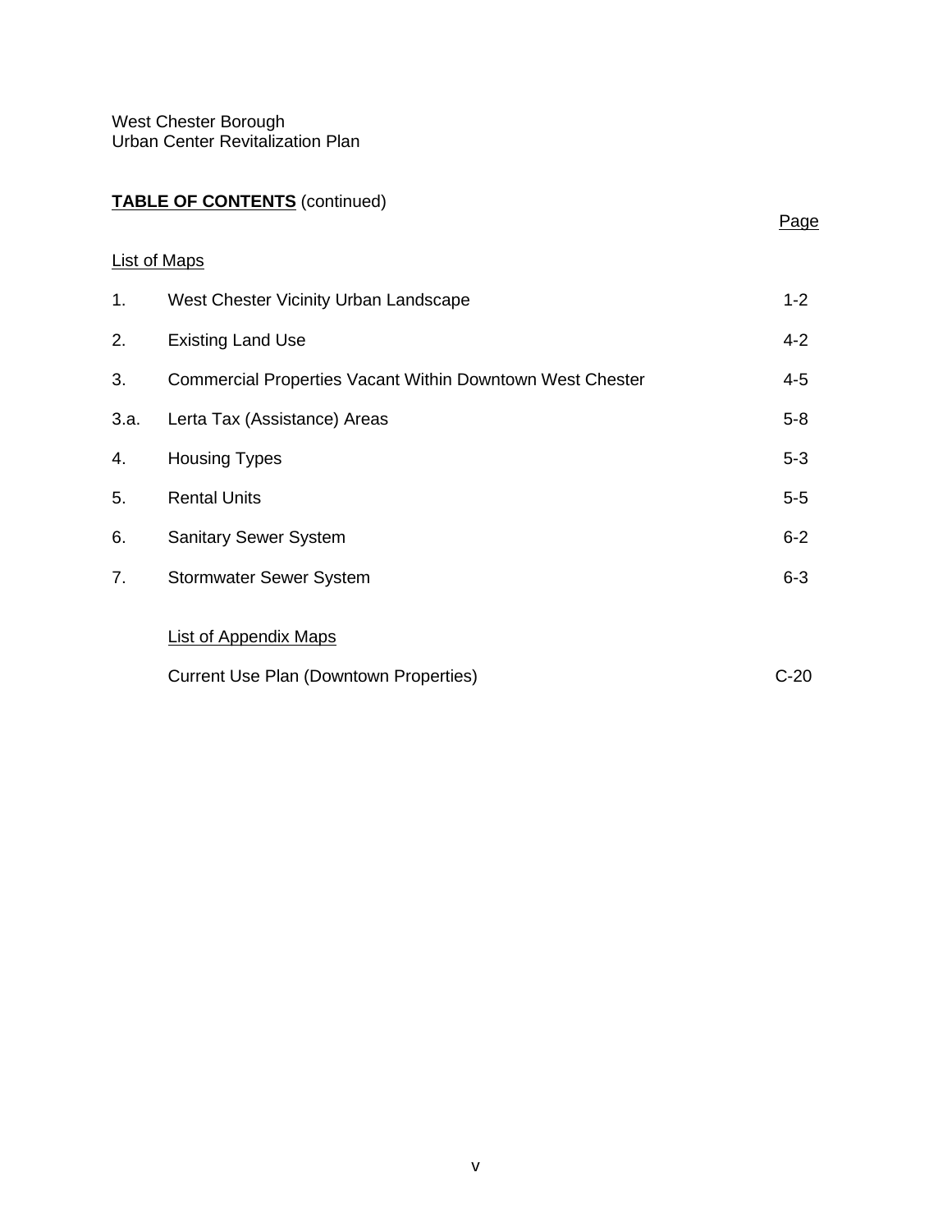West Chester Borough
Urban Center Revitalization Plan

**TABLE OF CONTENTS** (continued)

| | | Page |
|---|---|---|
| List of Maps | | |
| 1. | West Chester Vicinity Urban Landscape | 1-2 |
| 2. | Existing Land Use | 4-2 |
| 3. | Commercial Properties Vacant Within Downtown West Chester | 4-5 |
| 3.a. | Lerta Tax (Assistance) Areas | 5-8 |
| 4. | Housing Types | 5-3 |
| 5. | Rental Units | 5-5 |
| 6. | Sanitary Sewer System | 6-2 |
| 7. | Stormwater Sewer System | 6-3 |
| | List of Appendix Maps | |
| | Current Use Plan (Downtown Properties) | C-20 |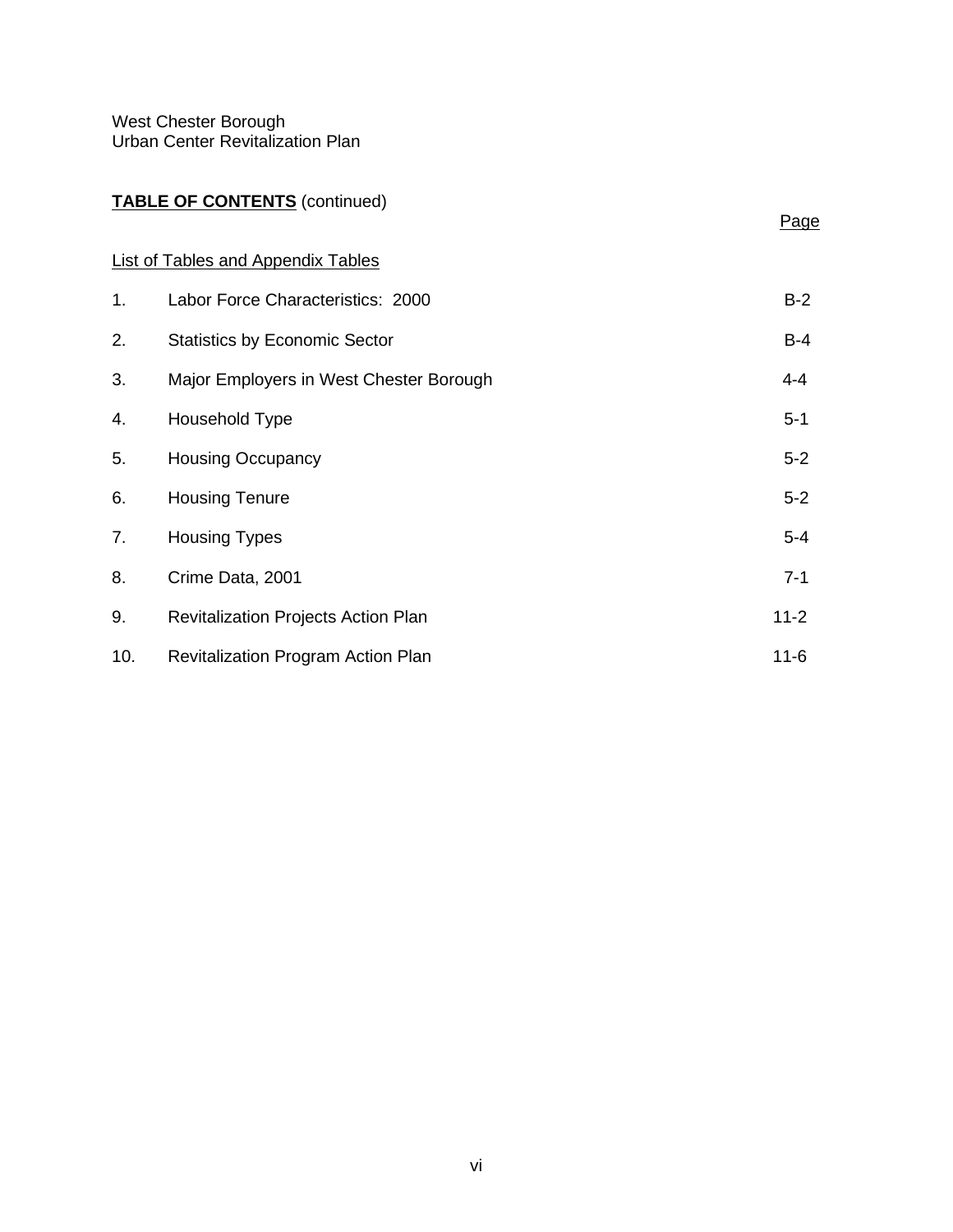West Chester Borough
Urban Center Revitalization Plan

**TABLE OF CONTENTS** (continued)

List of Tables and Appendix Tables

| | | Page |
|---|---|---|
| 1. | Labor Force Characteristics: 2000 | B-2 |
| 2. | Statistics by Economic Sector | B-4 |
| 3. | Major Employers in West Chester Borough | 4-4 |
| 4. | Household Type | 5-1 |
| 5. | Housing Occupancy | 5-2 |
| 6. | Housing Tenure | 5-2 |
| 7. | Housing Types | 5-4 |
| 8. | Crime Data, 2001 | 7-1 |
| 9. | Revitalization Projects Action Plan | 11-2 |
| 10. | Revitalization Program Action Plan | 11-6 |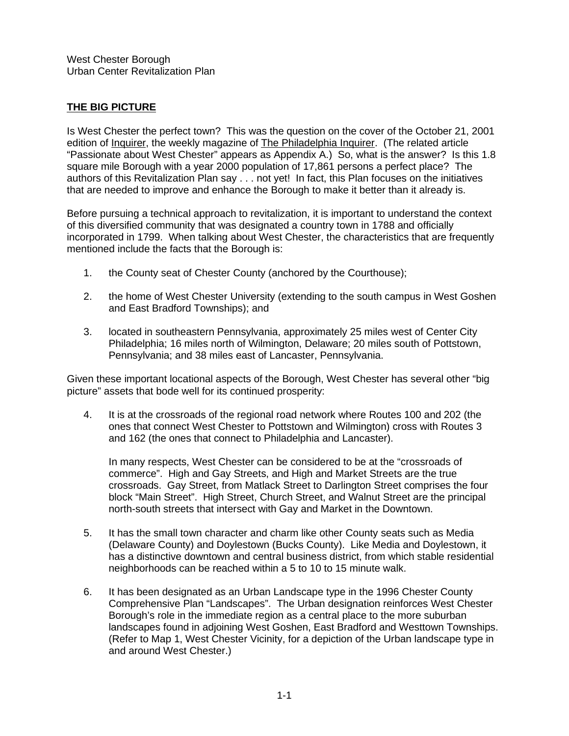West Chester Borough
Urban Center Revitalization Plan

## THE BIG PICTURE

Is West Chester the perfect town? This was the question on the cover of the October 21, 2001 edition of Inquirer, the weekly magazine of The Philadelphia Inquirer. (The related article "Passionate about West Chester" appears as Appendix A.) So, what is the answer? Is this 1.8 square mile Borough with a year 2000 population of 17,861 persons a perfect place? The authors of this Revitalization Plan say . . . not yet! In fact, this Plan focuses on the initiatives that are needed to improve and enhance the Borough to make it better than it already is.

Before pursuing a technical approach to revitalization, it is important to understand the context of this diversified community that was designated a country town in 1788 and officially incorporated in 1799. When talking about West Chester, the characteristics that are frequently mentioned include the facts that the Borough is:

1. the County seat of Chester County (anchored by the Courthouse);

2. the home of West Chester University (extending to the south campus in West Goshen and East Bradford Townships); and

3. located in southeastern Pennsylvania, approximately 25 miles west of Center City Philadelphia; 16 miles north of Wilmington, Delaware; 20 miles south of Pottstown, Pennsylvania; and 38 miles east of Lancaster, Pennsylvania.

Given these important locational aspects of the Borough, West Chester has several other "big picture" assets that bode well for its continued prosperity:

4. It is at the crossroads of the regional road network where Routes 100 and 202 (the ones that connect West Chester to Pottstown and Wilmington) cross with Routes 3 and 162 (the ones that connect to Philadelphia and Lancaster).

   In many respects, West Chester can be considered to be at the "crossroads of commerce". High and Gay Streets, and High and Market Streets are the true crossroads. Gay Street, from Matlack Street to Darlington Street comprises the four block "Main Street". High Street, Church Street, and Walnut Street are the principal north-south streets that intersect with Gay and Market in the Downtown.

5. It has the small town character and charm like other County seats such as Media (Delaware County) and Doylestown (Bucks County). Like Media and Doylestown, it has a distinctive downtown and central business district, from which stable residential neighborhoods can be reached within a 5 to 10 to 15 minute walk.

6. It has been designated as an Urban Landscape type in the 1996 Chester County Comprehensive Plan "Landscapes". The Urban designation reinforces West Chester Borough's role in the immediate region as a central place to the more suburban landscapes found in adjoining West Goshen, East Bradford and Westtown Townships. (Refer to Map 1, West Chester Vicinity, for a depiction of the Urban landscape type in and around West Chester.)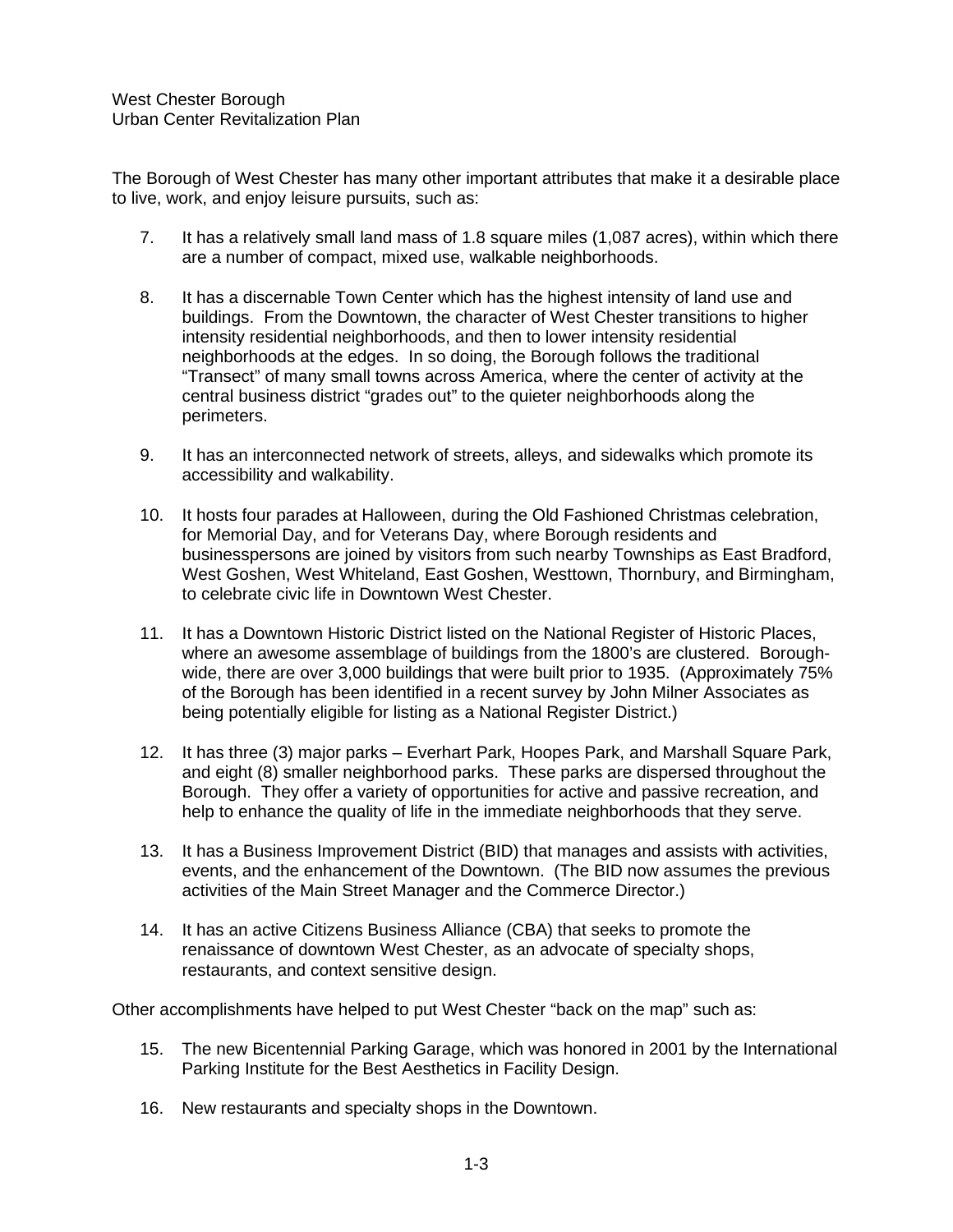The Borough of West Chester has many other important attributes that make it a desirable place to live, work, and enjoy leisure pursuits, such as:

7. It has a relatively small land mass of 1.8 square miles (1,087 acres), within which there are a number of compact, mixed use, walkable neighborhoods.

8. It has a discernable Town Center which has the highest intensity of land use and buildings. From the Downtown, the character of West Chester transitions to higher intensity residential neighborhoods, and then to lower intensity residential neighborhoods at the edges. In so doing, the Borough follows the traditional "Transect" of many small towns across America, where the center of activity at the central business district "grades out" to the quieter neighborhoods along the perimeters.

9. It has an interconnected network of streets, alleys, and sidewalks which promote its accessibility and walkability.

10. It hosts four parades at Halloween, during the Old Fashioned Christmas celebration, for Memorial Day, and for Veterans Day, where Borough residents and businesspersons are joined by visitors from such nearby Townships as East Bradford, West Goshen, West Whiteland, East Goshen, Westtown, Thornbury, and Birmingham, to celebrate civic life in Downtown West Chester.

11. It has a Downtown Historic District listed on the National Register of Historic Places, where an awesome assemblage of buildings from the 1800's are clustered. Borough-wide, there are over 3,000 buildings that were built prior to 1935. (Approximately 75% of the Borough has been identified in a recent survey by John Milner Associates as being potentially eligible for listing as a National Register District.)

12. It has three (3) major parks – Everhart Park, Hoopes Park, and Marshall Square Park, and eight (8) smaller neighborhood parks. These parks are dispersed throughout the Borough. They offer a variety of opportunities for active and passive recreation, and help to enhance the quality of life in the immediate neighborhoods that they serve.

13. It has a Business Improvement District (BID) that manages and assists with activities, events, and the enhancement of the Downtown. (The BID now assumes the previous activities of the Main Street Manager and the Commerce Director.)

14. It has an active Citizens Business Alliance (CBA) that seeks to promote the renaissance of downtown West Chester, as an advocate of specialty shops, restaurants, and context sensitive design.

Other accomplishments have helped to put West Chester "back on the map" such as:

15. The new Bicentennial Parking Garage, which was honored in 2001 by the International Parking Institute for the Best Aesthetics in Facility Design.

16. New restaurants and specialty shops in the Downtown.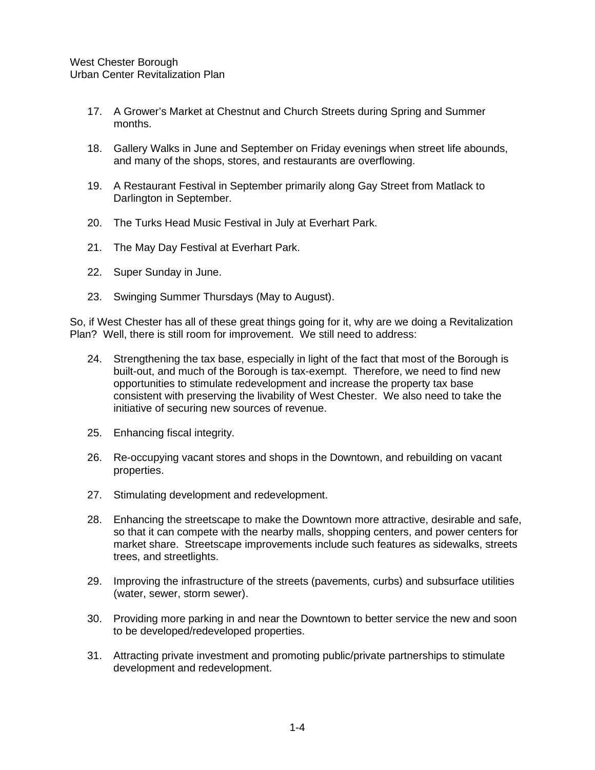17. A Grower's Market at Chestnut and Church Streets during Spring and Summer months.

18. Gallery Walks in June and September on Friday evenings when street life abounds, and many of the shops, stores, and restaurants are overflowing.

19. A Restaurant Festival in September primarily along Gay Street from Matlack to Darlington in September.

20. The Turks Head Music Festival in July at Everhart Park.

21. The May Day Festival at Everhart Park.

22. Super Sunday in June.

23. Swinging Summer Thursdays (May to August).

So, if West Chester has all of these great things going for it, why are we doing a Revitalization Plan? Well, there is still room for improvement. We still need to address:

24. Strengthening the tax base, especially in light of the fact that most of the Borough is built-out, and much of the Borough is tax-exempt. Therefore, we need to find new opportunities to stimulate redevelopment and increase the property tax base consistent with preserving the livability of West Chester. We also need to take the initiative of securing new sources of revenue.

25. Enhancing fiscal integrity.

26. Re-occupying vacant stores and shops in the Downtown, and rebuilding on vacant properties.

27. Stimulating development and redevelopment.

28. Enhancing the streetscape to make the Downtown more attractive, desirable and safe, so that it can compete with the nearby malls, shopping centers, and power centers for market share. Streetscape improvements include such features as sidewalks, streets trees, and streetlights.

29. Improving the infrastructure of the streets (pavements, curbs) and subsurface utilities (water, sewer, storm sewer).

30. Providing more parking in and near the Downtown to better service the new and soon to be developed/redeveloped properties.

31. Attracting private investment and promoting public/private partnerships to stimulate development and redevelopment.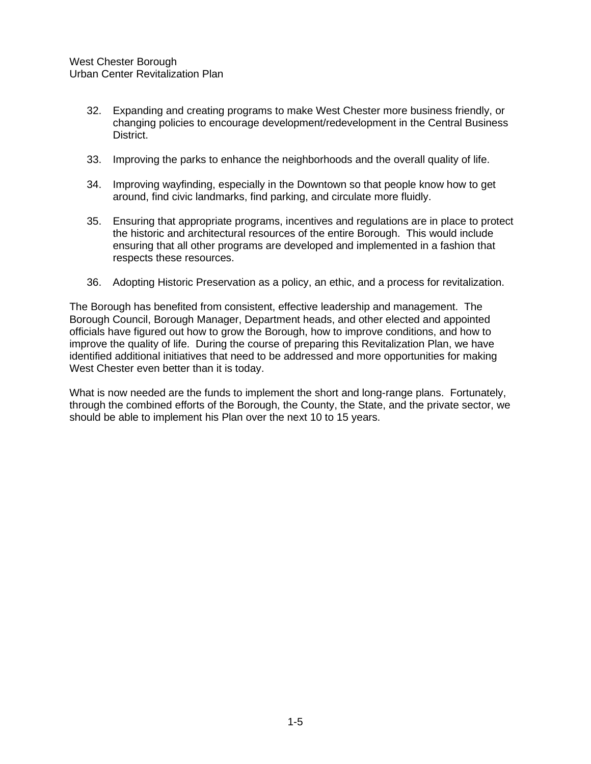32. Expanding and creating programs to make West Chester more business friendly, or changing policies to encourage development/redevelopment in the Central Business District.

33. Improving the parks to enhance the neighborhoods and the overall quality of life.

34. Improving wayfinding, especially in the Downtown so that people know how to get around, find civic landmarks, find parking, and circulate more fluidly.

35. Ensuring that appropriate programs, incentives and regulations are in place to protect the historic and architectural resources of the entire Borough. This would include ensuring that all other programs are developed and implemented in a fashion that respects these resources.

36. Adopting Historic Preservation as a policy, an ethic, and a process for revitalization.

The Borough has benefited from consistent, effective leadership and management. The Borough Council, Borough Manager, Department heads, and other elected and appointed officials have figured out how to grow the Borough, how to improve conditions, and how to improve the quality of life. During the course of preparing this Revitalization Plan, we have identified additional initiatives that need to be addressed and more opportunities for making West Chester even better than it is today.

What is now needed are the funds to implement the short and long-range plans. Fortunately, through the combined efforts of the Borough, the County, the State, and the private sector, we should be able to implement his Plan over the next 10 to 15 years.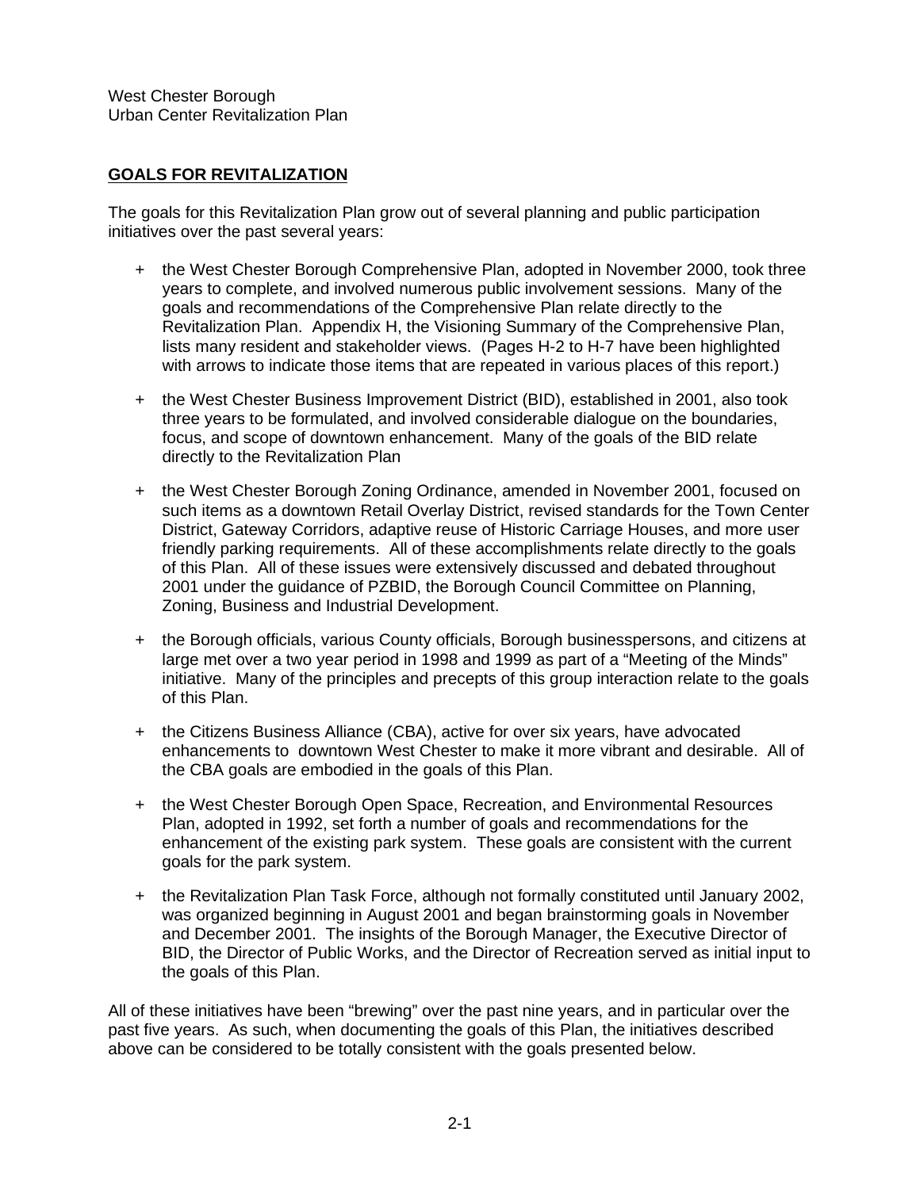## GOALS FOR REVITALIZATION

The goals for this Revitalization Plan grow out of several planning and public participation initiatives over the past several years:

+ the West Chester Borough Comprehensive Plan, adopted in November 2000, took three years to complete, and involved numerous public involvement sessions. Many of the goals and recommendations of the Comprehensive Plan relate directly to the Revitalization Plan. Appendix H, the Visioning Summary of the Comprehensive Plan, lists many resident and stakeholder views. (Pages H-2 to H-7 have been highlighted with arrows to indicate those items that are repeated in various places of this report.)

+ the West Chester Business Improvement District (BID), established in 2001, also took three years to be formulated, and involved considerable dialogue on the boundaries, focus, and scope of downtown enhancement. Many of the goals of the BID relate directly to the Revitalization Plan

+ the West Chester Borough Zoning Ordinance, amended in November 2001, focused on such items as a downtown Retail Overlay District, revised standards for the Town Center District, Gateway Corridors, adaptive reuse of Historic Carriage Houses, and more user friendly parking requirements. All of these accomplishments relate directly to the goals of this Plan. All of these issues were extensively discussed and debated throughout 2001 under the guidance of PZBID, the Borough Council Committee on Planning, Zoning, Business and Industrial Development.

+ the Borough officials, various County officials, Borough businesspersons, and citizens at large met over a two year period in 1998 and 1999 as part of a "Meeting of the Minds" initiative. Many of the principles and precepts of this group interaction relate to the goals of this Plan.

+ the Citizens Business Alliance (CBA), active for over six years, have advocated enhancements to downtown West Chester to make it more vibrant and desirable. All of the CBA goals are embodied in the goals of this Plan.

+ the West Chester Borough Open Space, Recreation, and Environmental Resources Plan, adopted in 1992, set forth a number of goals and recommendations for the enhancement of the existing park system. These goals are consistent with the current goals for the park system.

+ the Revitalization Plan Task Force, although not formally constituted until January 2002, was organized beginning in August 2001 and began brainstorming goals in November and December 2001. The insights of the Borough Manager, the Executive Director of BID, the Director of Public Works, and the Director of Recreation served as initial input to the goals of this Plan.

All of these initiatives have been "brewing" over the past nine years, and in particular over the past five years. As such, when documenting the goals of this Plan, the initiatives described above can be considered to be totally consistent with the goals presented below.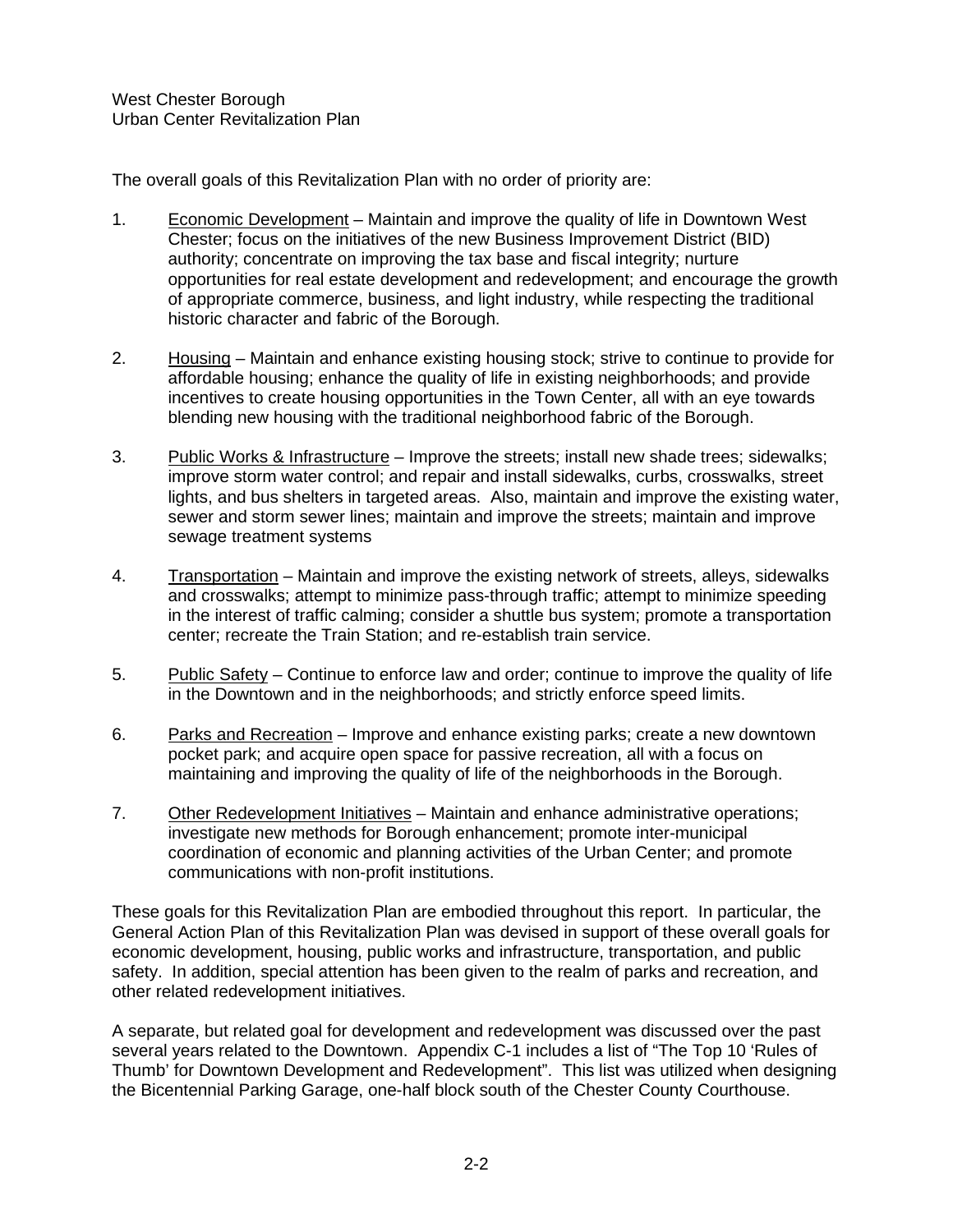The overall goals of this Revitalization Plan with no order of priority are:

1. Economic Development – Maintain and improve the quality of life in Downtown West Chester; focus on the initiatives of the new Business Improvement District (BID) authority; concentrate on improving the tax base and fiscal integrity; nurture opportunities for real estate development and redevelopment; and encourage the growth of appropriate commerce, business, and light industry, while respecting the traditional historic character and fabric of the Borough.

2. Housing – Maintain and enhance existing housing stock; strive to continue to provide for affordable housing; enhance the quality of life in existing neighborhoods; and provide incentives to create housing opportunities in the Town Center, all with an eye towards blending new housing with the traditional neighborhood fabric of the Borough.

3. Public Works & Infrastructure – Improve the streets; install new shade trees; sidewalks; improve storm water control; and repair and install sidewalks, curbs, crosswalks, street lights, and bus shelters in targeted areas. Also, maintain and improve the existing water, sewer and storm sewer lines; maintain and improve the streets; maintain and improve sewage treatment systems

4. Transportation – Maintain and improve the existing network of streets, alleys, sidewalks and crosswalks; attempt to minimize pass-through traffic; attempt to minimize speeding in the interest of traffic calming; consider a shuttle bus system; promote a transportation center; recreate the Train Station; and re-establish train service.

5. Public Safety – Continue to enforce law and order; continue to improve the quality of life in the Downtown and in the neighborhoods; and strictly enforce speed limits.

6. Parks and Recreation – Improve and enhance existing parks; create a new downtown pocket park; and acquire open space for passive recreation, all with a focus on maintaining and improving the quality of life of the neighborhoods in the Borough.

7. Other Redevelopment Initiatives – Maintain and enhance administrative operations; investigate new methods for Borough enhancement; promote inter-municipal coordination of economic and planning activities of the Urban Center; and promote communications with non-profit institutions.

These goals for this Revitalization Plan are embodied throughout this report. In particular, the General Action Plan of this Revitalization Plan was devised in support of these overall goals for economic development, housing, public works and infrastructure, transportation, and public safety. In addition, special attention has been given to the realm of parks and recreation, and other related redevelopment initiatives.

A separate, but related goal for development and redevelopment was discussed over the past several years related to the Downtown. Appendix C-1 includes a list of "The Top 10 'Rules of Thumb' for Downtown Development and Redevelopment". This list was utilized when designing the Bicentennial Parking Garage, one-half block south of the Chester County Courthouse.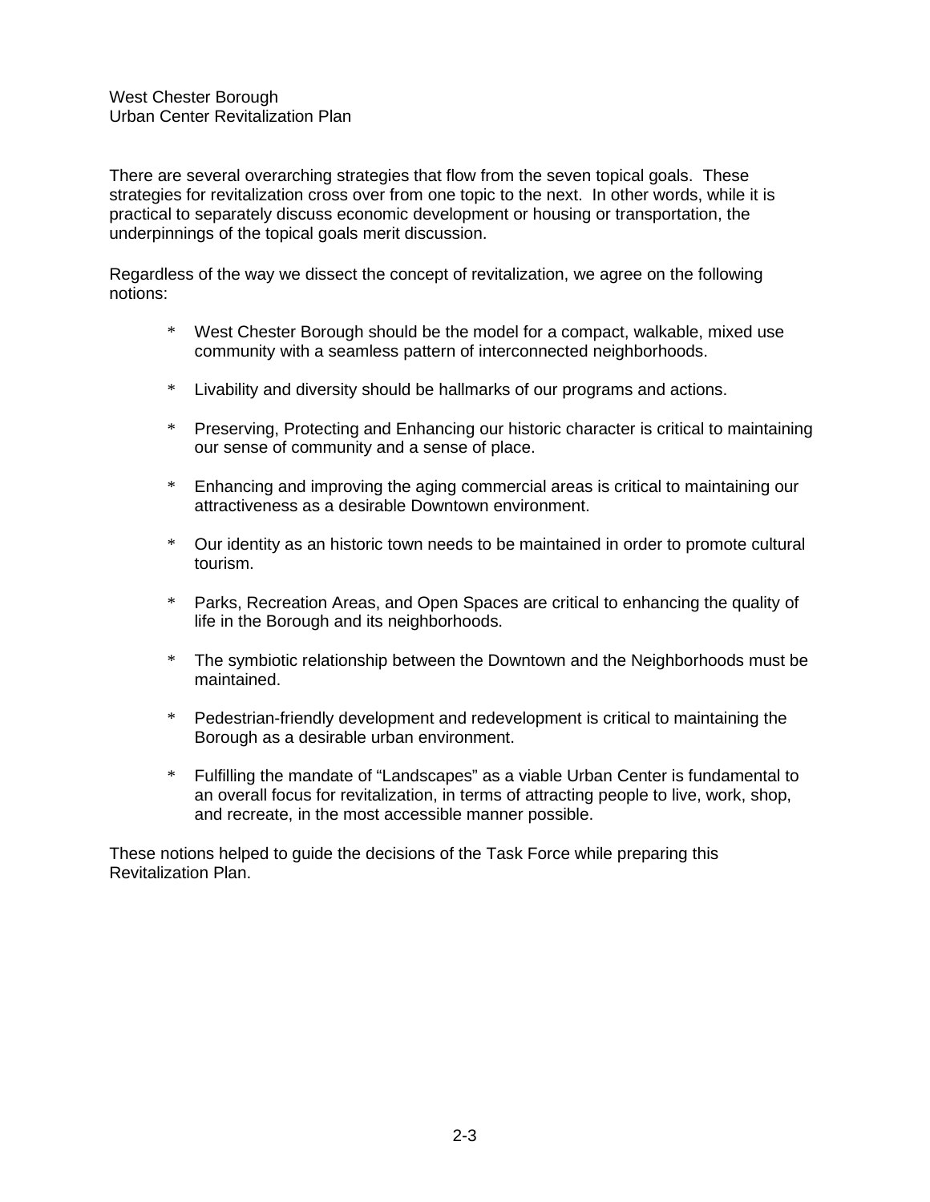There are several overarching strategies that flow from the seven topical goals. These strategies for revitalization cross over from one topic to the next. In other words, while it is practical to separately discuss economic development or housing or transportation, the underpinnings of the topical goals merit discussion.

Regardless of the way we dissect the concept of revitalization, we agree on the following notions:

* West Chester Borough should be the model for a compact, walkable, mixed use community with a seamless pattern of interconnected neighborhoods.

* Livability and diversity should be hallmarks of our programs and actions.

* Preserving, Protecting and Enhancing our historic character is critical to maintaining our sense of community and a sense of place.

* Enhancing and improving the aging commercial areas is critical to maintaining our attractiveness as a desirable Downtown environment.

* Our identity as an historic town needs to be maintained in order to promote cultural tourism.

* Parks, Recreation Areas, and Open Spaces are critical to enhancing the quality of life in the Borough and its neighborhoods.

* The symbiotic relationship between the Downtown and the Neighborhoods must be maintained.

* Pedestrian-friendly development and redevelopment is critical to maintaining the Borough as a desirable urban environment.

* Fulfilling the mandate of "Landscapes" as a viable Urban Center is fundamental to an overall focus for revitalization, in terms of attracting people to live, work, shop, and recreate, in the most accessible manner possible.

These notions helped to guide the decisions of the Task Force while preparing this Revitalization Plan.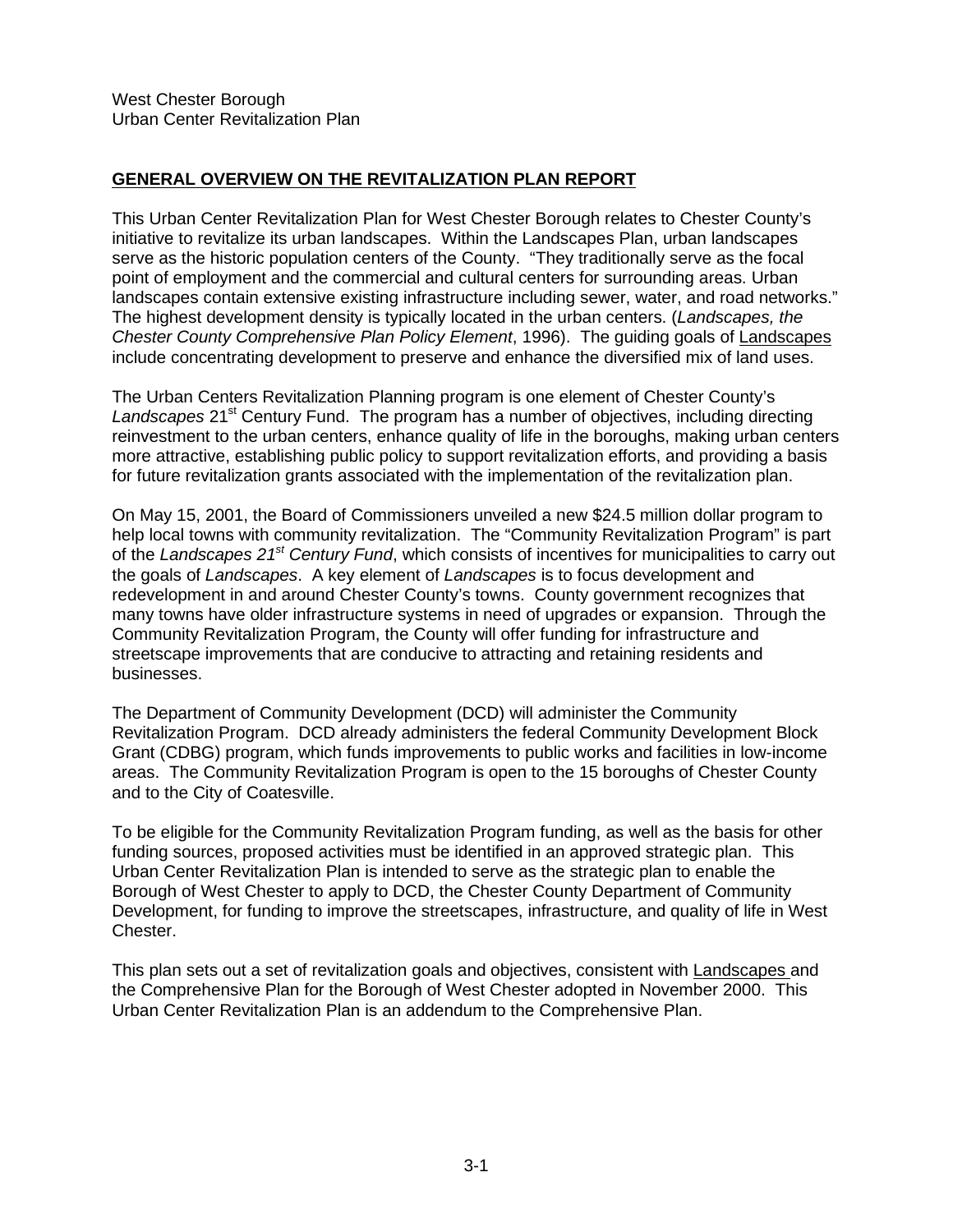West Chester Borough
Urban Center Revitalization Plan

## GENERAL OVERVIEW ON THE REVITALIZATION PLAN REPORT

This Urban Center Revitalization Plan for West Chester Borough relates to Chester County's initiative to revitalize its urban landscapes. Within the Landscapes Plan, urban landscapes serve as the historic population centers of the County. "They traditionally serve as the focal point of employment and the commercial and cultural centers for surrounding areas. Urban landscapes contain extensive existing infrastructure including sewer, water, and road networks." The highest development density is typically located in the urban centers. (*Landscapes, the Chester County Comprehensive Plan Policy Element*, 1996). The guiding goals of Landscapes include concentrating development to preserve and enhance the diversified mix of land uses.

The Urban Centers Revitalization Planning program is one element of Chester County's *Landscapes* 21st Century Fund. The program has a number of objectives, including directing reinvestment to the urban centers, enhance quality of life in the boroughs, making urban centers more attractive, establishing public policy to support revitalization efforts, and providing a basis for future revitalization grants associated with the implementation of the revitalization plan.

On May 15, 2001, the Board of Commissioners unveiled a new $24.5 million dollar program to help local towns with community revitalization. The "Community Revitalization Program" is part of the *Landscapes 21st Century Fund*, which consists of incentives for municipalities to carry out the goals of *Landscapes*. A key element of *Landscapes* is to focus development and redevelopment in and around Chester County's towns. County government recognizes that many towns have older infrastructure systems in need of upgrades or expansion. Through the Community Revitalization Program, the County will offer funding for infrastructure and streetscape improvements that are conducive to attracting and retaining residents and businesses.

The Department of Community Development (DCD) will administer the Community Revitalization Program. DCD already administers the federal Community Development Block Grant (CDBG) program, which funds improvements to public works and facilities in low-income areas. The Community Revitalization Program is open to the 15 boroughs of Chester County and to the City of Coatesville.

To be eligible for the Community Revitalization Program funding, as well as the basis for other funding sources, proposed activities must be identified in an approved strategic plan. This Urban Center Revitalization Plan is intended to serve as the strategic plan to enable the Borough of West Chester to apply to DCD, the Chester County Department of Community Development, for funding to improve the streetscapes, infrastructure, and quality of life in West Chester.

This plan sets out a set of revitalization goals and objectives, consistent with Landscapes and the Comprehensive Plan for the Borough of West Chester adopted in November 2000. This Urban Center Revitalization Plan is an addendum to the Comprehensive Plan.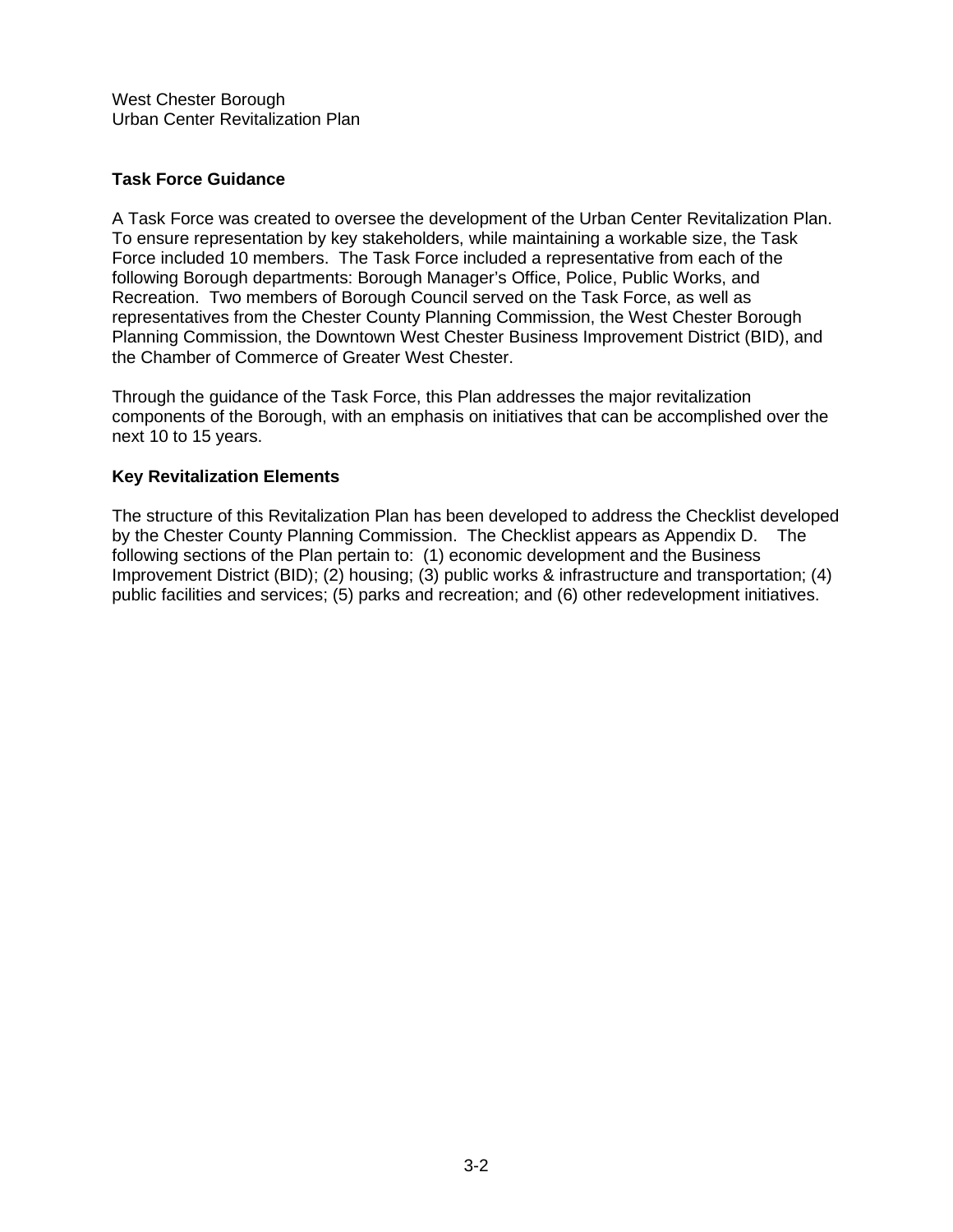## Task Force Guidance

A Task Force was created to oversee the development of the Urban Center Revitalization Plan. To ensure representation by key stakeholders, while maintaining a workable size, the Task Force included 10 members. The Task Force included a representative from each of the following Borough departments: Borough Manager's Office, Police, Public Works, and Recreation. Two members of Borough Council served on the Task Force, as well as representatives from the Chester County Planning Commission, the West Chester Borough Planning Commission, the Downtown West Chester Business Improvement District (BID), and the Chamber of Commerce of Greater West Chester.

Through the guidance of the Task Force, this Plan addresses the major revitalization components of the Borough, with an emphasis on initiatives that can be accomplished over the next 10 to 15 years.

## Key Revitalization Elements

The structure of this Revitalization Plan has been developed to address the Checklist developed by the Chester County Planning Commission. The Checklist appears as Appendix D. The following sections of the Plan pertain to: (1) economic development and the Business Improvement District (BID); (2) housing; (3) public works & infrastructure and transportation; (4) public facilities and services; (5) parks and recreation; and (6) other redevelopment initiatives.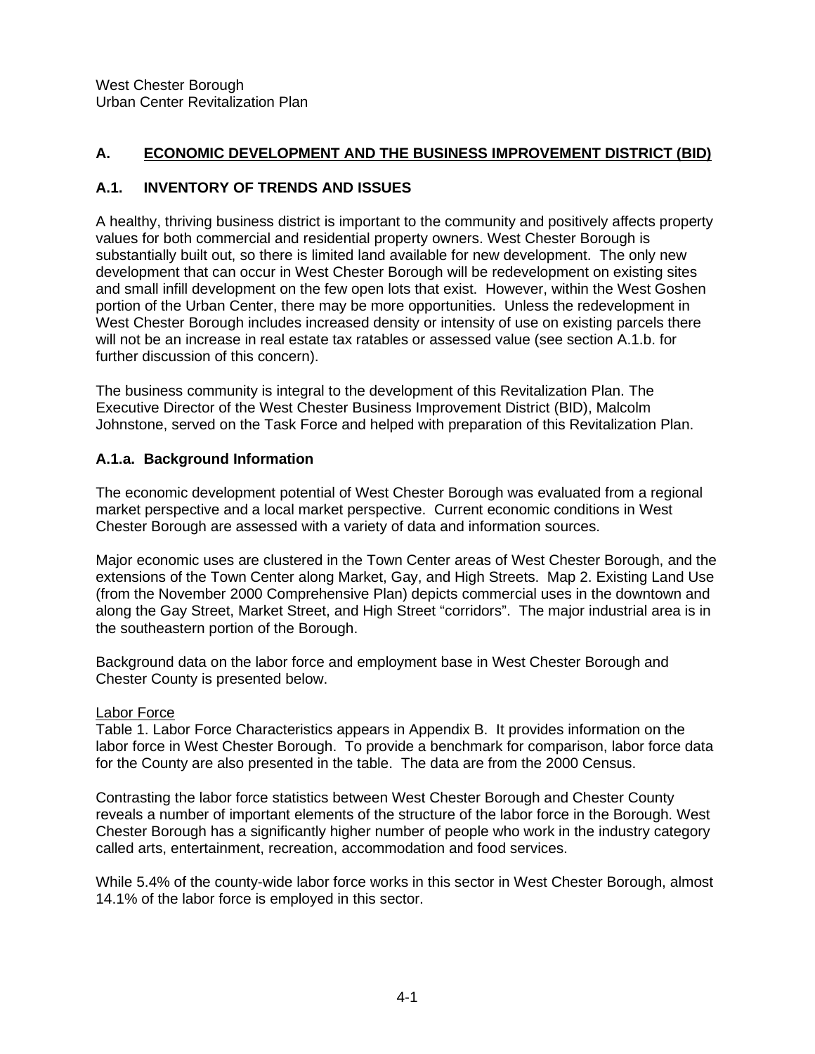West Chester Borough
Urban Center Revitalization Plan

## A. ECONOMIC DEVELOPMENT AND THE BUSINESS IMPROVEMENT DISTRICT (BID)

### A.1. INVENTORY OF TRENDS AND ISSUES

A healthy, thriving business district is important to the community and positively affects property values for both commercial and residential property owners. West Chester Borough is substantially built out, so there is limited land available for new development. The only new development that can occur in West Chester Borough will be redevelopment on existing sites and small infill development on the few open lots that exist. However, within the West Goshen portion of the Urban Center, there may be more opportunities. Unless the redevelopment in West Chester Borough includes increased density or intensity of use on existing parcels there will not be an increase in real estate tax ratables or assessed value (see section A.1.b. for further discussion of this concern).

The business community is integral to the development of this Revitalization Plan. The Executive Director of the West Chester Business Improvement District (BID), Malcolm Johnstone, served on the Task Force and helped with preparation of this Revitalization Plan.

#### A.1.a. Background Information

The economic development potential of West Chester Borough was evaluated from a regional market perspective and a local market perspective. Current economic conditions in West Chester Borough are assessed with a variety of data and information sources.

Major economic uses are clustered in the Town Center areas of West Chester Borough, and the extensions of the Town Center along Market, Gay, and High Streets. Map 2. Existing Land Use (from the November 2000 Comprehensive Plan) depicts commercial uses in the downtown and along the Gay Street, Market Street, and High Street "corridors". The major industrial area is in the southeastern portion of the Borough.

Background data on the labor force and employment base in West Chester Borough and Chester County is presented below.

Labor Force

Table 1. Labor Force Characteristics appears in Appendix B. It provides information on the labor force in West Chester Borough. To provide a benchmark for comparison, labor force data for the County are also presented in the table. The data are from the 2000 Census.

Contrasting the labor force statistics between West Chester Borough and Chester County reveals a number of important elements of the structure of the labor force in the Borough. West Chester Borough has a significantly higher number of people who work in the industry category called arts, entertainment, recreation, accommodation and food services.

While 5.4% of the county-wide labor force works in this sector in West Chester Borough, almost 14.1% of the labor force is employed in this sector.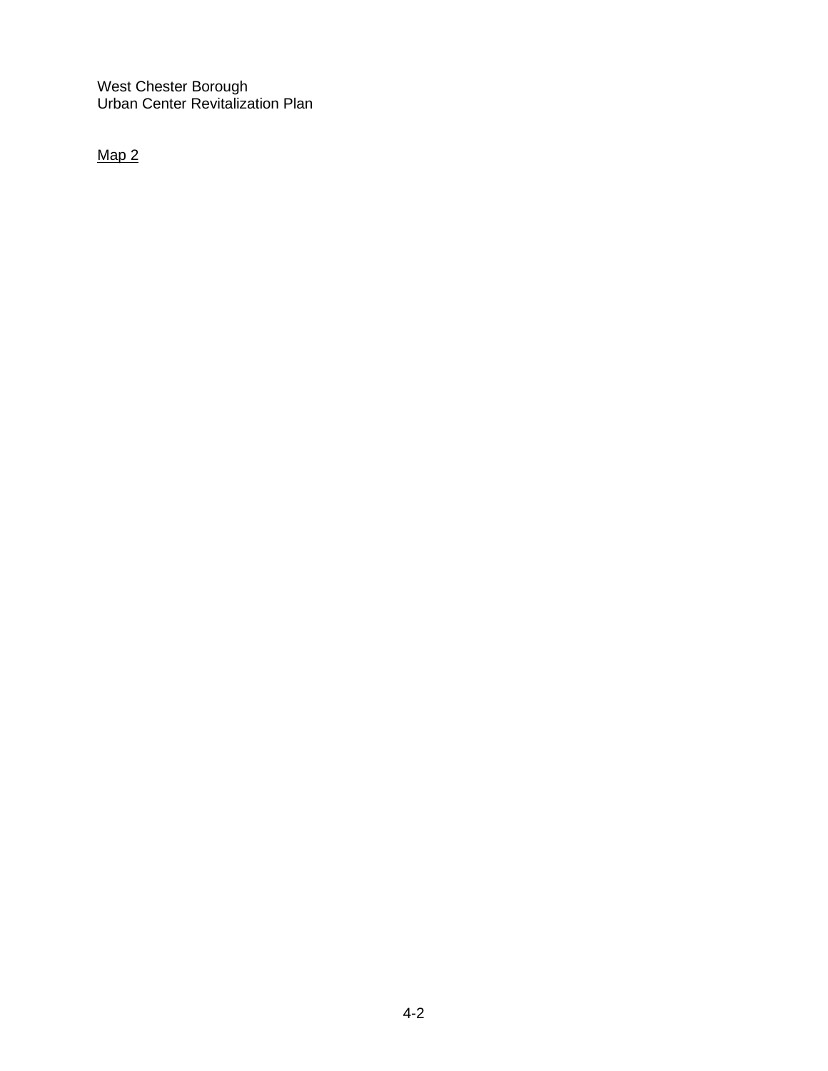West Chester Borough
Urban Center Revitalization Plan

<u>Map 2</u>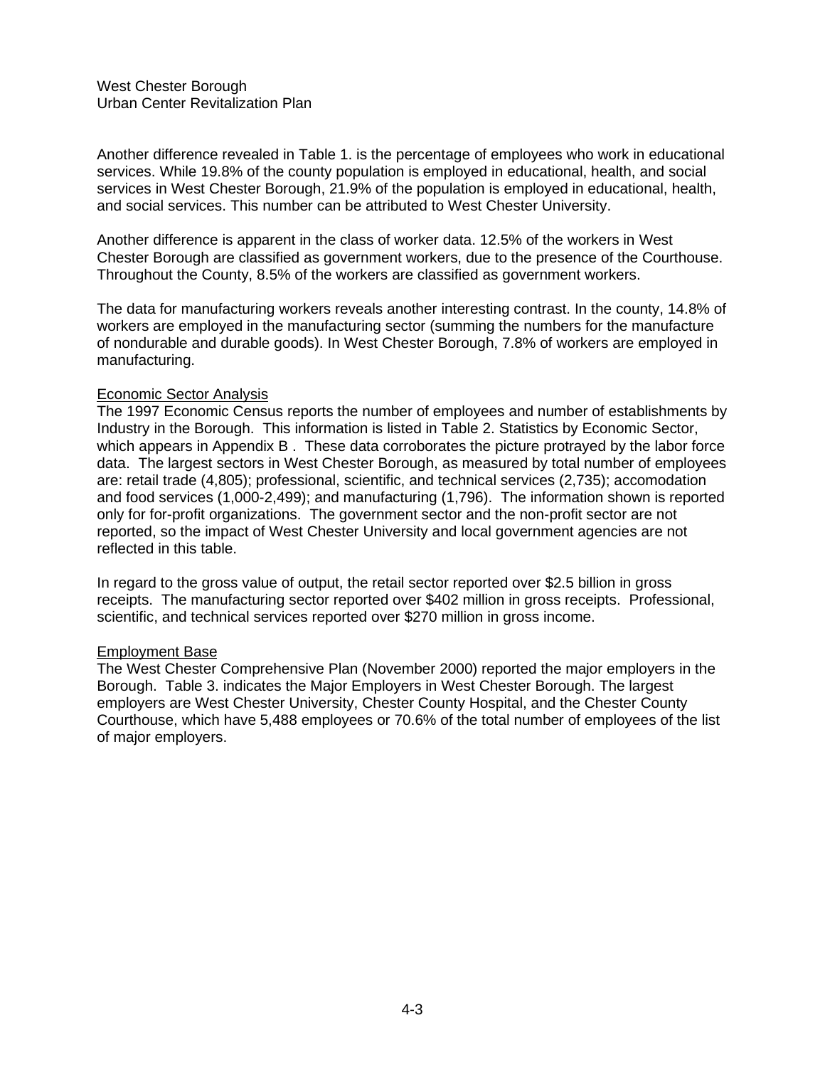Another difference revealed in Table 1. is the percentage of employees who work in educational services. While 19.8% of the county population is employed in educational, health, and social services in West Chester Borough, 21.9% of the population is employed in educational, health, and social services. This number can be attributed to West Chester University.

Another difference is apparent in the class of worker data. 12.5% of the workers in West Chester Borough are classified as government workers, due to the presence of the Courthouse. Throughout the County, 8.5% of the workers are classified as government workers.

The data for manufacturing workers reveals another interesting contrast. In the county, 14.8% of workers are employed in the manufacturing sector (summing the numbers for the manufacture of nondurable and durable goods). In West Chester Borough, 7.8% of workers are employed in manufacturing.

<u>Economic Sector Analysis</u>

The 1997 Economic Census reports the number of employees and number of establishments by Industry in the Borough. This information is listed in Table 2. Statistics by Economic Sector, which appears in Appendix B . These data corroborates the picture protrayed by the labor force data. The largest sectors in West Chester Borough, as measured by total number of employees are: retail trade (4,805); professional, scientific, and technical services (2,735); accomodation and food services (1,000-2,499); and manufacturing (1,796). The information shown is reported only for for-profit organizations. The government sector and the non-profit sector are not reported, so the impact of West Chester University and local government agencies are not reflected in this table.

In regard to the gross value of output, the retail sector reported over $2.5 billion in gross receipts. The manufacturing sector reported over $402 million in gross receipts. Professional, scientific, and technical services reported over $270 million in gross income.

<u>Employment Base</u>

The West Chester Comprehensive Plan (November 2000) reported the major employers in the Borough. Table 3. indicates the Major Employers in West Chester Borough. The largest employers are West Chester University, Chester County Hospital, and the Chester County Courthouse, which have 5,488 employees or 70.6% of the total number of employees of the list of major employers.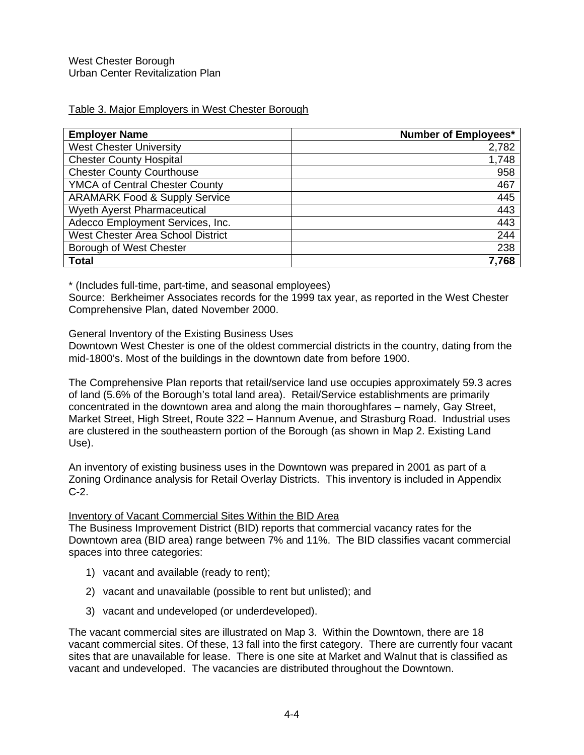Table 3. Major Employers in West Chester Borough

| Employer Name | Number of Employees* |
|---|---:|
| West Chester University | 2,782 |
| Chester County Hospital | 1,748 |
| Chester County Courthouse | 958 |
| YMCA of Central Chester County | 467 |
| ARAMARK Food & Supply Service | 445 |
| Wyeth Ayerst Pharmaceutical | 443 |
| Adecco Employment Services, Inc. | 443 |
| West Chester Area School District | 244 |
| Borough of West Chester | 238 |
| **Total** | **7,768** |

\* (Includes full-time, part-time, and seasonal employees)
Source: Berkheimer Associates records for the 1999 tax year, as reported in the West Chester Comprehensive Plan, dated November 2000.

### General Inventory of the Existing Business Uses

Downtown West Chester is one of the oldest commercial districts in the country, dating from the mid-1800's. Most of the buildings in the downtown date from before 1900.

The Comprehensive Plan reports that retail/service land use occupies approximately 59.3 acres of land (5.6% of the Borough's total land area). Retail/Service establishments are primarily concentrated in the downtown area and along the main thoroughfares – namely, Gay Street, Market Street, High Street, Route 322 – Hannum Avenue, and Strasburg Road. Industrial uses are clustered in the southeastern portion of the Borough (as shown in Map 2. Existing Land Use).

An inventory of existing business uses in the Downtown was prepared in 2001 as part of a Zoning Ordinance analysis for Retail Overlay Districts. This inventory is included in Appendix C-2.

### Inventory of Vacant Commercial Sites Within the BID Area

The Business Improvement District (BID) reports that commercial vacancy rates for the Downtown area (BID area) range between 7% and 11%. The BID classifies vacant commercial spaces into three categories:

1) vacant and available (ready to rent);
2) vacant and unavailable (possible to rent but unlisted); and
3) vacant and undeveloped (or underdeveloped).

The vacant commercial sites are illustrated on Map 3. Within the Downtown, there are 18 vacant commercial sites. Of these, 13 fall into the first category. There are currently four vacant sites that are unavailable for lease. There is one site at Market and Walnut that is classified as vacant and undeveloped. The vacancies are distributed throughout the Downtown.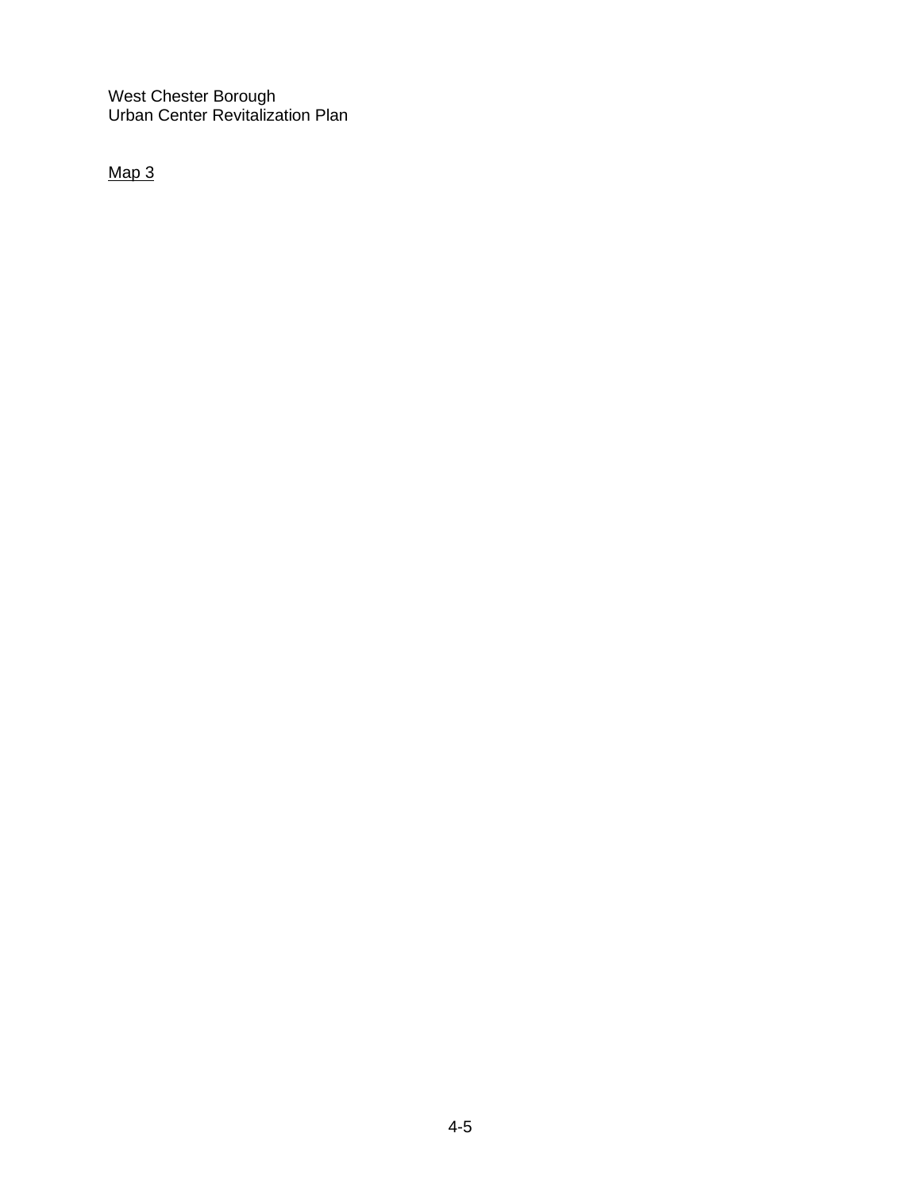Map 3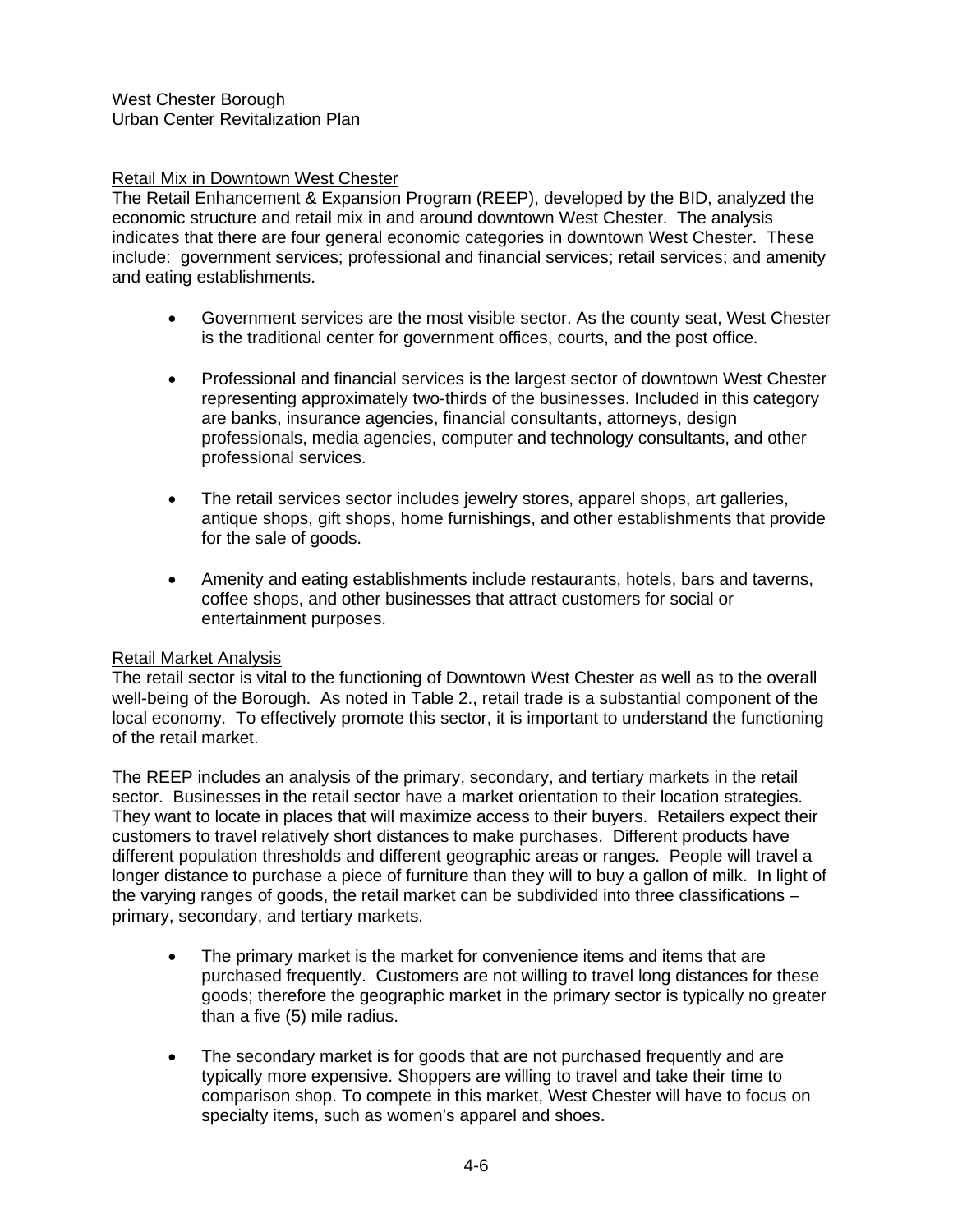## Retail Mix in Downtown West Chester

The Retail Enhancement & Expansion Program (REEP), developed by the BID, analyzed the economic structure and retail mix in and around downtown West Chester. The analysis indicates that there are four general economic categories in downtown West Chester. These include: government services; professional and financial services; retail services; and amenity and eating establishments.

- Government services are the most visible sector. As the county seat, West Chester is the traditional center for government offices, courts, and the post office.
- Professional and financial services is the largest sector of downtown West Chester representing approximately two-thirds of the businesses. Included in this category are banks, insurance agencies, financial consultants, attorneys, design professionals, media agencies, computer and technology consultants, and other professional services.
- The retail services sector includes jewelry stores, apparel shops, art galleries, antique shops, gift shops, home furnishings, and other establishments that provide for the sale of goods.
- Amenity and eating establishments include restaurants, hotels, bars and taverns, coffee shops, and other businesses that attract customers for social or entertainment purposes.

## Retail Market Analysis

The retail sector is vital to the functioning of Downtown West Chester as well as to the overall well-being of the Borough. As noted in Table 2., retail trade is a substantial component of the local economy. To effectively promote this sector, it is important to understand the functioning of the retail market.

The REEP includes an analysis of the primary, secondary, and tertiary markets in the retail sector. Businesses in the retail sector have a market orientation to their location strategies. They want to locate in places that will maximize access to their buyers. Retailers expect their customers to travel relatively short distances to make purchases. Different products have different population thresholds and different geographic areas or ranges. People will travel a longer distance to purchase a piece of furniture than they will to buy a gallon of milk. In light of the varying ranges of goods, the retail market can be subdivided into three classifications – primary, secondary, and tertiary markets.

- The primary market is the market for convenience items and items that are purchased frequently. Customers are not willing to travel long distances for these goods; therefore the geographic market in the primary sector is typically no greater than a five (5) mile radius.
- The secondary market is for goods that are not purchased frequently and are typically more expensive. Shoppers are willing to travel and take their time to comparison shop. To compete in this market, West Chester will have to focus on specialty items, such as women's apparel and shoes.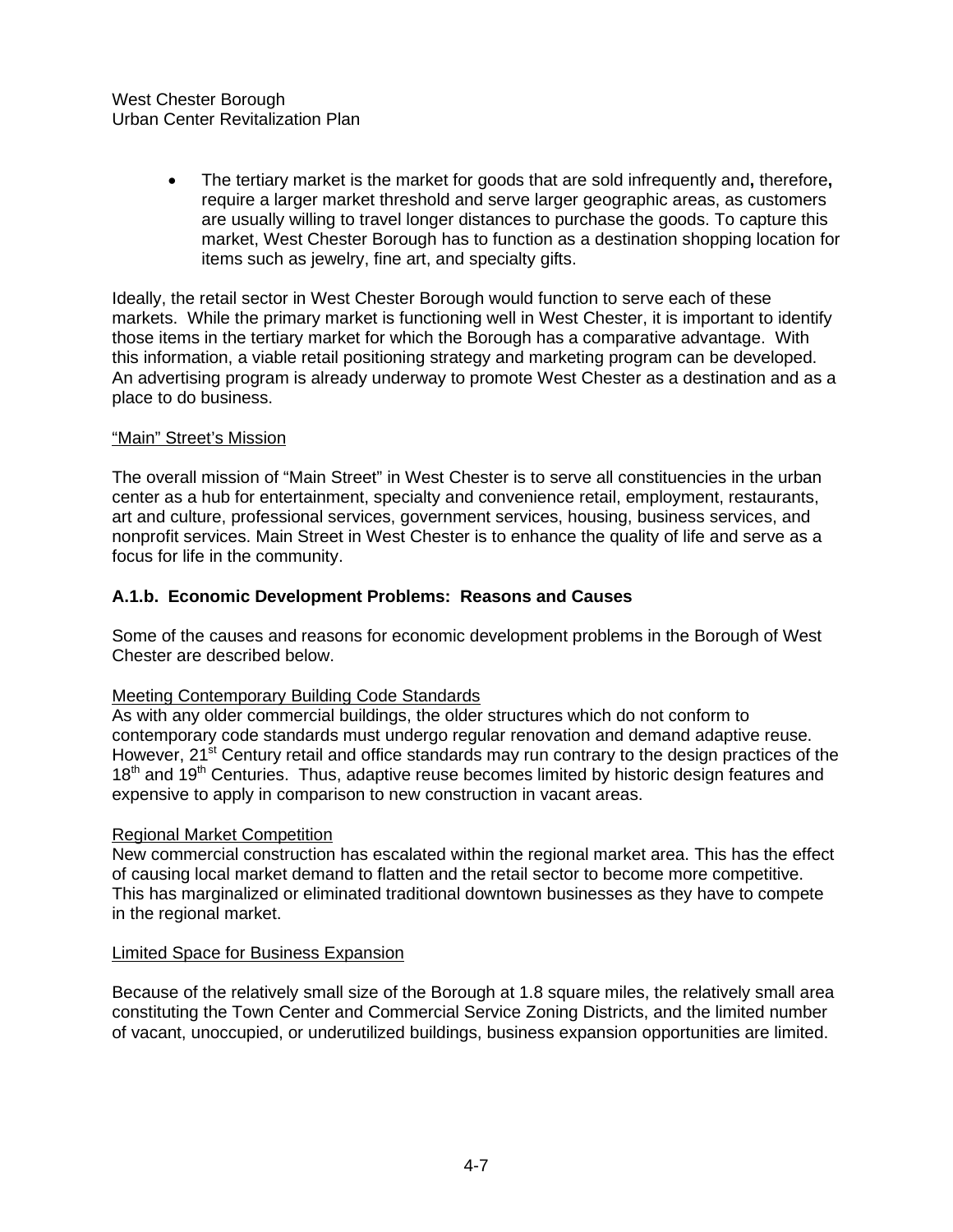- The tertiary market is the market for goods that are sold infrequently and**,** therefore**,** require a larger market threshold and serve larger geographic areas, as customers are usually willing to travel longer distances to purchase the goods. To capture this market, West Chester Borough has to function as a destination shopping location for items such as jewelry, fine art, and specialty gifts.

Ideally, the retail sector in West Chester Borough would function to serve each of these markets. While the primary market is functioning well in West Chester, it is important to identify those items in the tertiary market for which the Borough has a comparative advantage. With this information, a viable retail positioning strategy and marketing program can be developed. An advertising program is already underway to promote West Chester as a destination and as a place to do business.

<u>"Main" Street's Mission</u>

The overall mission of "Main Street" in West Chester is to serve all constituencies in the urban center as a hub for entertainment, specialty and convenience retail, employment, restaurants, art and culture, professional services, government services, housing, business services, and nonprofit services. Main Street in West Chester is to enhance the quality of life and serve as a focus for life in the community.

### A.1.b. Economic Development Problems: Reasons and Causes

Some of the causes and reasons for economic development problems in the Borough of West Chester are described below.

<u>Meeting Contemporary Building Code Standards</u>

As with any older commercial buildings, the older structures which do not conform to contemporary code standards must undergo regular renovation and demand adaptive reuse. However, 21st Century retail and office standards may run contrary to the design practices of the 18th and 19th Centuries. Thus, adaptive reuse becomes limited by historic design features and expensive to apply in comparison to new construction in vacant areas.

<u>Regional Market Competition</u>

New commercial construction has escalated within the regional market area. This has the effect of causing local market demand to flatten and the retail sector to become more competitive. This has marginalized or eliminated traditional downtown businesses as they have to compete in the regional market.

<u>Limited Space for Business Expansion</u>

Because of the relatively small size of the Borough at 1.8 square miles, the relatively small area constituting the Town Center and Commercial Service Zoning Districts, and the limited number of vacant, unoccupied, or underutilized buildings, business expansion opportunities are limited.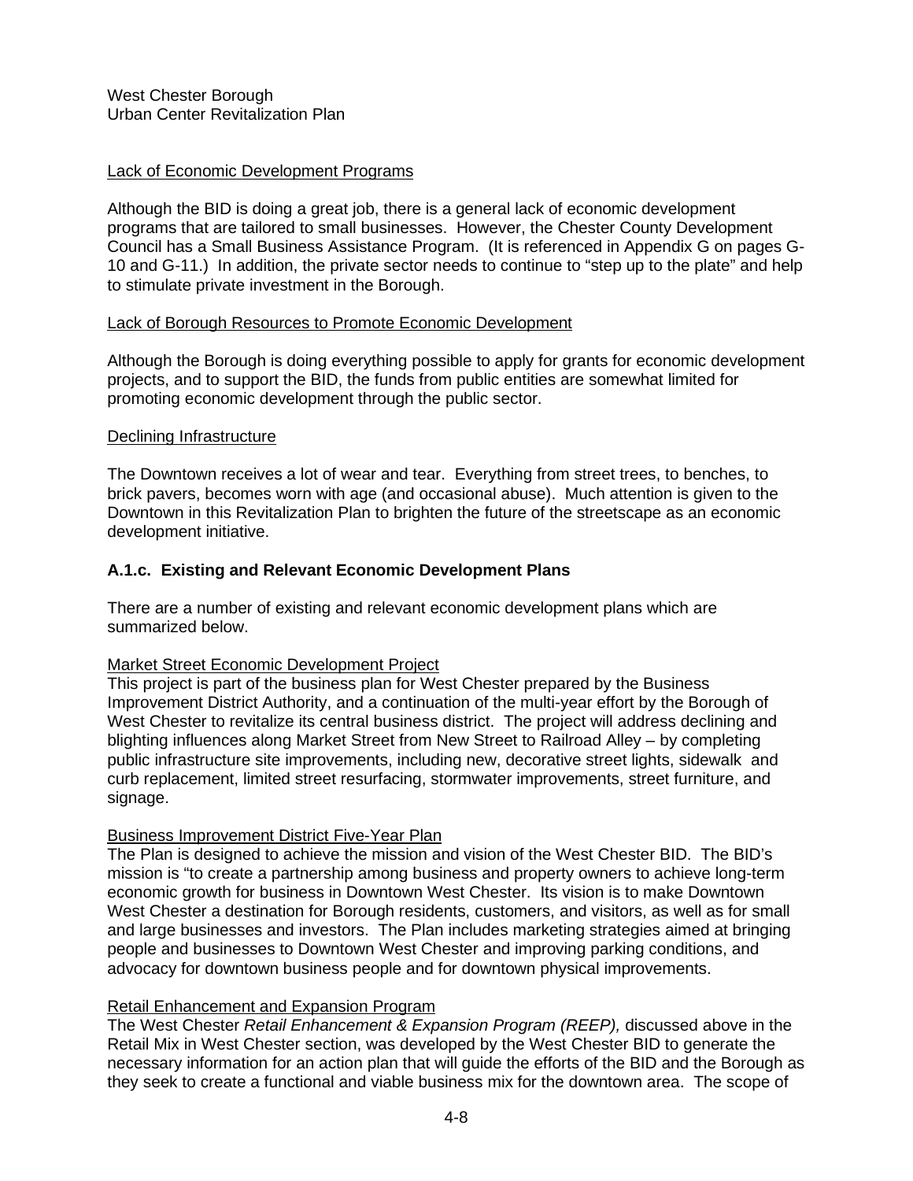Lack of Economic Development Programs

Although the BID is doing a great job, there is a general lack of economic development programs that are tailored to small businesses. However, the Chester County Development Council has a Small Business Assistance Program. (It is referenced in Appendix G on pages G-10 and G-11.) In addition, the private sector needs to continue to "step up to the plate" and help to stimulate private investment in the Borough.

Lack of Borough Resources to Promote Economic Development

Although the Borough is doing everything possible to apply for grants for economic development projects, and to support the BID, the funds from public entities are somewhat limited for promoting economic development through the public sector.

Declining Infrastructure

The Downtown receives a lot of wear and tear. Everything from street trees, to benches, to brick pavers, becomes worn with age (and occasional abuse). Much attention is given to the Downtown in this Revitalization Plan to brighten the future of the streetscape as an economic development initiative.

### A.1.c. Existing and Relevant Economic Development Plans

There are a number of existing and relevant economic development plans which are summarized below.

Market Street Economic Development Project

This project is part of the business plan for West Chester prepared by the Business Improvement District Authority, and a continuation of the multi-year effort by the Borough of West Chester to revitalize its central business district. The project will address declining and blighting influences along Market Street from New Street to Railroad Alley – by completing public infrastructure site improvements, including new, decorative street lights, sidewalk and curb replacement, limited street resurfacing, stormwater improvements, street furniture, and signage.

Business Improvement District Five-Year Plan

The Plan is designed to achieve the mission and vision of the West Chester BID. The BID's mission is "to create a partnership among business and property owners to achieve long-term economic growth for business in Downtown West Chester. Its vision is to make Downtown West Chester a destination for Borough residents, customers, and visitors, as well as for small and large businesses and investors. The Plan includes marketing strategies aimed at bringing people and businesses to Downtown West Chester and improving parking conditions, and advocacy for downtown business people and for downtown physical improvements.

Retail Enhancement and Expansion Program

The West Chester *Retail Enhancement & Expansion Program (REEP),* discussed above in the Retail Mix in West Chester section, was developed by the West Chester BID to generate the necessary information for an action plan that will guide the efforts of the BID and the Borough as they seek to create a functional and viable business mix for the downtown area. The scope of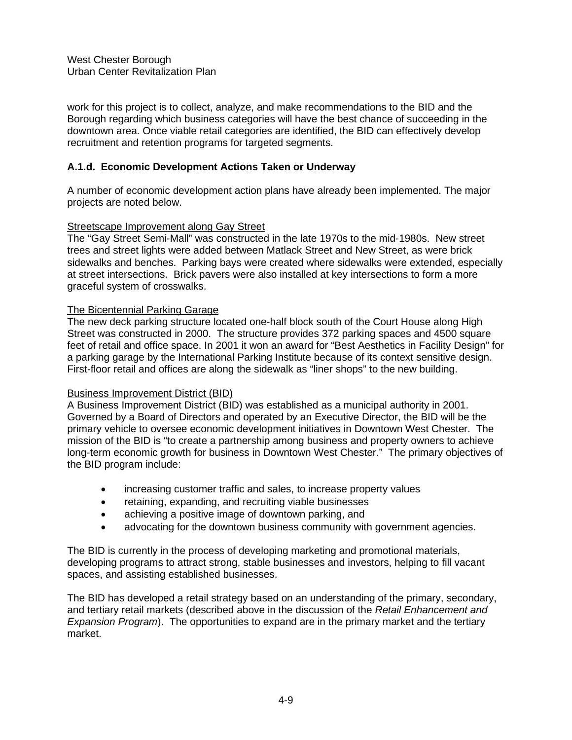work for this project is to collect, analyze, and make recommendations to the BID and the Borough regarding which business categories will have the best chance of succeeding in the downtown area. Once viable retail categories are identified, the BID can effectively develop recruitment and retention programs for targeted segments.

### A.1.d. Economic Development Actions Taken or Underway

A number of economic development action plans have already been implemented. The major projects are noted below.

<u>Streetscape Improvement along Gay Street</u>
The "Gay Street Semi-Mall" was constructed in the late 1970s to the mid-1980s. New street trees and street lights were added between Matlack Street and New Street, as were brick sidewalks and benches. Parking bays were created where sidewalks were extended, especially at street intersections. Brick pavers were also installed at key intersections to form a more graceful system of crosswalks.

<u>The Bicentennial Parking Garage</u>
The new deck parking structure located one-half block south of the Court House along High Street was constructed in 2000. The structure provides 372 parking spaces and 4500 square feet of retail and office space. In 2001 it won an award for "Best Aesthetics in Facility Design" for a parking garage by the International Parking Institute because of its context sensitive design. First-floor retail and offices are along the sidewalk as "liner shops" to the new building.

<u>Business Improvement District (BID)</u>
A Business Improvement District (BID) was established as a municipal authority in 2001. Governed by a Board of Directors and operated by an Executive Director, the BID will be the primary vehicle to oversee economic development initiatives in Downtown West Chester. The mission of the BID is "to create a partnership among business and property owners to achieve long-term economic growth for business in Downtown West Chester." The primary objectives of the BID program include:

- increasing customer traffic and sales, to increase property values
- retaining, expanding, and recruiting viable businesses
- achieving a positive image of downtown parking, and
- advocating for the downtown business community with government agencies.

The BID is currently in the process of developing marketing and promotional materials, developing programs to attract strong, stable businesses and investors, helping to fill vacant spaces, and assisting established businesses.

The BID has developed a retail strategy based on an understanding of the primary, secondary, and tertiary retail markets (described above in the discussion of the *Retail Enhancement and Expansion Program*). The opportunities to expand are in the primary market and the tertiary market.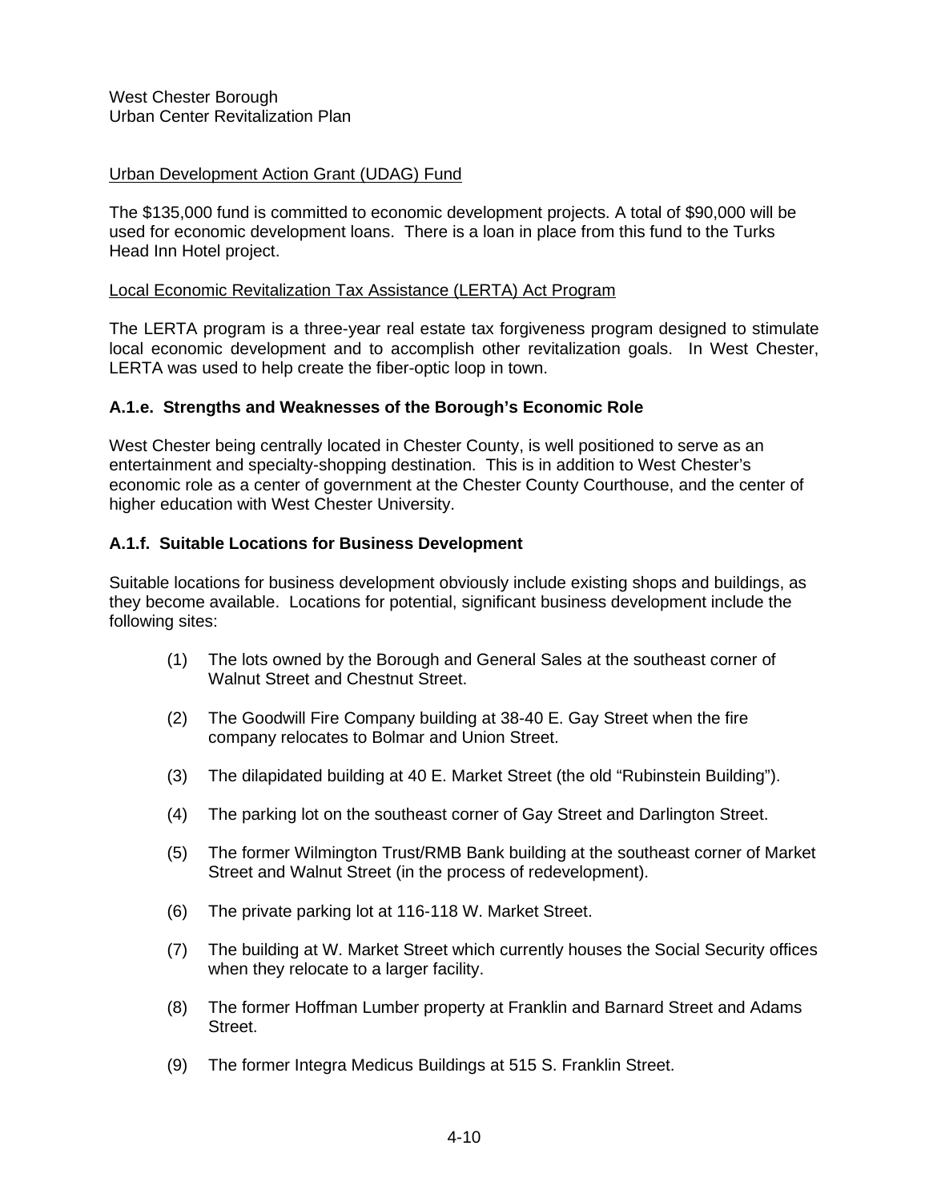Urban Development Action Grant (UDAG) Fund

The $135,000 fund is committed to economic development projects. A total of $90,000 will be used for economic development loans. There is a loan in place from this fund to the Turks Head Inn Hotel project.

Local Economic Revitalization Tax Assistance (LERTA) Act Program

The LERTA program is a three-year real estate tax forgiveness program designed to stimulate local economic development and to accomplish other revitalization goals. In West Chester, LERTA was used to help create the fiber-optic loop in town.

### A.1.e. Strengths and Weaknesses of the Borough's Economic Role

West Chester being centrally located in Chester County, is well positioned to serve as an entertainment and specialty-shopping destination. This is in addition to West Chester's economic role as a center of government at the Chester County Courthouse, and the center of higher education with West Chester University.

### A.1.f. Suitable Locations for Business Development

Suitable locations for business development obviously include existing shops and buildings, as they become available. Locations for potential, significant business development include the following sites:

(1) The lots owned by the Borough and General Sales at the southeast corner of Walnut Street and Chestnut Street.

(2) The Goodwill Fire Company building at 38-40 E. Gay Street when the fire company relocates to Bolmar and Union Street.

(3) The dilapidated building at 40 E. Market Street (the old "Rubinstein Building").

(4) The parking lot on the southeast corner of Gay Street and Darlington Street.

(5) The former Wilmington Trust/RMB Bank building at the southeast corner of Market Street and Walnut Street (in the process of redevelopment).

(6) The private parking lot at 116-118 W. Market Street.

(7) The building at W. Market Street which currently houses the Social Security offices when they relocate to a larger facility.

(8) The former Hoffman Lumber property at Franklin and Barnard Street and Adams Street.

(9) The former Integra Medicus Buildings at 515 S. Franklin Street.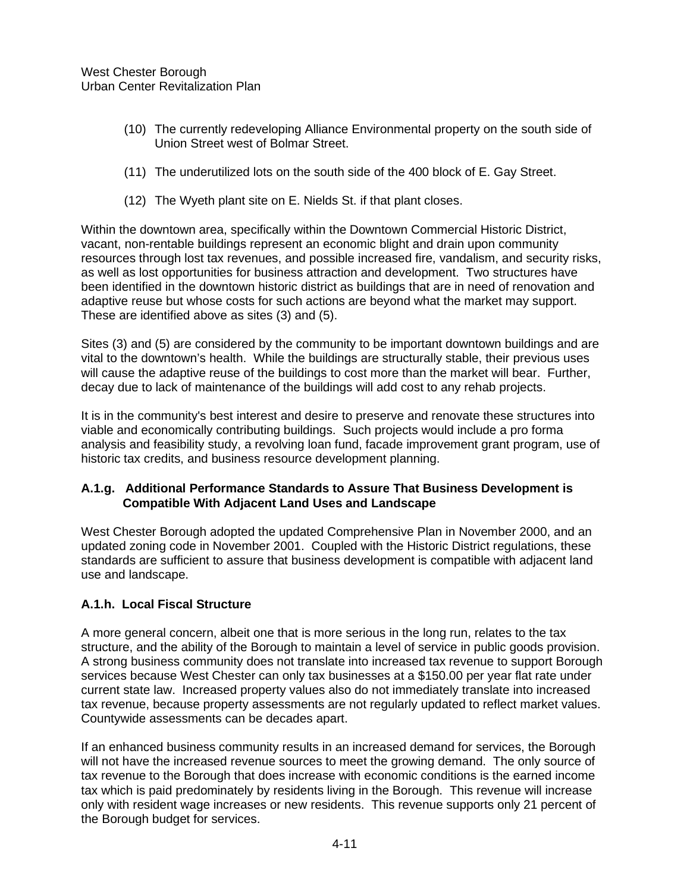(10) The currently redeveloping Alliance Environmental property on the south side of Union Street west of Bolmar Street.

(11) The underutilized lots on the south side of the 400 block of E. Gay Street.

(12) The Wyeth plant site on E. Nields St. if that plant closes.

Within the downtown area, specifically within the Downtown Commercial Historic District, vacant, non-rentable buildings represent an economic blight and drain upon community resources through lost tax revenues, and possible increased fire, vandalism, and security risks, as well as lost opportunities for business attraction and development. Two structures have been identified in the downtown historic district as buildings that are in need of renovation and adaptive reuse but whose costs for such actions are beyond what the market may support. These are identified above as sites (3) and (5).

Sites (3) and (5) are considered by the community to be important downtown buildings and are vital to the downtown's health. While the buildings are structurally stable, their previous uses will cause the adaptive reuse of the buildings to cost more than the market will bear. Further, decay due to lack of maintenance of the buildings will add cost to any rehab projects.

It is in the community's best interest and desire to preserve and renovate these structures into viable and economically contributing buildings. Such projects would include a pro forma analysis and feasibility study, a revolving loan fund, facade improvement grant program, use of historic tax credits, and business resource development planning.

### A.1.g. Additional Performance Standards to Assure That Business Development is Compatible With Adjacent Land Uses and Landscape

West Chester Borough adopted the updated Comprehensive Plan in November 2000, and an updated zoning code in November 2001. Coupled with the Historic District regulations, these standards are sufficient to assure that business development is compatible with adjacent land use and landscape.

### A.1.h. Local Fiscal Structure

A more general concern, albeit one that is more serious in the long run, relates to the tax structure, and the ability of the Borough to maintain a level of service in public goods provision. A strong business community does not translate into increased tax revenue to support Borough services because West Chester can only tax businesses at a $150.00 per year flat rate under current state law. Increased property values also do not immediately translate into increased tax revenue, because property assessments are not regularly updated to reflect market values. Countywide assessments can be decades apart.

If an enhanced business community results in an increased demand for services, the Borough will not have the increased revenue sources to meet the growing demand. The only source of tax revenue to the Borough that does increase with economic conditions is the earned income tax which is paid predominately by residents living in the Borough. This revenue will increase only with resident wage increases or new residents. This revenue supports only 21 percent of the Borough budget for services.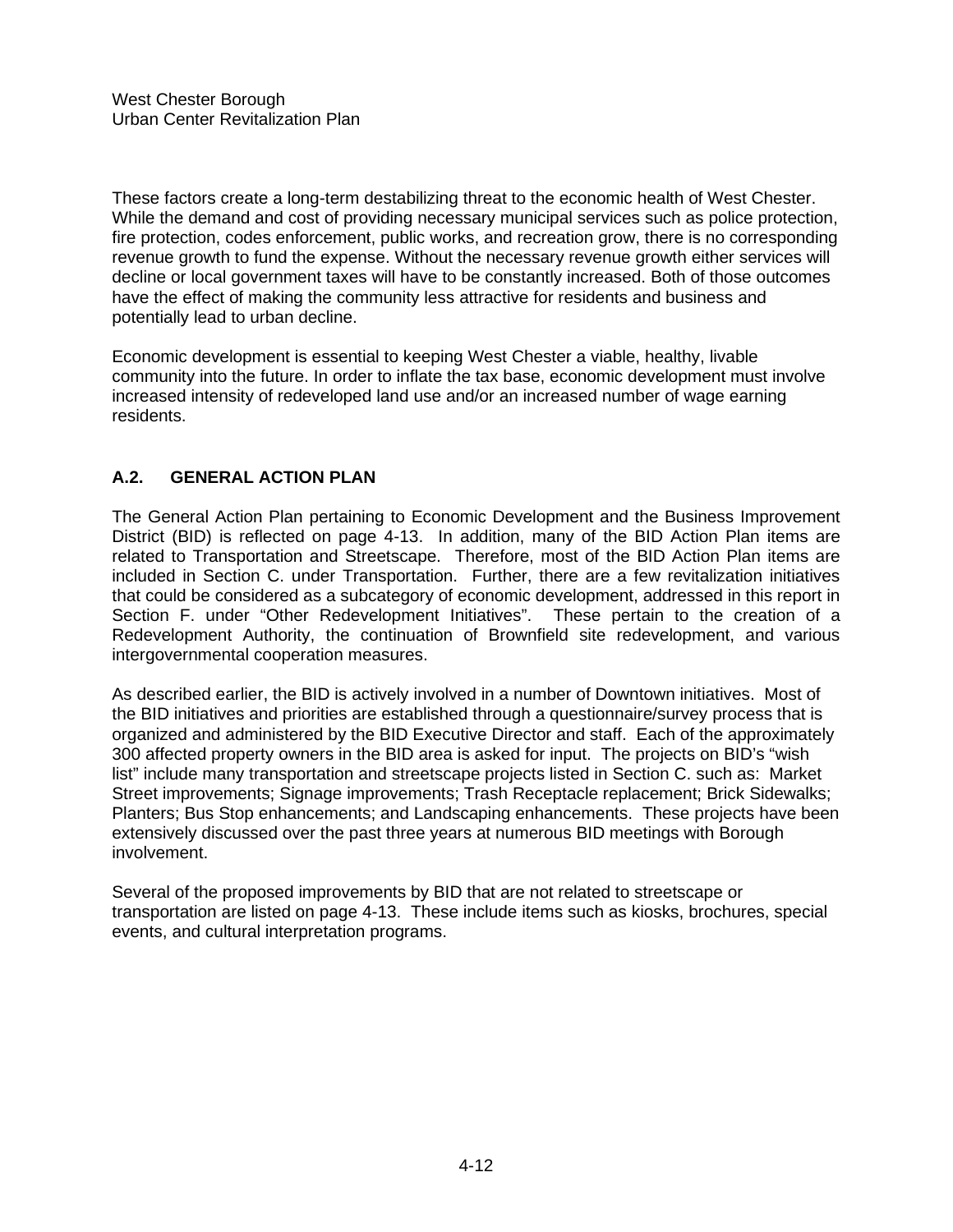These factors create a long-term destabilizing threat to the economic health of West Chester. While the demand and cost of providing necessary municipal services such as police protection, fire protection, codes enforcement, public works, and recreation grow, there is no corresponding revenue growth to fund the expense. Without the necessary revenue growth either services will decline or local government taxes will have to be constantly increased. Both of those outcomes have the effect of making the community less attractive for residents and business and potentially lead to urban decline.

Economic development is essential to keeping West Chester a viable, healthy, livable community into the future. In order to inflate the tax base, economic development must involve increased intensity of redeveloped land use and/or an increased number of wage earning residents.

## A.2. GENERAL ACTION PLAN

The General Action Plan pertaining to Economic Development and the Business Improvement District (BID) is reflected on page 4-13. In addition, many of the BID Action Plan items are related to Transportation and Streetscape. Therefore, most of the BID Action Plan items are included in Section C. under Transportation. Further, there are a few revitalization initiatives that could be considered as a subcategory of economic development, addressed in this report in Section F. under "Other Redevelopment Initiatives". These pertain to the creation of a Redevelopment Authority, the continuation of Brownfield site redevelopment, and various intergovernmental cooperation measures.

As described earlier, the BID is actively involved in a number of Downtown initiatives. Most of the BID initiatives and priorities are established through a questionnaire/survey process that is organized and administered by the BID Executive Director and staff. Each of the approximately 300 affected property owners in the BID area is asked for input. The projects on BID's "wish list" include many transportation and streetscape projects listed in Section C. such as: Market Street improvements; Signage improvements; Trash Receptacle replacement; Brick Sidewalks; Planters; Bus Stop enhancements; and Landscaping enhancements. These projects have been extensively discussed over the past three years at numerous BID meetings with Borough involvement.

Several of the proposed improvements by BID that are not related to streetscape or transportation are listed on page 4-13. These include items such as kiosks, brochures, special events, and cultural interpretation programs.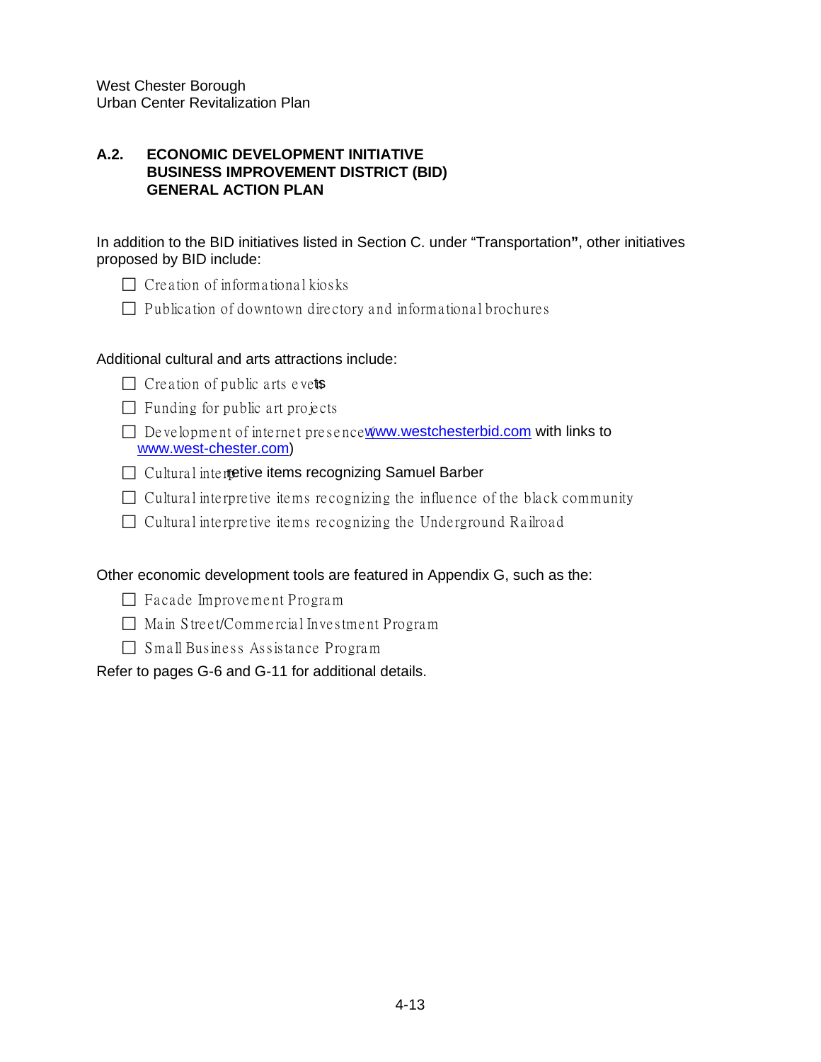West Chester Borough
Urban Center Revitalization Plan

## A.2. ECONOMIC DEVELOPMENT INITIATIVE BUSINESS IMPROVEMENT DISTRICT (BID) GENERAL ACTION PLAN

In addition to the BID initiatives listed in Section C. under "Transportation", other initiatives proposed by BID include:

- ☐ Creation of informational kiosks
- ☐ Publication of downtown directory and informational brochures

Additional cultural and arts attractions include:

- ☐ Creation of public arts events
- ☐ Funding for public art projects
- ☐ Development of internet presence (www.westchesterbid.com with links to www.west-chester.com)
- ☐ Cultural interpretive items recognizing Samuel Barber
- ☐ Cultural interpretive items recognizing the influence of the black community
- ☐ Cultural interpretive items recognizing the Underground Railroad

Other economic development tools are featured in Appendix G, such as the:

- ☐ Facade Improvement Program
- ☐ Main Street/Commercial Investment Program
- ☐ Small Business Assistance Program

Refer to pages G-6 and G-11 for additional details.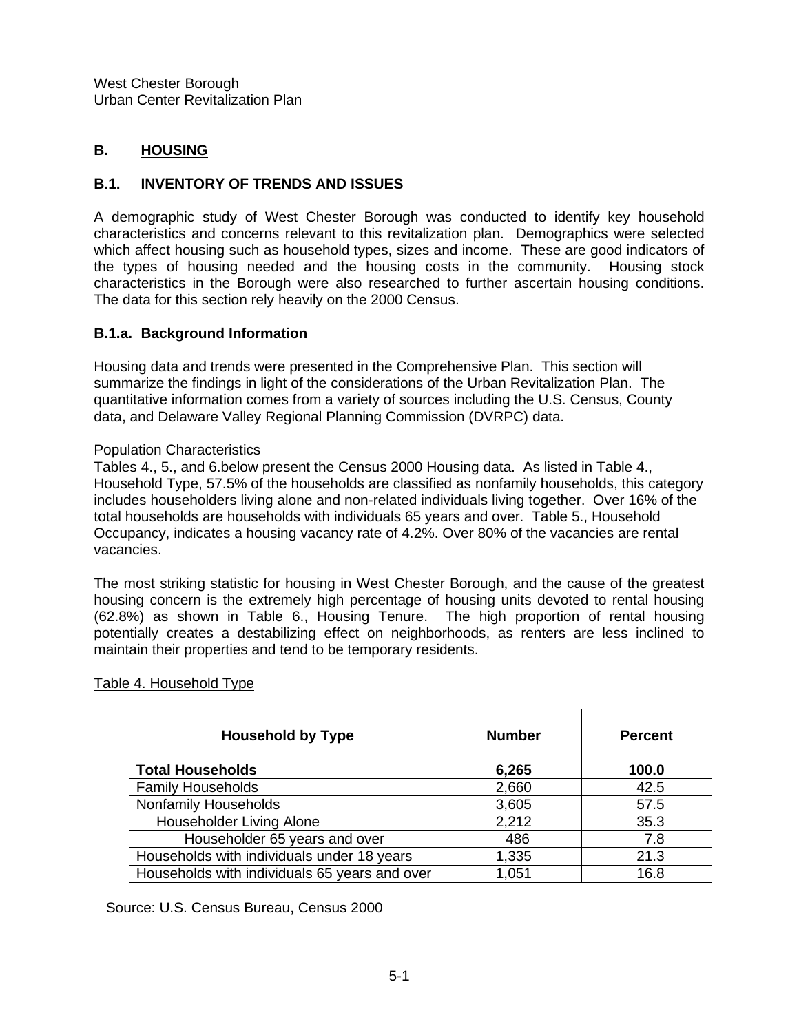West Chester Borough
Urban Center Revitalization Plan

## B. HOUSING

### B.1. INVENTORY OF TRENDS AND ISSUES

A demographic study of West Chester Borough was conducted to identify key household characteristics and concerns relevant to this revitalization plan. Demographics were selected which affect housing such as household types, sizes and income. These are good indicators of the types of housing needed and the housing costs in the community. Housing stock characteristics in the Borough were also researched to further ascertain housing conditions. The data for this section rely heavily on the 2000 Census.

#### B.1.a. Background Information

Housing data and trends were presented in the Comprehensive Plan. This section will summarize the findings in light of the considerations of the Urban Revitalization Plan. The quantitative information comes from a variety of sources including the U.S. Census, County data, and Delaware Valley Regional Planning Commission (DVRPC) data.

Population Characteristics

Tables 4., 5., and 6.below present the Census 2000 Housing data. As listed in Table 4., Household Type, 57.5% of the households are classified as nonfamily households, this category includes householders living alone and non-related individuals living together. Over 16% of the total households are households with individuals 65 years and over. Table 5., Household Occupancy, indicates a housing vacancy rate of 4.2%. Over 80% of the vacancies are rental vacancies.

The most striking statistic for housing in West Chester Borough, and the cause of the greatest housing concern is the extremely high percentage of housing units devoted to rental housing (62.8%) as shown in Table 6., Housing Tenure. The high proportion of rental housing potentially creates a destabilizing effect on neighborhoods, as renters are less inclined to maintain their properties and tend to be temporary residents.

Table 4. Household Type

| Household by Type | Number | Percent |
|---|---|---|
| **Total Households** | **6,265** | **100.0** |
| Family Households | 2,660 | 42.5 |
| Nonfamily Households | 3,605 | 57.5 |
| Householder Living Alone | 2,212 | 35.3 |
| Householder 65 years and over | 486 | 7.8 |
| Households with individuals under 18 years | 1,335 | 21.3 |
| Households with individuals 65 years and over | 1,051 | 16.8 |

Source: U.S. Census Bureau, Census 2000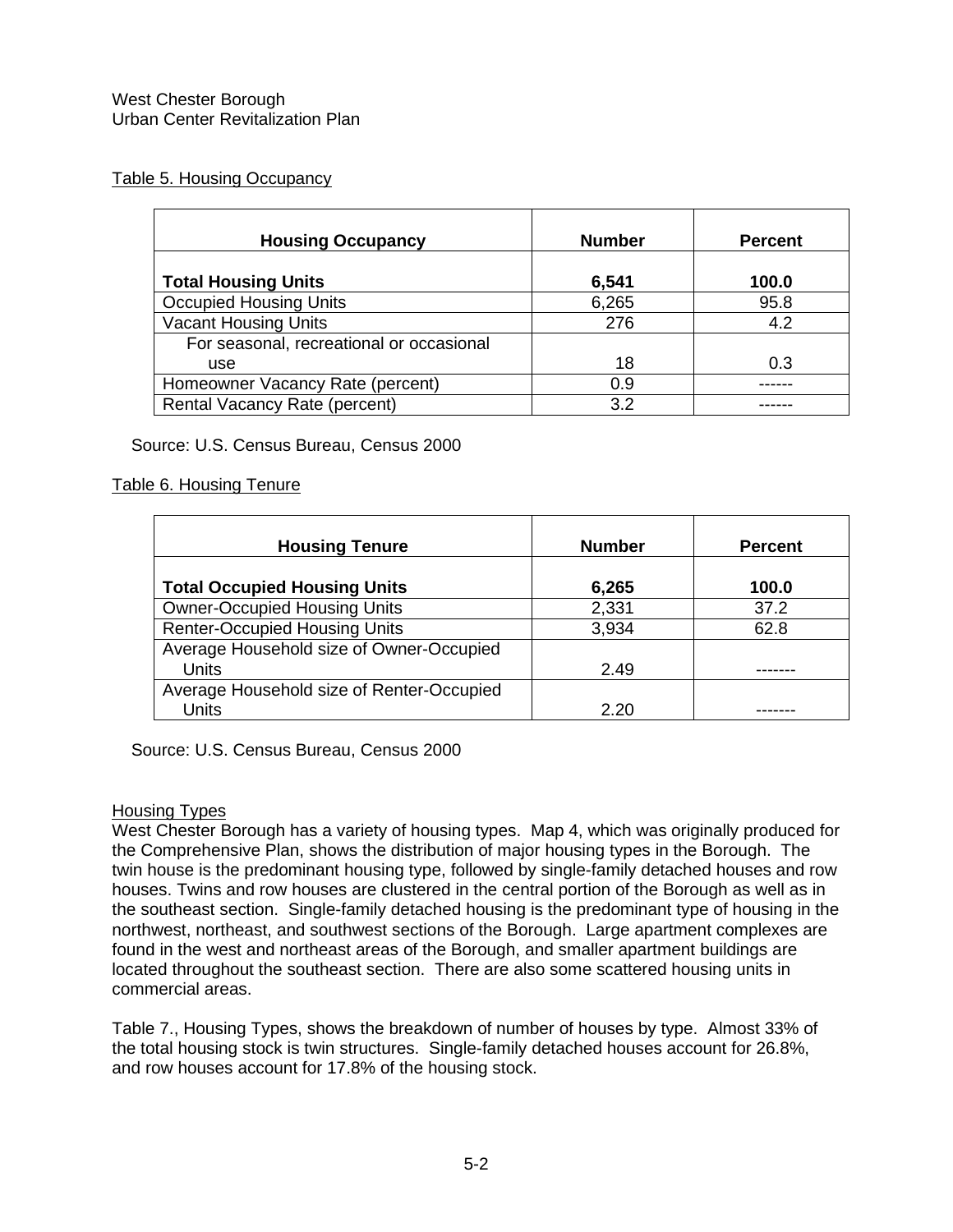Table 5. Housing Occupancy

| Housing Occupancy | Number | Percent |
|---|---|---|
| **Total Housing Units** | **6,541** | **100.0** |
| Occupied Housing Units | 6,265 | 95.8 |
| Vacant Housing Units | 276 | 4.2 |
| For seasonal, recreational or occasional use | 18 | 0.3 |
| Homeowner Vacancy Rate (percent) | 0.9 | ------ |
| Rental Vacancy Rate (percent) | 3.2 | ------ |

Source: U.S. Census Bureau, Census 2000

Table 6. Housing Tenure

| Housing Tenure | Number | Percent |
|---|---|---|
| **Total Occupied Housing Units** | **6,265** | **100.0** |
| Owner-Occupied Housing Units | 2,331 | 37.2 |
| Renter-Occupied Housing Units | 3,934 | 62.8 |
| Average Household size of Owner-Occupied Units | 2.49 | ------- |
| Average Household size of Renter-Occupied Units | 2.20 | ------- |

Source: U.S. Census Bureau, Census 2000

Housing Types

West Chester Borough has a variety of housing types. Map 4, which was originally produced for the Comprehensive Plan, shows the distribution of major housing types in the Borough. The twin house is the predominant housing type, followed by single-family detached houses and row houses. Twins and row houses are clustered in the central portion of the Borough as well as in the southeast section. Single-family detached housing is the predominant type of housing in the northwest, northeast, and southwest sections of the Borough. Large apartment complexes are found in the west and northeast areas of the Borough, and smaller apartment buildings are located throughout the southeast section. There are also some scattered housing units in commercial areas.

Table 7., Housing Types, shows the breakdown of number of houses by type. Almost 33% of the total housing stock is twin structures. Single-family detached houses account for 26.8%, and row houses account for 17.8% of the housing stock.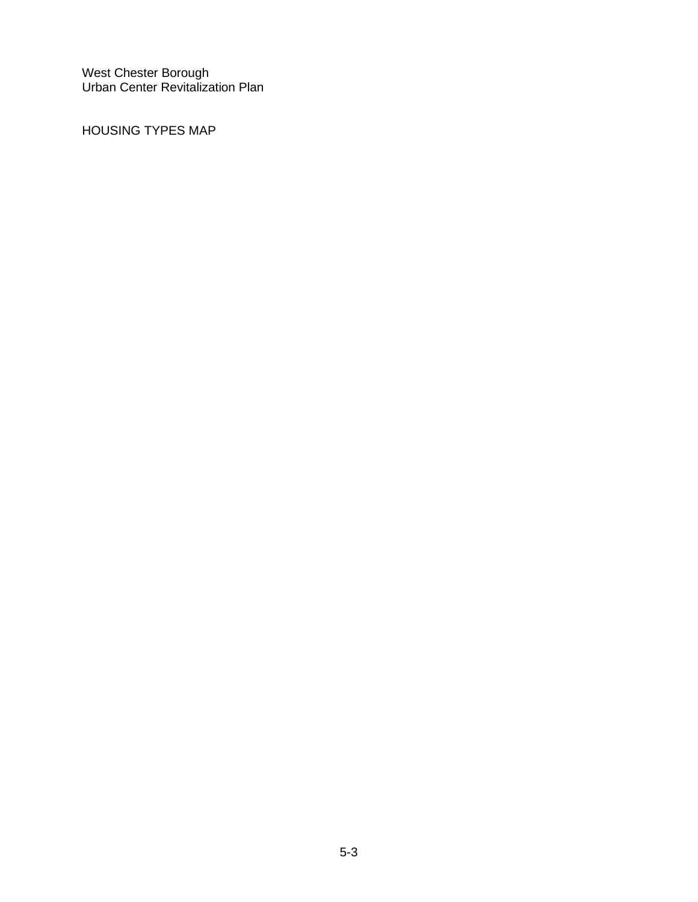West Chester Borough
Urban Center Revitalization Plan

HOUSING TYPES MAP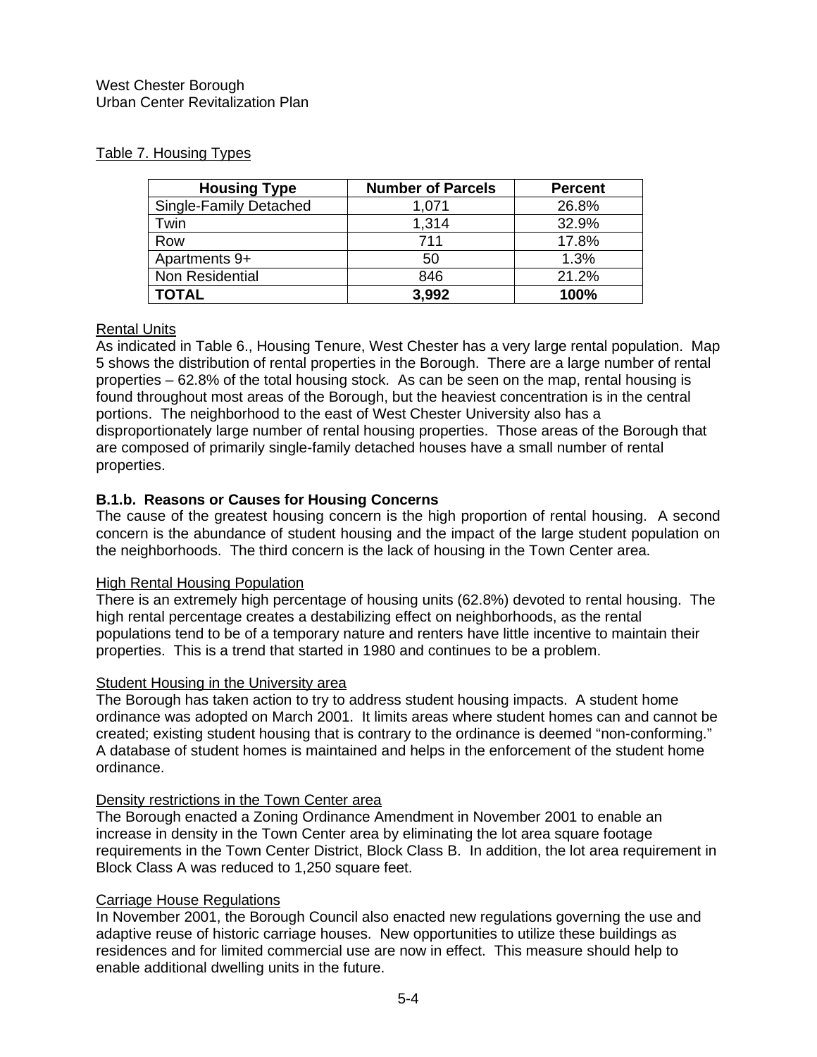Table 7. Housing Types

| Housing Type | Number of Parcels | Percent |
|---|---|---|
| Single-Family Detached | 1,071 | 26.8% |
| Twin | 1,314 | 32.9% |
| Row | 711 | 17.8% |
| Apartments 9+ | 50 | 1.3% |
| Non Residential | 846 | 21.2% |
| **TOTAL** | **3,992** | **100%** |

Rental Units

As indicated in Table 6., Housing Tenure, West Chester has a very large rental population. Map 5 shows the distribution of rental properties in the Borough. There are a large number of rental properties – 62.8% of the total housing stock. As can be seen on the map, rental housing is found throughout most areas of the Borough, but the heaviest concentration is in the central portions. The neighborhood to the east of West Chester University also has a disproportionately large number of rental housing properties. Those areas of the Borough that are composed of primarily single-family detached houses have a small number of rental properties.

### B.1.b. Reasons or Causes for Housing Concerns

The cause of the greatest housing concern is the high proportion of rental housing. A second concern is the abundance of student housing and the impact of the large student population on the neighborhoods. The third concern is the lack of housing in the Town Center area.

High Rental Housing Population

There is an extremely high percentage of housing units (62.8%) devoted to rental housing. The high rental percentage creates a destabilizing effect on neighborhoods, as the rental populations tend to be of a temporary nature and renters have little incentive to maintain their properties. This is a trend that started in 1980 and continues to be a problem.

Student Housing in the University area

The Borough has taken action to try to address student housing impacts. A student home ordinance was adopted on March 2001. It limits areas where student homes can and cannot be created; existing student housing that is contrary to the ordinance is deemed "non-conforming." A database of student homes is maintained and helps in the enforcement of the student home ordinance.

Density restrictions in the Town Center area

The Borough enacted a Zoning Ordinance Amendment in November 2001 to enable an increase in density in the Town Center area by eliminating the lot area square footage requirements in the Town Center District, Block Class B. In addition, the lot area requirement in Block Class A was reduced to 1,250 square feet.

Carriage House Regulations

In November 2001, the Borough Council also enacted new regulations governing the use and adaptive reuse of historic carriage houses. New opportunities to utilize these buildings as residences and for limited commercial use are now in effect. This measure should help to enable additional dwelling units in the future.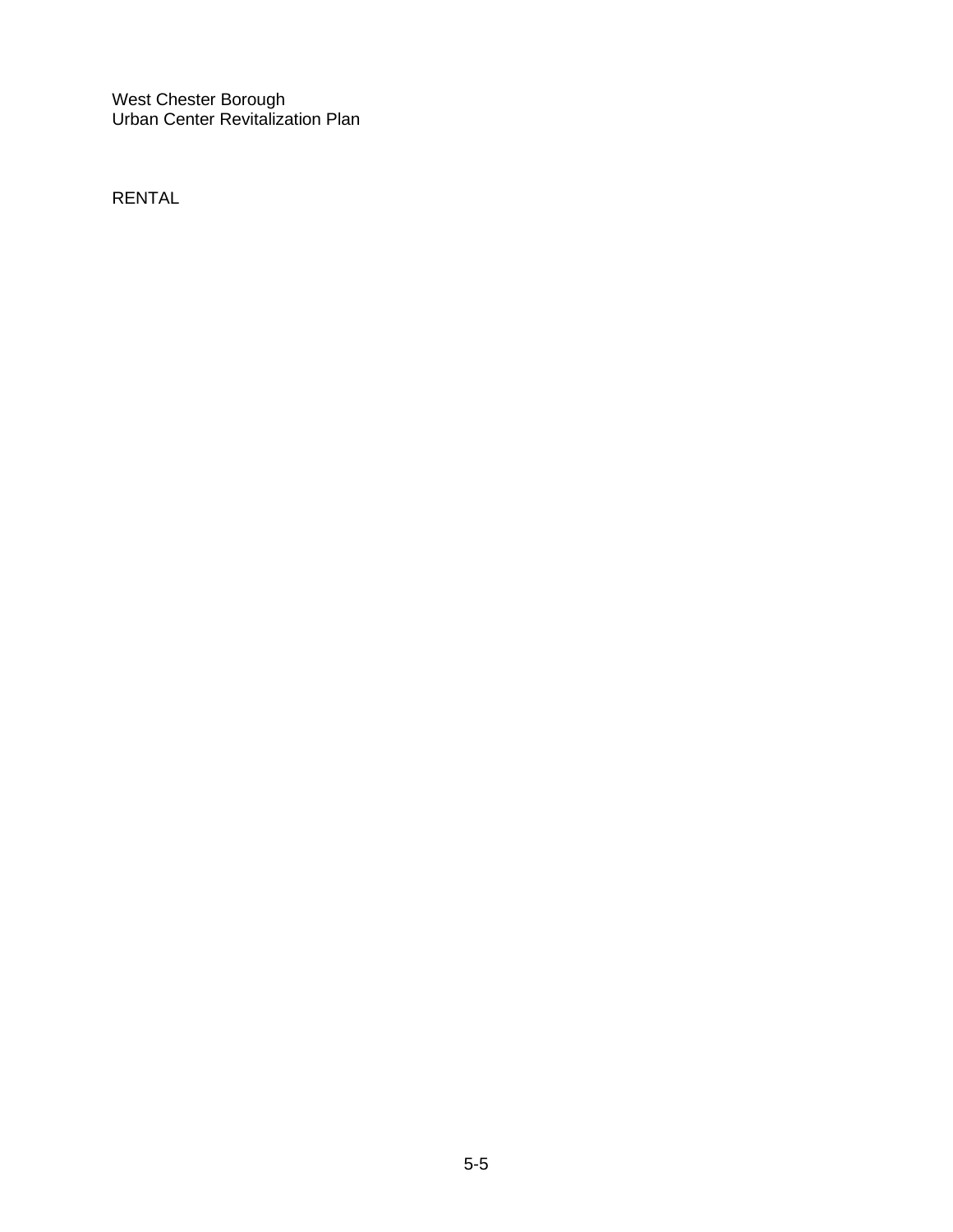RENTAL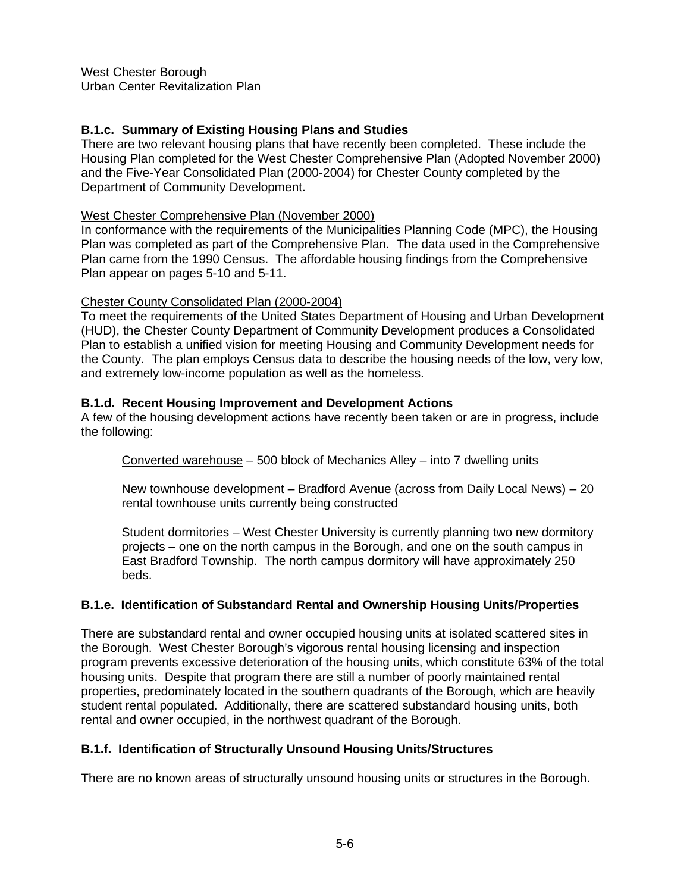## B.1.c. Summary of Existing Housing Plans and Studies

There are two relevant housing plans that have recently been completed. These include the Housing Plan completed for the West Chester Comprehensive Plan (Adopted November 2000) and the Five-Year Consolidated Plan (2000-2004) for Chester County completed by the Department of Community Development.

West Chester Comprehensive Plan (November 2000)

In conformance with the requirements of the Municipalities Planning Code (MPC), the Housing Plan was completed as part of the Comprehensive Plan. The data used in the Comprehensive Plan came from the 1990 Census. The affordable housing findings from the Comprehensive Plan appear on pages 5-10 and 5-11.

Chester County Consolidated Plan (2000-2004)

To meet the requirements of the United States Department of Housing and Urban Development (HUD), the Chester County Department of Community Development produces a Consolidated Plan to establish a unified vision for meeting Housing and Community Development needs for the County. The plan employs Census data to describe the housing needs of the low, very low, and extremely low-income population as well as the homeless.

## B.1.d. Recent Housing Improvement and Development Actions

A few of the housing development actions have recently been taken or are in progress, include the following:

Converted warehouse – 500 block of Mechanics Alley – into 7 dwelling units

New townhouse development – Bradford Avenue (across from Daily Local News) – 20 rental townhouse units currently being constructed

Student dormitories – West Chester University is currently planning two new dormitory projects – one on the north campus in the Borough, and one on the south campus in East Bradford Township. The north campus dormitory will have approximately 250 beds.

## B.1.e. Identification of Substandard Rental and Ownership Housing Units/Properties

There are substandard rental and owner occupied housing units at isolated scattered sites in the Borough. West Chester Borough's vigorous rental housing licensing and inspection program prevents excessive deterioration of the housing units, which constitute 63% of the total housing units. Despite that program there are still a number of poorly maintained rental properties, predominately located in the southern quadrants of the Borough, which are heavily student rental populated. Additionally, there are scattered substandard housing units, both rental and owner occupied, in the northwest quadrant of the Borough.

## B.1.f. Identification of Structurally Unsound Housing Units/Structures

There are no known areas of structurally unsound housing units or structures in the Borough.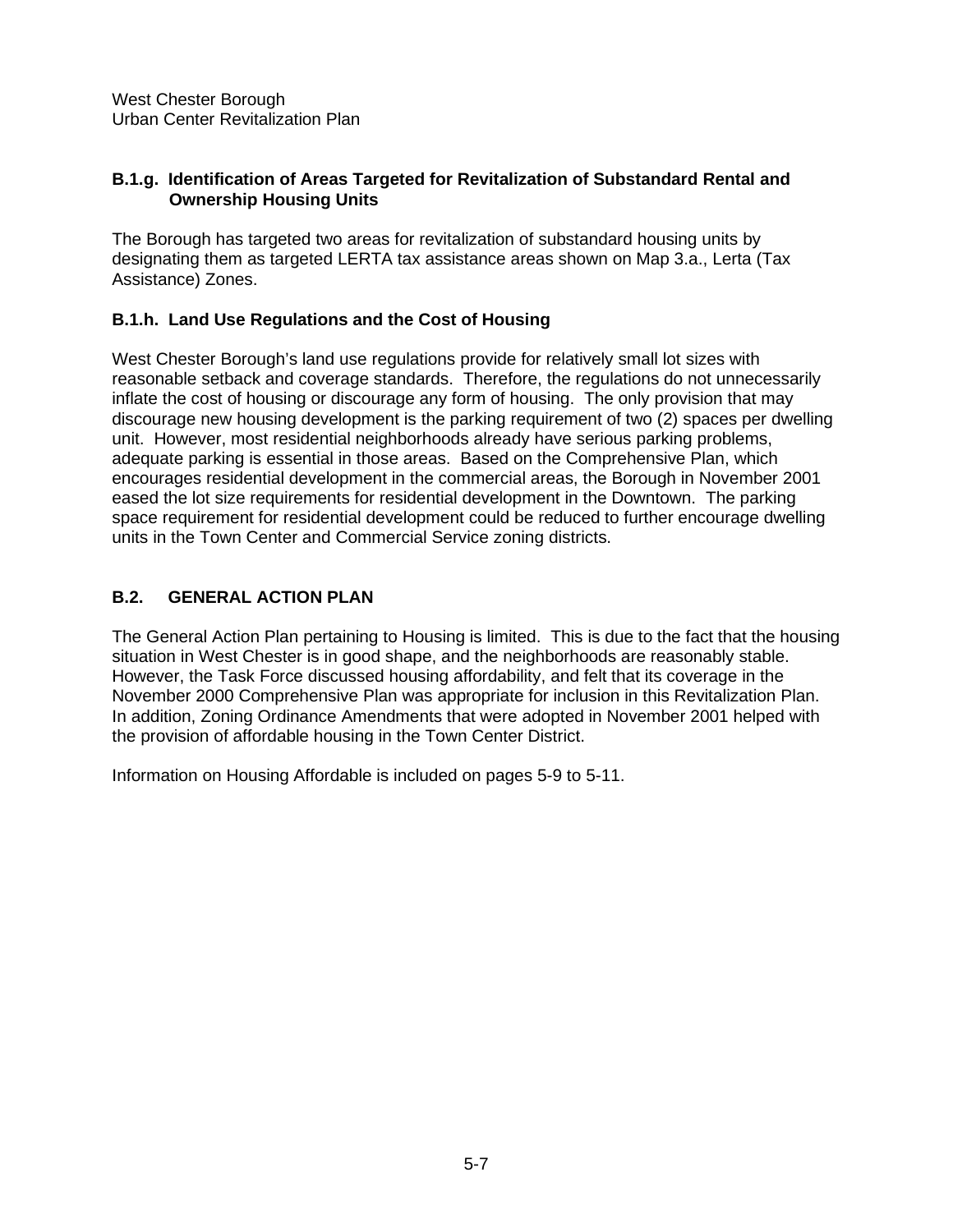### B.1.g. Identification of Areas Targeted for Revitalization of Substandard Rental and Ownership Housing Units

The Borough has targeted two areas for revitalization of substandard housing units by designating them as targeted LERTA tax assistance areas shown on Map 3.a., Lerta (Tax Assistance) Zones.

### B.1.h. Land Use Regulations and the Cost of Housing

West Chester Borough's land use regulations provide for relatively small lot sizes with reasonable setback and coverage standards. Therefore, the regulations do not unnecessarily inflate the cost of housing or discourage any form of housing. The only provision that may discourage new housing development is the parking requirement of two (2) spaces per dwelling unit. However, most residential neighborhoods already have serious parking problems, adequate parking is essential in those areas. Based on the Comprehensive Plan, which encourages residential development in the commercial areas, the Borough in November 2001 eased the lot size requirements for residential development in the Downtown. The parking space requirement for residential development could be reduced to further encourage dwelling units in the Town Center and Commercial Service zoning districts.

## B.2. GENERAL ACTION PLAN

The General Action Plan pertaining to Housing is limited. This is due to the fact that the housing situation in West Chester is in good shape, and the neighborhoods are reasonably stable. However, the Task Force discussed housing affordability, and felt that its coverage in the November 2000 Comprehensive Plan was appropriate for inclusion in this Revitalization Plan. In addition, Zoning Ordinance Amendments that were adopted in November 2001 helped with the provision of affordable housing in the Town Center District.

Information on Housing Affordable is included on pages 5-9 to 5-11.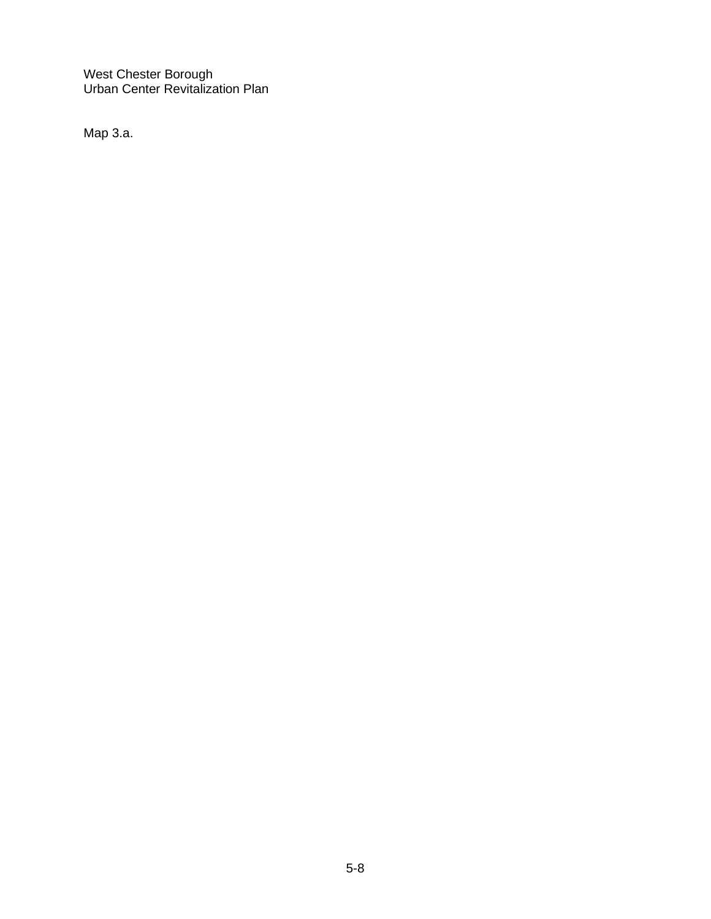West Chester Borough
Urban Center Revitalization Plan

Map 3.a.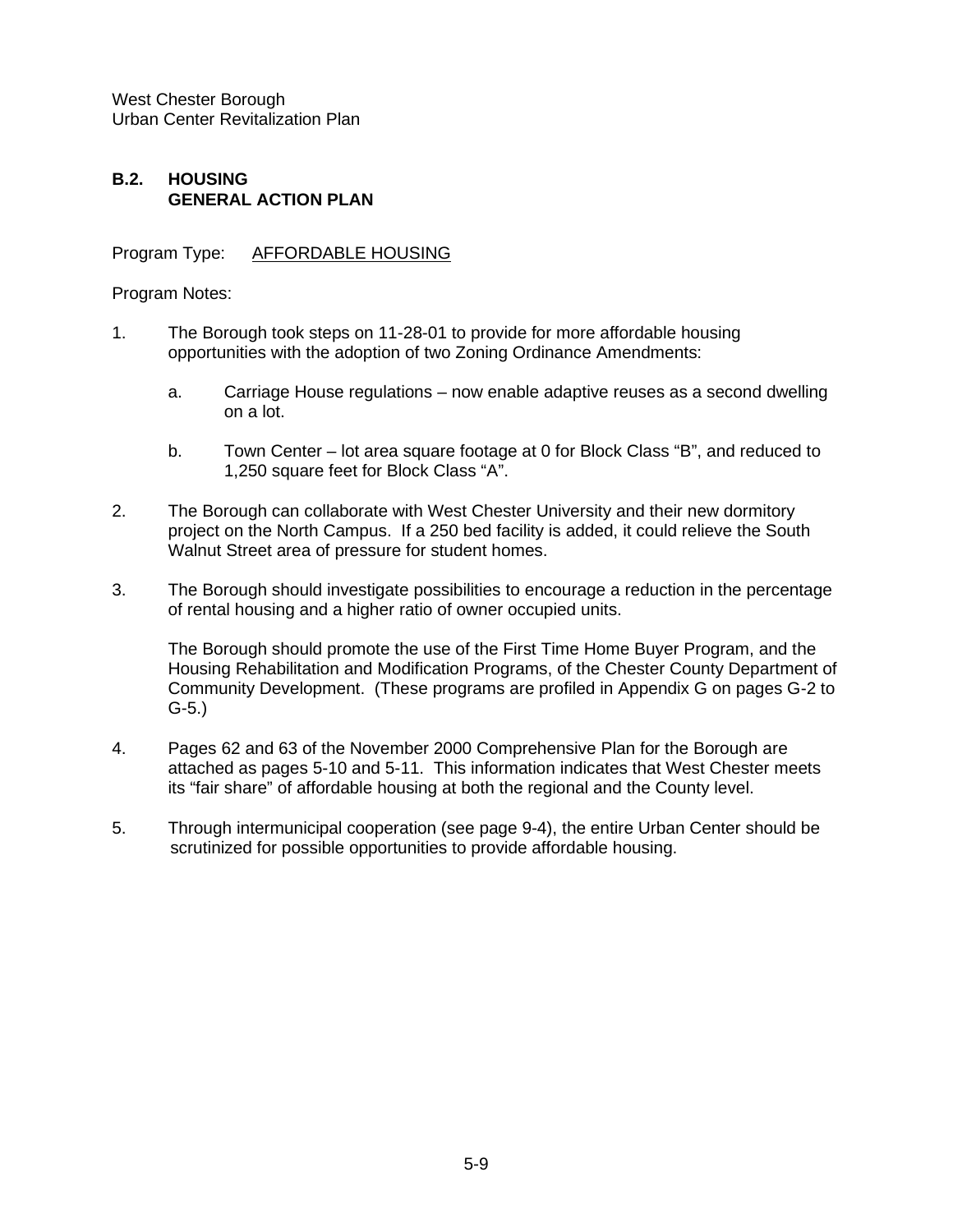## B.2. HOUSING GENERAL ACTION PLAN

Program Type: AFFORDABLE HOUSING

Program Notes:

1. The Borough took steps on 11-28-01 to provide for more affordable housing opportunities with the adoption of two Zoning Ordinance Amendments:

   a. Carriage House regulations – now enable adaptive reuses as a second dwelling on a lot.

   b. Town Center – lot area square footage at 0 for Block Class "B", and reduced to 1,250 square feet for Block Class "A".

2. The Borough can collaborate with West Chester University and their new dormitory project on the North Campus. If a 250 bed facility is added, it could relieve the South Walnut Street area of pressure for student homes.

3. The Borough should investigate possibilities to encourage a reduction in the percentage of rental housing and a higher ratio of owner occupied units.

   The Borough should promote the use of the First Time Home Buyer Program, and the Housing Rehabilitation and Modification Programs, of the Chester County Department of Community Development. (These programs are profiled in Appendix G on pages G-2 to G-5.)

4. Pages 62 and 63 of the November 2000 Comprehensive Plan for the Borough are attached as pages 5-10 and 5-11. This information indicates that West Chester meets its "fair share" of affordable housing at both the regional and the County level.

5. Through intermunicipal cooperation (see page 9-4), the entire Urban Center should be scrutinized for possible opportunities to provide affordable housing.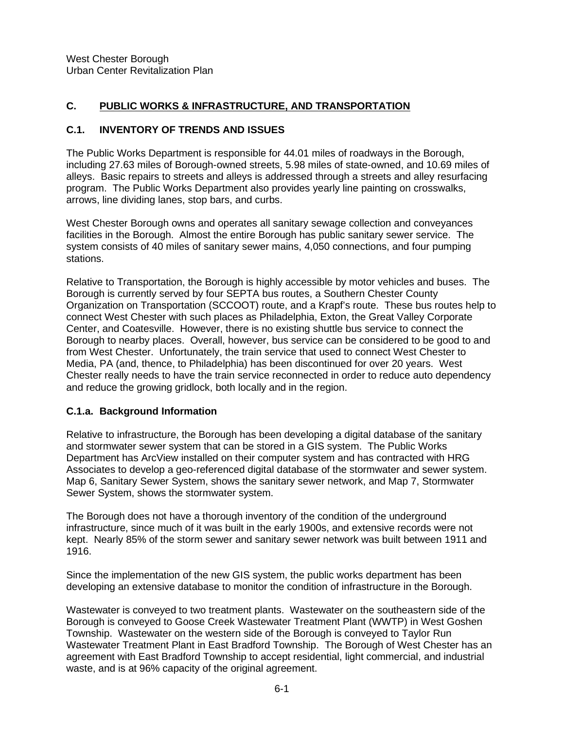## C. PUBLIC WORKS & INFRASTRUCTURE, AND TRANSPORTATION

### C.1. INVENTORY OF TRENDS AND ISSUES

The Public Works Department is responsible for 44.01 miles of roadways in the Borough, including 27.63 miles of Borough-owned streets, 5.98 miles of state-owned, and 10.69 miles of alleys. Basic repairs to streets and alleys is addressed through a streets and alley resurfacing program. The Public Works Department also provides yearly line painting on crosswalks, arrows, line dividing lanes, stop bars, and curbs.

West Chester Borough owns and operates all sanitary sewage collection and conveyances facilities in the Borough. Almost the entire Borough has public sanitary sewer service. The system consists of 40 miles of sanitary sewer mains, 4,050 connections, and four pumping stations.

Relative to Transportation, the Borough is highly accessible by motor vehicles and buses. The Borough is currently served by four SEPTA bus routes, a Southern Chester County Organization on Transportation (SCCOOT) route, and a Krapf's route. These bus routes help to connect West Chester with such places as Philadelphia, Exton, the Great Valley Corporate Center, and Coatesville. However, there is no existing shuttle bus service to connect the Borough to nearby places. Overall, however, bus service can be considered to be good to and from West Chester. Unfortunately, the train service that used to connect West Chester to Media, PA (and, thence, to Philadelphia) has been discontinued for over 20 years. West Chester really needs to have the train service reconnected in order to reduce auto dependency and reduce the growing gridlock, both locally and in the region.

#### C.1.a. Background Information

Relative to infrastructure, the Borough has been developing a digital database of the sanitary and stormwater sewer system that can be stored in a GIS system. The Public Works Department has ArcView installed on their computer system and has contracted with HRG Associates to develop a geo-referenced digital database of the stormwater and sewer system. Map 6, Sanitary Sewer System, shows the sanitary sewer network, and Map 7, Stormwater Sewer System, shows the stormwater system.

The Borough does not have a thorough inventory of the condition of the underground infrastructure, since much of it was built in the early 1900s, and extensive records were not kept. Nearly 85% of the storm sewer and sanitary sewer network was built between 1911 and 1916.

Since the implementation of the new GIS system, the public works department has been developing an extensive database to monitor the condition of infrastructure in the Borough.

Wastewater is conveyed to two treatment plants. Wastewater on the southeastern side of the Borough is conveyed to Goose Creek Wastewater Treatment Plant (WWTP) in West Goshen Township. Wastewater on the western side of the Borough is conveyed to Taylor Run Wastewater Treatment Plant in East Bradford Township. The Borough of West Chester has an agreement with East Bradford Township to accept residential, light commercial, and industrial waste, and is at 96% capacity of the original agreement.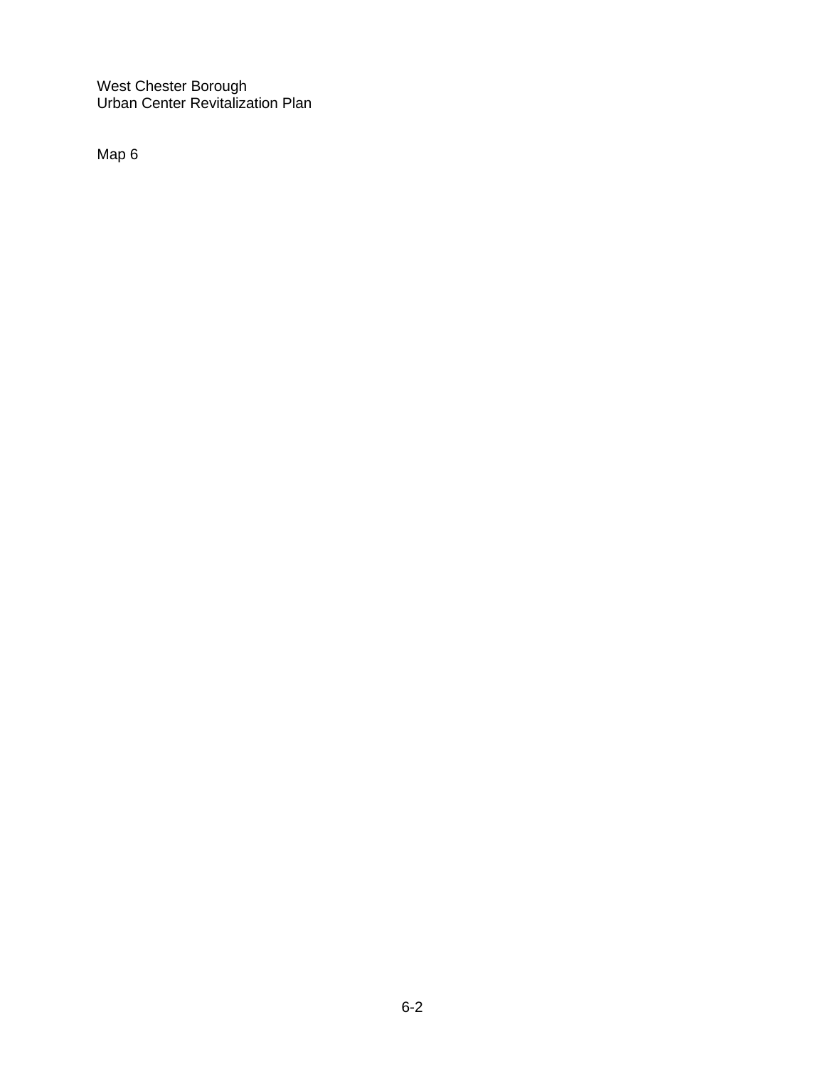West Chester Borough
Urban Center Revitalization Plan

Map 6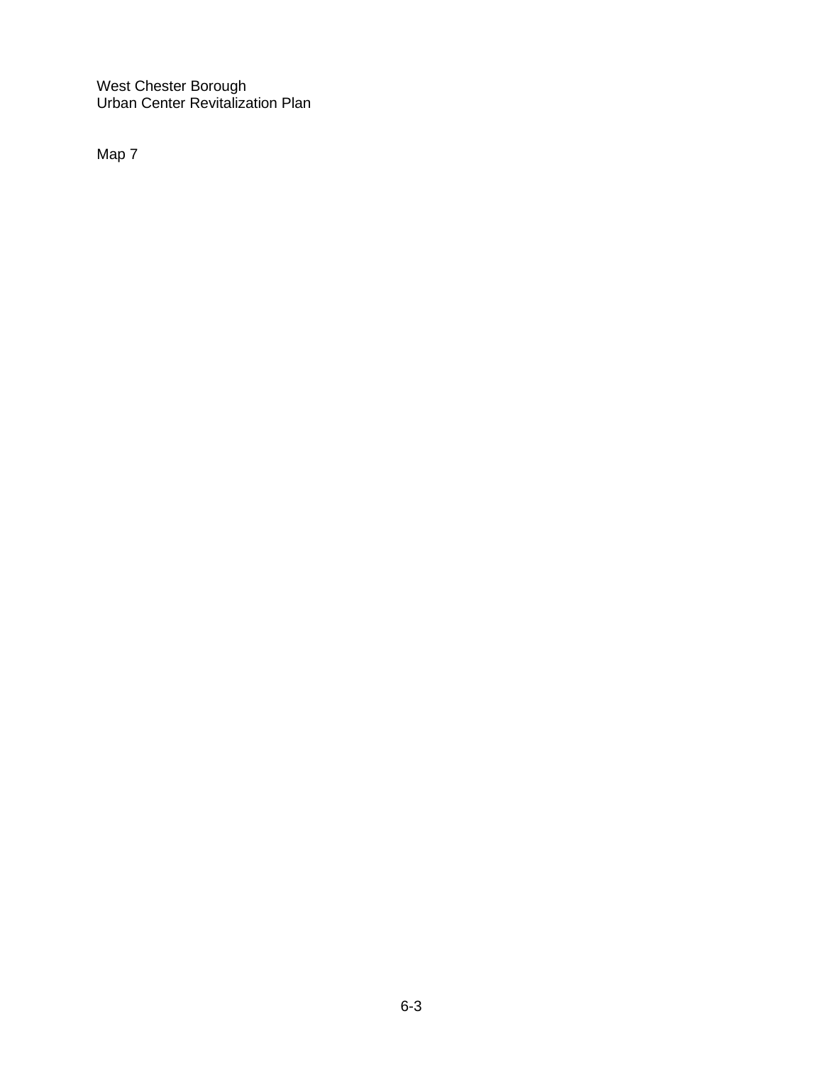West Chester Borough
Urban Center Revitalization Plan

Map 7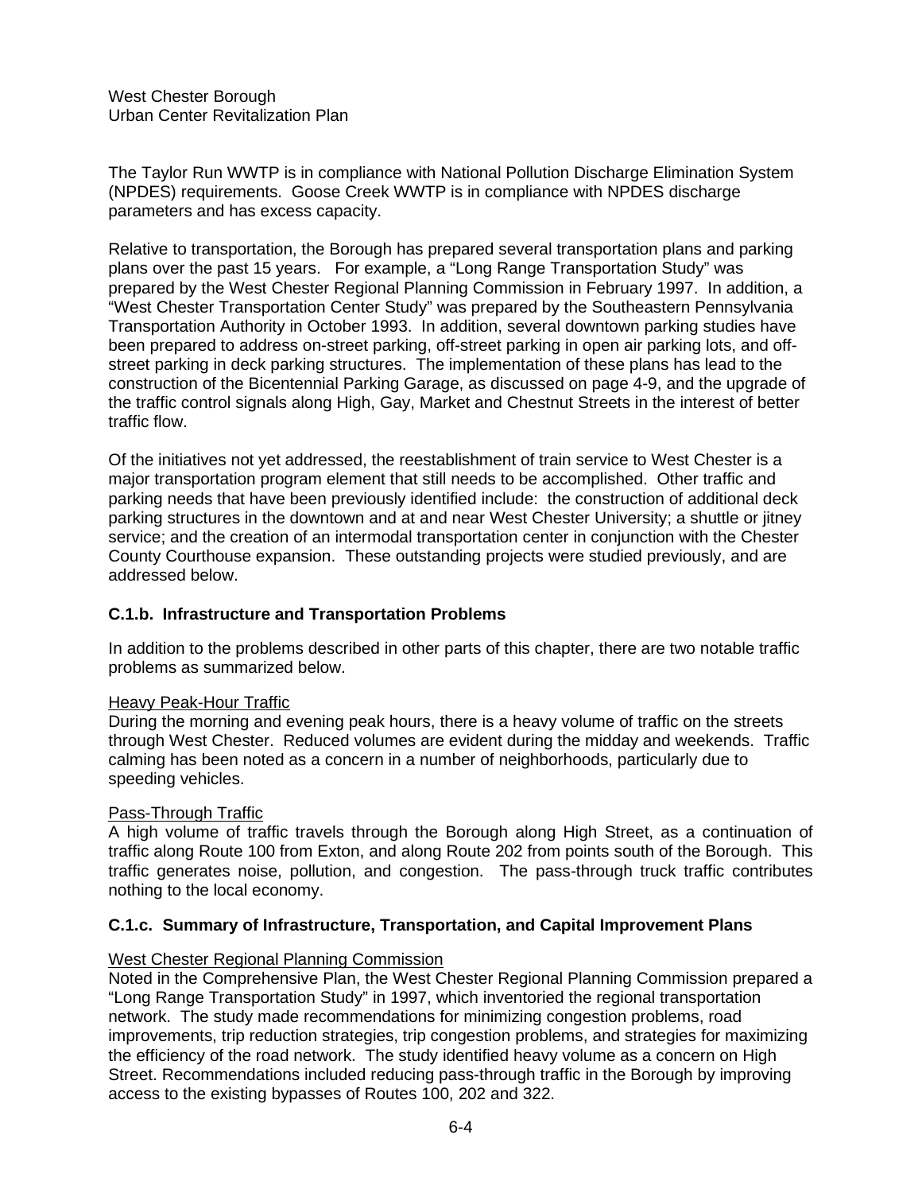The Taylor Run WWTP is in compliance with National Pollution Discharge Elimination System (NPDES) requirements. Goose Creek WWTP is in compliance with NPDES discharge parameters and has excess capacity.

Relative to transportation, the Borough has prepared several transportation plans and parking plans over the past 15 years. For example, a "Long Range Transportation Study" was prepared by the West Chester Regional Planning Commission in February 1997. In addition, a "West Chester Transportation Center Study" was prepared by the Southeastern Pennsylvania Transportation Authority in October 1993. In addition, several downtown parking studies have been prepared to address on-street parking, off-street parking in open air parking lots, and off-street parking in deck parking structures. The implementation of these plans has lead to the construction of the Bicentennial Parking Garage, as discussed on page 4-9, and the upgrade of the traffic control signals along High, Gay, Market and Chestnut Streets in the interest of better traffic flow.

Of the initiatives not yet addressed, the reestablishment of train service to West Chester is a major transportation program element that still needs to be accomplished. Other traffic and parking needs that have been previously identified include: the construction of additional deck parking structures in the downtown and at and near West Chester University; a shuttle or jitney service; and the creation of an intermodal transportation center in conjunction with the Chester County Courthouse expansion. These outstanding projects were studied previously, and are addressed below.

### C.1.b. Infrastructure and Transportation Problems

In addition to the problems described in other parts of this chapter, there are two notable traffic problems as summarized below.

<u>Heavy Peak-Hour Traffic</u>
During the morning and evening peak hours, there is a heavy volume of traffic on the streets through West Chester. Reduced volumes are evident during the midday and weekends. Traffic calming has been noted as a concern in a number of neighborhoods, particularly due to speeding vehicles.

<u>Pass-Through Traffic</u>
A high volume of traffic travels through the Borough along High Street, as a continuation of traffic along Route 100 from Exton, and along Route 202 from points south of the Borough. This traffic generates noise, pollution, and congestion. The pass-through truck traffic contributes nothing to the local economy.

### C.1.c. Summary of Infrastructure, Transportation, and Capital Improvement Plans

<u>West Chester Regional Planning Commission</u>
Noted in the Comprehensive Plan, the West Chester Regional Planning Commission prepared a "Long Range Transportation Study" in 1997, which inventoried the regional transportation network. The study made recommendations for minimizing congestion problems, road improvements, trip reduction strategies, trip congestion problems, and strategies for maximizing the efficiency of the road network. The study identified heavy volume as a concern on High Street. Recommendations included reducing pass-through traffic in the Borough by improving access to the existing bypasses of Routes 100, 202 and 322.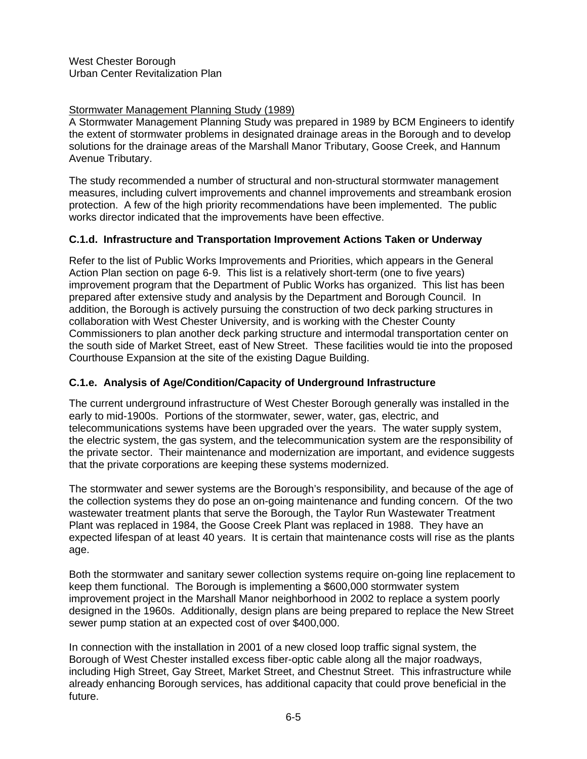Stormwater Management Planning Study (1989)

A Stormwater Management Planning Study was prepared in 1989 by BCM Engineers to identify the extent of stormwater problems in designated drainage areas in the Borough and to develop solutions for the drainage areas of the Marshall Manor Tributary, Goose Creek, and Hannum Avenue Tributary.

The study recommended a number of structural and non-structural stormwater management measures, including culvert improvements and channel improvements and streambank erosion protection. A few of the high priority recommendations have been implemented. The public works director indicated that the improvements have been effective.

### C.1.d. Infrastructure and Transportation Improvement Actions Taken or Underway

Refer to the list of Public Works Improvements and Priorities, which appears in the General Action Plan section on page 6-9. This list is a relatively short-term (one to five years) improvement program that the Department of Public Works has organized. This list has been prepared after extensive study and analysis by the Department and Borough Council. In addition, the Borough is actively pursuing the construction of two deck parking structures in collaboration with West Chester University, and is working with the Chester County Commissioners to plan another deck parking structure and intermodal transportation center on the south side of Market Street, east of New Street. These facilities would tie into the proposed Courthouse Expansion at the site of the existing Dague Building.

### C.1.e. Analysis of Age/Condition/Capacity of Underground Infrastructure

The current underground infrastructure of West Chester Borough generally was installed in the early to mid-1900s. Portions of the stormwater, sewer, water, gas, electric, and telecommunications systems have been upgraded over the years. The water supply system, the electric system, the gas system, and the telecommunication system are the responsibility of the private sector. Their maintenance and modernization are important, and evidence suggests that the private corporations are keeping these systems modernized.

The stormwater and sewer systems are the Borough's responsibility, and because of the age of the collection systems they do pose an on-going maintenance and funding concern. Of the two wastewater treatment plants that serve the Borough, the Taylor Run Wastewater Treatment Plant was replaced in 1984, the Goose Creek Plant was replaced in 1988. They have an expected lifespan of at least 40 years. It is certain that maintenance costs will rise as the plants age.

Both the stormwater and sanitary sewer collection systems require on-going line replacement to keep them functional. The Borough is implementing a $600,000 stormwater system improvement project in the Marshall Manor neighborhood in 2002 to replace a system poorly designed in the 1960s. Additionally, design plans are being prepared to replace the New Street sewer pump station at an expected cost of over $400,000.

In connection with the installation in 2001 of a new closed loop traffic signal system, the Borough of West Chester installed excess fiber-optic cable along all the major roadways, including High Street, Gay Street, Market Street, and Chestnut Street. This infrastructure while already enhancing Borough services, has additional capacity that could prove beneficial in the future.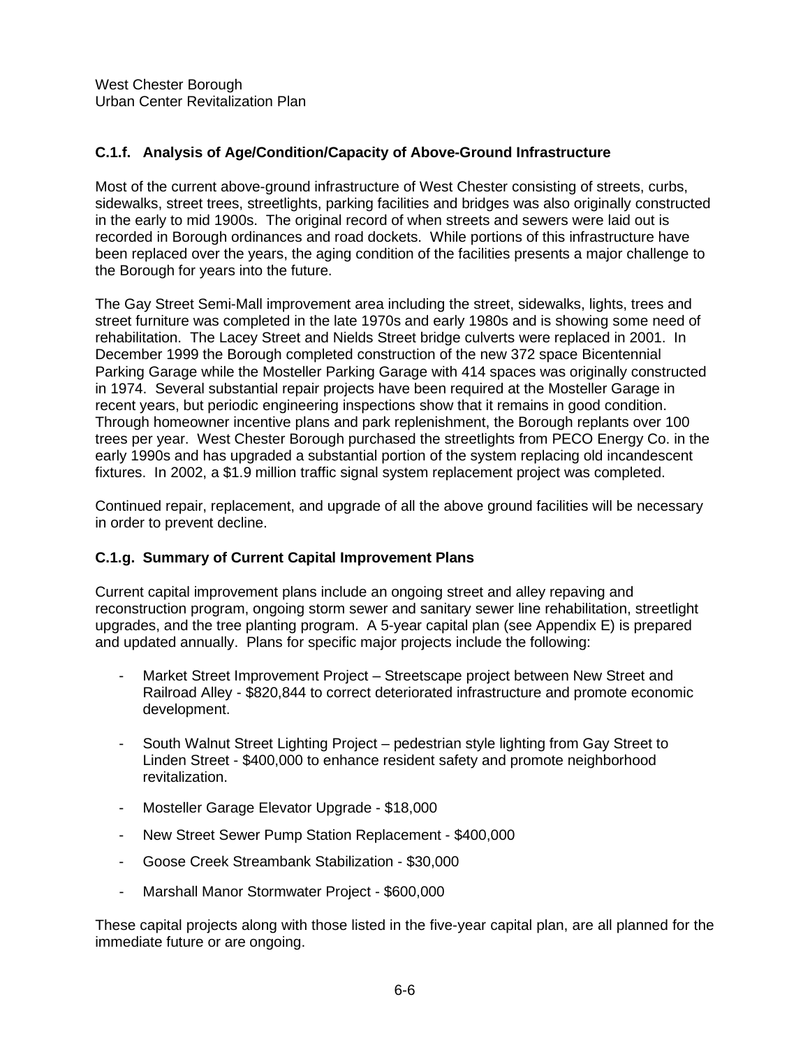### C.1.f. Analysis of Age/Condition/Capacity of Above-Ground Infrastructure

Most of the current above-ground infrastructure of West Chester consisting of streets, curbs, sidewalks, street trees, streetlights, parking facilities and bridges was also originally constructed in the early to mid 1900s. The original record of when streets and sewers were laid out is recorded in Borough ordinances and road dockets. While portions of this infrastructure have been replaced over the years, the aging condition of the facilities presents a major challenge to the Borough for years into the future.

The Gay Street Semi-Mall improvement area including the street, sidewalks, lights, trees and street furniture was completed in the late 1970s and early 1980s and is showing some need of rehabilitation. The Lacey Street and Nields Street bridge culverts were replaced in 2001. In December 1999 the Borough completed construction of the new 372 space Bicentennial Parking Garage while the Mosteller Parking Garage with 414 spaces was originally constructed in 1974. Several substantial repair projects have been required at the Mosteller Garage in recent years, but periodic engineering inspections show that it remains in good condition. Through homeowner incentive plans and park replenishment, the Borough replants over 100 trees per year. West Chester Borough purchased the streetlights from PECO Energy Co. in the early 1990s and has upgraded a substantial portion of the system replacing old incandescent fixtures. In 2002, a $1.9 million traffic signal system replacement project was completed.

Continued repair, replacement, and upgrade of all the above ground facilities will be necessary in order to prevent decline.

### C.1.g. Summary of Current Capital Improvement Plans

Current capital improvement plans include an ongoing street and alley repaving and reconstruction program, ongoing storm sewer and sanitary sewer line rehabilitation, streetlight upgrades, and the tree planting program. A 5-year capital plan (see Appendix E) is prepared and updated annually. Plans for specific major projects include the following:

- Market Street Improvement Project – Streetscape project between New Street and Railroad Alley - $820,844 to correct deteriorated infrastructure and promote economic development.
- South Walnut Street Lighting Project – pedestrian style lighting from Gay Street to Linden Street - $400,000 to enhance resident safety and promote neighborhood revitalization.
- Mosteller Garage Elevator Upgrade - $18,000
- New Street Sewer Pump Station Replacement - $400,000
- Goose Creek Streambank Stabilization - $30,000
- Marshall Manor Stormwater Project - $600,000

These capital projects along with those listed in the five-year capital plan, are all planned for the immediate future or are ongoing.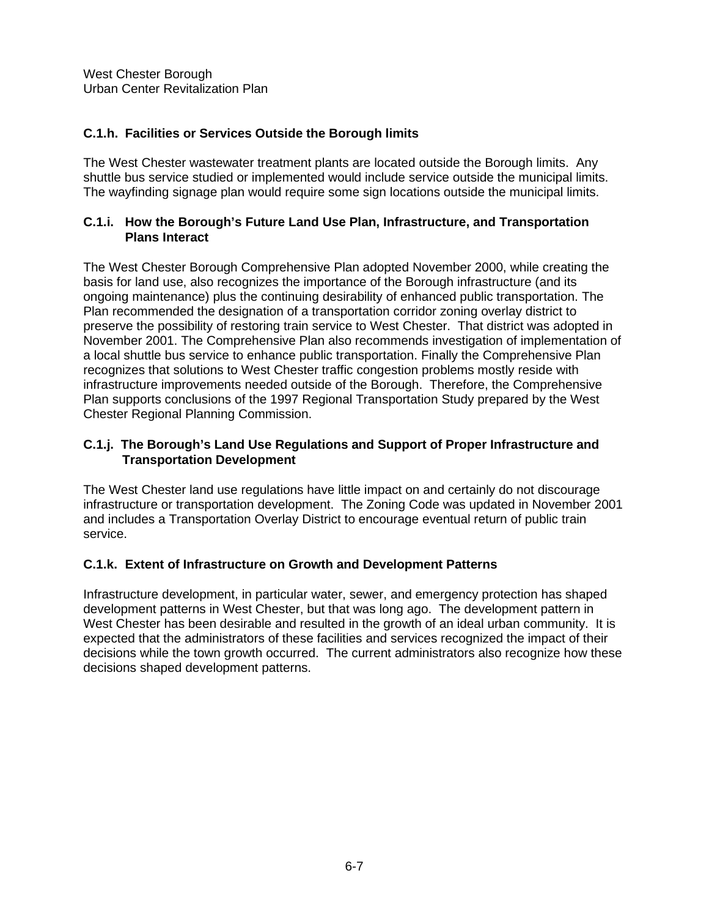### C.1.h. Facilities or Services Outside the Borough limits

The West Chester wastewater treatment plants are located outside the Borough limits. Any shuttle bus service studied or implemented would include service outside the municipal limits. The wayfinding signage plan would require some sign locations outside the municipal limits.

### C.1.i. How the Borough's Future Land Use Plan, Infrastructure, and Transportation Plans Interact

The West Chester Borough Comprehensive Plan adopted November 2000, while creating the basis for land use, also recognizes the importance of the Borough infrastructure (and its ongoing maintenance) plus the continuing desirability of enhanced public transportation. The Plan recommended the designation of a transportation corridor zoning overlay district to preserve the possibility of restoring train service to West Chester. That district was adopted in November 2001. The Comprehensive Plan also recommends investigation of implementation of a local shuttle bus service to enhance public transportation. Finally the Comprehensive Plan recognizes that solutions to West Chester traffic congestion problems mostly reside with infrastructure improvements needed outside of the Borough. Therefore, the Comprehensive Plan supports conclusions of the 1997 Regional Transportation Study prepared by the West Chester Regional Planning Commission.

### C.1.j. The Borough's Land Use Regulations and Support of Proper Infrastructure and Transportation Development

The West Chester land use regulations have little impact on and certainly do not discourage infrastructure or transportation development. The Zoning Code was updated in November 2001 and includes a Transportation Overlay District to encourage eventual return of public train service.

### C.1.k. Extent of Infrastructure on Growth and Development Patterns

Infrastructure development, in particular water, sewer, and emergency protection has shaped development patterns in West Chester, but that was long ago. The development pattern in West Chester has been desirable and resulted in the growth of an ideal urban community. It is expected that the administrators of these facilities and services recognized the impact of their decisions while the town growth occurred. The current administrators also recognize how these decisions shaped development patterns.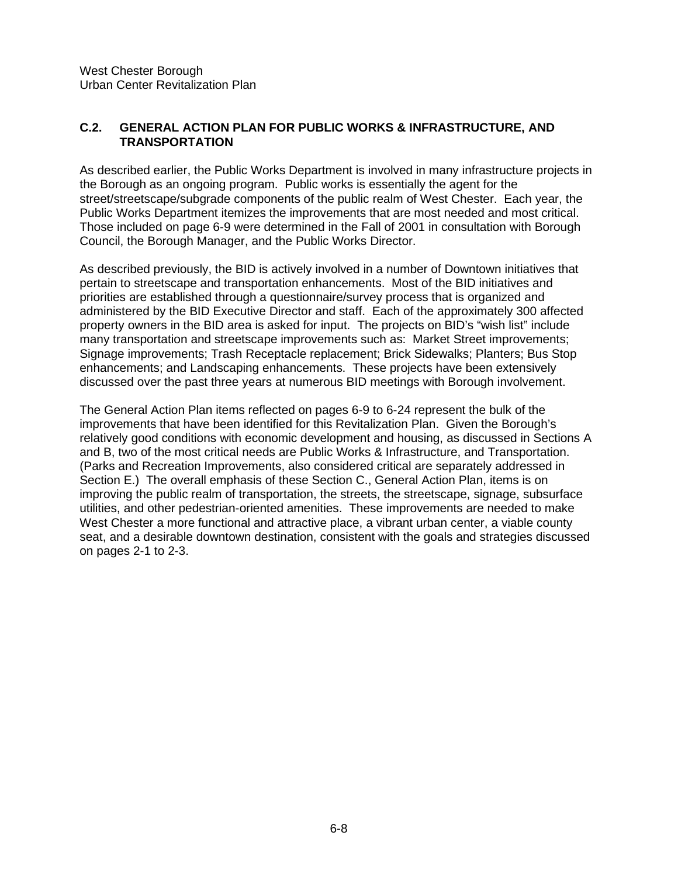## C.2. GENERAL ACTION PLAN FOR PUBLIC WORKS & INFRASTRUCTURE, AND TRANSPORTATION

As described earlier, the Public Works Department is involved in many infrastructure projects in the Borough as an ongoing program. Public works is essentially the agent for the street/streetscape/subgrade components of the public realm of West Chester. Each year, the Public Works Department itemizes the improvements that are most needed and most critical. Those included on page 6-9 were determined in the Fall of 2001 in consultation with Borough Council, the Borough Manager, and the Public Works Director.

As described previously, the BID is actively involved in a number of Downtown initiatives that pertain to streetscape and transportation enhancements. Most of the BID initiatives and priorities are established through a questionnaire/survey process that is organized and administered by the BID Executive Director and staff. Each of the approximately 300 affected property owners in the BID area is asked for input. The projects on BID's "wish list" include many transportation and streetscape improvements such as: Market Street improvements; Signage improvements; Trash Receptacle replacement; Brick Sidewalks; Planters; Bus Stop enhancements; and Landscaping enhancements. These projects have been extensively discussed over the past three years at numerous BID meetings with Borough involvement.

The General Action Plan items reflected on pages 6-9 to 6-24 represent the bulk of the improvements that have been identified for this Revitalization Plan. Given the Borough's relatively good conditions with economic development and housing, as discussed in Sections A and B, two of the most critical needs are Public Works & Infrastructure, and Transportation. (Parks and Recreation Improvements, also considered critical are separately addressed in Section E.) The overall emphasis of these Section C., General Action Plan, items is on improving the public realm of transportation, the streets, the streetscape, signage, subsurface utilities, and other pedestrian-oriented amenities. These improvements are needed to make West Chester a more functional and attractive place, a vibrant urban center, a viable county seat, and a desirable downtown destination, consistent with the goals and strategies discussed on pages 2-1 to 2-3.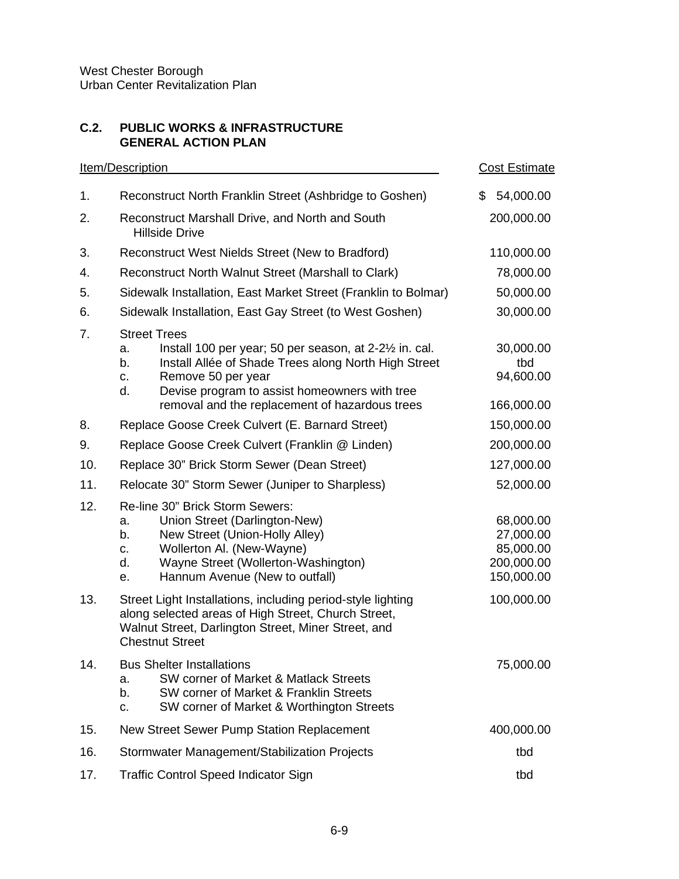West Chester Borough
Urban Center Revitalization Plan

## C.2. PUBLIC WORKS & INFRASTRUCTURE GENERAL ACTION PLAN

| Item/Description | | Cost Estimate |
|---|---|---|
| 1. | Reconstruct North Franklin Street (Ashbridge to Goshen) | $ 54,000.00 |
| 2. | Reconstruct Marshall Drive, and North and South Hillside Drive | 200,000.00 |
| 3. | Reconstruct West Nields Street (New to Bradford) | 110,000.00 |
| 4. | Reconstruct North Walnut Street (Marshall to Clark) | 78,000.00 |
| 5. | Sidewalk Installation, East Market Street (Franklin to Bolmar) | 50,000.00 |
| 6. | Sidewalk Installation, East Gay Street (to West Goshen) | 30,000.00 |
| 7. | Street Trees | |
| | a. Install 100 per year; 50 per season, at 2-2½ in. cal. | 30,000.00 |
| | b. Install Allée of Shade Trees along North High Street | tbd |
| | c. Remove 50 per year | 94,600.00 |
| | d. Devise program to assist homeowners with tree removal and the replacement of hazardous trees | 166,000.00 |
| 8. | Replace Goose Creek Culvert (E. Barnard Street) | 150,000.00 |
| 9. | Replace Goose Creek Culvert (Franklin @ Linden) | 200,000.00 |
| 10. | Replace 30" Brick Storm Sewer (Dean Street) | 127,000.00 |
| 11. | Relocate 30" Storm Sewer (Juniper to Sharpless) | 52,000.00 |
| 12. | Re-line 30" Brick Storm Sewers: | |
| | a. Union Street (Darlington-New) | 68,000.00 |
| | b. New Street (Union-Holly Alley) | 27,000.00 |
| | c. Wollerton Al. (New-Wayne) | 85,000.00 |
| | d. Wayne Street (Wollerton-Washington) | 200,000.00 |
| | e. Hannum Avenue (New to outfall) | 150,000.00 |
| 13. | Street Light Installations, including period-style lighting along selected areas of High Street, Church Street, Walnut Street, Darlington Street, Miner Street, and Chestnut Street | 100,000.00 |
| 14. | Bus Shelter Installations | 75,000.00 |
| | a. SW corner of Market & Matlack Streets | |
| | b. SW corner of Market & Franklin Streets | |
| | c. SW corner of Market & Worthington Streets | |
| 15. | New Street Sewer Pump Station Replacement | 400,000.00 |
| 16. | Stormwater Management/Stabilization Projects | tbd |
| 17. | Traffic Control Speed Indicator Sign | tbd |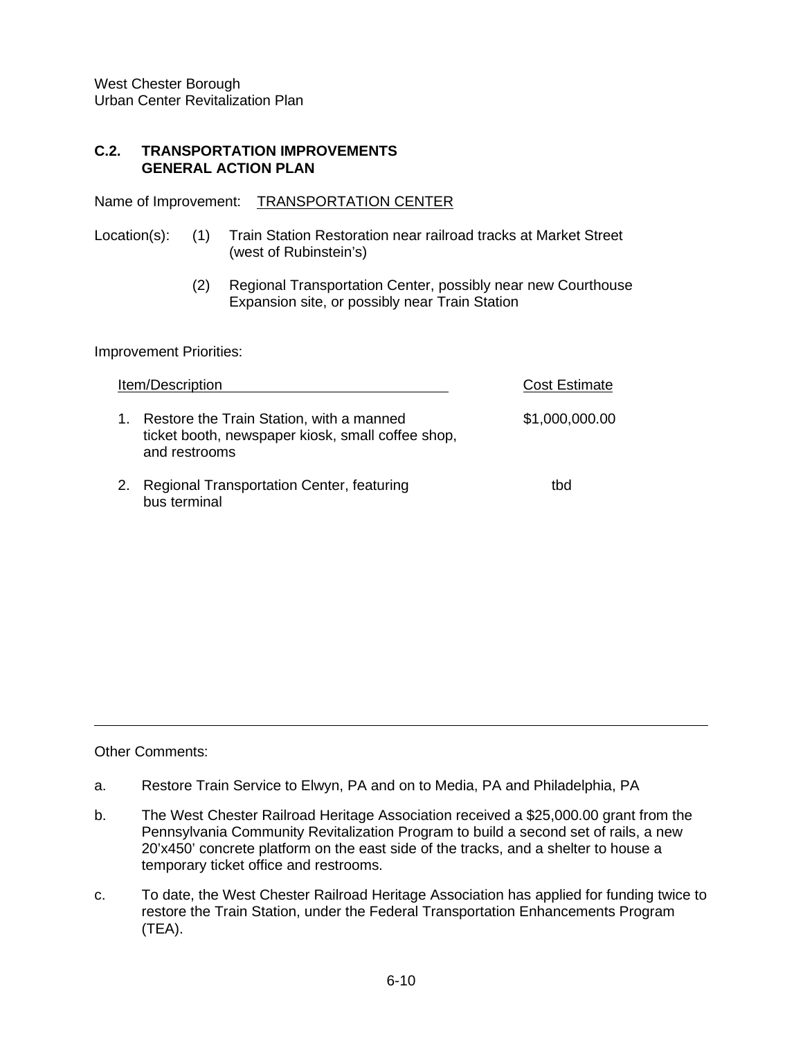## C.2. TRANSPORTATION IMPROVEMENTS GENERAL ACTION PLAN

Name of Improvement: TRANSPORTATION CENTER

Location(s):

(1) Train Station Restoration near railroad tracks at Market Street (west of Rubinstein's)

(2) Regional Transportation Center, possibly near new Courthouse Expansion site, or possibly near Train Station

Improvement Priorities:

| Item/Description | Cost Estimate |
|---|---|
| 1. Restore the Train Station, with a manned ticket booth, newspaper kiosk, small coffee shop, and restrooms | $1,000,000.00 |
| 2. Regional Transportation Center, featuring bus terminal | tbd |

---

Other Comments:

a. Restore Train Service to Elwyn, PA and on to Media, PA and Philadelphia, PA

b. The West Chester Railroad Heritage Association received a $25,000.00 grant from the Pennsylvania Community Revitalization Program to build a second set of rails, a new 20'x450' concrete platform on the east side of the tracks, and a shelter to house a temporary ticket office and restrooms.

c. To date, the West Chester Railroad Heritage Association has applied for funding twice to restore the Train Station, under the Federal Transportation Enhancements Program (TEA).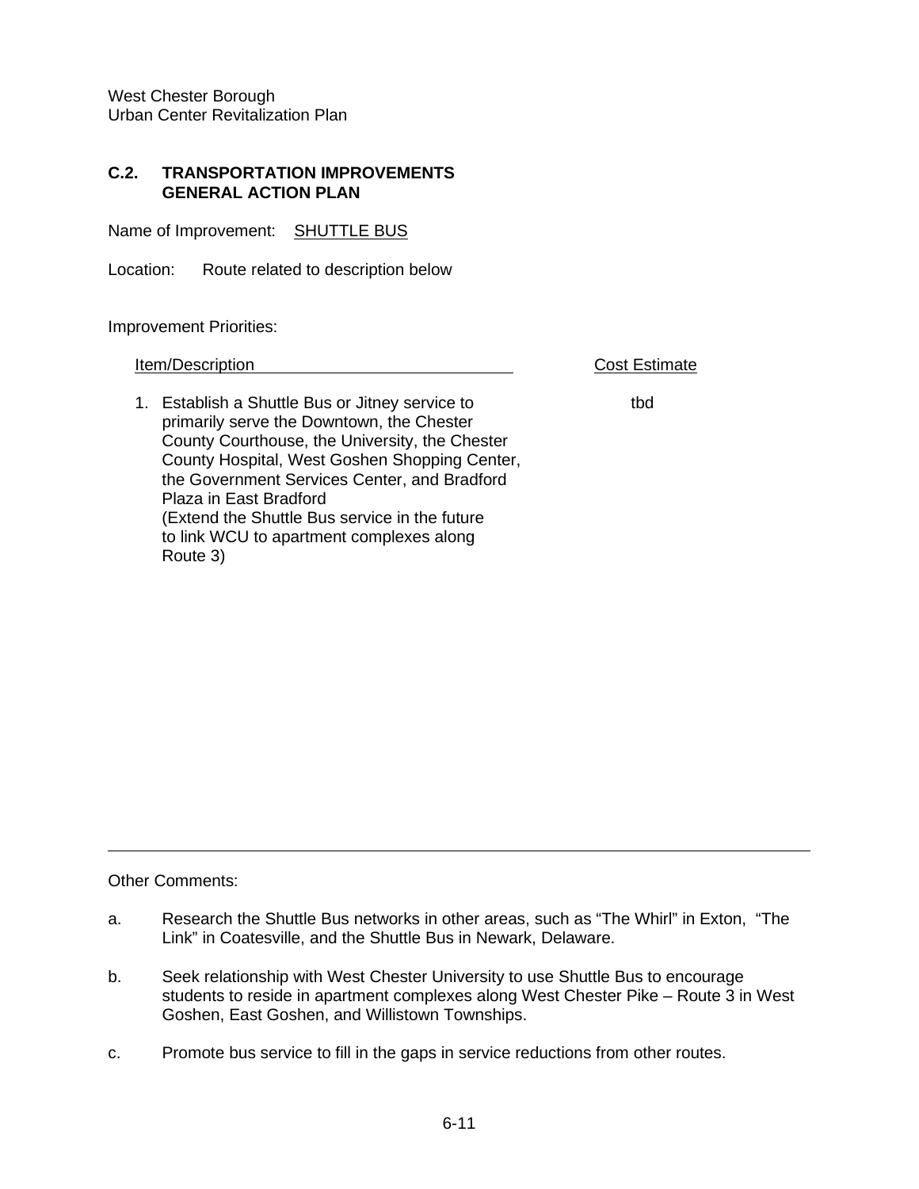West Chester Borough
Urban Center Revitalization Plan

## C.2. TRANSPORTATION IMPROVEMENTS GENERAL ACTION PLAN

Name of Improvement: SHUTTLE BUS

Location: Route related to description below

Improvement Priorities:

| Item/Description | Cost Estimate |
| --- | --- |
| 1. Establish a Shuttle Bus or Jitney service to primarily serve the Downtown, the Chester County Courthouse, the University, the Chester County Hospital, West Goshen Shopping Center, the Government Services Center, and Bradford Plaza in East Bradford (Extend the Shuttle Bus service in the future to link WCU to apartment complexes along Route 3) | tbd |

---

Other Comments:

a. Research the Shuttle Bus networks in other areas, such as “The Whirl” in Exton, “The Link” in Coatesville, and the Shuttle Bus in Newark, Delaware.

b. Seek relationship with West Chester University to use Shuttle Bus to encourage students to reside in apartment complexes along West Chester Pike – Route 3 in West Goshen, East Goshen, and Willistown Townships.

c. Promote bus service to fill in the gaps in service reductions from other routes.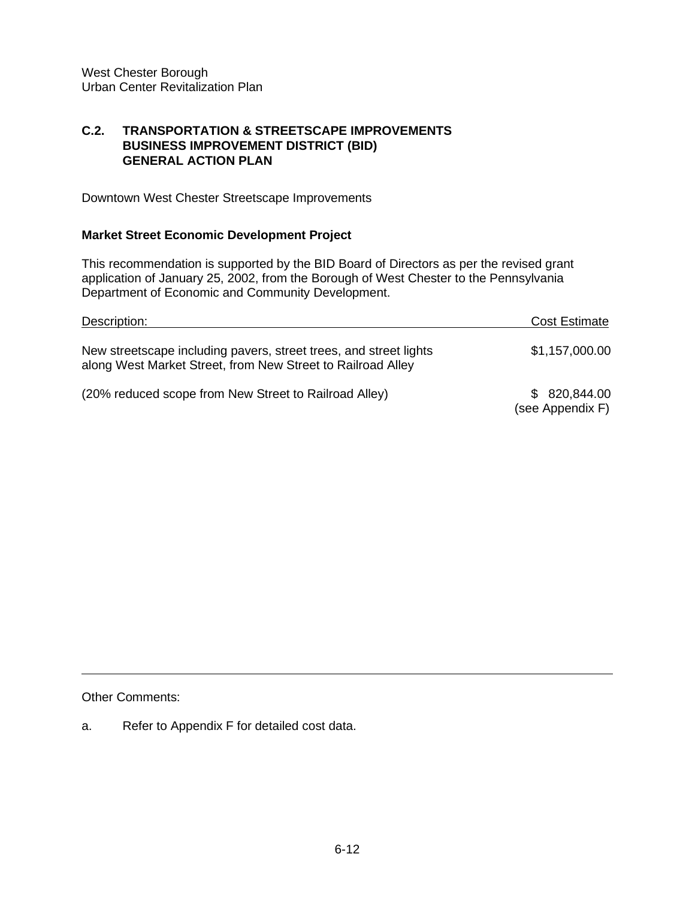West Chester Borough
Urban Center Revitalization Plan

## C.2. TRANSPORTATION & STREETSCAPE IMPROVEMENTS BUSINESS IMPROVEMENT DISTRICT (BID) GENERAL ACTION PLAN

Downtown West Chester Streetscape Improvements

### Market Street Economic Development Project

This recommendation is supported by the BID Board of Directors as per the revised grant application of January 25, 2002, from the Borough of West Chester to the Pennsylvania Department of Economic and Community Development.

| Description: | Cost Estimate |
|---|---|
| New streetscape including pavers, street trees, and street lights along West Market Street, from New Street to Railroad Alley | $1,157,000.00 |
| (20% reduced scope from New Street to Railroad Alley) | $ 820,844.00 (see Appendix F) |

Other Comments:

a. Refer to Appendix F for detailed cost data.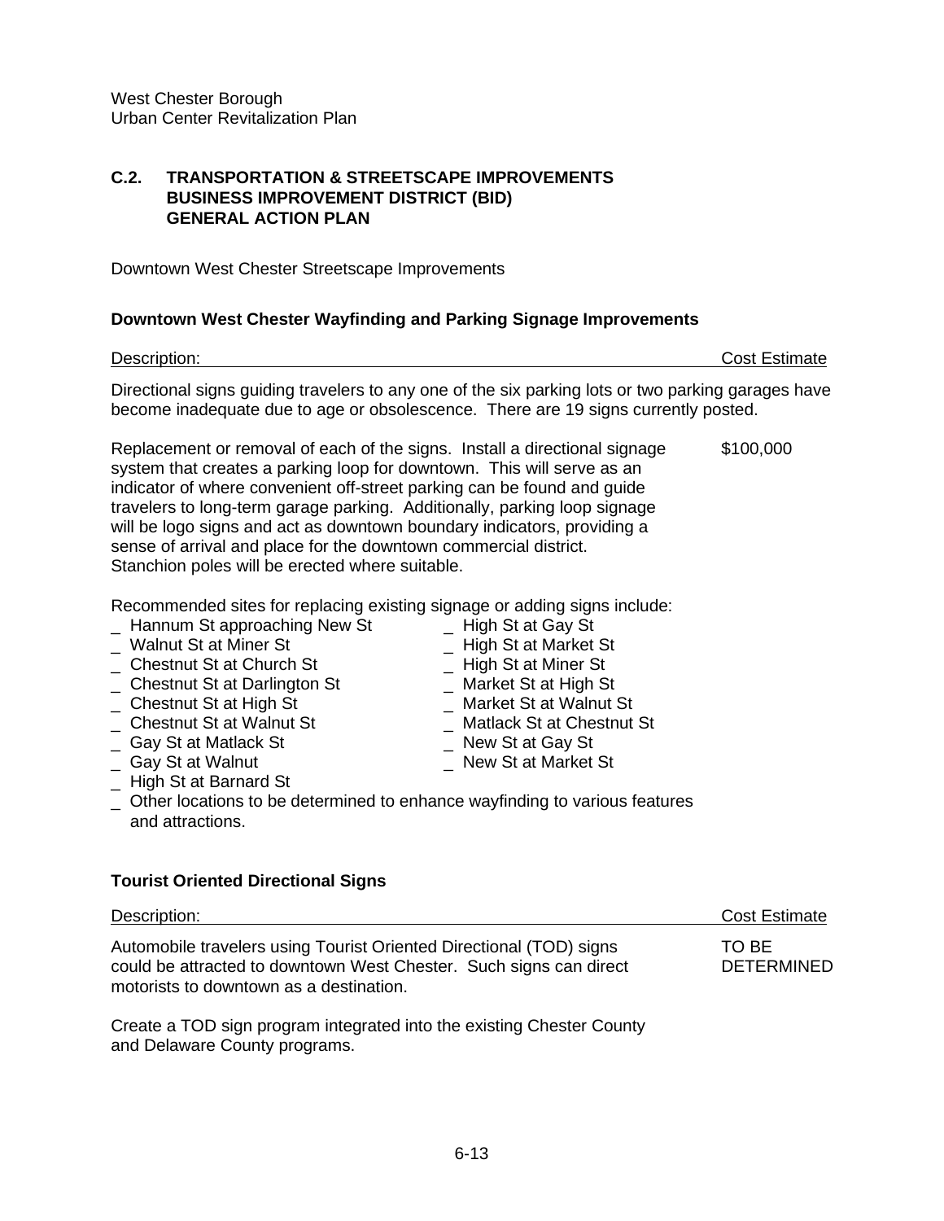West Chester Borough
Urban Center Revitalization Plan

## C.2. TRANSPORTATION & STREETSCAPE IMPROVEMENTS BUSINESS IMPROVEMENT DISTRICT (BID) GENERAL ACTION PLAN

Downtown West Chester Streetscape Improvements

### Downtown West Chester Wayfinding and Parking Signage Improvements

| Description: | Cost Estimate |
|---|---|
| Directional signs guiding travelers to any one of the six parking lots or two parking garages have become inadequate due to age or obsolescence. There are 19 signs currently posted. | |
| Replacement or removal of each of the signs. Install a directional signage system that creates a parking loop for downtown. This will serve as an indicator of where convenient off-street parking can be found and guide travelers to long-term garage parking. Additionally, parking loop signage will be logo signs and act as downtown boundary indicators, providing a sense of arrival and place for the downtown commercial district. Stanchion poles will be erected where suitable. | $100,000 |

Recommended sites for replacing existing signage or adding signs include:

- Hannum St approaching New St
- Walnut St at Miner St
- Chestnut St at Church St
- Chestnut St at Darlington St
- Chestnut St at High St
- Chestnut St at Walnut St
- Gay St at Matlack St
- Gay St at Walnut
- High St at Barnard St
- High St at Gay St
- High St at Market St
- High St at Miner St
- Market St at High St
- Market St at Walnut St
- Matlack St at Chestnut St
- New St at Gay St
- New St at Market St
- Other locations to be determined to enhance wayfinding to various features and attractions.

### Tourist Oriented Directional Signs

| Description: | Cost Estimate |
|---|---|
| Automobile travelers using Tourist Oriented Directional (TOD) signs could be attracted to downtown West Chester. Such signs can direct motorists to downtown as a destination. | TO BE DETERMINED |
| Create a TOD sign program integrated into the existing Chester County and Delaware County programs. | |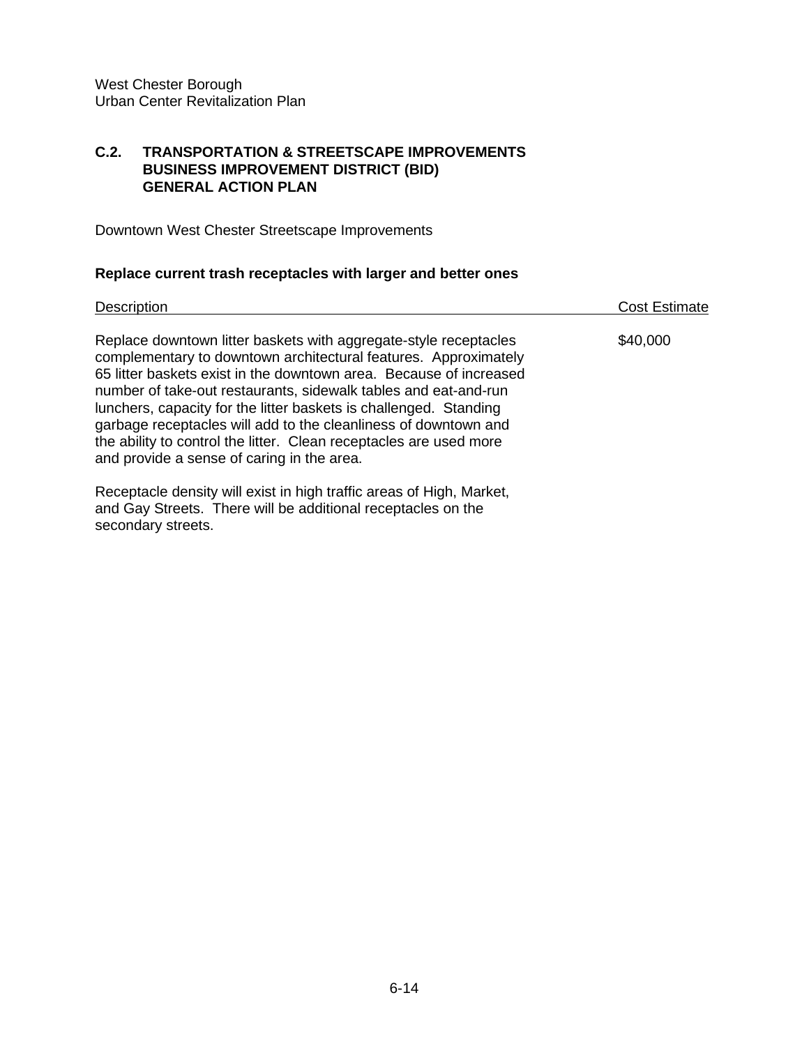West Chester Borough
Urban Center Revitalization Plan

## C.2. TRANSPORTATION & STREETSCAPE IMPROVEMENTS BUSINESS IMPROVEMENT DISTRICT (BID) GENERAL ACTION PLAN

Downtown West Chester Streetscape Improvements

**Replace current trash receptacles with larger and better ones**

| Description | Cost Estimate |
|---|---|
| Replace downtown litter baskets with aggregate-style receptacles complementary to downtown architectural features. Approximately 65 litter baskets exist in the downtown area. Because of increased number of take-out restaurants, sidewalk tables and eat-and-run lunchers, capacity for the litter baskets is challenged. Standing garbage receptacles will add to the cleanliness of downtown and the ability to control the litter. Clean receptacles are used more and provide a sense of caring in the area.<br><br>Receptacle density will exist in high traffic areas of High, Market, and Gay Streets. There will be additional receptacles on the secondary streets. | $40,000 |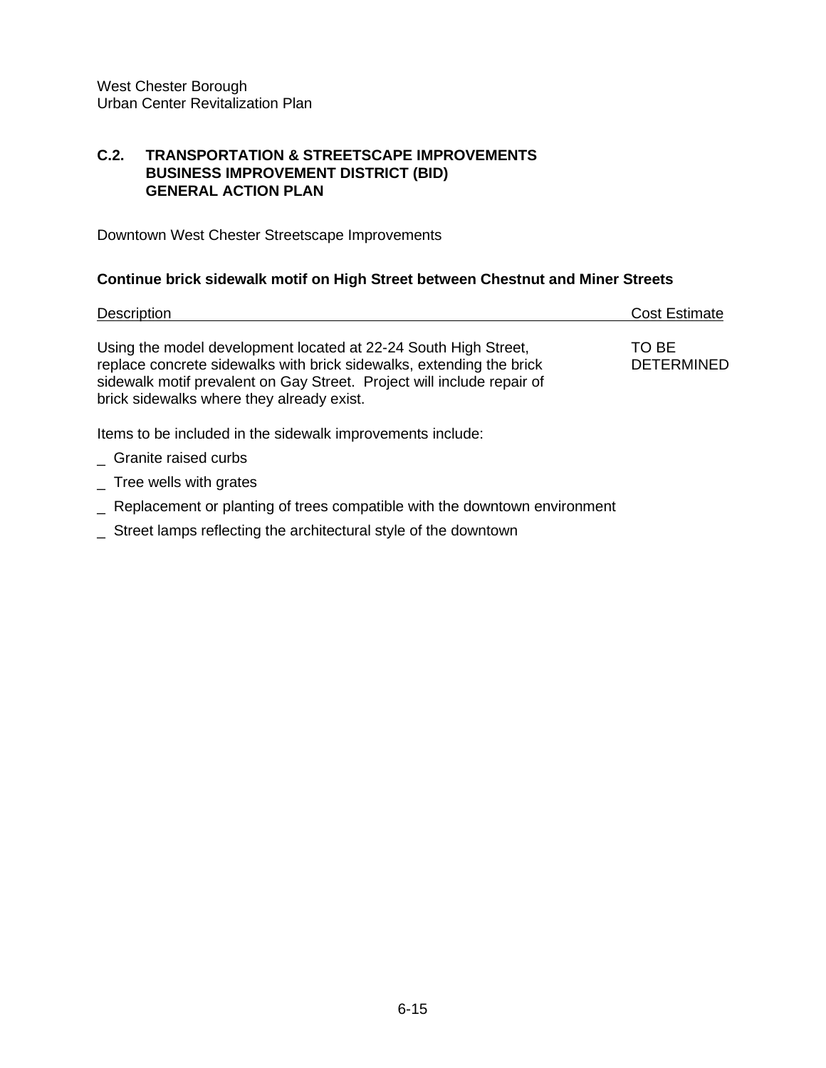## C.2. TRANSPORTATION & STREETSCAPE IMPROVEMENTS BUSINESS IMPROVEMENT DISTRICT (BID) GENERAL ACTION PLAN

Downtown West Chester Streetscape Improvements

**Continue brick sidewalk motif on High Street between Chestnut and Miner Streets**

| Description | Cost Estimate |
| --- | --- |
| Using the model development located at 22-24 South High Street, replace concrete sidewalks with brick sidewalks, extending the brick sidewalk motif prevalent on Gay Street. Project will include repair of brick sidewalks where they already exist. | TO BE DETERMINED |

Items to be included in the sidewalk improvements include:

- Granite raised curbs
- Tree wells with grates
- Replacement or planting of trees compatible with the downtown environment
- Street lamps reflecting the architectural style of the downtown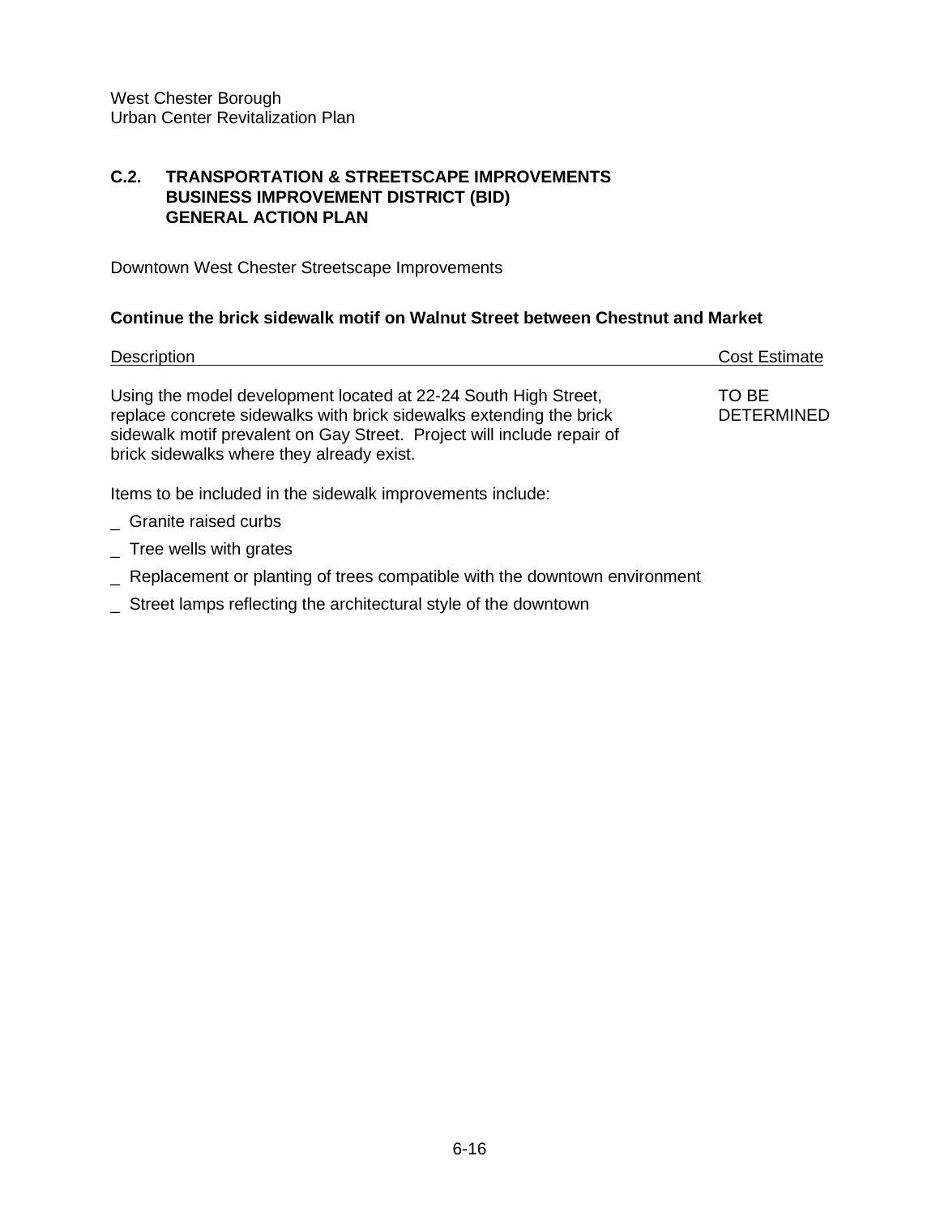## C.2. TRANSPORTATION & STREETSCAPE IMPROVEMENTS BUSINESS IMPROVEMENT DISTRICT (BID) GENERAL ACTION PLAN

Downtown West Chester Streetscape Improvements

**Continue the brick sidewalk motif on Walnut Street between Chestnut and Market**

| Description | Cost Estimate |
|---|---|
| Using the model development located at 22-24 South High Street, replace concrete sidewalks with brick sidewalks extending the brick sidewalk motif prevalent on Gay Street. Project will include repair of brick sidewalks where they already exist. | TO BE DETERMINED |

Items to be included in the sidewalk improvements include:

- Granite raised curbs
- Tree wells with grates
- Replacement or planting of trees compatible with the downtown environment
- Street lamps reflecting the architectural style of the downtown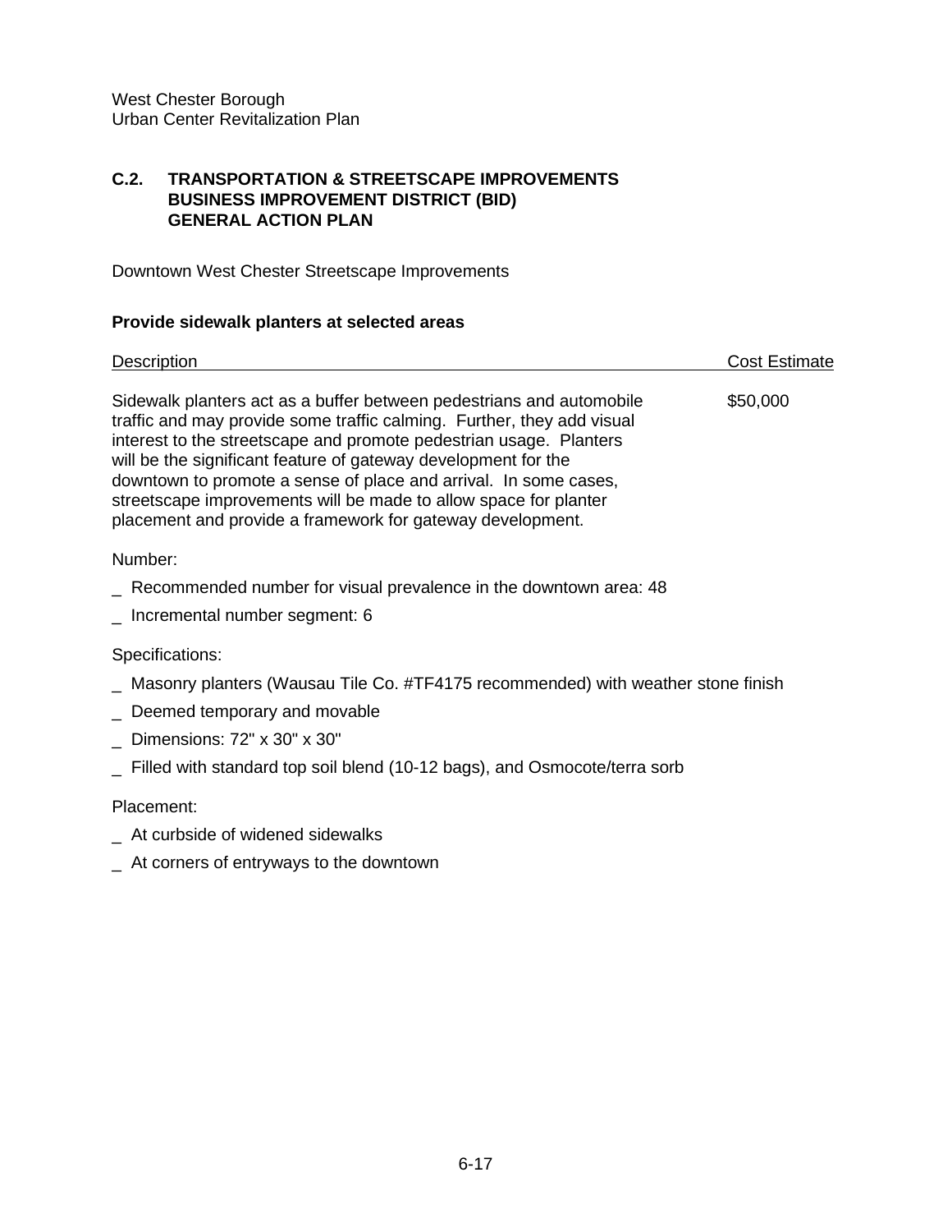West Chester Borough
Urban Center Revitalization Plan

## C.2. TRANSPORTATION & STREETSCAPE IMPROVEMENTS BUSINESS IMPROVEMENT DISTRICT (BID) GENERAL ACTION PLAN

Downtown West Chester Streetscape Improvements

### Provide sidewalk planters at selected areas

| Description | Cost Estimate |
|---|---|
| Sidewalk planters act as a buffer between pedestrians and automobile traffic and may provide some traffic calming. Further, they add visual interest to the streetscape and promote pedestrian usage. Planters will be the significant feature of gateway development for the downtown to promote a sense of place and arrival. In some cases, streetscape improvements will be made to allow space for planter placement and provide a framework for gateway development. | $50,000 |

Number:

- Recommended number for visual prevalence in the downtown area: 48
- Incremental number segment: 6

Specifications:

- Masonry planters (Wausau Tile Co. #TF4175 recommended) with weather stone finish
- Deemed temporary and movable
- Dimensions: 72" x 30" x 30"
- Filled with standard top soil blend (10-12 bags), and Osmocote/terra sorb

Placement:

- At curbside of widened sidewalks
- At corners of entryways to the downtown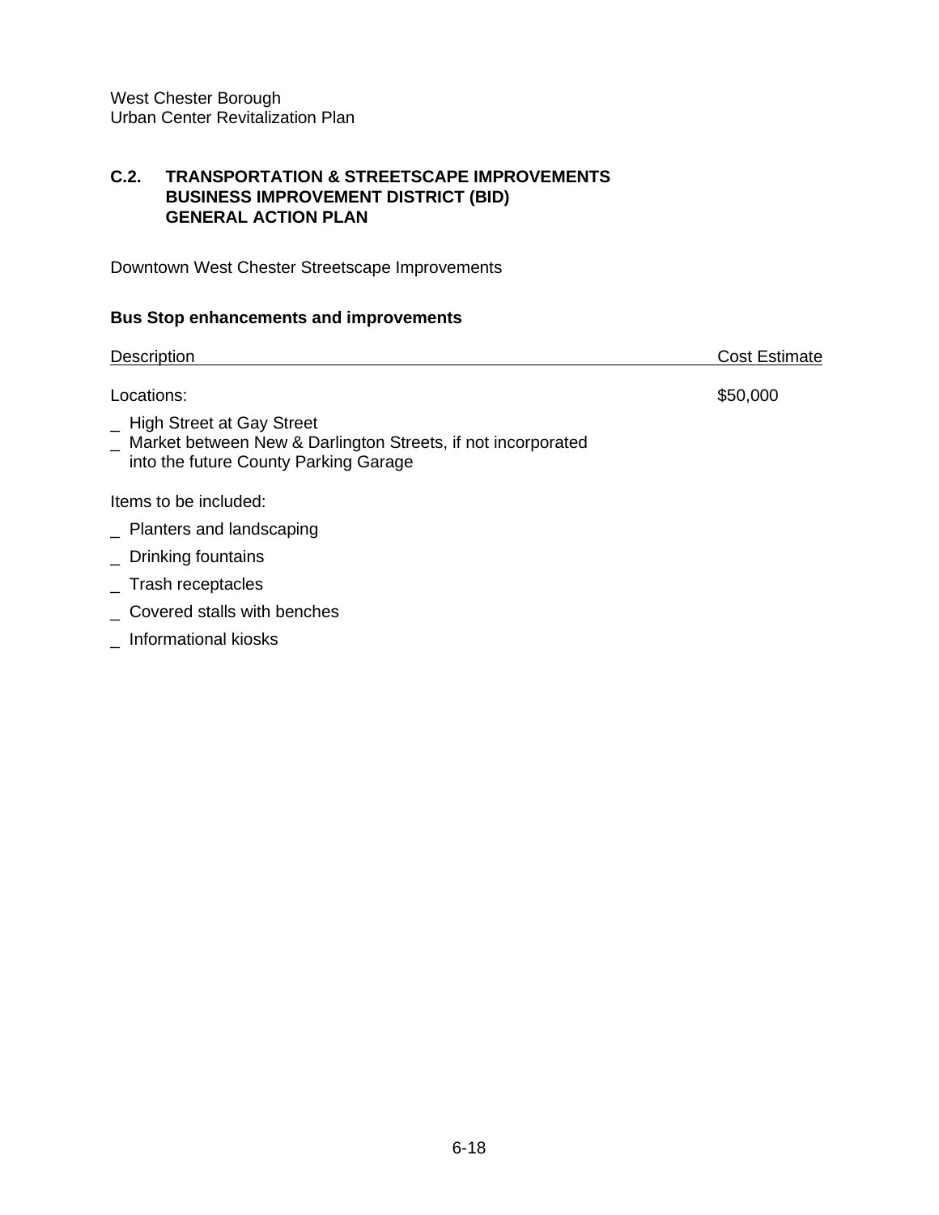## C.2. TRANSPORTATION & STREETSCAPE IMPROVEMENTS BUSINESS IMPROVEMENT DISTRICT (BID) GENERAL ACTION PLAN

Downtown West Chester Streetscape Improvements

**Bus Stop enhancements and improvements**

| Description | Cost Estimate |
|---|---|
| Locations: | $50,000 |

_ High Street at Gay Street
_ Market between New & Darlington Streets, if not incorporated into the future County Parking Garage

Items to be included:

_ Planters and landscaping
_ Drinking fountains
_ Trash receptacles
_ Covered stalls with benches
_ Informational kiosks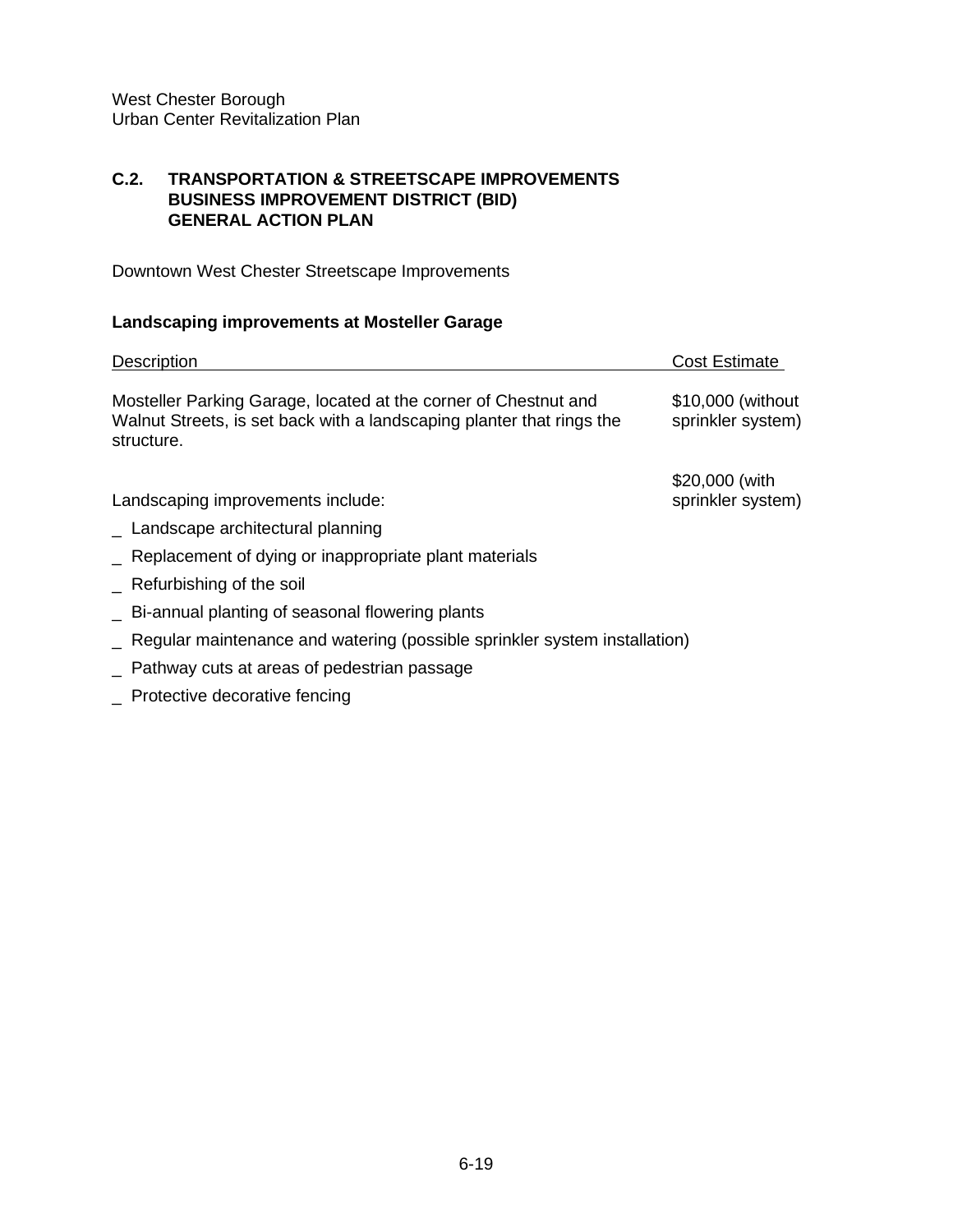West Chester Borough
Urban Center Revitalization Plan

## C.2. TRANSPORTATION & STREETSCAPE IMPROVEMENTS BUSINESS IMPROVEMENT DISTRICT (BID) GENERAL ACTION PLAN

Downtown West Chester Streetscape Improvements

### Landscaping improvements at Mosteller Garage

| Description | Cost Estimate |
|---|---|
| Mosteller Parking Garage, located at the corner of Chestnut and Walnut Streets, is set back with a landscaping planter that rings the structure. | $10,000 (without sprinkler system) |
| Landscaping improvements include: | $20,000 (with sprinkler system) |

_ Landscape architectural planning

_ Replacement of dying or inappropriate plant materials

_ Refurbishing of the soil

_ Bi-annual planting of seasonal flowering plants

_ Regular maintenance and watering (possible sprinkler system installation)

_ Pathway cuts at areas of pedestrian passage

_ Protective decorative fencing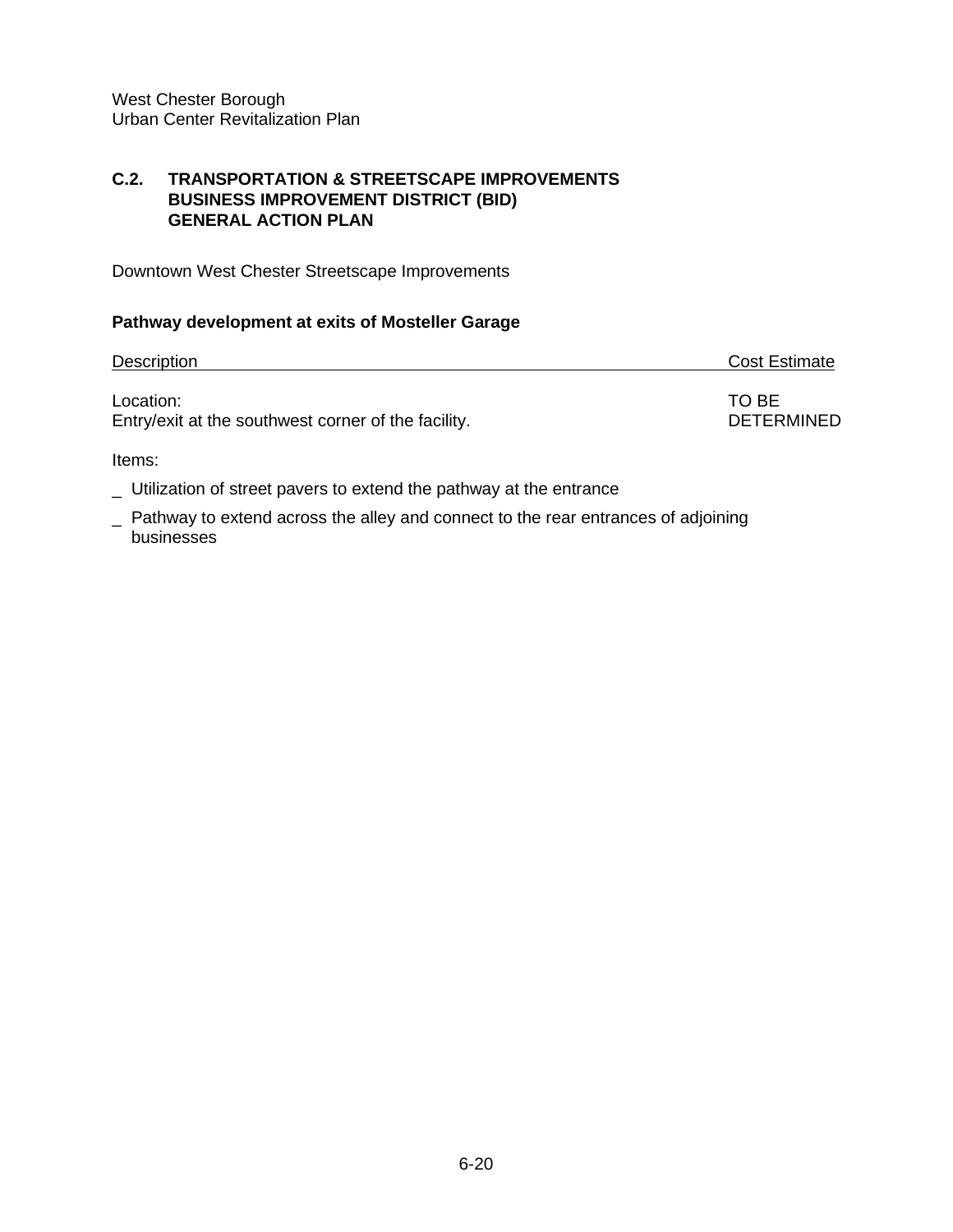## C.2. TRANSPORTATION & STREETSCAPE IMPROVEMENTS BUSINESS IMPROVEMENT DISTRICT (BID) GENERAL ACTION PLAN

Downtown West Chester Streetscape Improvements

**Pathway development at exits of Mosteller Garage**

| Description | Cost Estimate |
| --- | --- |
| Location:<br>Entry/exit at the southwest corner of the facility. | TO BE DETERMINED |

Items:

- Utilization of street pavers to extend the pathway at the entrance
- Pathway to extend across the alley and connect to the rear entrances of adjoining businesses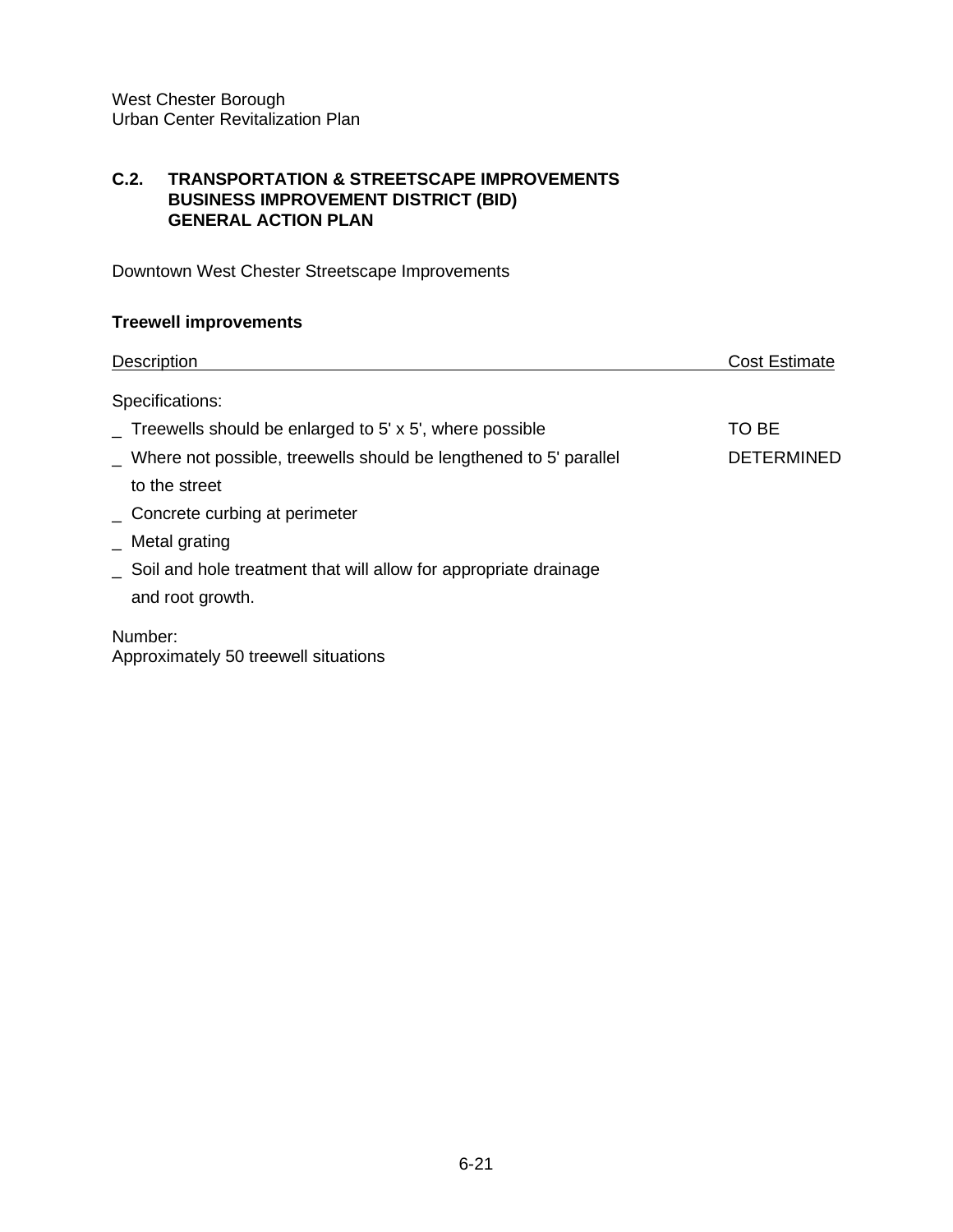## C.2. TRANSPORTATION & STREETSCAPE IMPROVEMENTS BUSINESS IMPROVEMENT DISTRICT (BID) GENERAL ACTION PLAN

Downtown West Chester Streetscape Improvements

**Treewell improvements**

| Description | Cost Estimate |
|---|---|
| Specifications: | |
| _ Treewells should be enlarged to 5' x 5', where possible | TO BE |
| _ Where not possible, treewells should be lengthened to 5' parallel to the street | DETERMINED |
| _ Concrete curbing at perimeter | |
| _ Metal grating | |
| _ Soil and hole treatment that will allow for appropriate drainage and root growth. | |

Number:
Approximately 50 treewell situations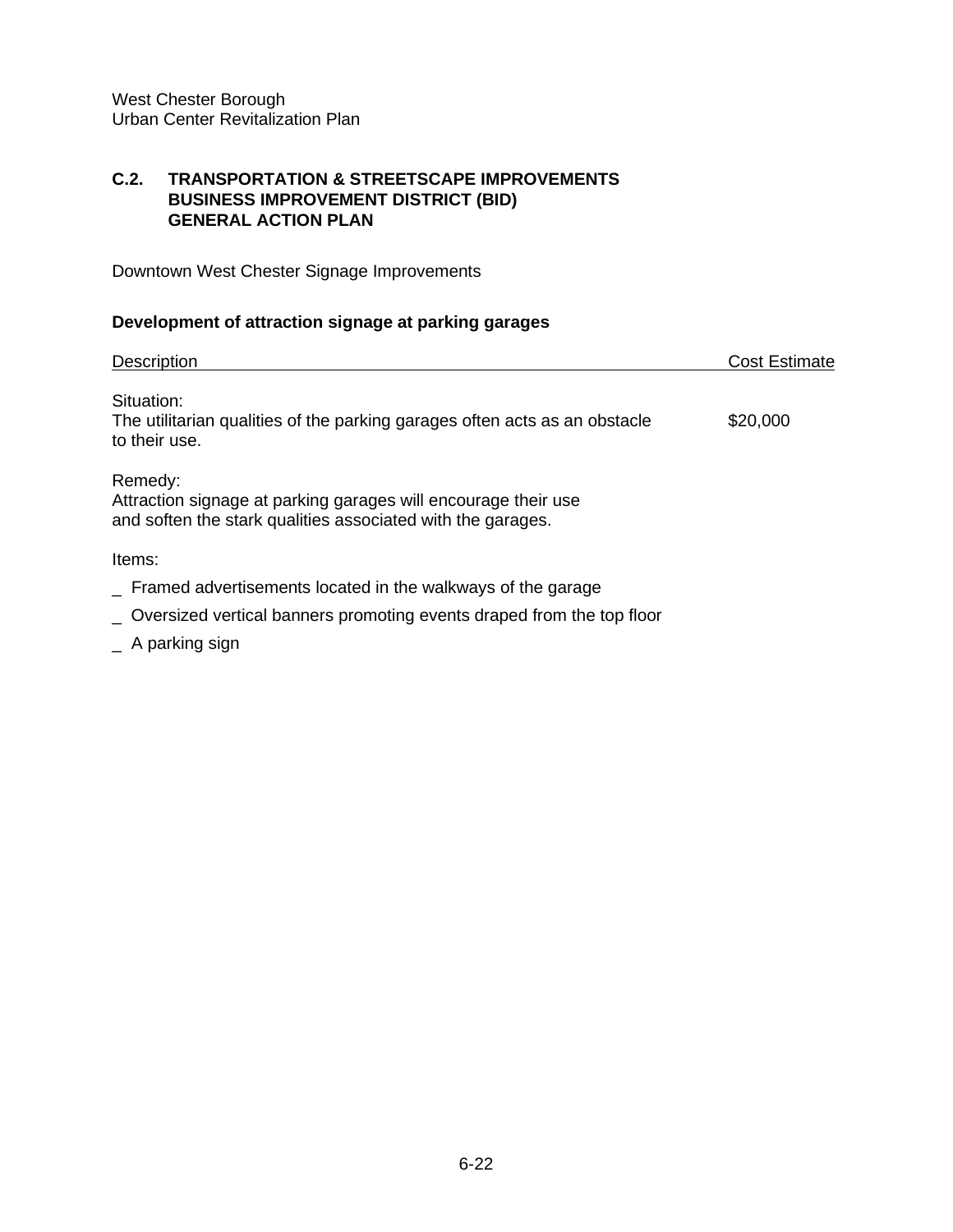West Chester Borough
Urban Center Revitalization Plan

## C.2. TRANSPORTATION & STREETSCAPE IMPROVEMENTS BUSINESS IMPROVEMENT DISTRICT (BID) GENERAL ACTION PLAN

Downtown West Chester Signage Improvements

### Development of attraction signage at parking garages

| Description | Cost Estimate |
|---|---|
| Situation:<br>The utilitarian qualities of the parking garages often acts as an obstacle to their use. | $20,000 |
| Remedy:<br>Attraction signage at parking garages will encourage their use and soften the stark qualities associated with the garages. | |

Items:

_ Framed advertisements located in the walkways of the garage

_ Oversized vertical banners promoting events draped from the top floor

_ A parking sign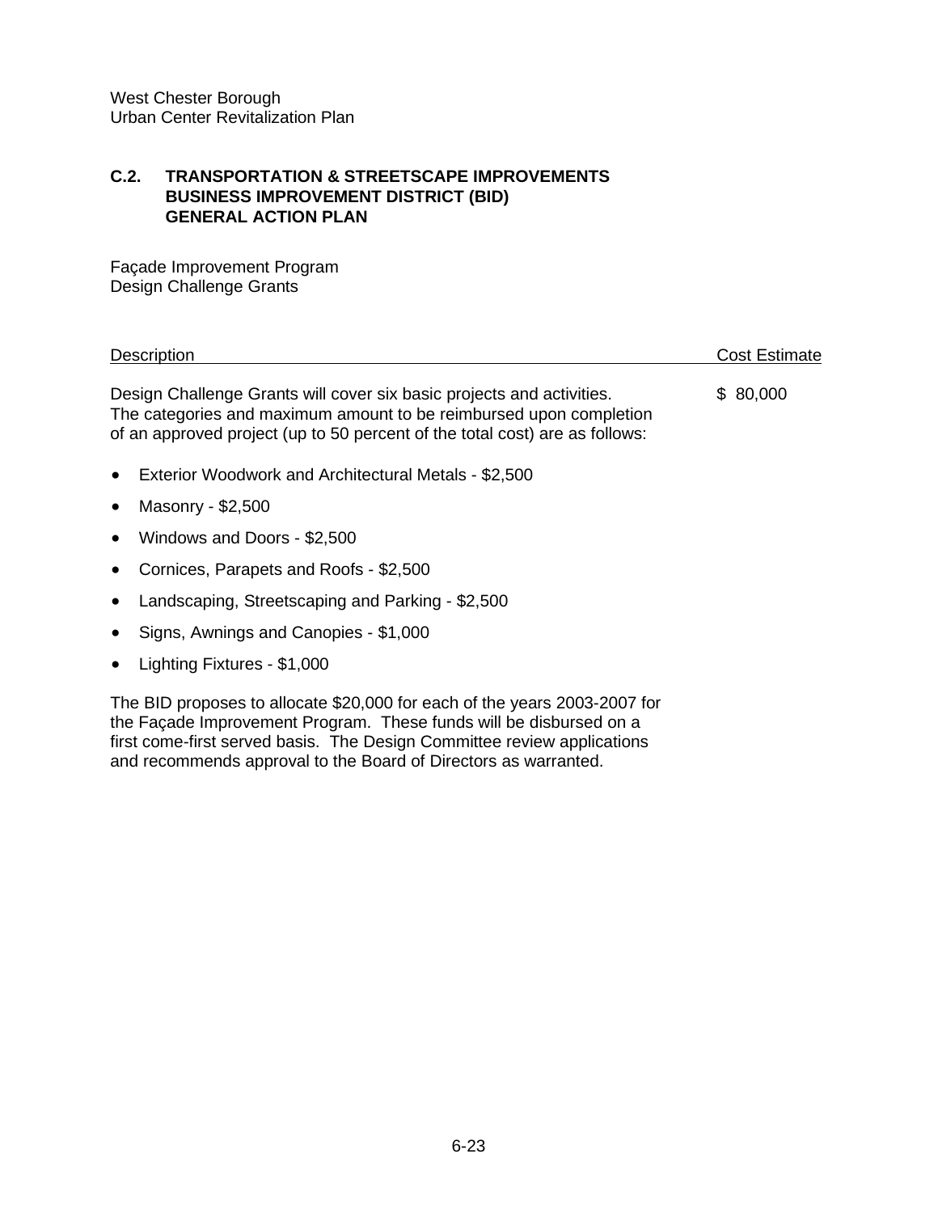**C.2. TRANSPORTATION & STREETSCAPE IMPROVEMENTS**
**BUSINESS IMPROVEMENT DISTRICT (BID)**
**GENERAL ACTION PLAN**

Façade Improvement Program
Design Challenge Grants

| Description | Cost Estimate |
|---|---|
| Design Challenge Grants will cover six basic projects and activities. The categories and maximum amount to be reimbursed upon completion of an approved project (up to 50 percent of the total cost) are as follows: | $ 80,000 |

- Exterior Woodwork and Architectural Metals - $2,500
- Masonry - $2,500
- Windows and Doors - $2,500
- Cornices, Parapets and Roofs - $2,500
- Landscaping, Streetscaping and Parking - $2,500
- Signs, Awnings and Canopies - $1,000
- Lighting Fixtures - $1,000

The BID proposes to allocate $20,000 for each of the years 2003-2007 for the Façade Improvement Program. These funds will be disbursed on a first come-first served basis. The Design Committee review applications and recommends approval to the Board of Directors as warranted.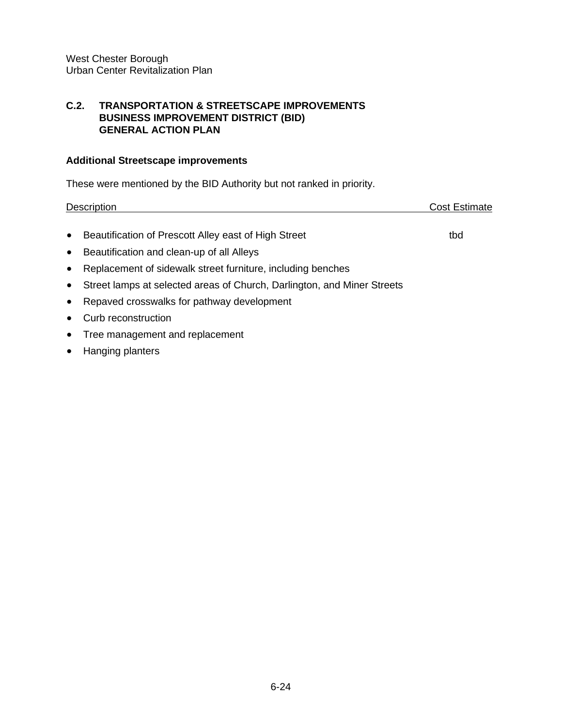West Chester Borough
Urban Center Revitalization Plan

## C.2. TRANSPORTATION & STREETSCAPE IMPROVEMENTS
## BUSINESS IMPROVEMENT DISTRICT (BID)
## GENERAL ACTION PLAN

### Additional Streetscape improvements

These were mentioned by the BID Authority but not ranked in priority.

| Description | Cost Estimate |
|---|---|
| • Beautification of Prescott Alley east of High Street | tbd |
| • Beautification and clean-up of all Alleys | |
| • Replacement of sidewalk street furniture, including benches | |
| • Street lamps at selected areas of Church, Darlington, and Miner Streets | |
| • Repaved crosswalks for pathway development | |
| • Curb reconstruction | |
| • Tree management and replacement | |
| • Hanging planters | |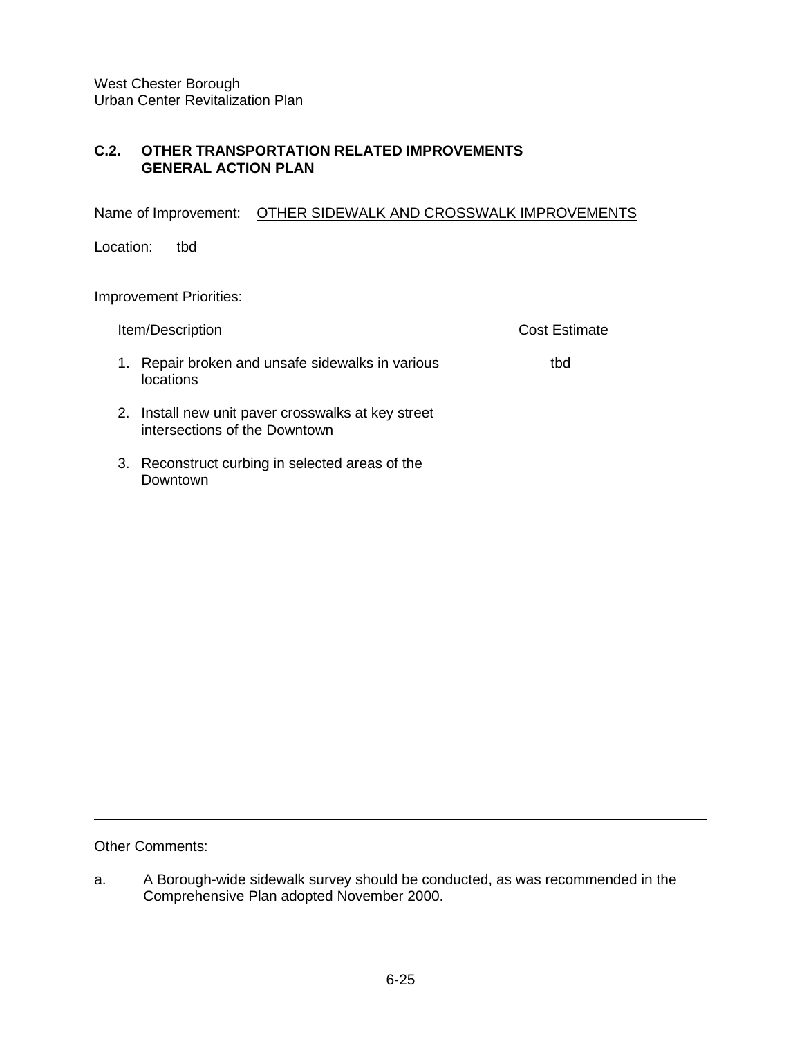## C.2. OTHER TRANSPORTATION RELATED IMPROVEMENTS GENERAL ACTION PLAN

Name of Improvement: OTHER SIDEWALK AND CROSSWALK IMPROVEMENTS

Location: tbd

Improvement Priorities:

| Item/Description | Cost Estimate |
|---|---|
| 1. Repair broken and unsafe sidewalks in various locations | tbd |
| 2. Install new unit paver crosswalks at key street intersections of the Downtown | |
| 3. Reconstruct curbing in selected areas of the Downtown | |

---

Other Comments:

a. A Borough-wide sidewalk survey should be conducted, as was recommended in the Comprehensive Plan adopted November 2000.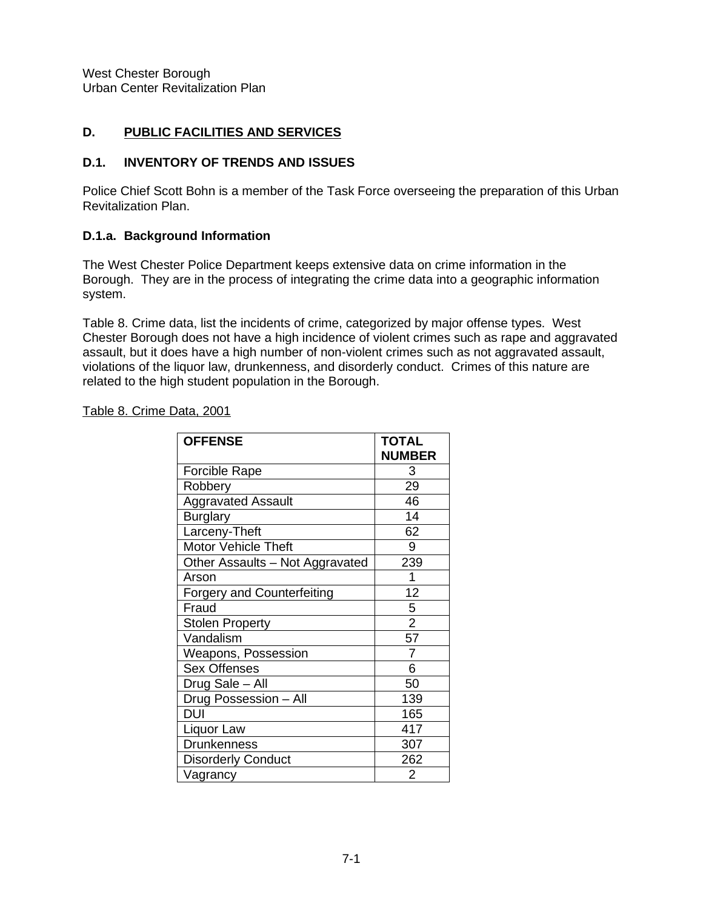## D. PUBLIC FACILITIES AND SERVICES

### D.1. INVENTORY OF TRENDS AND ISSUES

Police Chief Scott Bohn is a member of the Task Force overseeing the preparation of this Urban Revitalization Plan.

#### D.1.a. Background Information

The West Chester Police Department keeps extensive data on crime information in the Borough. They are in the process of integrating the crime data into a geographic information system.

Table 8. Crime data, list the incidents of crime, categorized by major offense types. West Chester Borough does not have a high incidence of violent crimes such as rape and aggravated assault, but it does have a high number of non-violent crimes such as not aggravated assault, violations of the liquor law, drunkenness, and disorderly conduct. Crimes of this nature are related to the high student population in the Borough.

Table 8. Crime Data, 2001

| OFFENSE | TOTAL NUMBER |
|---|---|
| Forcible Rape | 3 |
| Robbery | 29 |
| Aggravated Assault | 46 |
| Burglary | 14 |
| Larceny-Theft | 62 |
| Motor Vehicle Theft | 9 |
| Other Assaults – Not Aggravated | 239 |
| Arson | 1 |
| Forgery and Counterfeiting | 12 |
| Fraud | 5 |
| Stolen Property | 2 |
| Vandalism | 57 |
| Weapons, Possession | 7 |
| Sex Offenses | 6 |
| Drug Sale – All | 50 |
| Drug Possession – All | 139 |
| DUI | 165 |
| Liquor Law | 417 |
| Drunkenness | 307 |
| Disorderly Conduct | 262 |
| Vagrancy | 2 |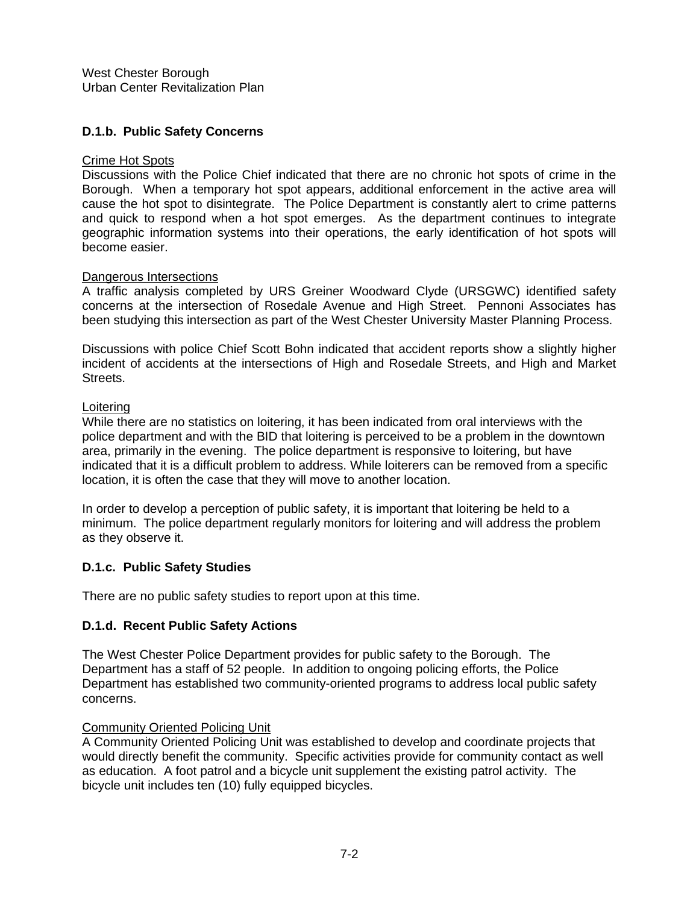### D.1.b. Public Safety Concerns

Crime Hot Spots
Discussions with the Police Chief indicated that there are no chronic hot spots of crime in the Borough. When a temporary hot spot appears, additional enforcement in the active area will cause the hot spot to disintegrate. The Police Department is constantly alert to crime patterns and quick to respond when a hot spot emerges. As the department continues to integrate geographic information systems into their operations, the early identification of hot spots will become easier.

Dangerous Intersections
A traffic analysis completed by URS Greiner Woodward Clyde (URSGWC) identified safety concerns at the intersection of Rosedale Avenue and High Street. Pennoni Associates has been studying this intersection as part of the West Chester University Master Planning Process.

Discussions with police Chief Scott Bohn indicated that accident reports show a slightly higher incident of accidents at the intersections of High and Rosedale Streets, and High and Market Streets.

Loitering
While there are no statistics on loitering, it has been indicated from oral interviews with the police department and with the BID that loitering is perceived to be a problem in the downtown area, primarily in the evening. The police department is responsive to loitering, but have indicated that it is a difficult problem to address. While loiterers can be removed from a specific location, it is often the case that they will move to another location.

In order to develop a perception of public safety, it is important that loitering be held to a minimum. The police department regularly monitors for loitering and will address the problem as they observe it.

### D.1.c. Public Safety Studies

There are no public safety studies to report upon at this time.

### D.1.d. Recent Public Safety Actions

The West Chester Police Department provides for public safety to the Borough. The Department has a staff of 52 people. In addition to ongoing policing efforts, the Police Department has established two community-oriented programs to address local public safety concerns.

Community Oriented Policing Unit
A Community Oriented Policing Unit was established to develop and coordinate projects that would directly benefit the community. Specific activities provide for community contact as well as education. A foot patrol and a bicycle unit supplement the existing patrol activity. The bicycle unit includes ten (10) fully equipped bicycles.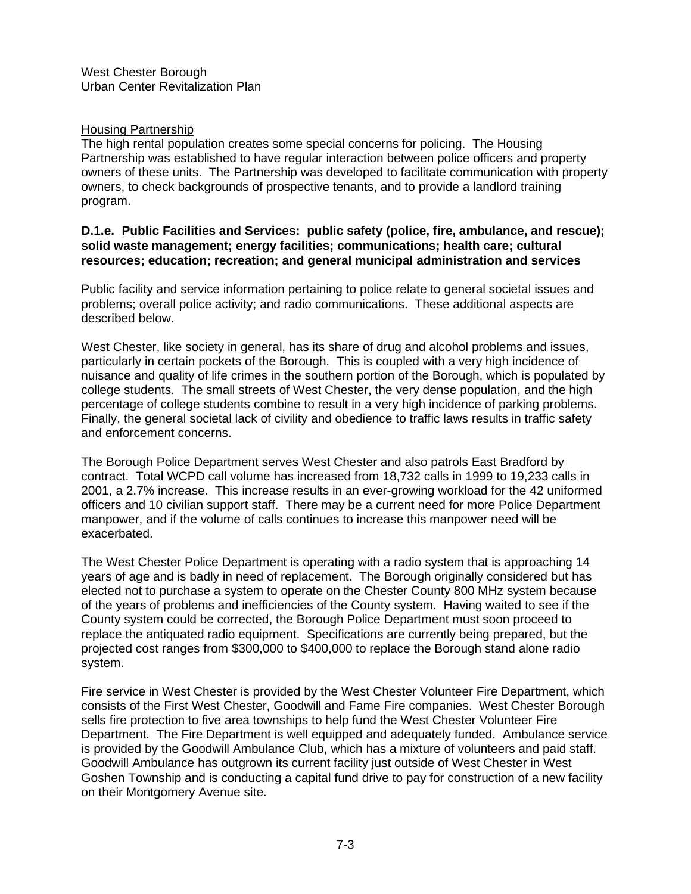Housing Partnership

The high rental population creates some special concerns for policing. The Housing Partnership was established to have regular interaction between police officers and property owners of these units. The Partnership was developed to facilitate communication with property owners, to check backgrounds of prospective tenants, and to provide a landlord training program.

**D.1.e. Public Facilities and Services: public safety (police, fire, ambulance, and rescue); solid waste management; energy facilities; communications; health care; cultural resources; education; recreation; and general municipal administration and services**

Public facility and service information pertaining to police relate to general societal issues and problems; overall police activity; and radio communications. These additional aspects are described below.

West Chester, like society in general, has its share of drug and alcohol problems and issues, particularly in certain pockets of the Borough. This is coupled with a very high incidence of nuisance and quality of life crimes in the southern portion of the Borough, which is populated by college students. The small streets of West Chester, the very dense population, and the high percentage of college students combine to result in a very high incidence of parking problems. Finally, the general societal lack of civility and obedience to traffic laws results in traffic safety and enforcement concerns.

The Borough Police Department serves West Chester and also patrols East Bradford by contract. Total WCPD call volume has increased from 18,732 calls in 1999 to 19,233 calls in 2001, a 2.7% increase. This increase results in an ever-growing workload for the 42 uniformed officers and 10 civilian support staff. There may be a current need for more Police Department manpower, and if the volume of calls continues to increase this manpower need will be exacerbated.

The West Chester Police Department is operating with a radio system that is approaching 14 years of age and is badly in need of replacement. The Borough originally considered but has elected not to purchase a system to operate on the Chester County 800 MHz system because of the years of problems and inefficiencies of the County system. Having waited to see if the County system could be corrected, the Borough Police Department must soon proceed to replace the antiquated radio equipment. Specifications are currently being prepared, but the projected cost ranges from $300,000 to $400,000 to replace the Borough stand alone radio system.

Fire service in West Chester is provided by the West Chester Volunteer Fire Department, which consists of the First West Chester, Goodwill and Fame Fire companies. West Chester Borough sells fire protection to five area townships to help fund the West Chester Volunteer Fire Department. The Fire Department is well equipped and adequately funded. Ambulance service is provided by the Goodwill Ambulance Club, which has a mixture of volunteers and paid staff. Goodwill Ambulance has outgrown its current facility just outside of West Chester in West Goshen Township and is conducting a capital fund drive to pay for construction of a new facility on their Montgomery Avenue site.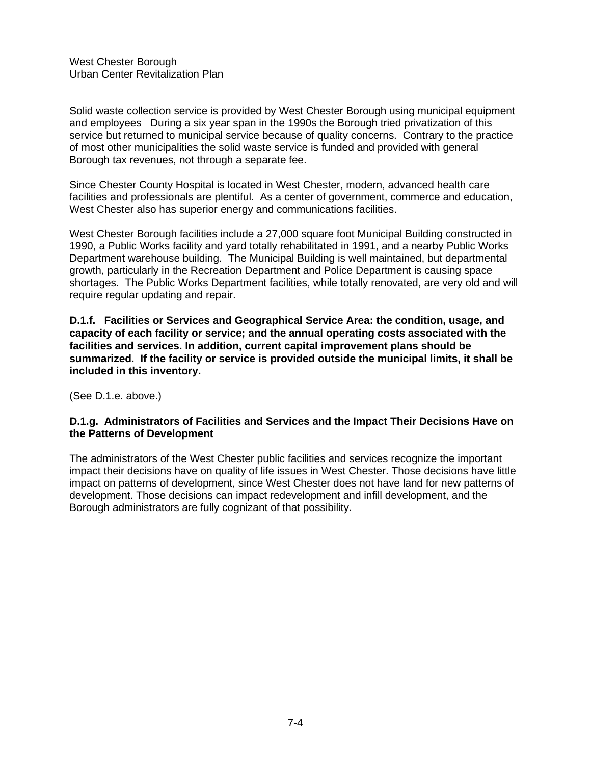Solid waste collection service is provided by West Chester Borough using municipal equipment and employees During a six year span in the 1990s the Borough tried privatization of this service but returned to municipal service because of quality concerns. Contrary to the practice of most other municipalities the solid waste service is funded and provided with general Borough tax revenues, not through a separate fee.

Since Chester County Hospital is located in West Chester, modern, advanced health care facilities and professionals are plentiful. As a center of government, commerce and education, West Chester also has superior energy and communications facilities.

West Chester Borough facilities include a 27,000 square foot Municipal Building constructed in 1990, a Public Works facility and yard totally rehabilitated in 1991, and a nearby Public Works Department warehouse building. The Municipal Building is well maintained, but departmental growth, particularly in the Recreation Department and Police Department is causing space shortages. The Public Works Department facilities, while totally renovated, are very old and will require regular updating and repair.

**D.1.f. Facilities or Services and Geographical Service Area: the condition, usage, and capacity of each facility or service; and the annual operating costs associated with the facilities and services. In addition, current capital improvement plans should be summarized. If the facility or service is provided outside the municipal limits, it shall be included in this inventory.**

(See D.1.e. above.)

**D.1.g. Administrators of Facilities and Services and the Impact Their Decisions Have on the Patterns of Development**

The administrators of the West Chester public facilities and services recognize the important impact their decisions have on quality of life issues in West Chester. Those decisions have little impact on patterns of development, since West Chester does not have land for new patterns of development. Those decisions can impact redevelopment and infill development, and the Borough administrators are fully cognizant of that possibility.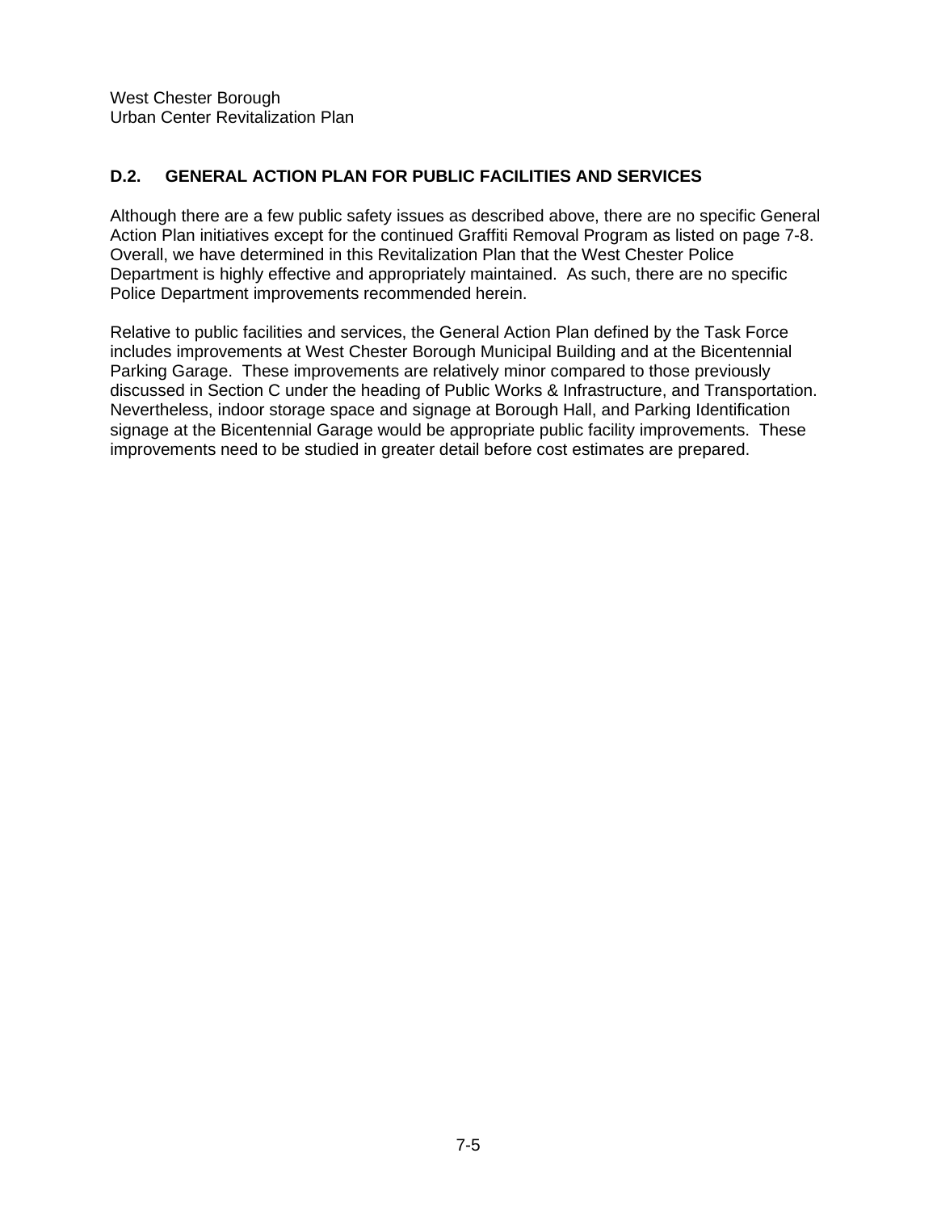## D.2. GENERAL ACTION PLAN FOR PUBLIC FACILITIES AND SERVICES

Although there are a few public safety issues as described above, there are no specific General Action Plan initiatives except for the continued Graffiti Removal Program as listed on page 7-8. Overall, we have determined in this Revitalization Plan that the West Chester Police Department is highly effective and appropriately maintained. As such, there are no specific Police Department improvements recommended herein.

Relative to public facilities and services, the General Action Plan defined by the Task Force includes improvements at West Chester Borough Municipal Building and at the Bicentennial Parking Garage. These improvements are relatively minor compared to those previously discussed in Section C under the heading of Public Works & Infrastructure, and Transportation. Nevertheless, indoor storage space and signage at Borough Hall, and Parking Identification signage at the Bicentennial Garage would be appropriate public facility improvements. These improvements need to be studied in greater detail before cost estimates are prepared.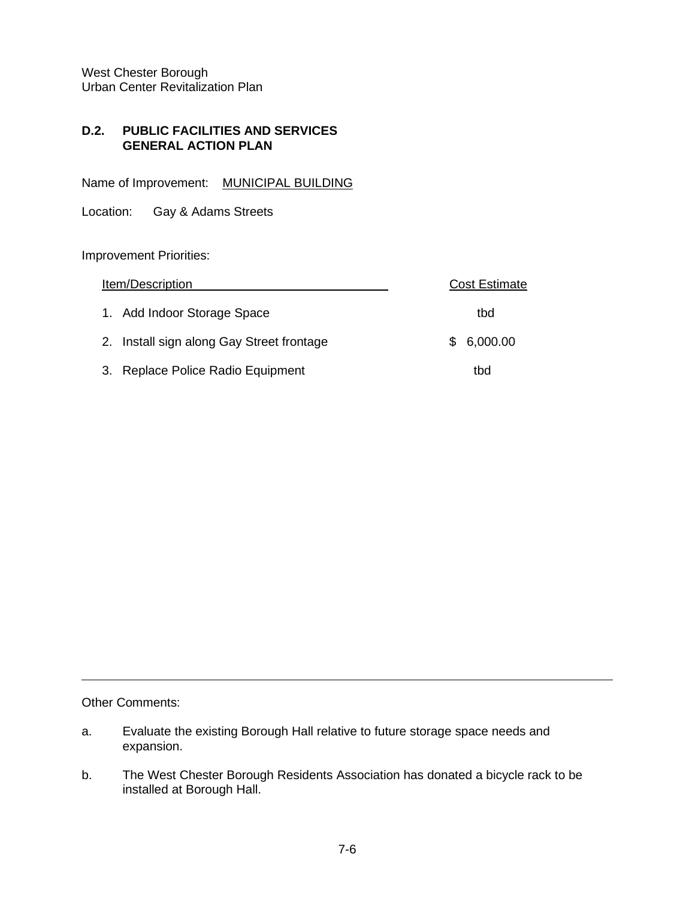West Chester Borough
Urban Center Revitalization Plan

## D.2. PUBLIC FACILITIES AND SERVICES GENERAL ACTION PLAN

Name of Improvement: MUNICIPAL BUILDING

Location: Gay & Adams Streets

Improvement Priorities:

| Item/Description | Cost Estimate |
|---|---|
| 1. Add Indoor Storage Space | tbd |
| 2. Install sign along Gay Street frontage | $ 6,000.00 |
| 3. Replace Police Radio Equipment | tbd |

---

Other Comments:

a. Evaluate the existing Borough Hall relative to future storage space needs and expansion.

b. The West Chester Borough Residents Association has donated a bicycle rack to be installed at Borough Hall.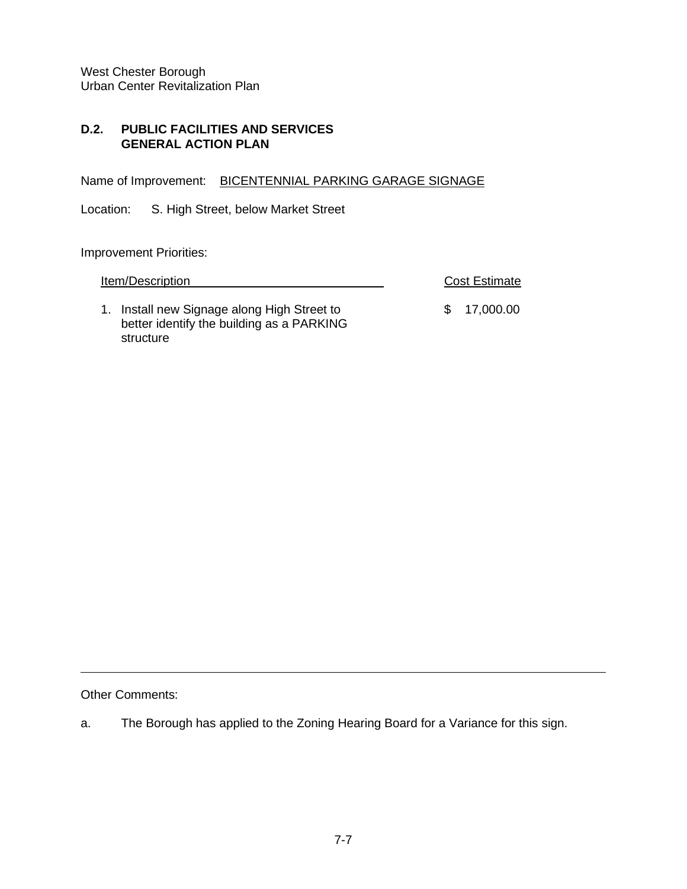## D.2. PUBLIC FACILITIES AND SERVICES GENERAL ACTION PLAN

Name of Improvement: BICENTENNIAL PARKING GARAGE SIGNAGE

Location: S. High Street, below Market Street

Improvement Priorities:

| Item/Description | Cost Estimate |
|---|---|
| 1. Install new Signage along High Street to better identify the building as a PARKING structure | $ 17,000.00 |

---

Other Comments:

a. The Borough has applied to the Zoning Hearing Board for a Variance for this sign.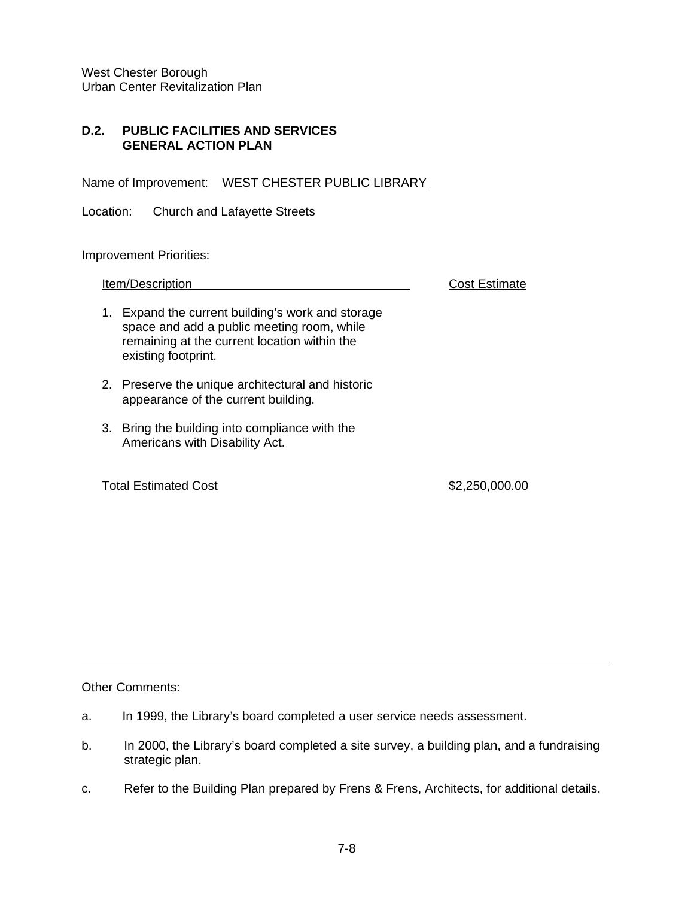## D.2. PUBLIC FACILITIES AND SERVICES GENERAL ACTION PLAN

Name of Improvement: WEST CHESTER PUBLIC LIBRARY

Location: Church and Lafayette Streets

Improvement Priorities:

| Item/Description | Cost Estimate |
|---|---|
| 1. Expand the current building's work and storage space and add a public meeting room, while remaining at the current location within the existing footprint. | |
| 2. Preserve the unique architectural and historic appearance of the current building. | |
| 3. Bring the building into compliance with the Americans with Disability Act. | |
| Total Estimated Cost | $2,250,000.00 |

---

Other Comments:

a. In 1999, the Library's board completed a user service needs assessment.

b. In 2000, the Library's board completed a site survey, a building plan, and a fundraising strategic plan.

c. Refer to the Building Plan prepared by Frens & Frens, Architects, for additional details.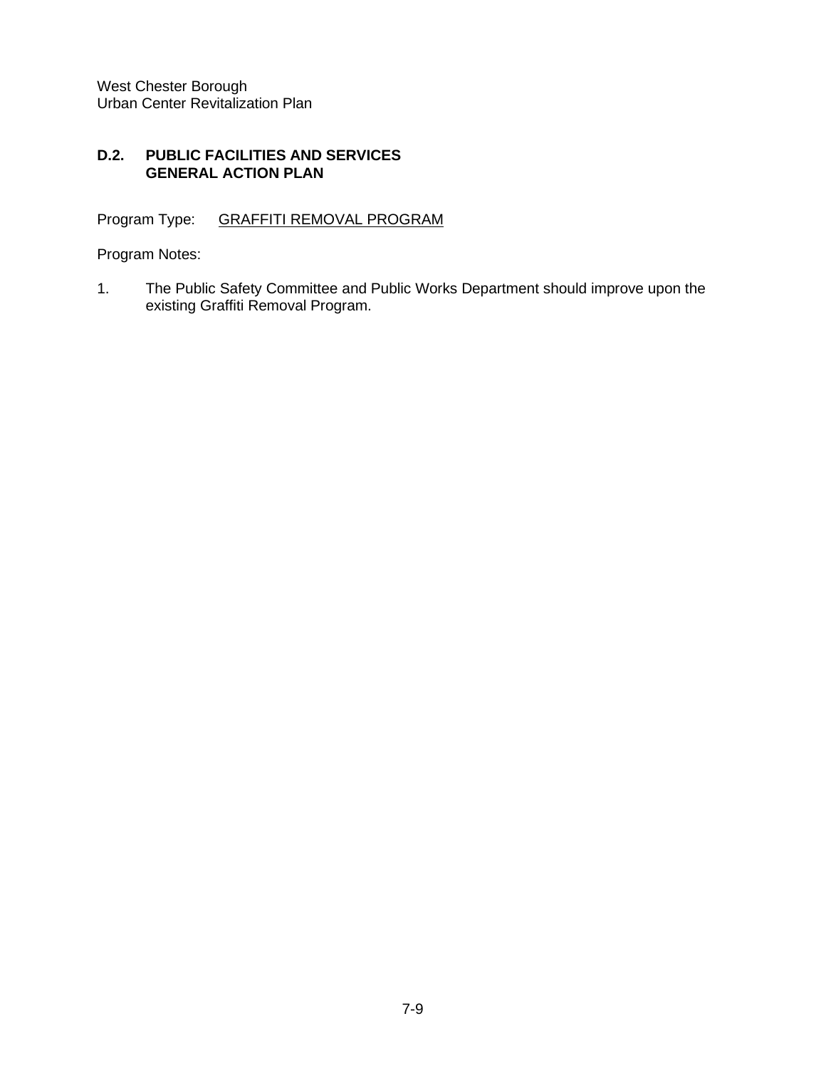## D.2. PUBLIC FACILITIES AND SERVICES GENERAL ACTION PLAN

Program Type: GRAFFITI REMOVAL PROGRAM

Program Notes:

1. The Public Safety Committee and Public Works Department should improve upon the existing Graffiti Removal Program.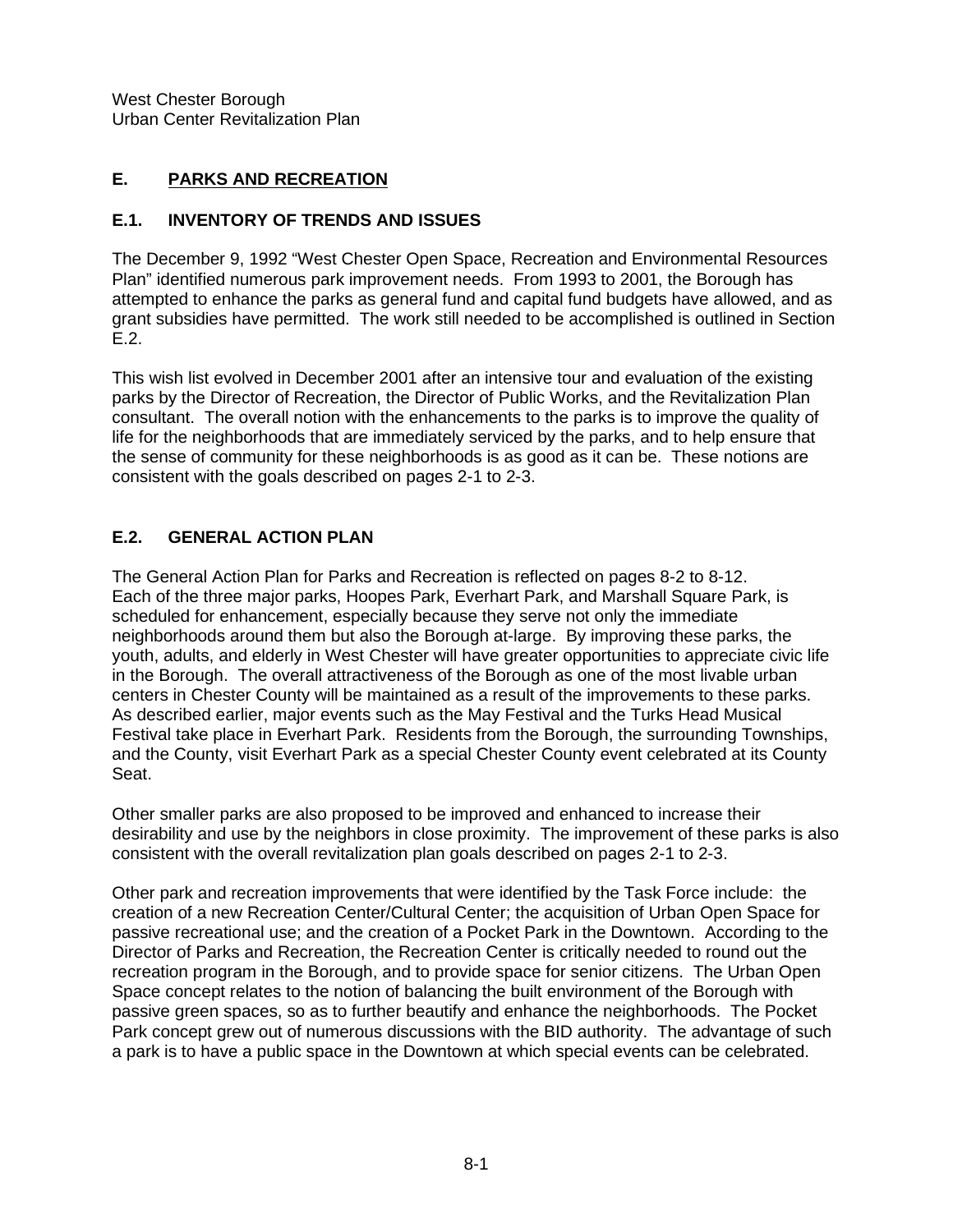## E. PARKS AND RECREATION

### E.1. INVENTORY OF TRENDS AND ISSUES

The December 9, 1992 "West Chester Open Space, Recreation and Environmental Resources Plan" identified numerous park improvement needs. From 1993 to 2001, the Borough has attempted to enhance the parks as general fund and capital fund budgets have allowed, and as grant subsidies have permitted. The work still needed to be accomplished is outlined in Section E.2.

This wish list evolved in December 2001 after an intensive tour and evaluation of the existing parks by the Director of Recreation, the Director of Public Works, and the Revitalization Plan consultant. The overall notion with the enhancements to the parks is to improve the quality of life for the neighborhoods that are immediately serviced by the parks, and to help ensure that the sense of community for these neighborhoods is as good as it can be. These notions are consistent with the goals described on pages 2-1 to 2-3.

### E.2. GENERAL ACTION PLAN

The General Action Plan for Parks and Recreation is reflected on pages 8-2 to 8-12. Each of the three major parks, Hoopes Park, Everhart Park, and Marshall Square Park, is scheduled for enhancement, especially because they serve not only the immediate neighborhoods around them but also the Borough at-large. By improving these parks, the youth, adults, and elderly in West Chester will have greater opportunities to appreciate civic life in the Borough. The overall attractiveness of the Borough as one of the most livable urban centers in Chester County will be maintained as a result of the improvements to these parks. As described earlier, major events such as the May Festival and the Turks Head Musical Festival take place in Everhart Park. Residents from the Borough, the surrounding Townships, and the County, visit Everhart Park as a special Chester County event celebrated at its County Seat.

Other smaller parks are also proposed to be improved and enhanced to increase their desirability and use by the neighbors in close proximity. The improvement of these parks is also consistent with the overall revitalization plan goals described on pages 2-1 to 2-3.

Other park and recreation improvements that were identified by the Task Force include: the creation of a new Recreation Center/Cultural Center; the acquisition of Urban Open Space for passive recreational use; and the creation of a Pocket Park in the Downtown. According to the Director of Parks and Recreation, the Recreation Center is critically needed to round out the recreation program in the Borough, and to provide space for senior citizens. The Urban Open Space concept relates to the notion of balancing the built environment of the Borough with passive green spaces, so as to further beautify and enhance the neighborhoods. The Pocket Park concept grew out of numerous discussions with the BID authority. The advantage of such a park is to have a public space in the Downtown at which special events can be celebrated.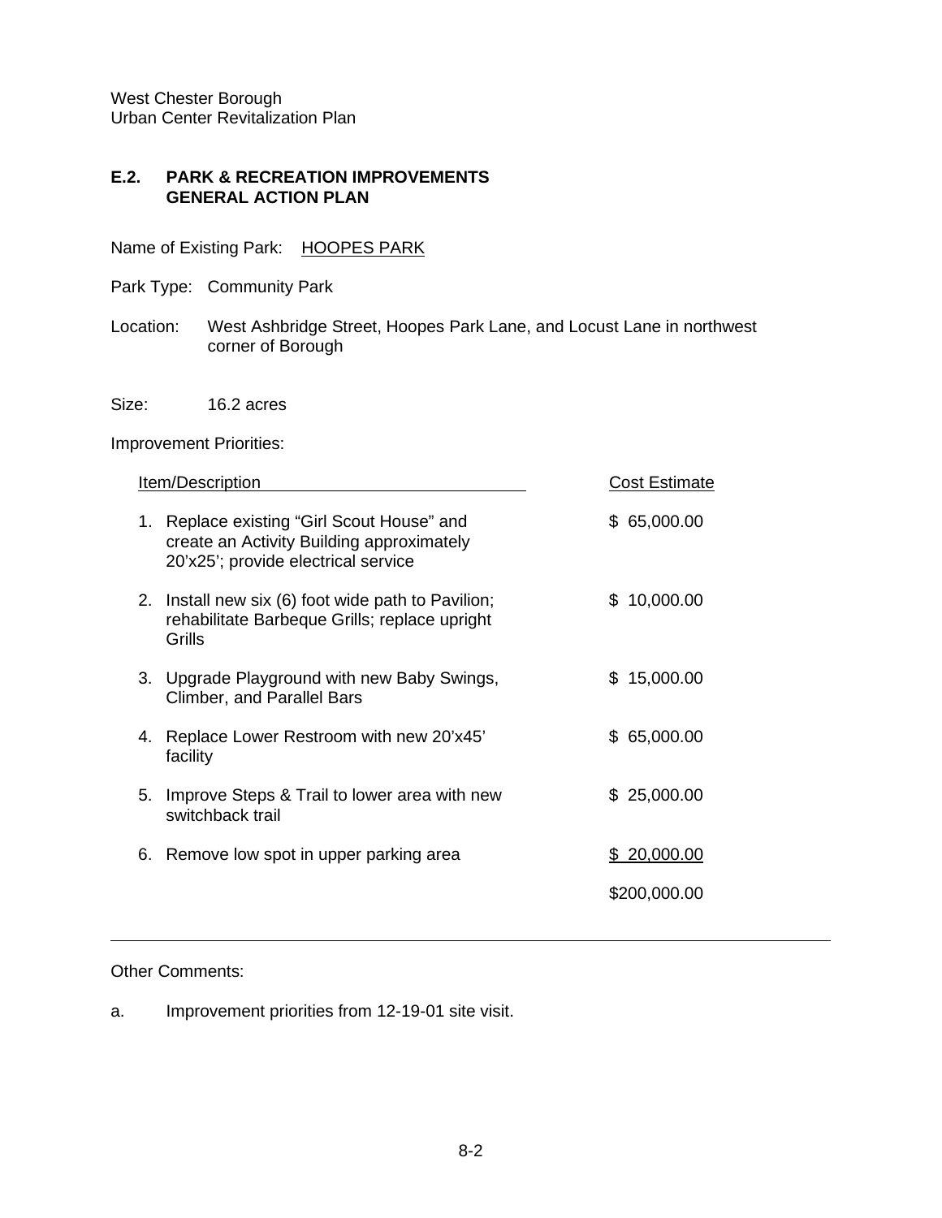## E.2. PARK & RECREATION IMPROVEMENTS GENERAL ACTION PLAN

Name of Existing Park: HOOPES PARK

Park Type: Community Park

Location: West Ashbridge Street, Hoopes Park Lane, and Locust Lane in northwest corner of Borough

Size: 16.2 acres

Improvement Priorities:

| Item/Description | Cost Estimate |
|---|---|
| 1. Replace existing "Girl Scout House" and create an Activity Building approximately 20'x25'; provide electrical service | $ 65,000.00 |
| 2. Install new six (6) foot wide path to Pavilion; rehabilitate Barbeque Grills; replace upright Grills | $ 10,000.00 |
| 3. Upgrade Playground with new Baby Swings, Climber, and Parallel Bars | $ 15,000.00 |
| 4. Replace Lower Restroom with new 20'x45' facility | $ 65,000.00 |
| 5. Improve Steps & Trail to lower area with new switchback trail | $ 25,000.00 |
| 6. Remove low spot in upper parking area | $ 20,000.00 |
| | $200,000.00 |

---

Other Comments:

a. Improvement priorities from 12-19-01 site visit.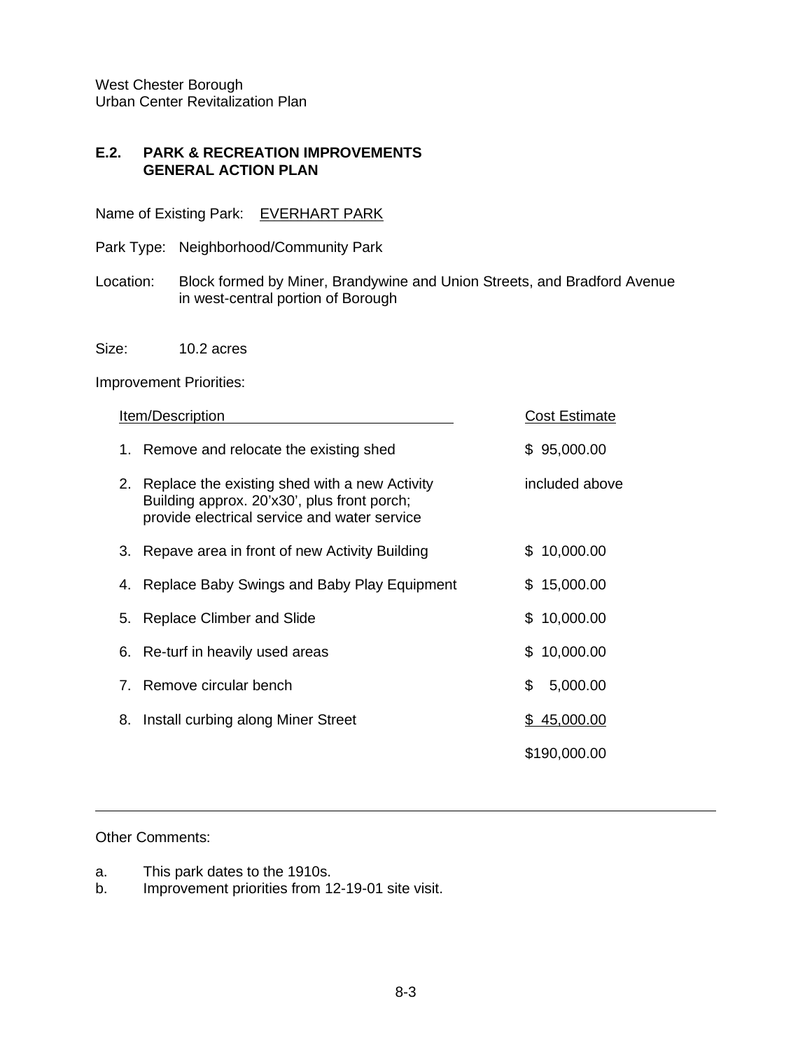West Chester Borough
Urban Center Revitalization Plan

## E.2. PARK & RECREATION IMPROVEMENTS GENERAL ACTION PLAN

Name of Existing Park: EVERHART PARK

Park Type: Neighborhood/Community Park

Location: Block formed by Miner, Brandywine and Union Streets, and Bradford Avenue in west-central portion of Borough

Size: 10.2 acres

Improvement Priorities:

| Item/Description | Cost Estimate |
|---|---|
| 1. Remove and relocate the existing shed | $ 95,000.00 |
| 2. Replace the existing shed with a new Activity Building approx. 20'x30', plus front porch; provide electrical service and water service | included above |
| 3. Repave area in front of new Activity Building | $ 10,000.00 |
| 4. Replace Baby Swings and Baby Play Equipment | $ 15,000.00 |
| 5. Replace Climber and Slide | $ 10,000.00 |
| 6. Re-turf in heavily used areas | $ 10,000.00 |
| 7. Remove circular bench | $ 5,000.00 |
| 8. Install curbing along Miner Street | $ 45,000.00 |
| | $190,000.00 |

---

Other Comments:

a. This park dates to the 1910s.
b. Improvement priorities from 12-19-01 site visit.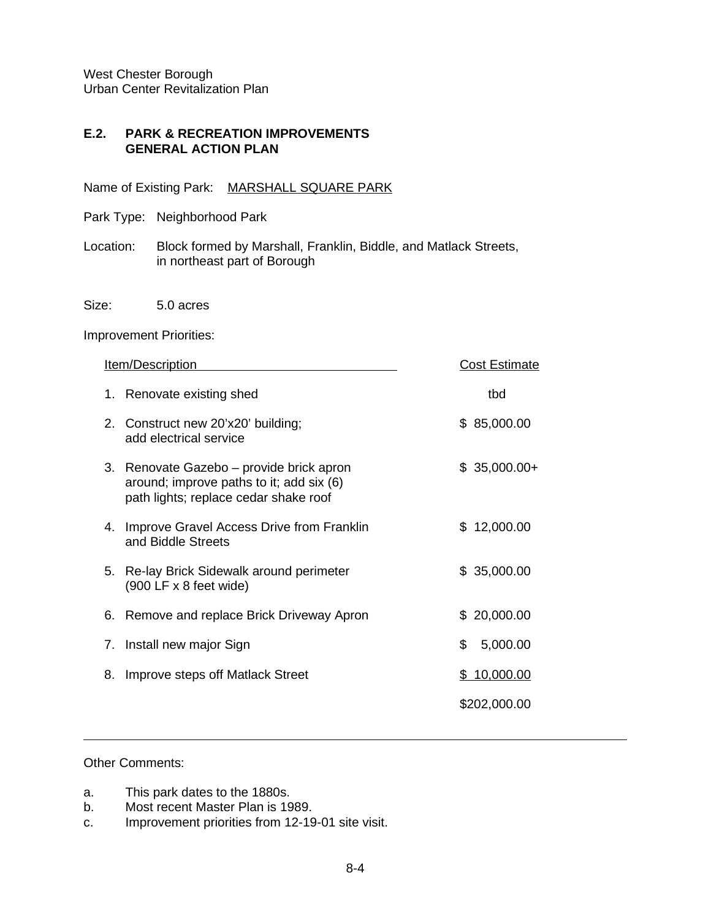## E.2. PARK & RECREATION IMPROVEMENTS GENERAL ACTION PLAN

Name of Existing Park: MARSHALL SQUARE PARK

Park Type: Neighborhood Park

Location: Block formed by Marshall, Franklin, Biddle, and Matlack Streets, in northeast part of Borough

Size: 5.0 acres

Improvement Priorities:

| Item/Description | Cost Estimate |
|---|---|
| 1. Renovate existing shed | tbd |
| 2. Construct new 20'x20' building; add electrical service | $ 85,000.00 |
| 3. Renovate Gazebo – provide brick apron around; improve paths to it; add six (6) path lights; replace cedar shake roof | $ 35,000.00+ |
| 4. Improve Gravel Access Drive from Franklin and Biddle Streets | $ 12,000.00 |
| 5. Re-lay Brick Sidewalk around perimeter (900 LF x 8 feet wide) | $ 35,000.00 |
| 6. Remove and replace Brick Driveway Apron | $ 20,000.00 |
| 7. Install new major Sign | $ 5,000.00 |
| 8. Improve steps off Matlack Street | $ 10,000.00 |
| | $202,000.00 |

---

Other Comments:

a. This park dates to the 1880s.
b. Most recent Master Plan is 1989.
c. Improvement priorities from 12-19-01 site visit.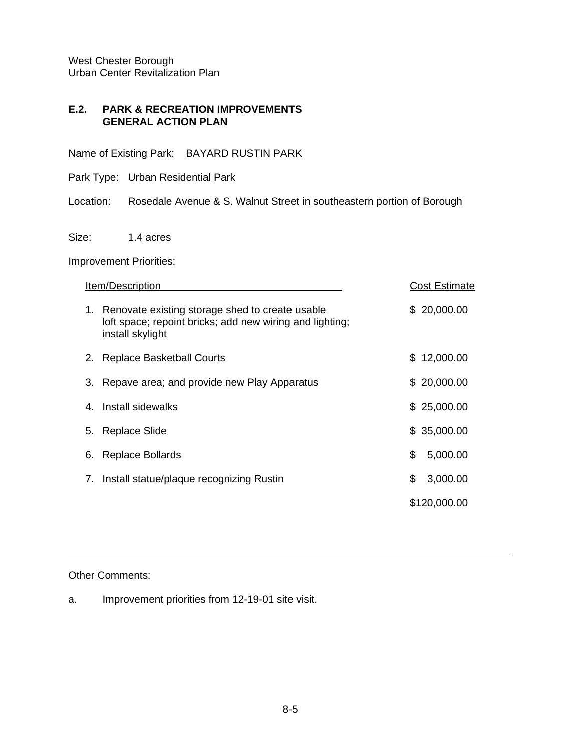West Chester Borough
Urban Center Revitalization Plan

## E.2. PARK & RECREATION IMPROVEMENTS GENERAL ACTION PLAN

Name of Existing Park: BAYARD RUSTIN PARK

Park Type: Urban Residential Park

Location: Rosedale Avenue & S. Walnut Street in southeastern portion of Borough

Size: 1.4 acres

Improvement Priorities:

| Item/Description | Cost Estimate |
|---|---|
| 1. Renovate existing storage shed to create usable loft space; repoint bricks; add new wiring and lighting; install skylight | $ 20,000.00 |
| 2. Replace Basketball Courts | $ 12,000.00 |
| 3. Repave area; and provide new Play Apparatus | $ 20,000.00 |
| 4. Install sidewalks | $ 25,000.00 |
| 5. Replace Slide | $ 35,000.00 |
| 6. Replace Bollards | $ 5,000.00 |
| 7. Install statue/plaque recognizing Rustin | $ 3,000.00 |
| | $120,000.00 |

---

Other Comments:

a. Improvement priorities from 12-19-01 site visit.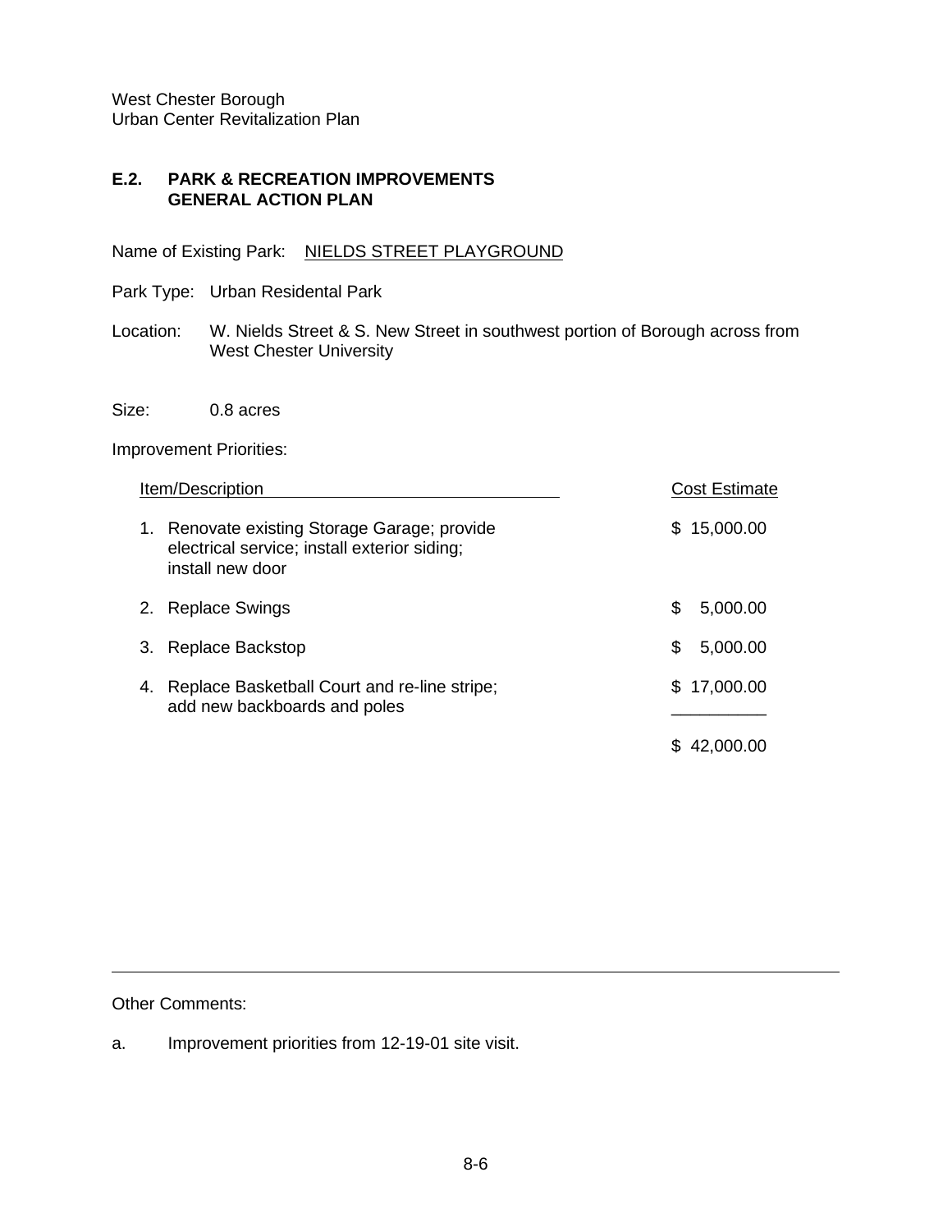## E.2. PARK & RECREATION IMPROVEMENTS GENERAL ACTION PLAN

Name of Existing Park: NIELDS STREET PLAYGROUND

Park Type: Urban Residental Park

Location: W. Nields Street & S. New Street in southwest portion of Borough across from West Chester University

Size: 0.8 acres

Improvement Priorities:

| Item/Description | Cost Estimate |
|---|---|
| 1. Renovate existing Storage Garage; provide electrical service; install exterior siding; install new door | $ 15,000.00 |
| 2. Replace Swings | $ 5,000.00 |
| 3. Replace Backstop | $ 5,000.00 |
| 4. Replace Basketball Court and re-line stripe; add new backboards and poles | $ 17,000.00 |
| | $ 42,000.00 |

---

Other Comments:

a. Improvement priorities from 12-19-01 site visit.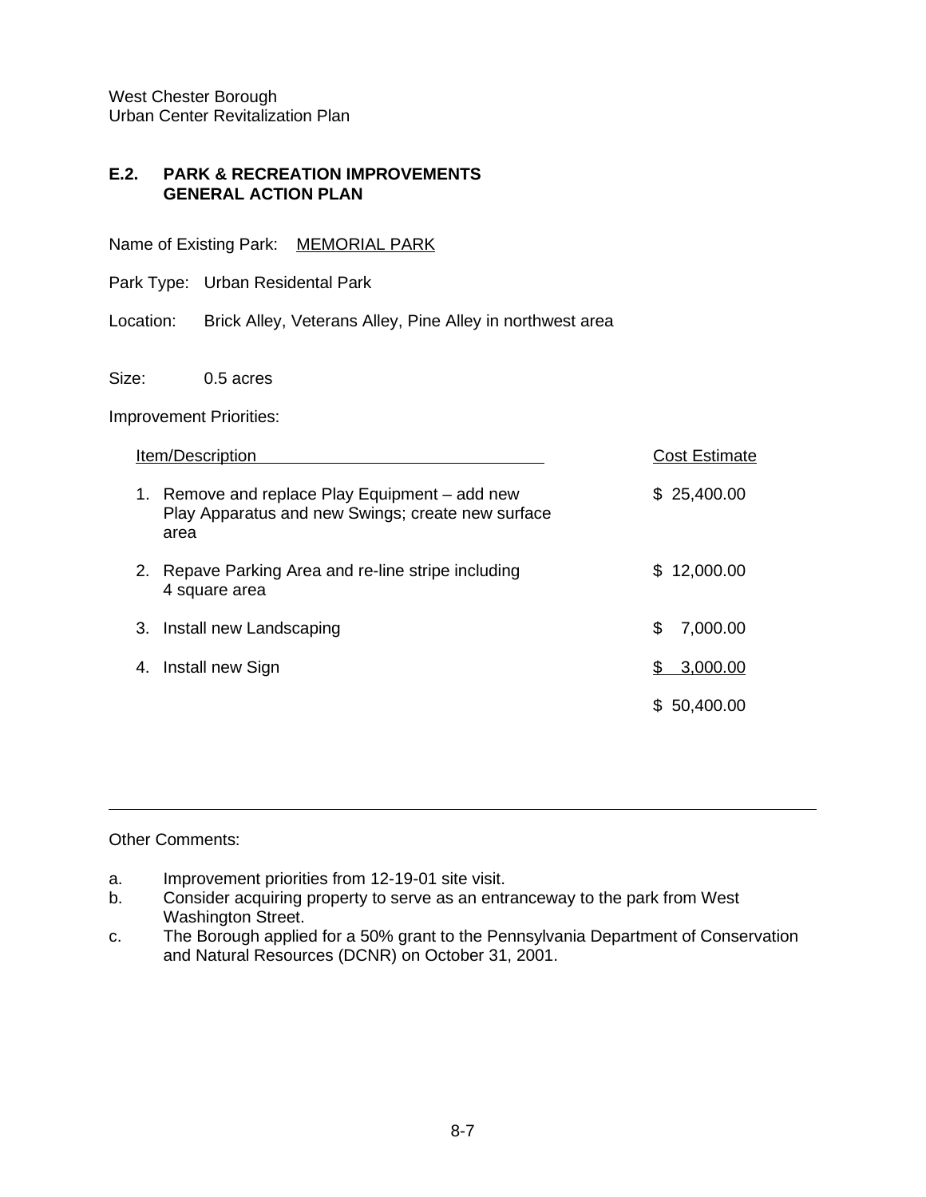## E.2. PARK & RECREATION IMPROVEMENTS GENERAL ACTION PLAN

Name of Existing Park: MEMORIAL PARK

Park Type: Urban Residental Park

Location: Brick Alley, Veterans Alley, Pine Alley in northwest area

Size: 0.5 acres

Improvement Priorities:

| Item/Description | Cost Estimate |
|---|---|
| 1. Remove and replace Play Equipment – add new Play Apparatus and new Swings; create new surface area | $ 25,400.00 |
| 2. Repave Parking Area and re-line stripe including 4 square area | $ 12,000.00 |
| 3. Install new Landscaping | $ 7,000.00 |
| 4. Install new Sign | $ 3,000.00 |
| | $ 50,400.00 |

---

Other Comments:

a. Improvement priorities from 12-19-01 site visit.
b. Consider acquiring property to serve as an entranceway to the park from West Washington Street.
c. The Borough applied for a 50% grant to the Pennsylvania Department of Conservation and Natural Resources (DCNR) on October 31, 2001.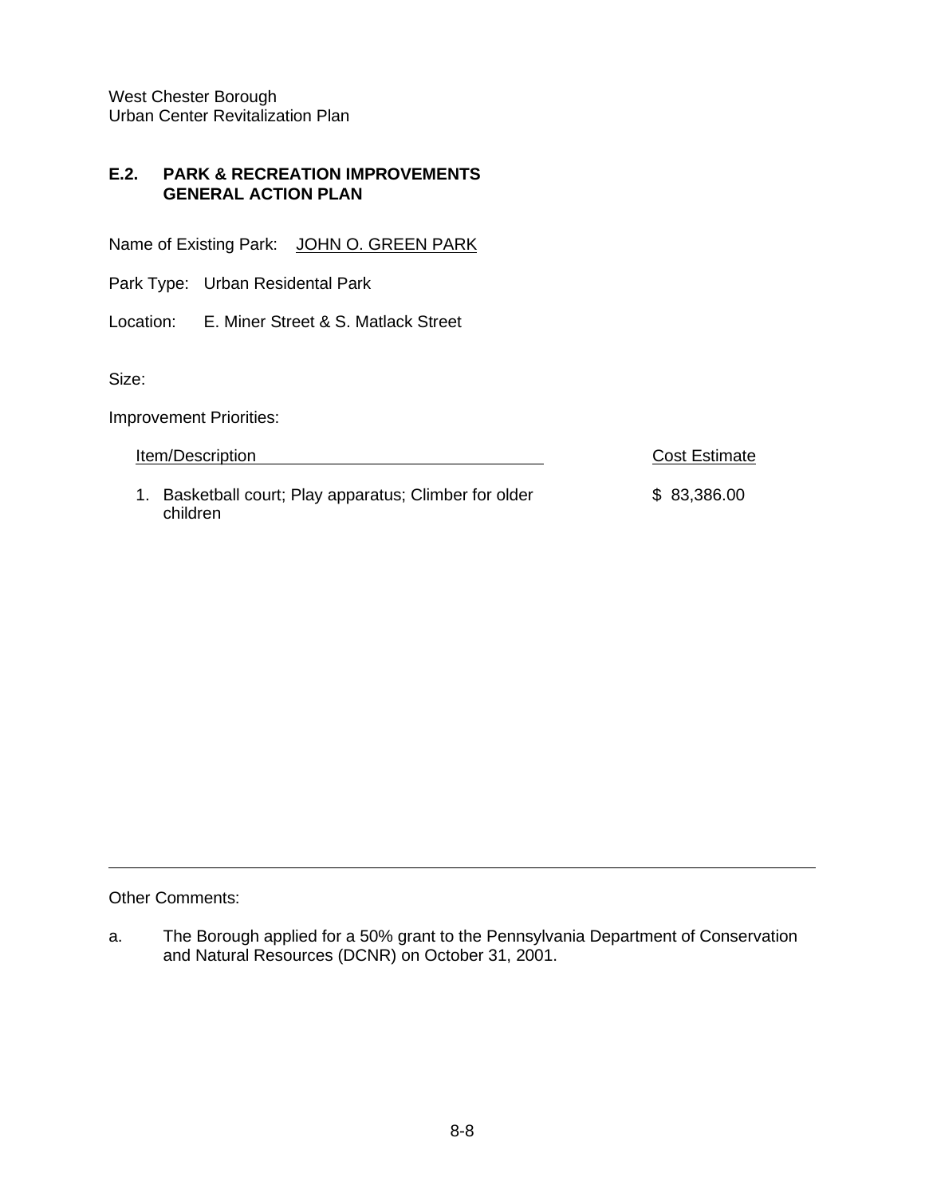## E.2. PARK & RECREATION IMPROVEMENTS GENERAL ACTION PLAN

Name of Existing Park: JOHN O. GREEN PARK

Park Type: Urban Residental Park

Location: E. Miner Street & S. Matlack Street

Size:

Improvement Priorities:

| Item/Description | Cost Estimate |
|---|---|
| 1. Basketball court; Play apparatus; Climber for older children | $ 83,386.00 |

---

Other Comments:

a. The Borough applied for a 50% grant to the Pennsylvania Department of Conservation and Natural Resources (DCNR) on October 31, 2001.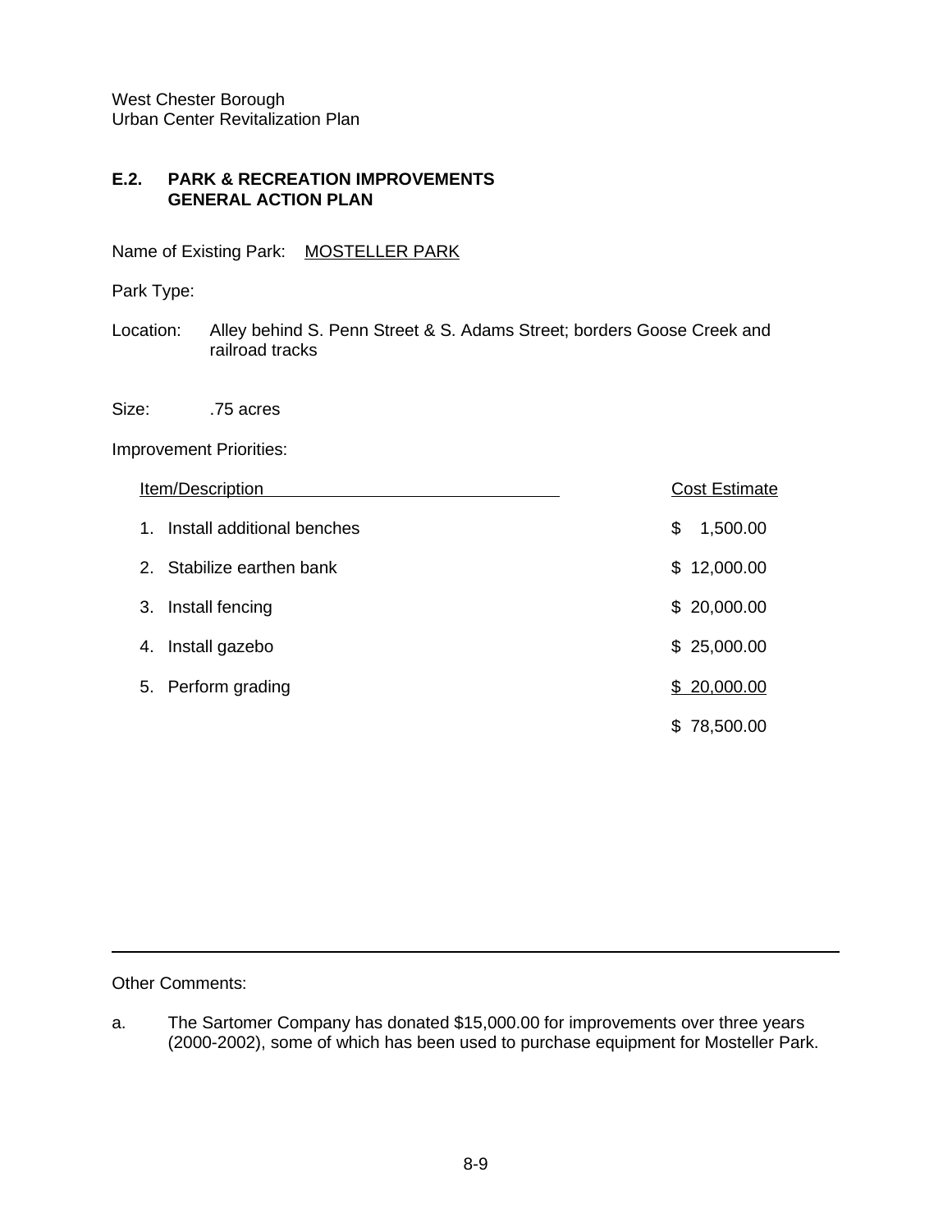## E.2. PARK & RECREATION IMPROVEMENTS GENERAL ACTION PLAN

Name of Existing Park: MOSTELLER PARK

Park Type:

Location: Alley behind S. Penn Street & S. Adams Street; borders Goose Creek and railroad tracks

Size: .75 acres

Improvement Priorities:

| Item/Description | Cost Estimate |
|---|---|
| 1. Install additional benches | $ 1,500.00 |
| 2. Stabilize earthen bank | $ 12,000.00 |
| 3. Install fencing | $ 20,000.00 |
| 4. Install gazebo | $ 25,000.00 |
| 5. Perform grading | $ 20,000.00 |
| | $ 78,500.00 |

---

Other Comments:

a. The Sartomer Company has donated $15,000.00 for improvements over three years (2000-2002), some of which has been used to purchase equipment for Mosteller Park.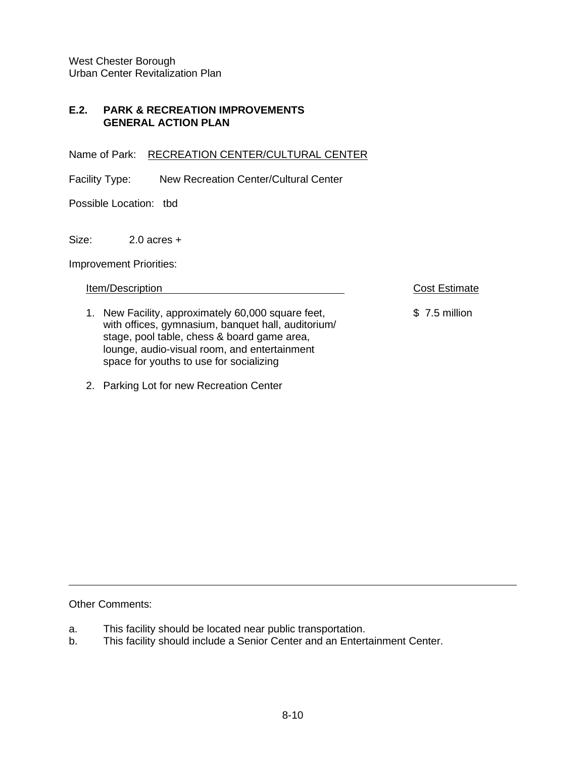## E.2. PARK & RECREATION IMPROVEMENTS GENERAL ACTION PLAN

Name of Park: RECREATION CENTER/CULTURAL CENTER

Facility Type: New Recreation Center/Cultural Center

Possible Location: tbd

Size: 2.0 acres +

Improvement Priorities:

| Item/Description | Cost Estimate |
|---|---|
| 1. New Facility, approximately 60,000 square feet, with offices, gymnasium, banquet hall, auditorium/ stage, pool table, chess & board game area, lounge, audio-visual room, and entertainment space for youths to use for socializing | $ 7.5 million |
| 2. Parking Lot for new Recreation Center | |

---

Other Comments:

a. This facility should be located near public transportation.
b. This facility should include a Senior Center and an Entertainment Center.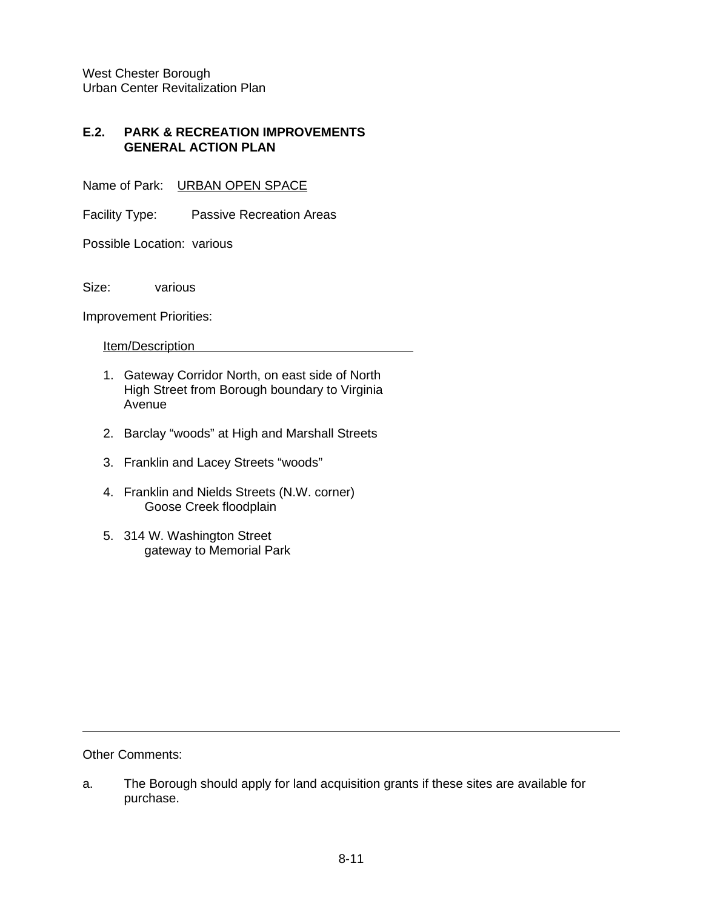## E.2. PARK & RECREATION IMPROVEMENTS GENERAL ACTION PLAN

Name of Park: URBAN OPEN SPACE

Facility Type: Passive Recreation Areas

Possible Location: various

Size: various

Improvement Priorities:

Item/Description

1. Gateway Corridor North, on east side of North High Street from Borough boundary to Virginia Avenue
2. Barclay "woods" at High and Marshall Streets
3. Franklin and Lacey Streets "woods"
4. Franklin and Nields Streets (N.W. corner)  
   Goose Creek floodplain
5. 314 W. Washington Street  
   gateway to Memorial Park

---

Other Comments:

a. The Borough should apply for land acquisition grants if these sites are available for purchase.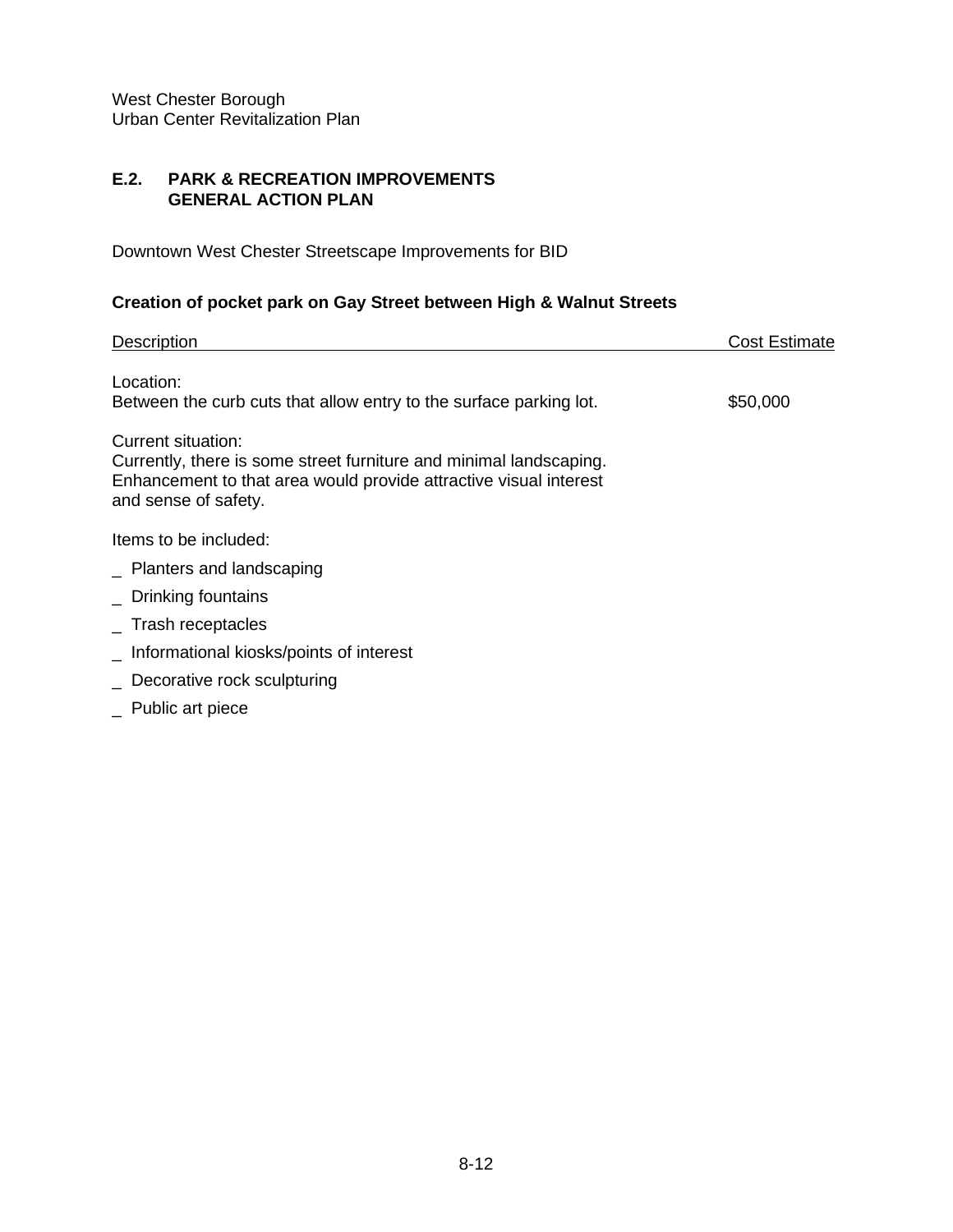West Chester Borough
Urban Center Revitalization Plan

## E.2. PARK & RECREATION IMPROVEMENTS GENERAL ACTION PLAN

Downtown West Chester Streetscape Improvements for BID

**Creation of pocket park on Gay Street between High & Walnut Streets**

| Description | Cost Estimate |
|---|---|
| Location:<br>Between the curb cuts that allow entry to the surface parking lot. | $50,000 |

Current situation:
Currently, there is some street furniture and minimal landscaping. Enhancement to that area would provide attractive visual interest and sense of safety.

Items to be included:

_ Planters and landscaping

_ Drinking fountains

_ Trash receptacles

_ Informational kiosks/points of interest

_ Decorative rock sculpturing

_ Public art piece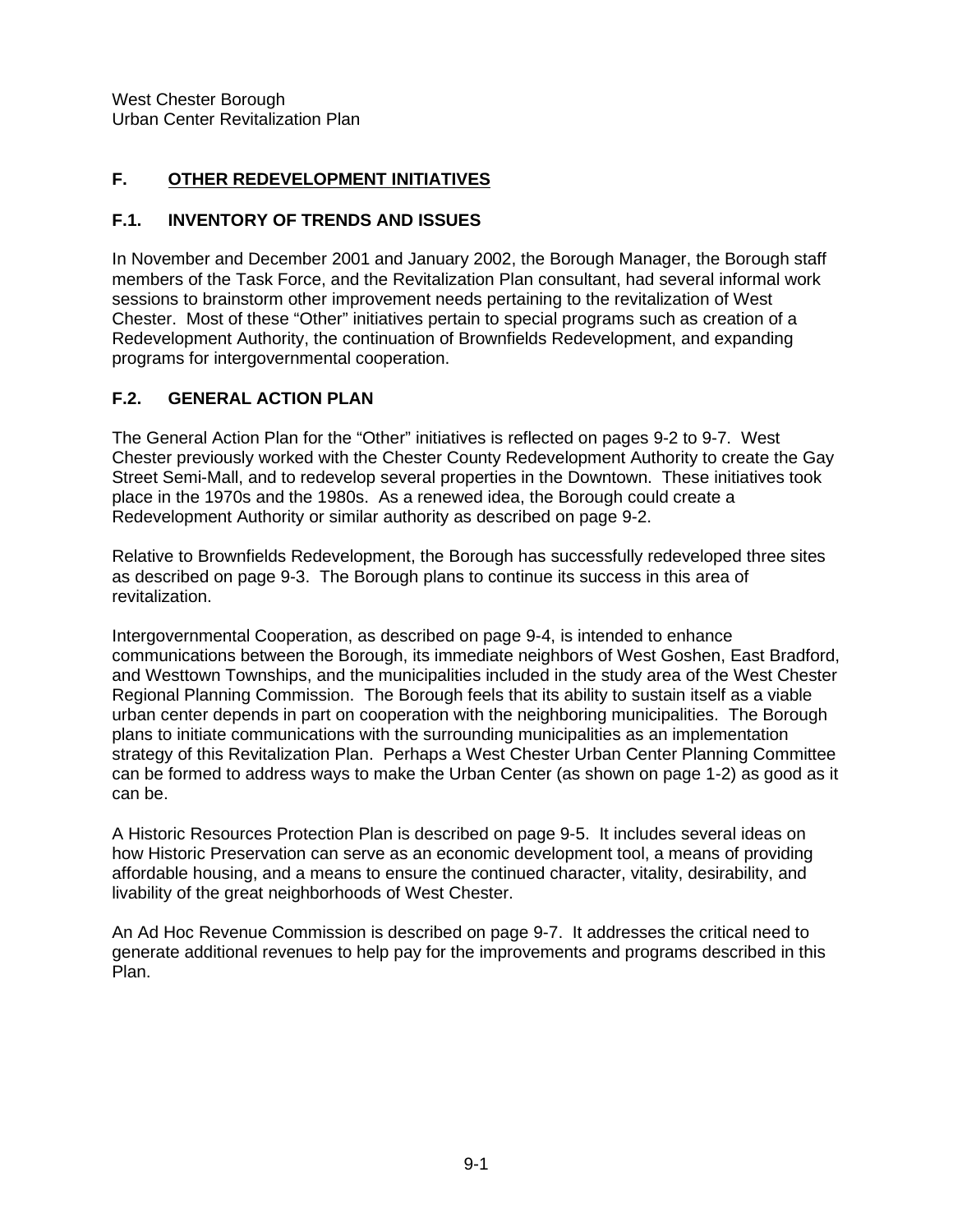## F. OTHER REDEVELOPMENT INITIATIVES

### F.1. INVENTORY OF TRENDS AND ISSUES

In November and December 2001 and January 2002, the Borough Manager, the Borough staff members of the Task Force, and the Revitalization Plan consultant, had several informal work sessions to brainstorm other improvement needs pertaining to the revitalization of West Chester. Most of these "Other" initiatives pertain to special programs such as creation of a Redevelopment Authority, the continuation of Brownfields Redevelopment, and expanding programs for intergovernmental cooperation.

### F.2. GENERAL ACTION PLAN

The General Action Plan for the "Other" initiatives is reflected on pages 9-2 to 9-7. West Chester previously worked with the Chester County Redevelopment Authority to create the Gay Street Semi-Mall, and to redevelop several properties in the Downtown. These initiatives took place in the 1970s and the 1980s. As a renewed idea, the Borough could create a Redevelopment Authority or similar authority as described on page 9-2.

Relative to Brownfields Redevelopment, the Borough has successfully redeveloped three sites as described on page 9-3. The Borough plans to continue its success in this area of revitalization.

Intergovernmental Cooperation, as described on page 9-4, is intended to enhance communications between the Borough, its immediate neighbors of West Goshen, East Bradford, and Westtown Townships, and the municipalities included in the study area of the West Chester Regional Planning Commission. The Borough feels that its ability to sustain itself as a viable urban center depends in part on cooperation with the neighboring municipalities. The Borough plans to initiate communications with the surrounding municipalities as an implementation strategy of this Revitalization Plan. Perhaps a West Chester Urban Center Planning Committee can be formed to address ways to make the Urban Center (as shown on page 1-2) as good as it can be.

A Historic Resources Protection Plan is described on page 9-5. It includes several ideas on how Historic Preservation can serve as an economic development tool, a means of providing affordable housing, and a means to ensure the continued character, vitality, desirability, and livability of the great neighborhoods of West Chester.

An Ad Hoc Revenue Commission is described on page 9-7. It addresses the critical need to generate additional revenues to help pay for the improvements and programs described in this Plan.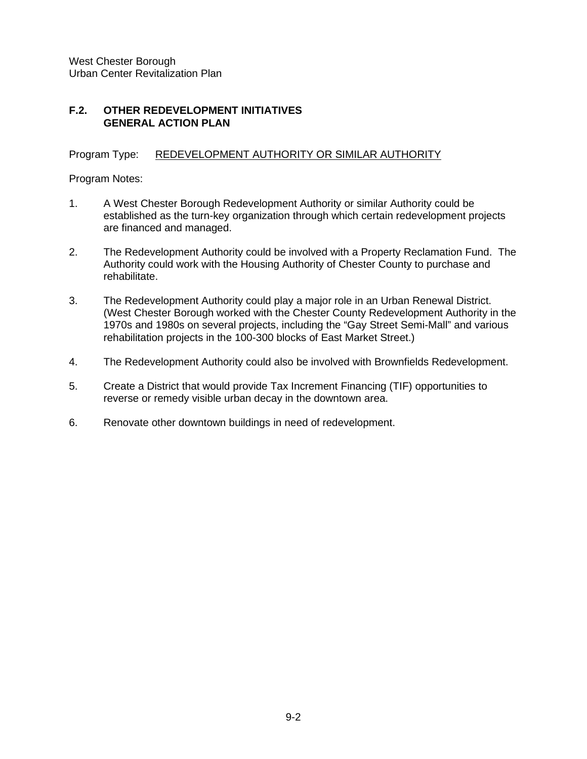## F.2. OTHER REDEVELOPMENT INITIATIVES GENERAL ACTION PLAN

Program Type: <u>REDEVELOPMENT AUTHORITY OR SIMILAR AUTHORITY</u>

Program Notes:

1. A West Chester Borough Redevelopment Authority or similar Authority could be established as the turn-key organization through which certain redevelopment projects are financed and managed.

2. The Redevelopment Authority could be involved with a Property Reclamation Fund. The Authority could work with the Housing Authority of Chester County to purchase and rehabilitate.

3. The Redevelopment Authority could play a major role in an Urban Renewal District. (West Chester Borough worked with the Chester County Redevelopment Authority in the 1970s and 1980s on several projects, including the "Gay Street Semi-Mall" and various rehabilitation projects in the 100-300 blocks of East Market Street.)

4. The Redevelopment Authority could also be involved with Brownfields Redevelopment.

5. Create a District that would provide Tax Increment Financing (TIF) opportunities to reverse or remedy visible urban decay in the downtown area.

6. Renovate other downtown buildings in need of redevelopment.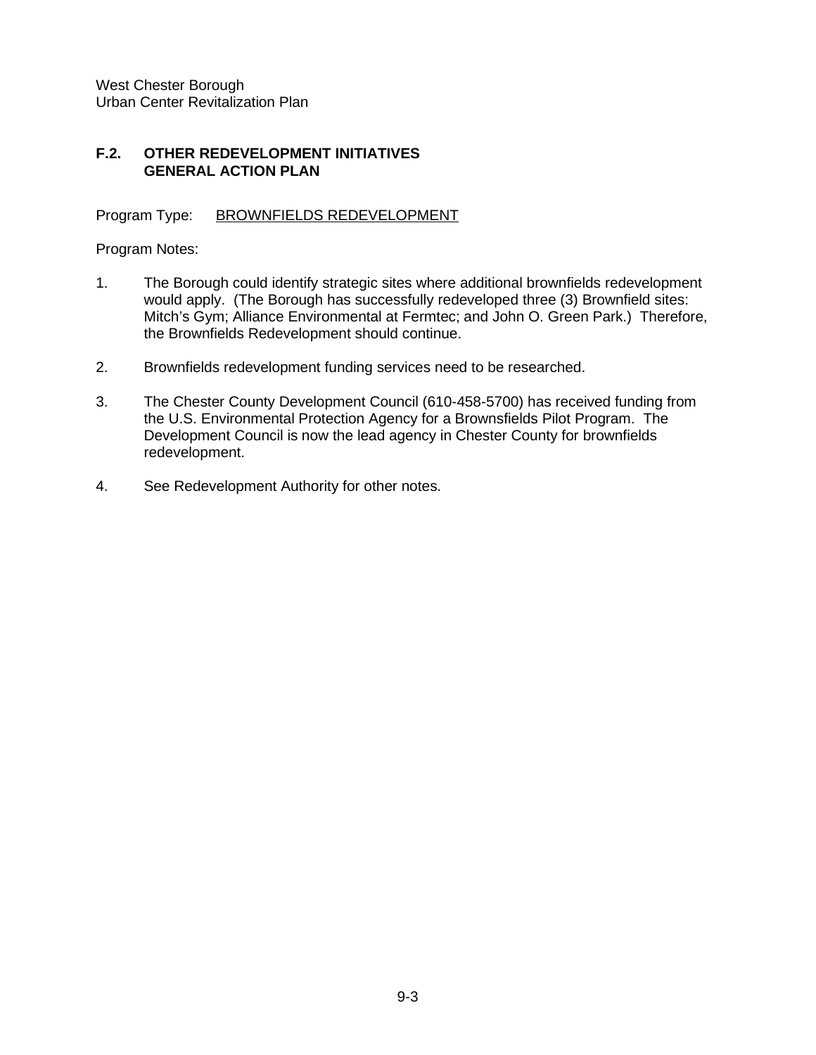## F.2. OTHER REDEVELOPMENT INITIATIVES GENERAL ACTION PLAN

Program Type: <u>BROWNFIELDS REDEVELOPMENT</u>

Program Notes:

1. The Borough could identify strategic sites where additional brownfields redevelopment would apply. (The Borough has successfully redeveloped three (3) Brownfield sites: Mitch's Gym; Alliance Environmental at Fermtec; and John O. Green Park.) Therefore, the Brownfields Redevelopment should continue.

2. Brownfields redevelopment funding services need to be researched.

3. The Chester County Development Council (610-458-5700) has received funding from the U.S. Environmental Protection Agency for a Brownsfields Pilot Program. The Development Council is now the lead agency in Chester County for brownfields redevelopment.

4. See Redevelopment Authority for other notes.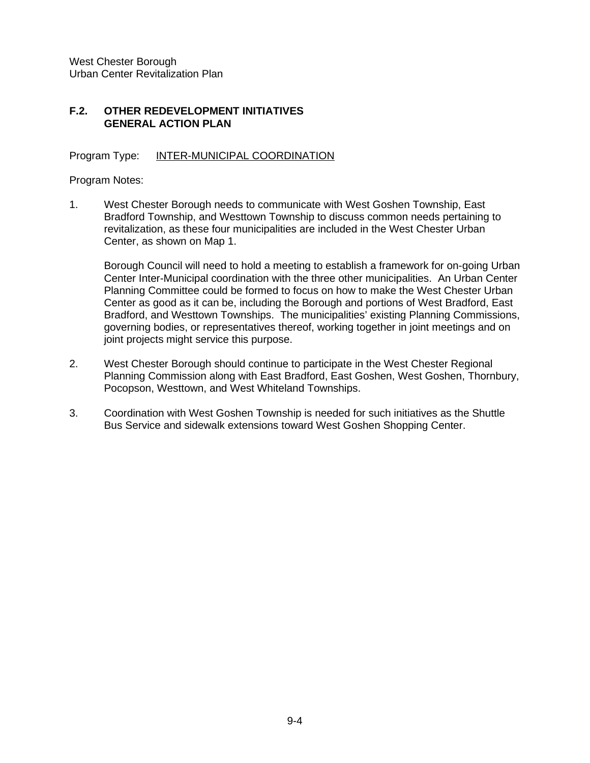## F.2. OTHER REDEVELOPMENT INITIATIVES GENERAL ACTION PLAN

Program Type: INTER-MUNICIPAL COORDINATION

Program Notes:

1. West Chester Borough needs to communicate with West Goshen Township, East Bradford Township, and Westtown Township to discuss common needs pertaining to revitalization, as these four municipalities are included in the West Chester Urban Center, as shown on Map 1.

   Borough Council will need to hold a meeting to establish a framework for on-going Urban Center Inter-Municipal coordination with the three other municipalities. An Urban Center Planning Committee could be formed to focus on how to make the West Chester Urban Center as good as it can be, including the Borough and portions of West Bradford, East Bradford, and Westtown Townships. The municipalities' existing Planning Commissions, governing bodies, or representatives thereof, working together in joint meetings and on joint projects might service this purpose.

2. West Chester Borough should continue to participate in the West Chester Regional Planning Commission along with East Bradford, East Goshen, West Goshen, Thornbury, Pocopson, Westtown, and West Whiteland Townships.

3. Coordination with West Goshen Township is needed for such initiatives as the Shuttle Bus Service and sidewalk extensions toward West Goshen Shopping Center.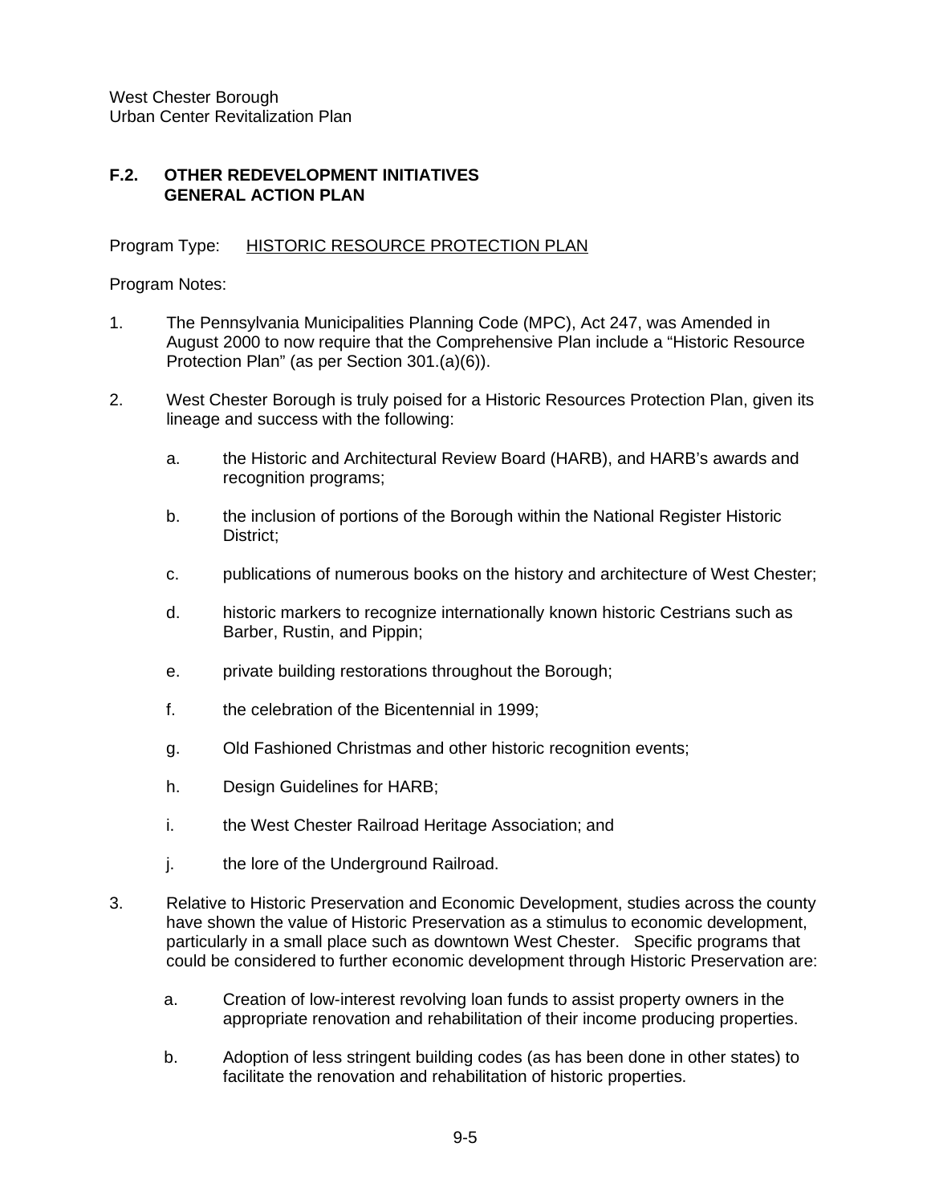West Chester Borough
Urban Center Revitalization Plan

## F.2. OTHER REDEVELOPMENT INITIATIVES GENERAL ACTION PLAN

Program Type: <u>HISTORIC RESOURCE PROTECTION PLAN</u>

Program Notes:

1. The Pennsylvania Municipalities Planning Code (MPC), Act 247, was Amended in August 2000 to now require that the Comprehensive Plan include a "Historic Resource Protection Plan" (as per Section 301.(a)(6)).

2. West Chester Borough is truly poised for a Historic Resources Protection Plan, given its lineage and success with the following:

   a. the Historic and Architectural Review Board (HARB), and HARB's awards and recognition programs;

   b. the inclusion of portions of the Borough within the National Register Historic District;

   c. publications of numerous books on the history and architecture of West Chester;

   d. historic markers to recognize internationally known historic Cestrians such as Barber, Rustin, and Pippin;

   e. private building restorations throughout the Borough;

   f. the celebration of the Bicentennial in 1999;

   g. Old Fashioned Christmas and other historic recognition events;

   h. Design Guidelines for HARB;

   i. the West Chester Railroad Heritage Association; and

   j. the lore of the Underground Railroad.

3. Relative to Historic Preservation and Economic Development, studies across the county have shown the value of Historic Preservation as a stimulus to economic development, particularly in a small place such as downtown West Chester. Specific programs that could be considered to further economic development through Historic Preservation are:

   a. Creation of low-interest revolving loan funds to assist property owners in the appropriate renovation and rehabilitation of their income producing properties.

   b. Adoption of less stringent building codes (as has been done in other states) to facilitate the renovation and rehabilitation of historic properties.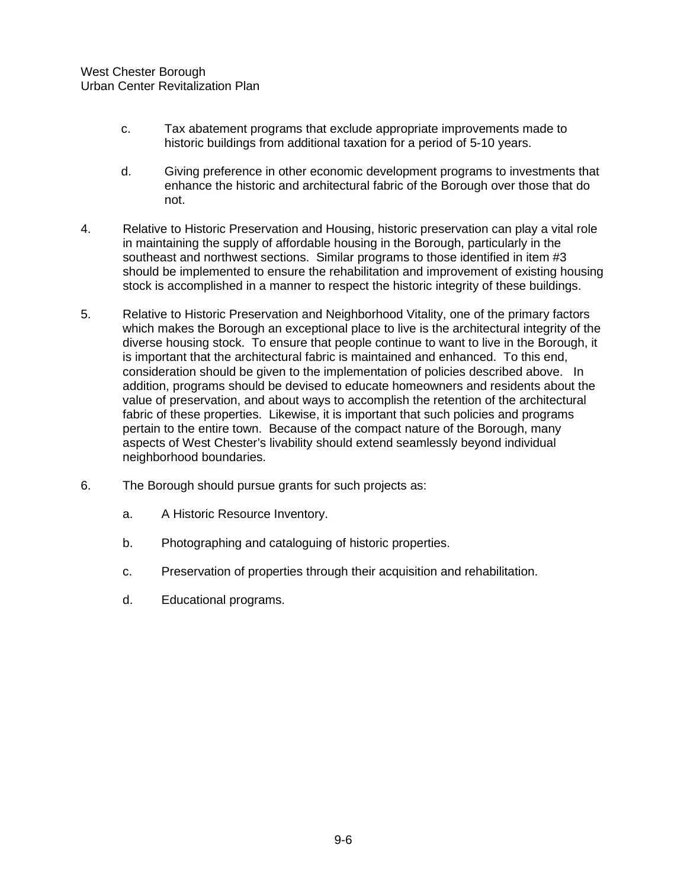c. Tax abatement programs that exclude appropriate improvements made to historic buildings from additional taxation for a period of 5-10 years.

d. Giving preference in other economic development programs to investments that enhance the historic and architectural fabric of the Borough over those that do not.

4. Relative to Historic Preservation and Housing, historic preservation can play a vital role in maintaining the supply of affordable housing in the Borough, particularly in the southeast and northwest sections. Similar programs to those identified in item #3 should be implemented to ensure the rehabilitation and improvement of existing housing stock is accomplished in a manner to respect the historic integrity of these buildings.

5. Relative to Historic Preservation and Neighborhood Vitality, one of the primary factors which makes the Borough an exceptional place to live is the architectural integrity of the diverse housing stock. To ensure that people continue to want to live in the Borough, it is important that the architectural fabric is maintained and enhanced. To this end, consideration should be given to the implementation of policies described above. In addition, programs should be devised to educate homeowners and residents about the value of preservation, and about ways to accomplish the retention of the architectural fabric of these properties. Likewise, it is important that such policies and programs pertain to the entire town. Because of the compact nature of the Borough, many aspects of West Chester's livability should extend seamlessly beyond individual neighborhood boundaries.

6. The Borough should pursue grants for such projects as:

   a. A Historic Resource Inventory.

   b. Photographing and cataloguing of historic properties.

   c. Preservation of properties through their acquisition and rehabilitation.

   d. Educational programs.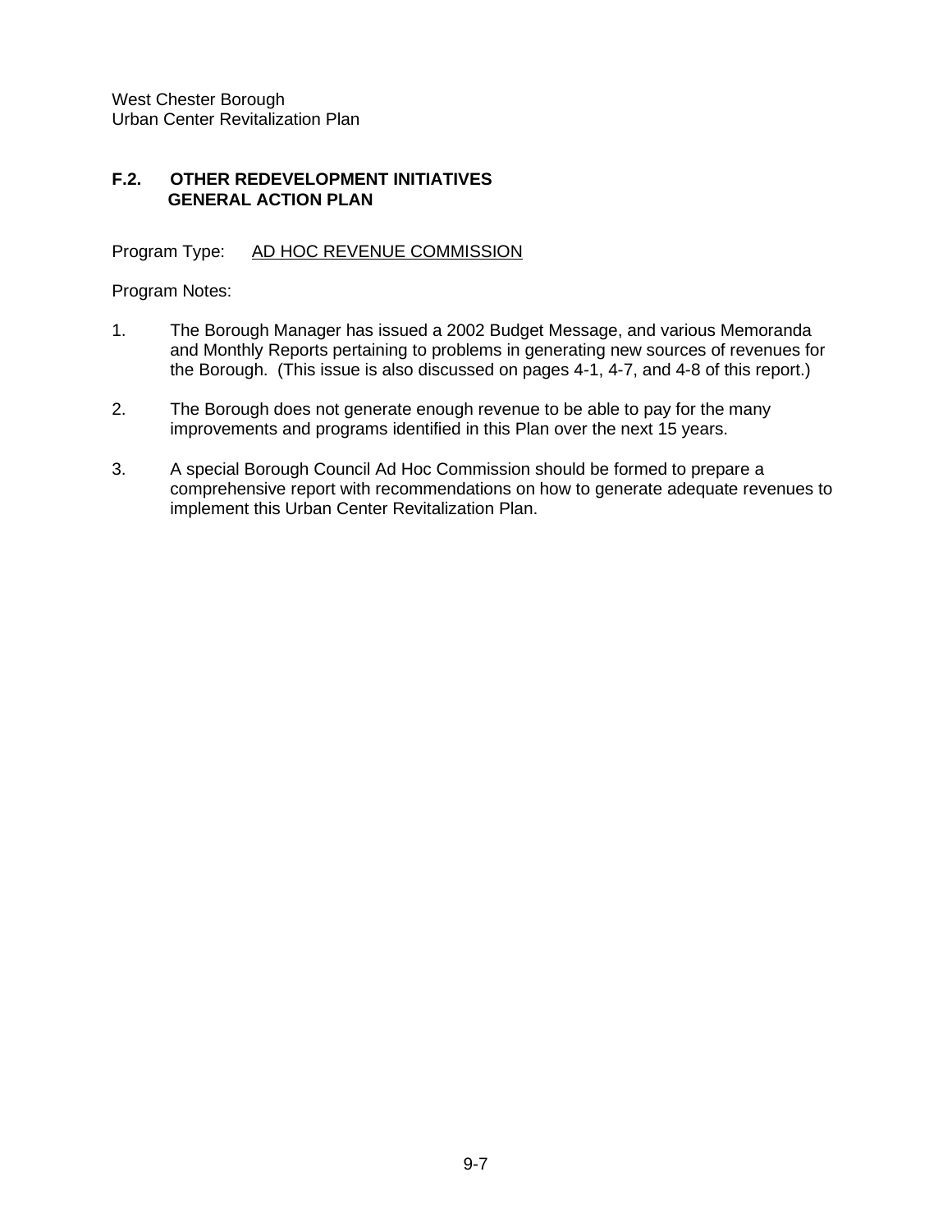## F.2. OTHER REDEVELOPMENT INITIATIVES GENERAL ACTION PLAN

Program Type: <u>AD HOC REVENUE COMMISSION</u>

Program Notes:

1. The Borough Manager has issued a 2002 Budget Message, and various Memoranda and Monthly Reports pertaining to problems in generating new sources of revenues for the Borough. (This issue is also discussed on pages 4-1, 4-7, and 4-8 of this report.)

2. The Borough does not generate enough revenue to be able to pay for the many improvements and programs identified in this Plan over the next 15 years.

3. A special Borough Council Ad Hoc Commission should be formed to prepare a comprehensive report with recommendations on how to generate adequate revenues to implement this Urban Center Revitalization Plan.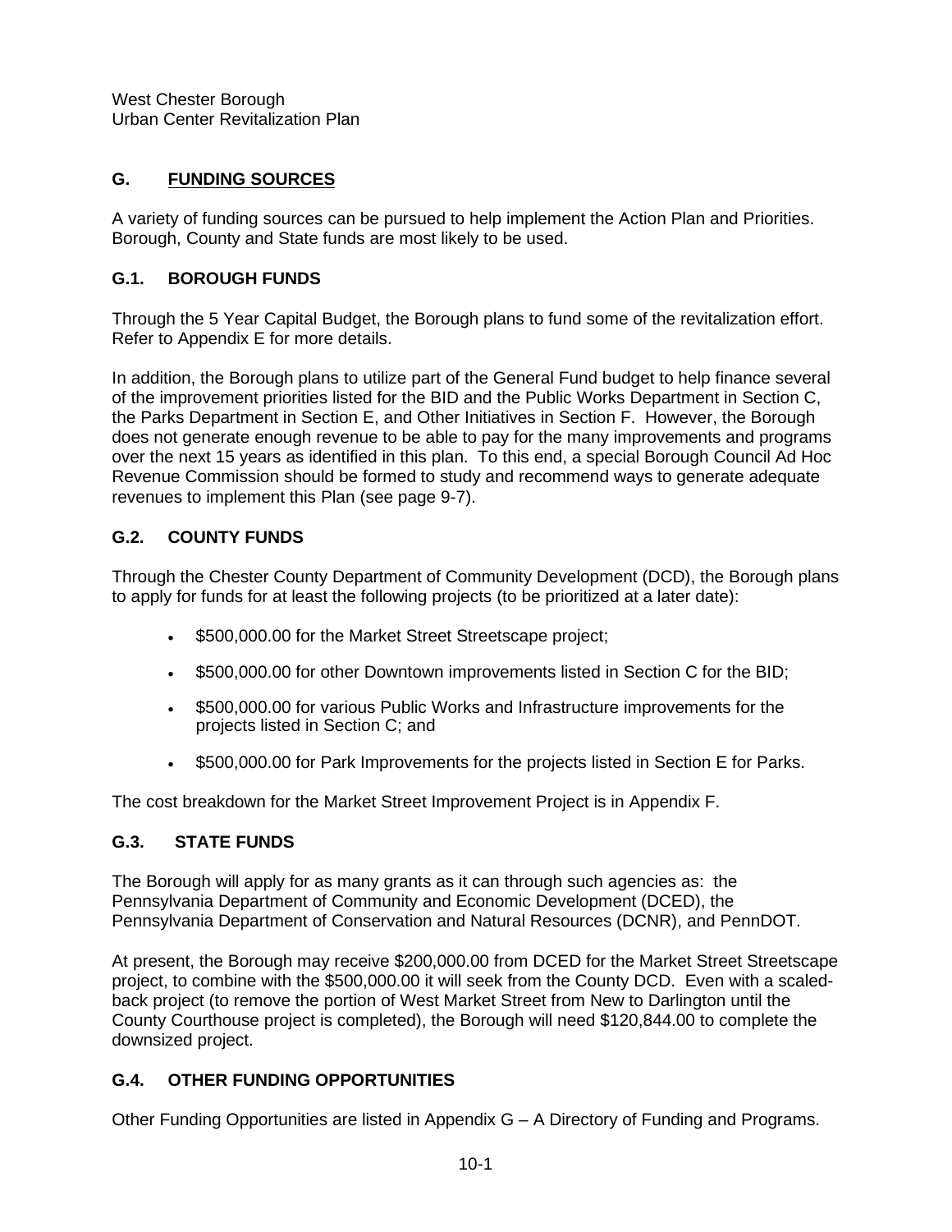## G. FUNDING SOURCES

A variety of funding sources can be pursued to help implement the Action Plan and Priorities. Borough, County and State funds are most likely to be used.

### G.1. BOROUGH FUNDS

Through the 5 Year Capital Budget, the Borough plans to fund some of the revitalization effort. Refer to Appendix E for more details.

In addition, the Borough plans to utilize part of the General Fund budget to help finance several of the improvement priorities listed for the BID and the Public Works Department in Section C, the Parks Department in Section E, and Other Initiatives in Section F. However, the Borough does not generate enough revenue to be able to pay for the many improvements and programs over the next 15 years as identified in this plan. To this end, a special Borough Council Ad Hoc Revenue Commission should be formed to study and recommend ways to generate adequate revenues to implement this Plan (see page 9-7).

### G.2. COUNTY FUNDS

Through the Chester County Department of Community Development (DCD), the Borough plans to apply for funds for at least the following projects (to be prioritized at a later date):

- $500,000.00 for the Market Street Streetscape project;
- $500,000.00 for other Downtown improvements listed in Section C for the BID;
- $500,000.00 for various Public Works and Infrastructure improvements for the projects listed in Section C; and
- $500,000.00 for Park Improvements for the projects listed in Section E for Parks.

The cost breakdown for the Market Street Improvement Project is in Appendix F.

### G.3. STATE FUNDS

The Borough will apply for as many grants as it can through such agencies as: the Pennsylvania Department of Community and Economic Development (DCED), the Pennsylvania Department of Conservation and Natural Resources (DCNR), and PennDOT.

At present, the Borough may receive $200,000.00 from DCED for the Market Street Streetscape project, to combine with the $500,000.00 it will seek from the County DCD. Even with a scaled-back project (to remove the portion of West Market Street from New to Darlington until the County Courthouse project is completed), the Borough will need $120,844.00 to complete the downsized project.

### G.4. OTHER FUNDING OPPORTUNITIES

Other Funding Opportunities are listed in Appendix G – A Directory of Funding and Programs.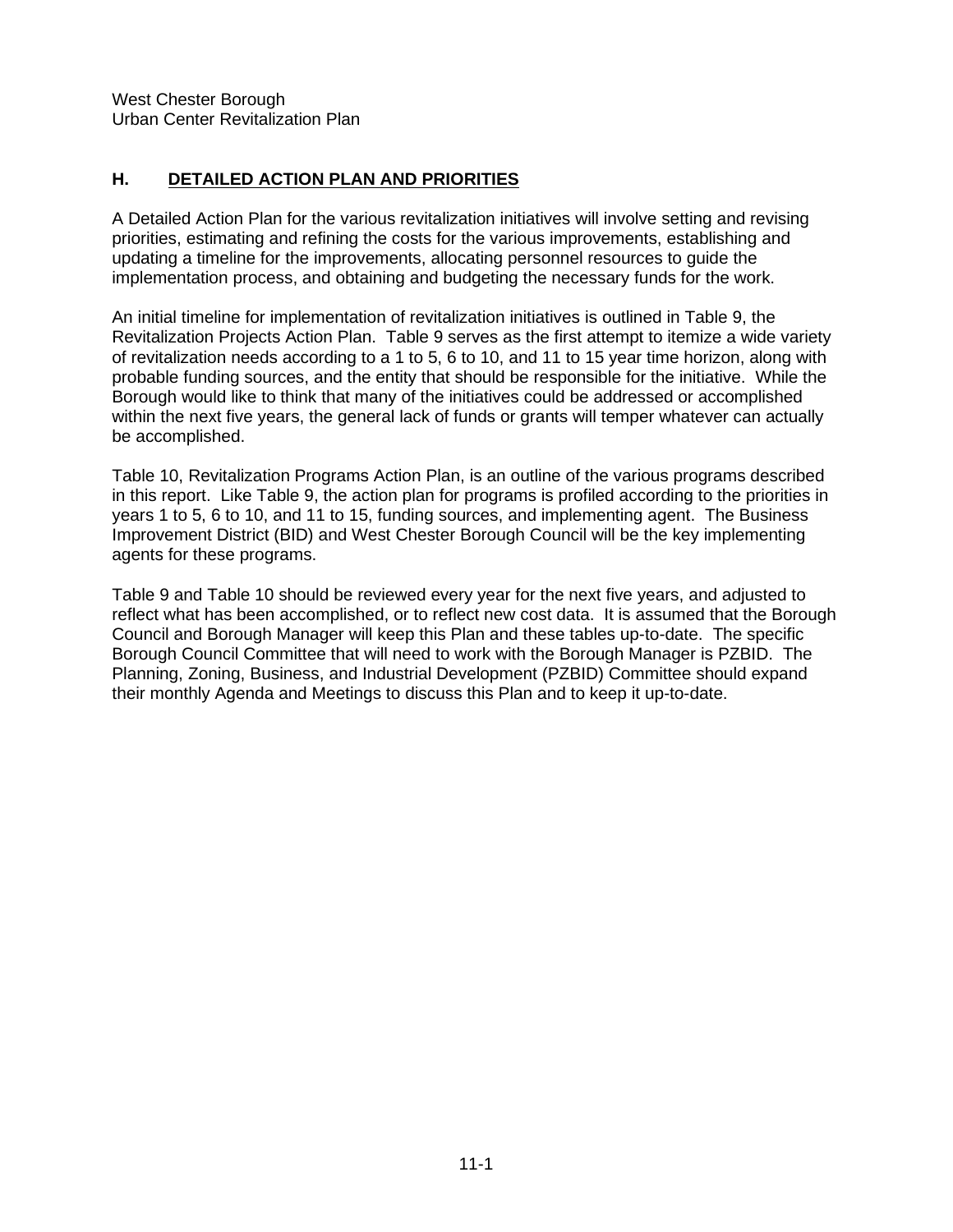## H. DETAILED ACTION PLAN AND PRIORITIES

A Detailed Action Plan for the various revitalization initiatives will involve setting and revising priorities, estimating and refining the costs for the various improvements, establishing and updating a timeline for the improvements, allocating personnel resources to guide the implementation process, and obtaining and budgeting the necessary funds for the work.

An initial timeline for implementation of revitalization initiatives is outlined in Table 9, the Revitalization Projects Action Plan. Table 9 serves as the first attempt to itemize a wide variety of revitalization needs according to a 1 to 5, 6 to 10, and 11 to 15 year time horizon, along with probable funding sources, and the entity that should be responsible for the initiative. While the Borough would like to think that many of the initiatives could be addressed or accomplished within the next five years, the general lack of funds or grants will temper whatever can actually be accomplished.

Table 10, Revitalization Programs Action Plan, is an outline of the various programs described in this report. Like Table 9, the action plan for programs is profiled according to the priorities in years 1 to 5, 6 to 10, and 11 to 15, funding sources, and implementing agent. The Business Improvement District (BID) and West Chester Borough Council will be the key implementing agents for these programs.

Table 9 and Table 10 should be reviewed every year for the next five years, and adjusted to reflect what has been accomplished, or to reflect new cost data. It is assumed that the Borough Council and Borough Manager will keep this Plan and these tables up-to-date. The specific Borough Council Committee that will need to work with the Borough Manager is PZBID. The Planning, Zoning, Business, and Industrial Development (PZBID) Committee should expand their monthly Agenda and Meetings to discuss this Plan and to keep it up-to-date.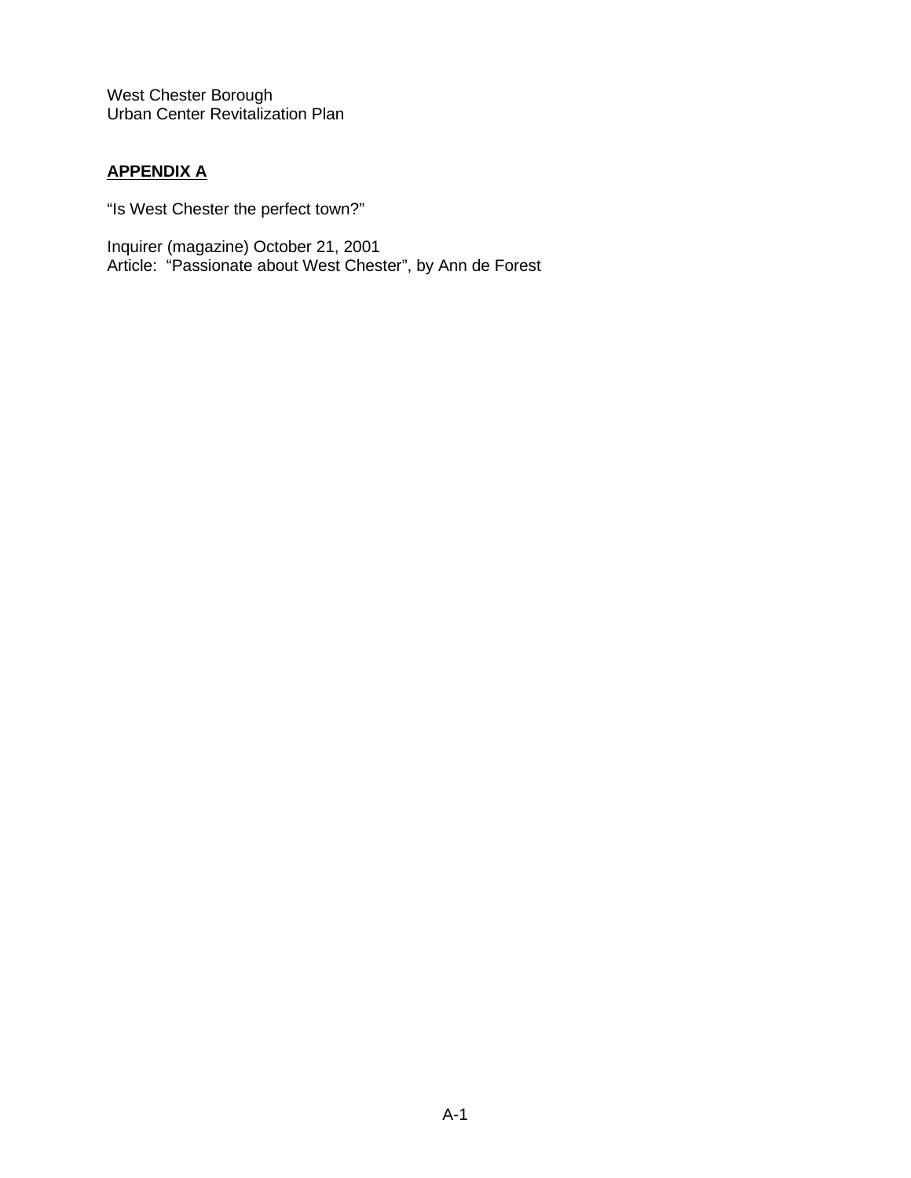West Chester Borough
Urban Center Revitalization Plan

## **APPENDIX A**

"Is West Chester the perfect town?"

Inquirer (magazine) October 21, 2001
Article: "Passionate about West Chester", by Ann de Forest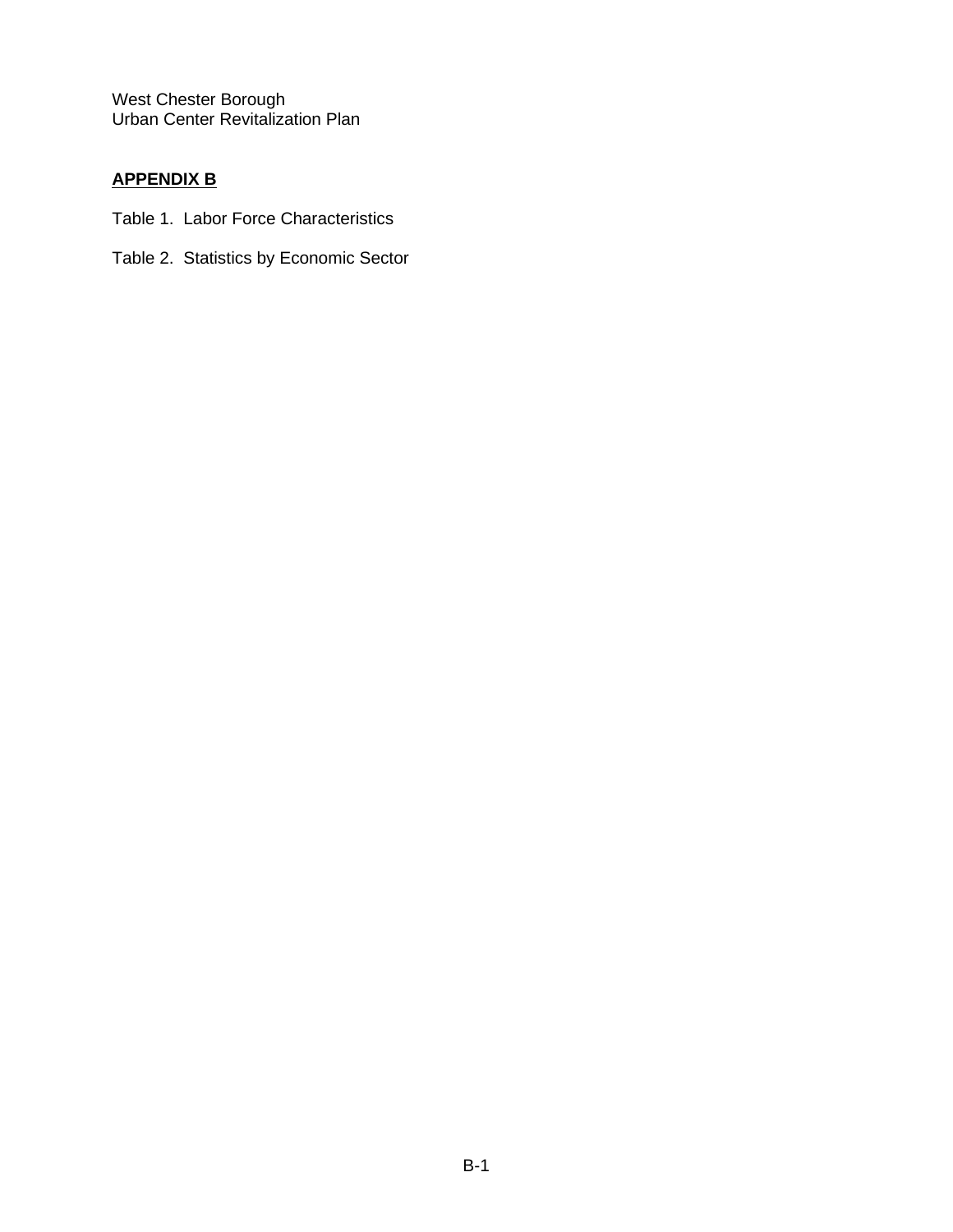West Chester Borough
Urban Center Revitalization Plan

## APPENDIX B

Table 1. Labor Force Characteristics

Table 2. Statistics by Economic Sector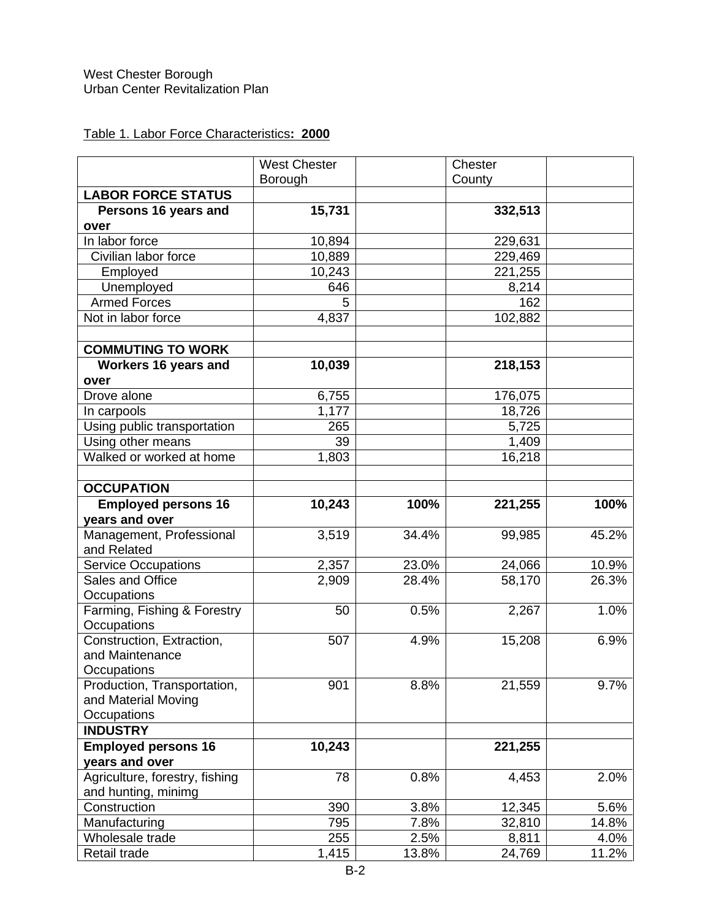West Chester Borough
Urban Center Revitalization Plan

Table 1. Labor Force Characteristics**: 2000**

| | West Chester Borough | | Chester County | |
|---|---|---|---|---|
| **LABOR FORCE STATUS** | | | | |
| **Persons 16 years and over** | **15,731** | | **332,513** | |
| In labor force | 10,894 | | 229,631 | |
| Civilian labor force | 10,889 | | 229,469 | |
| Employed | 10,243 | | 221,255 | |
| Unemployed | 646 | | 8,214 | |
| Armed Forces | 5 | | 162 | |
| Not in labor force | 4,837 | | 102,882 | |
| | | | | |
| **COMMUTING TO WORK** | | | | |
| **Workers 16 years and over** | **10,039** | | **218,153** | |
| Drove alone | 6,755 | | 176,075 | |
| In carpools | 1,177 | | 18,726 | |
| Using public transportation | 265 | | 5,725 | |
| Using other means | 39 | | 1,409 | |
| Walked or worked at home | 1,803 | | 16,218 | |
| | | | | |
| **OCCUPATION** | | | | |
| **Employed persons 16 years and over** | **10,243** | **100%** | **221,255** | **100%** |
| Management, Professional and Related | 3,519 | 34.4% | 99,985 | 45.2% |
| Service Occupations | 2,357 | 23.0% | 24,066 | 10.9% |
| Sales and Office Occupations | 2,909 | 28.4% | 58,170 | 26.3% |
| Farming, Fishing & Forestry Occupations | 50 | 0.5% | 2,267 | 1.0% |
| Construction, Extraction, and Maintenance Occupations | 507 | 4.9% | 15,208 | 6.9% |
| Production, Transportation, and Material Moving Occupations | 901 | 8.8% | 21,559 | 9.7% |
| **INDUSTRY** | | | | |
| **Employed persons 16 years and over** | **10,243** | | **221,255** | |
| Agriculture, forestry, fishing and hunting, minimg | 78 | 0.8% | 4,453 | 2.0% |
| Construction | 390 | 3.8% | 12,345 | 5.6% |
| Manufacturing | 795 | 7.8% | 32,810 | 14.8% |
| Wholesale trade | 255 | 2.5% | 8,811 | 4.0% |
| Retail trade | 1,415 | 13.8% | 24,769 | 11.2% |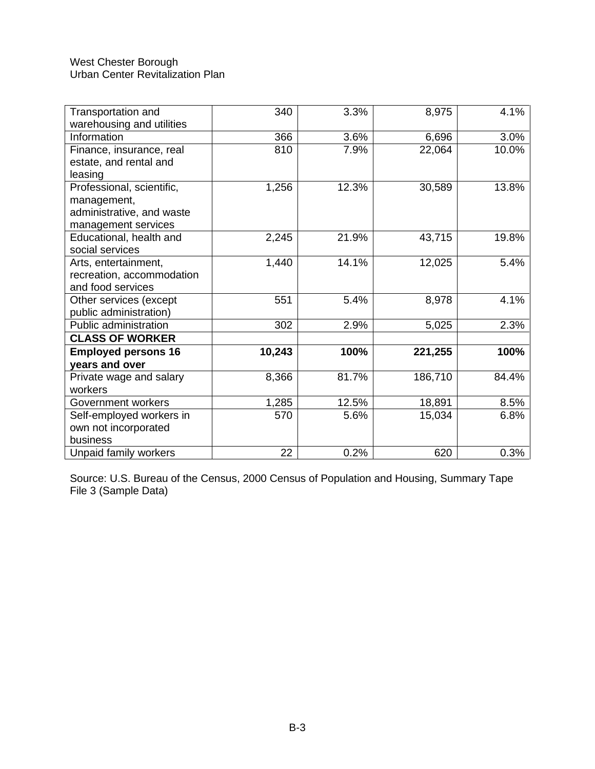| | | | | |
|---|---|---|---|---|
| Transportation and warehousing and utilities | 340 | 3.3% | 8,975 | 4.1% |
| Information | 366 | 3.6% | 6,696 | 3.0% |
| Finance, insurance, real estate, and rental and leasing | 810 | 7.9% | 22,064 | 10.0% |
| Professional, scientific, management, administrative, and waste management services | 1,256 | 12.3% | 30,589 | 13.8% |
| Educational, health and social services | 2,245 | 21.9% | 43,715 | 19.8% |
| Arts, entertainment, recreation, accommodation and food services | 1,440 | 14.1% | 12,025 | 5.4% |
| Other services (except public administration) | 551 | 5.4% | 8,978 | 4.1% |
| Public administration | 302 | 2.9% | 5,025 | 2.3% |
| **CLASS OF WORKER** | | | | |
| **Employed persons 16 years and over** | **10,243** | **100%** | **221,255** | **100%** |
| Private wage and salary workers | 8,366 | 81.7% | 186,710 | 84.4% |
| Government workers | 1,285 | 12.5% | 18,891 | 8.5% |
| Self-employed workers in own not incorporated business | 570 | 5.6% | 15,034 | 6.8% |
| Unpaid family workers | 22 | 0.2% | 620 | 0.3% |

Source: U.S. Bureau of the Census, 2000 Census of Population and Housing, Summary Tape File 3 (Sample Data)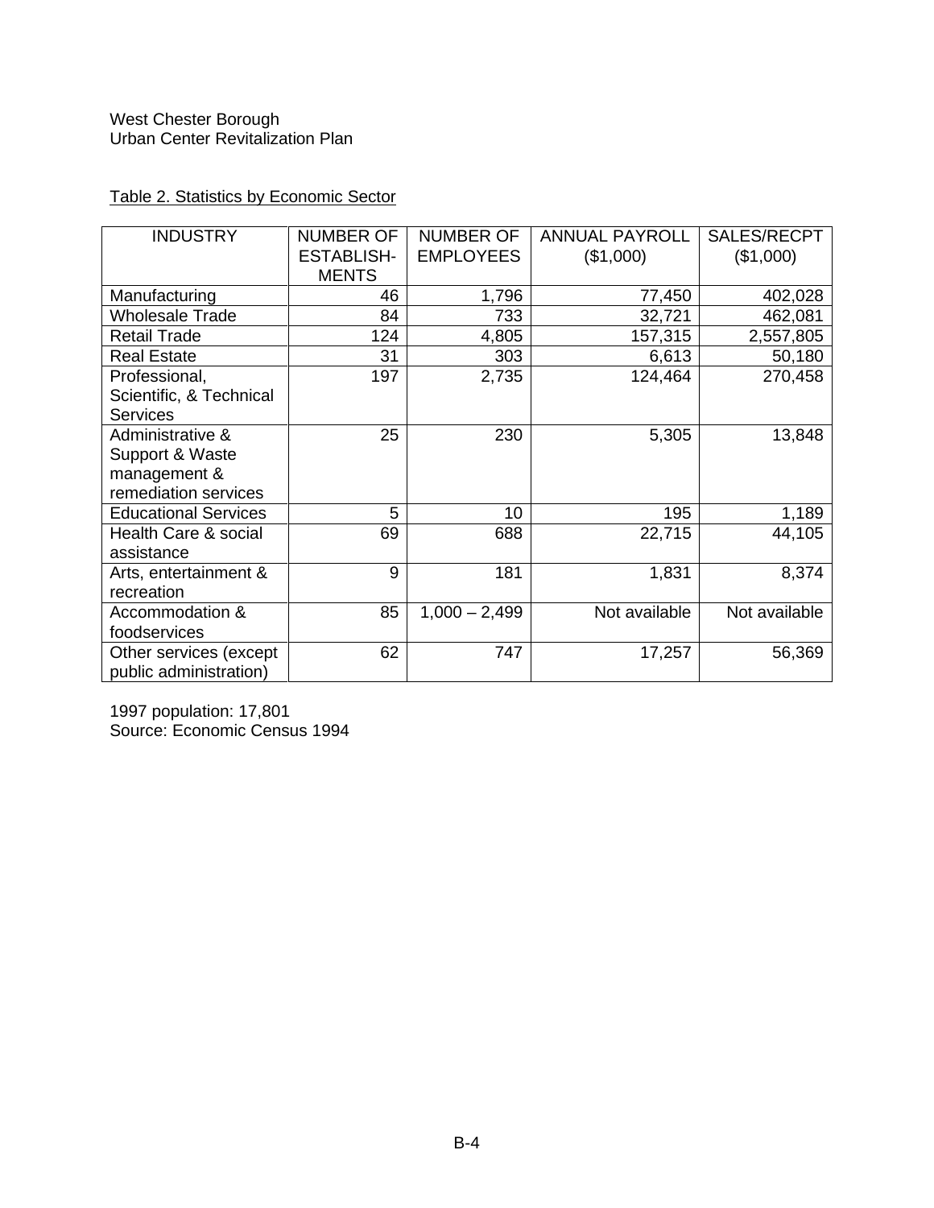West Chester Borough
Urban Center Revitalization Plan

Table 2. Statistics by Economic Sector

| INDUSTRY | NUMBER OF ESTABLISH-MENTS | NUMBER OF EMPLOYEES | ANNUAL PAYROLL ($1,000) | SALES/RECPT ($1,000) |
|---|---|---|---|---|
| Manufacturing | 46 | 1,796 | 77,450 | 402,028 |
| Wholesale Trade | 84 | 733 | 32,721 | 462,081 |
| Retail Trade | 124 | 4,805 | 157,315 | 2,557,805 |
| Real Estate | 31 | 303 | 6,613 | 50,180 |
| Professional, Scientific, & Technical Services | 197 | 2,735 | 124,464 | 270,458 |
| Administrative & Support & Waste management & remediation services | 25 | 230 | 5,305 | 13,848 |
| Educational Services | 5 | 10 | 195 | 1,189 |
| Health Care & social assistance | 69 | 688 | 22,715 | 44,105 |
| Arts, entertainment & recreation | 9 | 181 | 1,831 | 8,374 |
| Accommodation & foodservices | 85 | 1,000 – 2,499 | Not available | Not available |
| Other services (except public administration) | 62 | 747 | 17,257 | 56,369 |

1997 population: 17,801
Source: Economic Census 1994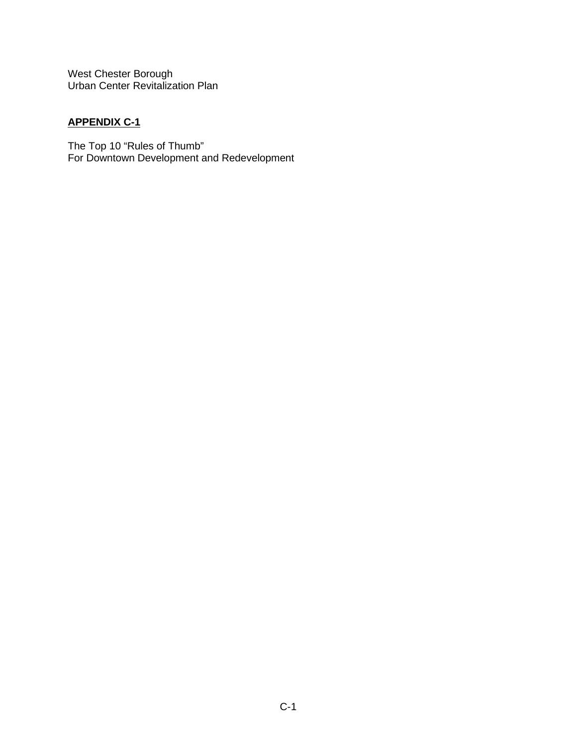West Chester Borough
Urban Center Revitalization Plan

## APPENDIX C-1

The Top 10 “Rules of Thumb”
For Downtown Development and Redevelopment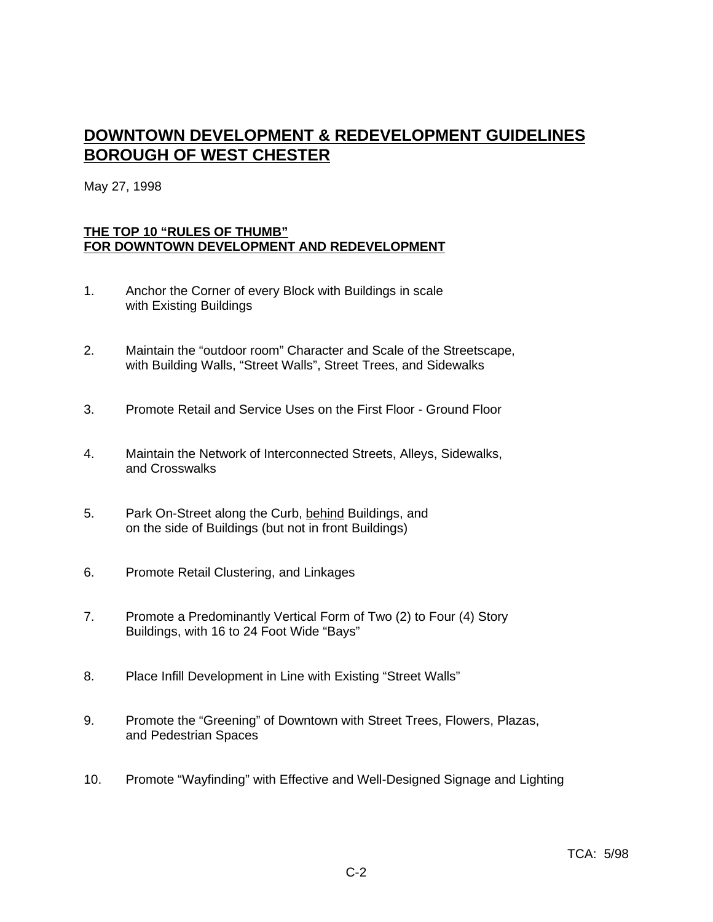# DOWNTOWN DEVELOPMENT & REDEVELOPMENT GUIDELINES BOROUGH OF WEST CHESTER

May 27, 1998

## THE TOP 10 "RULES OF THUMB" FOR DOWNTOWN DEVELOPMENT AND REDEVELOPMENT

1. Anchor the Corner of every Block with Buildings in scale with Existing Buildings

2. Maintain the "outdoor room" Character and Scale of the Streetscape, with Building Walls, "Street Walls", Street Trees, and Sidewalks

3. Promote Retail and Service Uses on the First Floor - Ground Floor

4. Maintain the Network of Interconnected Streets, Alleys, Sidewalks, and Crosswalks

5. Park On-Street along the Curb, <u>behind</u> Buildings, and on the side of Buildings (but not in front Buildings)

6. Promote Retail Clustering, and Linkages

7. Promote a Predominantly Vertical Form of Two (2) to Four (4) Story Buildings, with 16 to 24 Foot Wide "Bays"

8. Place Infill Development in Line with Existing "Street Walls"

9. Promote the "Greening" of Downtown with Street Trees, Flowers, Plazas, and Pedestrian Spaces

10. Promote "Wayfinding" with Effective and Well-Designed Signage and Lighting

TCA: 5/98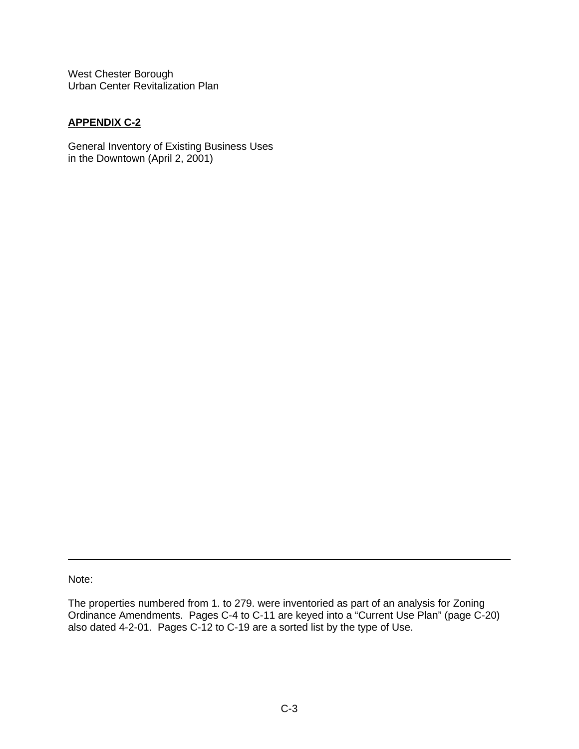West Chester Borough
Urban Center Revitalization Plan

## APPENDIX C-2

General Inventory of Existing Business Uses
in the Downtown (April 2, 2001)

---

Note:

The properties numbered from 1. to 279. were inventoried as part of an analysis for Zoning Ordinance Amendments. Pages C-4 to C-11 are keyed into a "Current Use Plan" (page C-20) also dated 4-2-01. Pages C-12 to C-19 are a sorted list by the type of Use.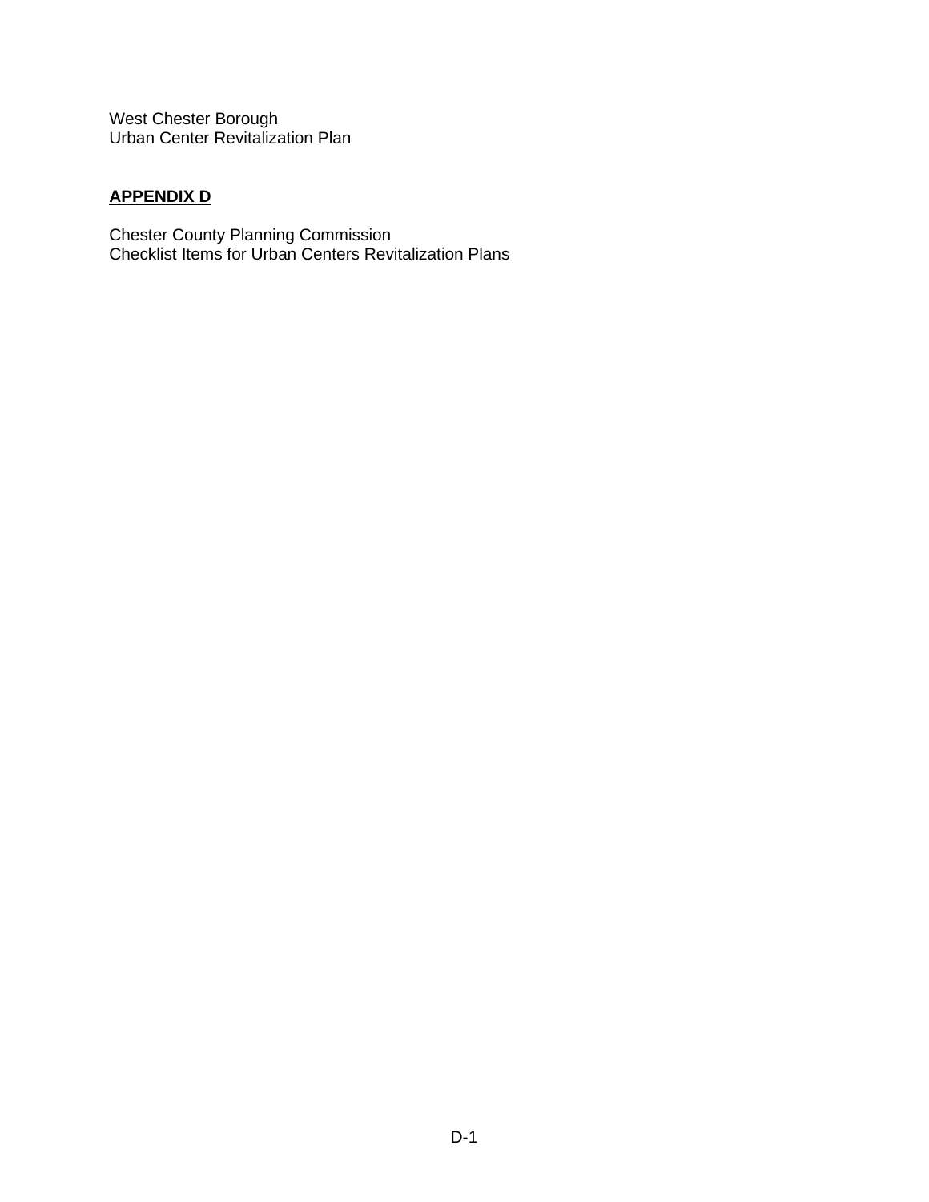West Chester Borough
Urban Center Revitalization Plan

## APPENDIX D

Chester County Planning Commission
Checklist Items for Urban Centers Revitalization Plans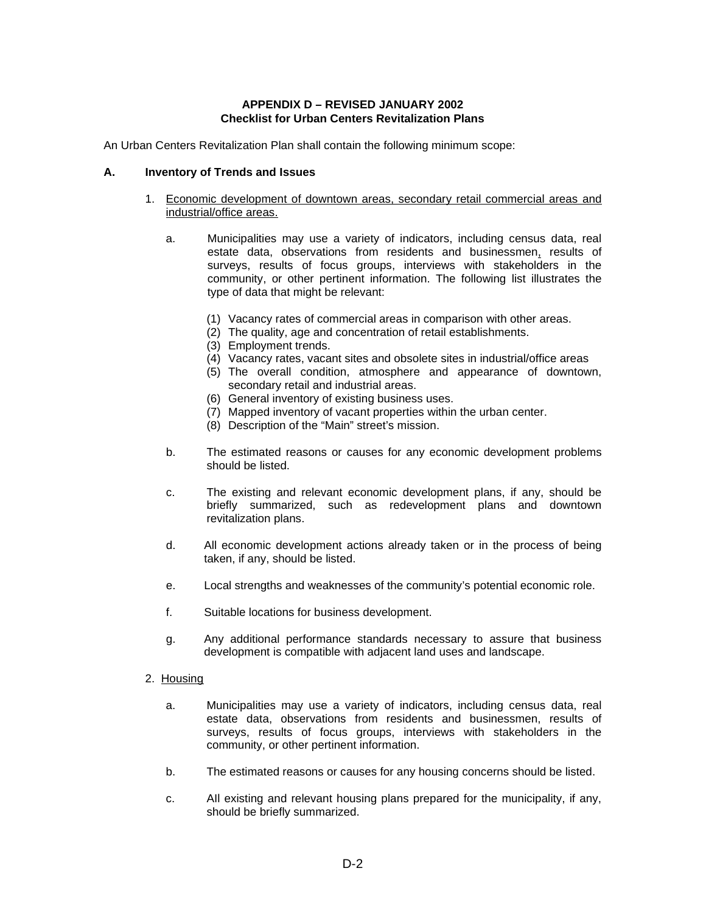**APPENDIX D – REVISED JANUARY 2002**
**Checklist for Urban Centers Revitalization Plans**

An Urban Centers Revitalization Plan shall contain the following minimum scope:

## A. Inventory of Trends and Issues

1. <u>Economic development of downtown areas, secondary retail commercial areas and industrial/office areas.</u>

   a. Municipalities may use a variety of indicators, including census data, real estate data, observations from residents and businessmen, results of surveys, results of focus groups, interviews with stakeholders in the community, or other pertinent information. The following list illustrates the type of data that might be relevant:

      (1) Vacancy rates of commercial areas in comparison with other areas.
      (2) The quality, age and concentration of retail establishments.
      (3) Employment trends.
      (4) Vacancy rates, vacant sites and obsolete sites in industrial/office areas
      (5) The overall condition, atmosphere and appearance of downtown, secondary retail and industrial areas.
      (6) General inventory of existing business uses.
      (7) Mapped inventory of vacant properties within the urban center.
      (8) Description of the "Main" street's mission.

   b. The estimated reasons or causes for any economic development problems should be listed.

   c. The existing and relevant economic development plans, if any, should be briefly summarized, such as redevelopment plans and downtown revitalization plans.

   d. All economic development actions already taken or in the process of being taken, if any, should be listed.

   e. Local strengths and weaknesses of the community's potential economic role.

   f. Suitable locations for business development.

   g. Any additional performance standards necessary to assure that business development is compatible with adjacent land uses and landscape.

2. <u>Housing</u>

   a. Municipalities may use a variety of indicators, including census data, real estate data, observations from residents and businessmen, results of surveys, results of focus groups, interviews with stakeholders in the community, or other pertinent information.

   b. The estimated reasons or causes for any housing concerns should be listed.

   c. All existing and relevant housing plans prepared for the municipality, if any, should be briefly summarized.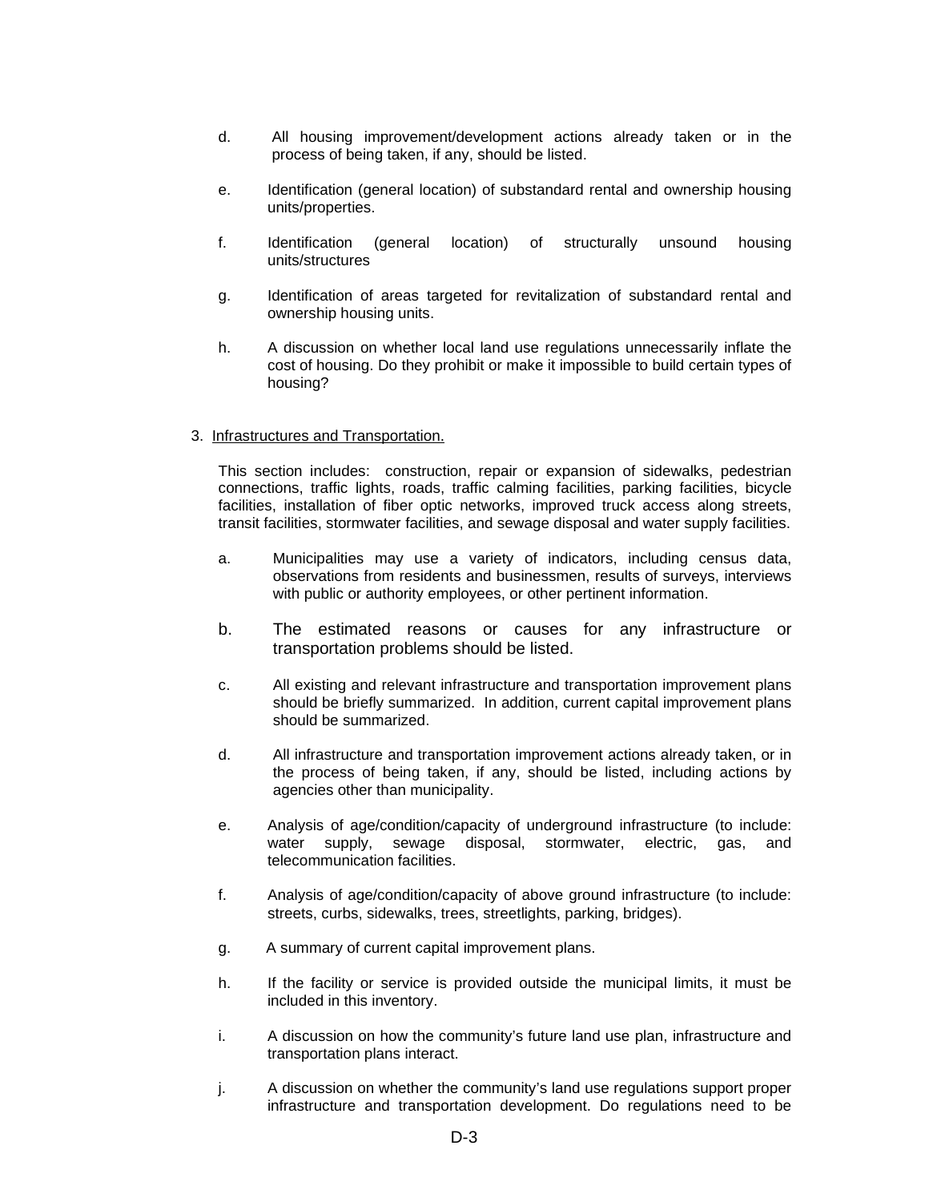d. All housing improvement/development actions already taken or in the process of being taken, if any, should be listed.

e. Identification (general location) of substandard rental and ownership housing units/properties.

f. Identification (general location) of structurally unsound housing units/structures

g. Identification of areas targeted for revitalization of substandard rental and ownership housing units.

h. A discussion on whether local land use regulations unnecessarily inflate the cost of housing. Do they prohibit or make it impossible to build certain types of housing?

3. <u>Infrastructures and Transportation.</u>

This section includes: construction, repair or expansion of sidewalks, pedestrian connections, traffic lights, roads, traffic calming facilities, parking facilities, bicycle facilities, installation of fiber optic networks, improved truck access along streets, transit facilities, stormwater facilities, and sewage disposal and water supply facilities.

a. Municipalities may use a variety of indicators, including census data, observations from residents and businessmen, results of surveys, interviews with public or authority employees, or other pertinent information.

b. The estimated reasons or causes for any infrastructure or transportation problems should be listed.

c. All existing and relevant infrastructure and transportation improvement plans should be briefly summarized. In addition, current capital improvement plans should be summarized.

d. All infrastructure and transportation improvement actions already taken, or in the process of being taken, if any, should be listed, including actions by agencies other than municipality.

e. Analysis of age/condition/capacity of underground infrastructure (to include: water supply, sewage disposal, stormwater, electric, gas, and telecommunication facilities.

f. Analysis of age/condition/capacity of above ground infrastructure (to include: streets, curbs, sidewalks, trees, streetlights, parking, bridges).

g. A summary of current capital improvement plans.

h. If the facility or service is provided outside the municipal limits, it must be included in this inventory.

i. A discussion on how the community's future land use plan, infrastructure and transportation plans interact.

j. A discussion on whether the community's land use regulations support proper infrastructure and transportation development. Do regulations need to be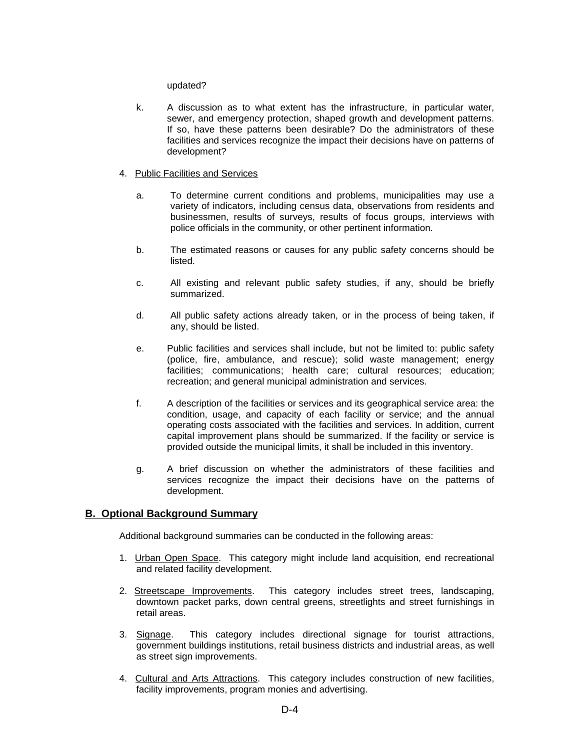updated?

k. A discussion as to what extent has the infrastructure, in particular water, sewer, and emergency protection, shaped growth and development patterns. If so, have these patterns been desirable? Do the administrators of these facilities and services recognize the impact their decisions have on patterns of development?

4. Public Facilities and Services

a. To determine current conditions and problems, municipalities may use a variety of indicators, including census data, observations from residents and businessmen, results of surveys, results of focus groups, interviews with police officials in the community, or other pertinent information.

b. The estimated reasons or causes for any public safety concerns should be listed.

c. All existing and relevant public safety studies, if any, should be briefly summarized.

d. All public safety actions already taken, or in the process of being taken, if any, should be listed.

e. Public facilities and services shall include, but not be limited to: public safety (police, fire, ambulance, and rescue); solid waste management; energy facilities; communications; health care; cultural resources; education; recreation; and general municipal administration and services.

f. A description of the facilities or services and its geographical service area: the condition, usage, and capacity of each facility or service; and the annual operating costs associated with the facilities and services. In addition, current capital improvement plans should be summarized. If the facility or service is provided outside the municipal limits, it shall be included in this inventory.

g. A brief discussion on whether the administrators of these facilities and services recognize the impact their decisions have on the patterns of development.

## B. Optional Background Summary

Additional background summaries can be conducted in the following areas:

1. Urban Open Space. This category might include land acquisition, end recreational and related facility development.

2. Streetscape Improvements. This category includes street trees, landscaping, downtown packet parks, down central greens, streetlights and street furnishings in retail areas.

3. Signage. This category includes directional signage for tourist attractions, government buildings institutions, retail business districts and industrial areas, as well as street sign improvements.

4. Cultural and Arts Attractions. This category includes construction of new facilities, facility improvements, program monies and advertising.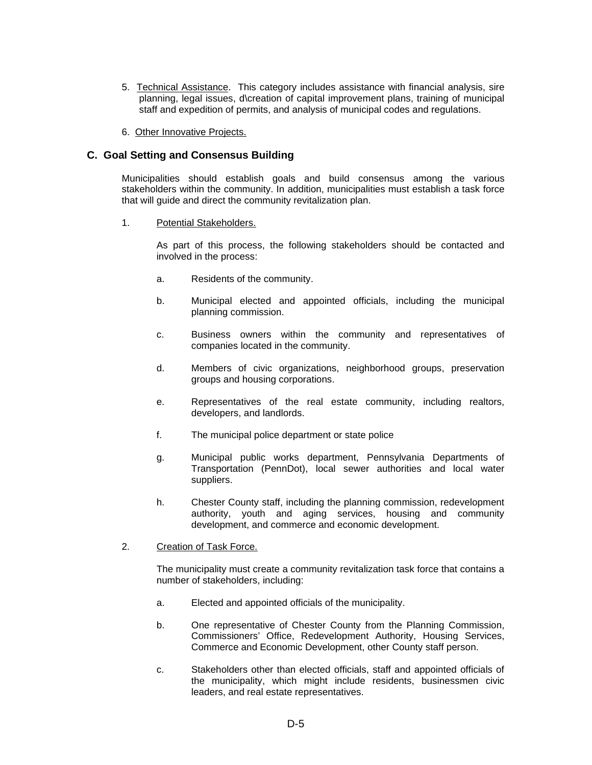5. Technical Assistance. This category includes assistance with financial analysis, sire planning, legal issues, d\creation of capital improvement plans, training of municipal staff and expedition of permits, and analysis of municipal codes and regulations.

6. Other Innovative Projects.

## C. Goal Setting and Consensus Building

Municipalities should establish goals and build consensus among the various stakeholders within the community. In addition, municipalities must establish a task force that will guide and direct the community revitalization plan.

1. Potential Stakeholders.

   As part of this process, the following stakeholders should be contacted and involved in the process:

   a. Residents of the community.

   b. Municipal elected and appointed officials, including the municipal planning commission.

   c. Business owners within the community and representatives of companies located in the community.

   d. Members of civic organizations, neighborhood groups, preservation groups and housing corporations.

   e. Representatives of the real estate community, including realtors, developers, and landlords.

   f. The municipal police department or state police

   g. Municipal public works department, Pennsylvania Departments of Transportation (PennDot), local sewer authorities and local water suppliers.

   h. Chester County staff, including the planning commission, redevelopment authority, youth and aging services, housing and community development, and commerce and economic development.

2. Creation of Task Force.

   The municipality must create a community revitalization task force that contains a number of stakeholders, including:

   a. Elected and appointed officials of the municipality.

   b. One representative of Chester County from the Planning Commission, Commissioners' Office, Redevelopment Authority, Housing Services, Commerce and Economic Development, other County staff person.

   c. Stakeholders other than elected officials, staff and appointed officials of the municipality, which might include residents, businessmen civic leaders, and real estate representatives.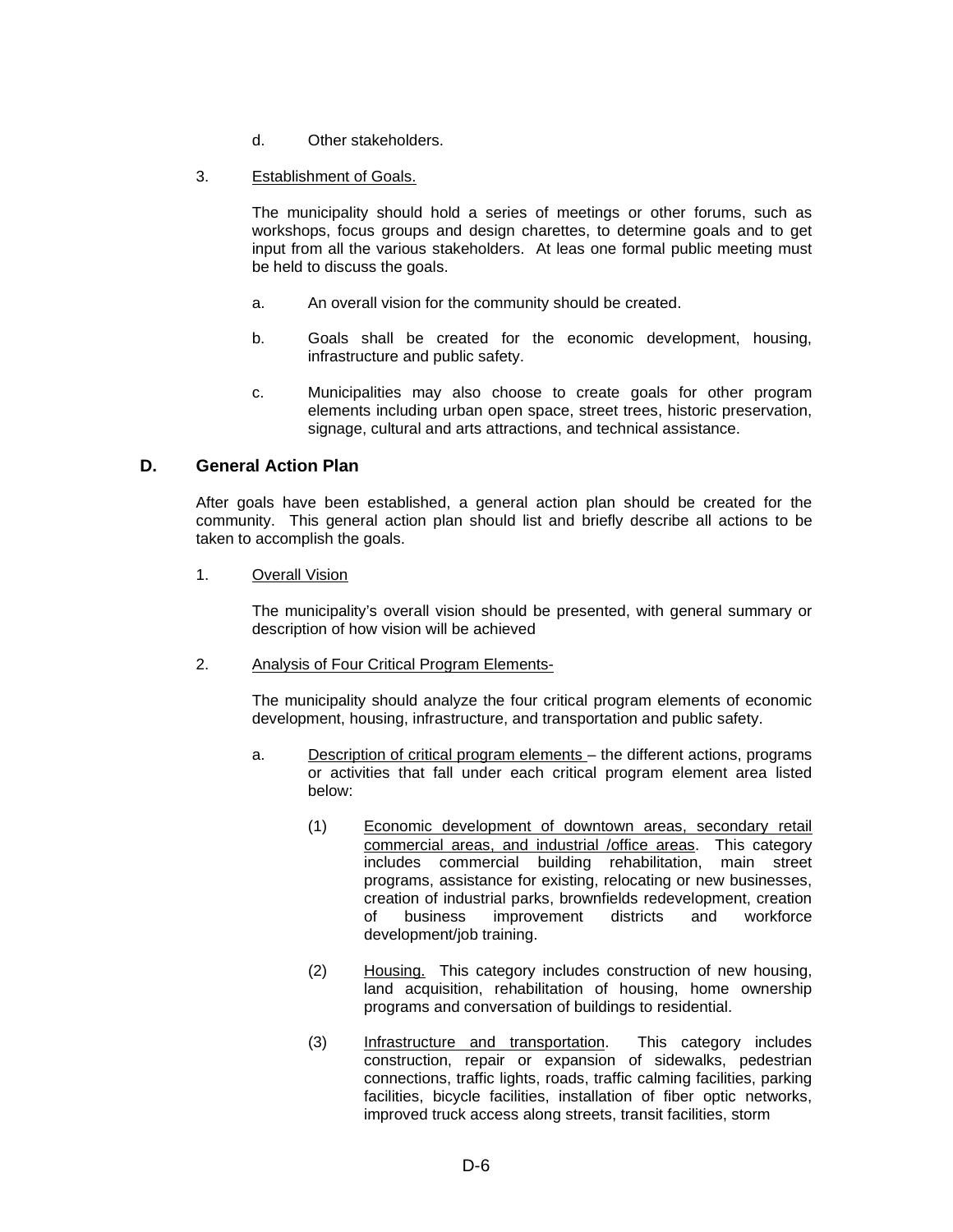d. Other stakeholders.

3. Establishment of Goals.

The municipality should hold a series of meetings or other forums, such as workshops, focus groups and design charettes, to determine goals and to get input from all the various stakeholders. At leas one formal public meeting must be held to discuss the goals.

a. An overall vision for the community should be created.

b. Goals shall be created for the economic development, housing, infrastructure and public safety.

c. Municipalities may also choose to create goals for other program elements including urban open space, street trees, historic preservation, signage, cultural and arts attractions, and technical assistance.

## D. General Action Plan

After goals have been established, a general action plan should be created for the community. This general action plan should list and briefly describe all actions to be taken to accomplish the goals.

1. Overall Vision

The municipality's overall vision should be presented, with general summary or description of how vision will be achieved

2. Analysis of Four Critical Program Elements-

The municipality should analyze the four critical program elements of economic development, housing, infrastructure, and transportation and public safety.

a. Description of critical program elements – the different actions, programs or activities that fall under each critical program element area listed below:

(1) Economic development of downtown areas, secondary retail commercial areas, and industrial /office areas. This category includes commercial building rehabilitation, main street programs, assistance for existing, relocating or new businesses, creation of industrial parks, brownfields redevelopment, creation of business improvement districts and workforce development/job training.

(2) Housing. This category includes construction of new housing, land acquisition, rehabilitation of housing, home ownership programs and conversation of buildings to residential.

(3) Infrastructure and transportation. This category includes construction, repair or expansion of sidewalks, pedestrian connections, traffic lights, roads, traffic calming facilities, parking facilities, bicycle facilities, installation of fiber optic networks, improved truck access along streets, transit facilities, storm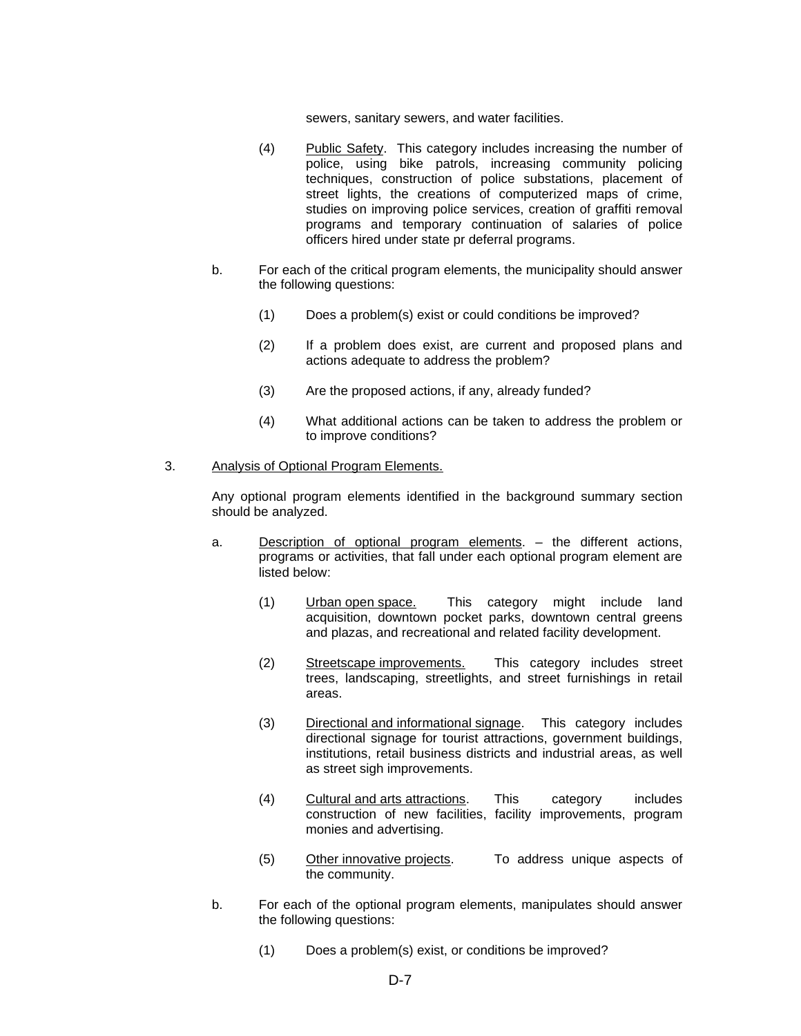sewers, sanitary sewers, and water facilities.

(4) Public Safety. This category includes increasing the number of police, using bike patrols, increasing community policing techniques, construction of police substations, placement of street lights, the creations of computerized maps of crime, studies on improving police services, creation of graffiti removal programs and temporary continuation of salaries of police officers hired under state pr deferral programs.

b. For each of the critical program elements, the municipality should answer the following questions:

(1) Does a problem(s) exist or could conditions be improved?

(2) If a problem does exist, are current and proposed plans and actions adequate to address the problem?

(3) Are the proposed actions, if any, already funded?

(4) What additional actions can be taken to address the problem or to improve conditions?

3. Analysis of Optional Program Elements.

Any optional program elements identified in the background summary section should be analyzed.

a. Description of optional program elements. – the different actions, programs or activities, that fall under each optional program element are listed below:

(1) Urban open space. This category might include land acquisition, downtown pocket parks, downtown central greens and plazas, and recreational and related facility development.

(2) Streetscape improvements. This category includes street trees, landscaping, streetlights, and street furnishings in retail areas.

(3) Directional and informational signage. This category includes directional signage for tourist attractions, government buildings, institutions, retail business districts and industrial areas, as well as street sigh improvements.

(4) Cultural and arts attractions. This category includes construction of new facilities, facility improvements, program monies and advertising.

(5) Other innovative projects. To address unique aspects of the community.

b. For each of the optional program elements, manipulates should answer the following questions:

(1) Does a problem(s) exist, or conditions be improved?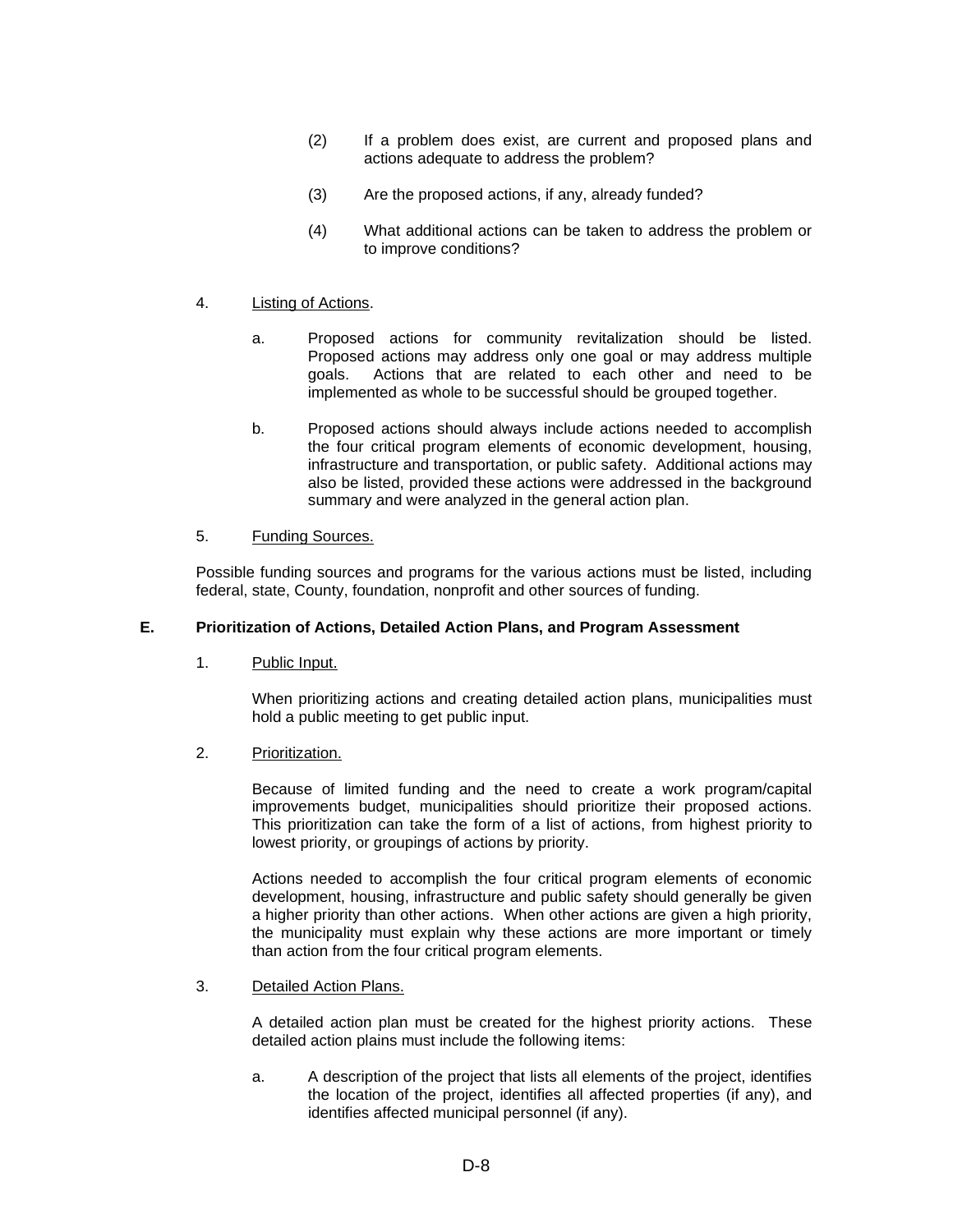(2) If a problem does exist, are current and proposed plans and actions adequate to address the problem?

(3) Are the proposed actions, if any, already funded?

(4) What additional actions can be taken to address the problem or to improve conditions?

4. Listing of Actions.

a. Proposed actions for community revitalization should be listed. Proposed actions may address only one goal or may address multiple goals. Actions that are related to each other and need to be implemented as whole to be successful should be grouped together.

b. Proposed actions should always include actions needed to accomplish the four critical program elements of economic development, housing, infrastructure and transportation, or public safety. Additional actions may also be listed, provided these actions were addressed in the background summary and were analyzed in the general action plan.

5. Funding Sources.

Possible funding sources and programs for the various actions must be listed, including federal, state, County, foundation, nonprofit and other sources of funding.

**E. Prioritization of Actions, Detailed Action Plans, and Program Assessment**

1. Public Input.

When prioritizing actions and creating detailed action plans, municipalities must hold a public meeting to get public input.

2. Prioritization.

Because of limited funding and the need to create a work program/capital improvements budget, municipalities should prioritize their proposed actions. This prioritization can take the form of a list of actions, from highest priority to lowest priority, or groupings of actions by priority.

Actions needed to accomplish the four critical program elements of economic development, housing, infrastructure and public safety should generally be given a higher priority than other actions. When other actions are given a high priority, the municipality must explain why these actions are more important or timely than action from the four critical program elements.

3. Detailed Action Plans.

A detailed action plan must be created for the highest priority actions. These detailed action plains must include the following items:

a. A description of the project that lists all elements of the project, identifies the location of the project, identifies all affected properties (if any), and identifies affected municipal personnel (if any).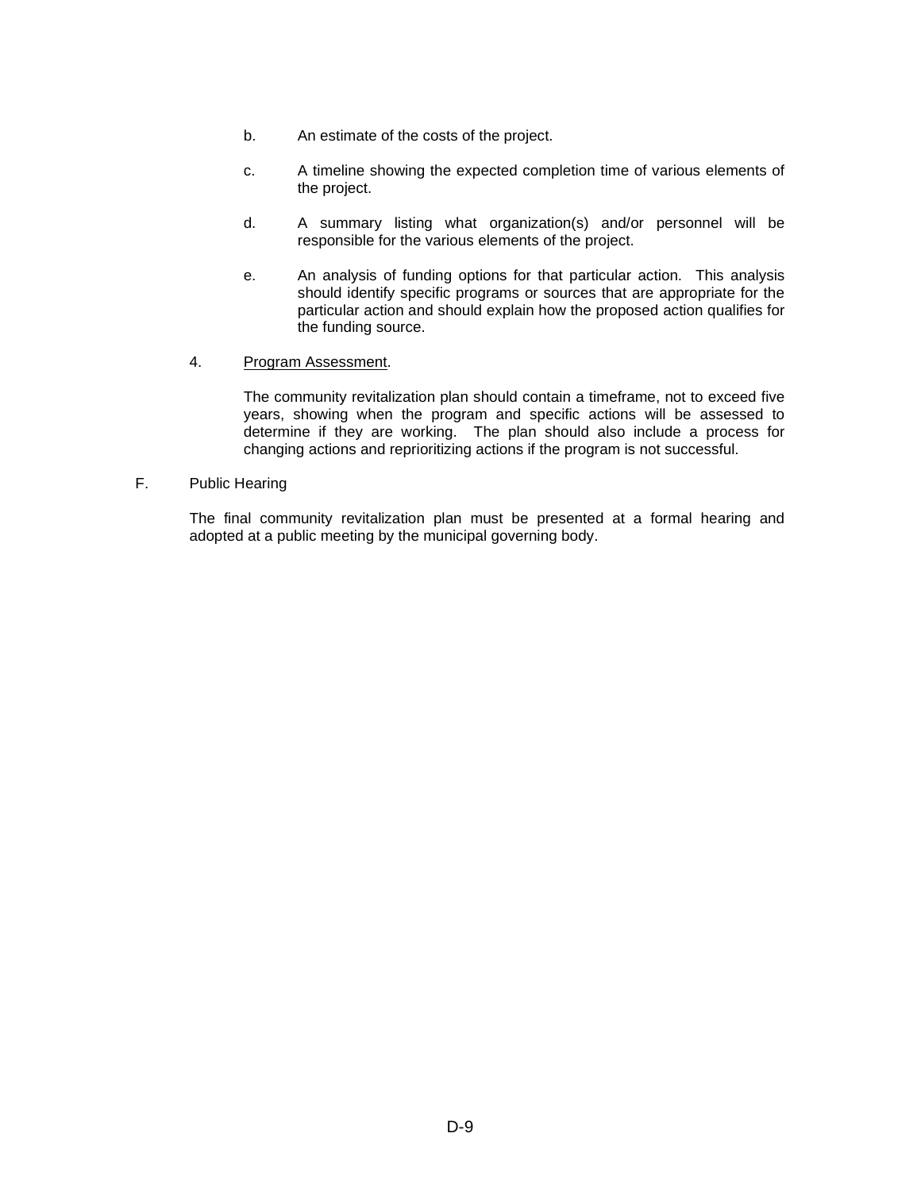b. An estimate of the costs of the project.

c. A timeline showing the expected completion time of various elements of the project.

d. A summary listing what organization(s) and/or personnel will be responsible for the various elements of the project.

e. An analysis of funding options for that particular action. This analysis should identify specific programs or sources that are appropriate for the particular action and should explain how the proposed action qualifies for the funding source.

4. Program Assessment.

The community revitalization plan should contain a timeframe, not to exceed five years, showing when the program and specific actions will be assessed to determine if they are working. The plan should also include a process for changing actions and reprioritizing actions if the program is not successful.

F. Public Hearing

The final community revitalization plan must be presented at a formal hearing and adopted at a public meeting by the municipal governing body.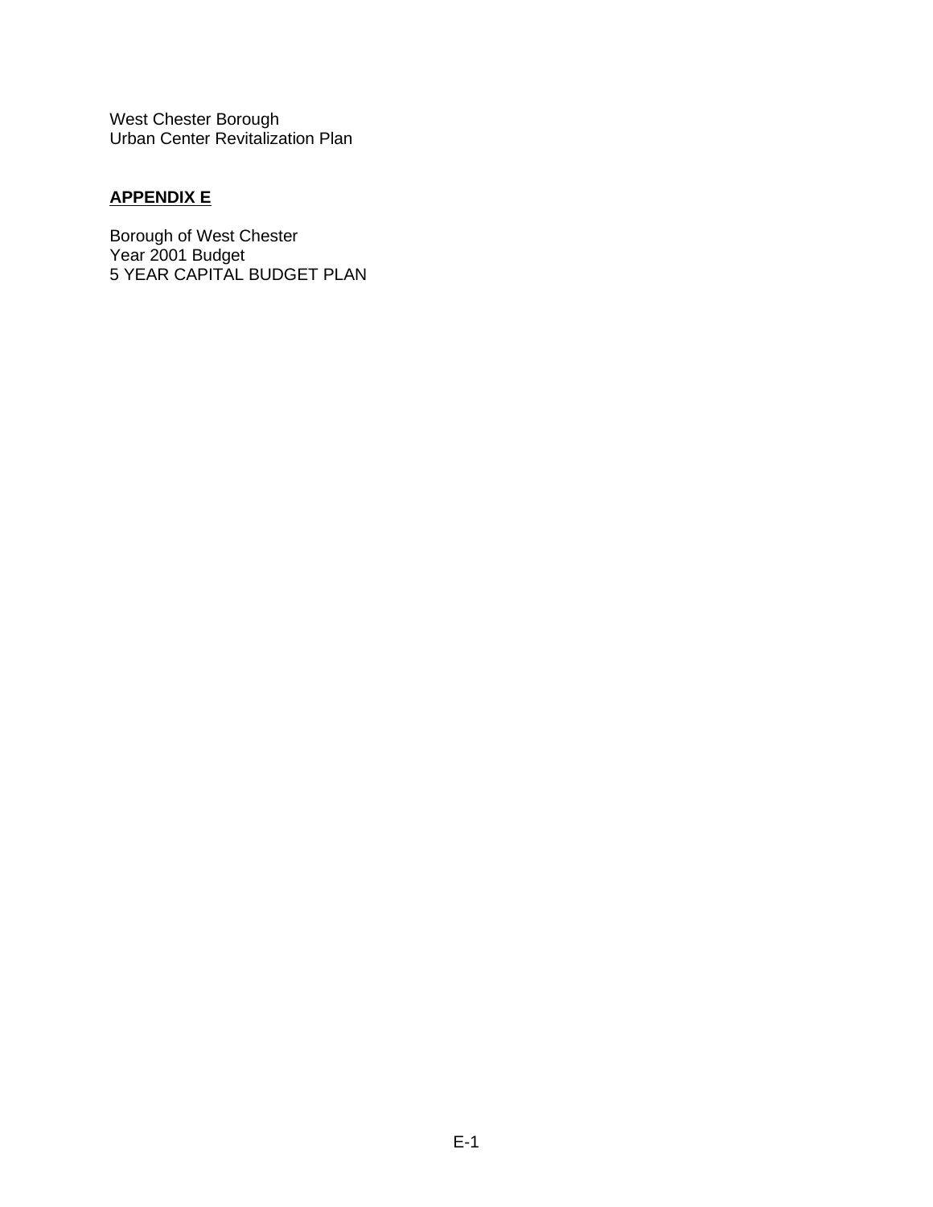West Chester Borough
Urban Center Revitalization Plan

## APPENDIX E

Borough of West Chester
Year 2001 Budget
5 YEAR CAPITAL BUDGET PLAN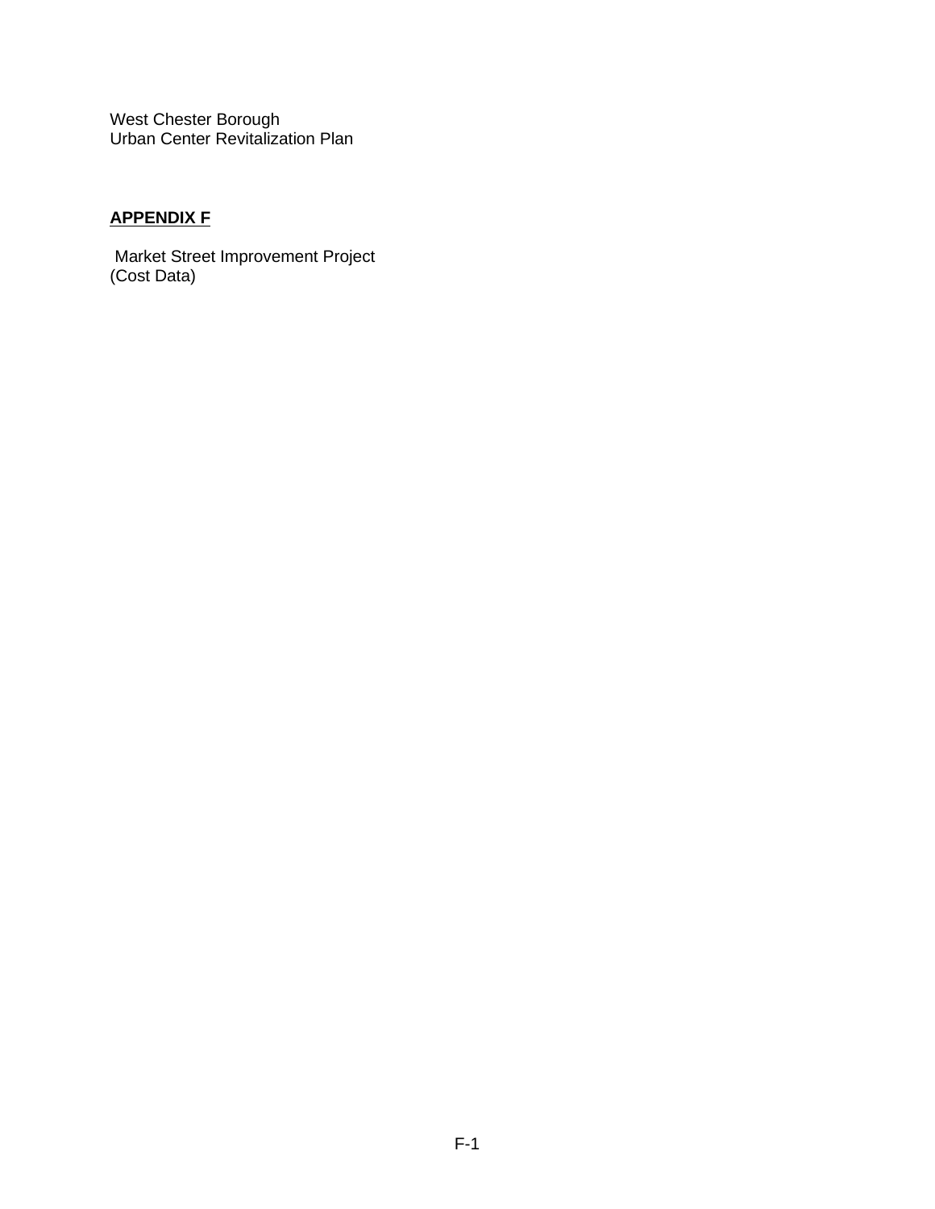West Chester Borough
Urban Center Revitalization Plan

**APPENDIX F**

Market Street Improvement Project
(Cost Data)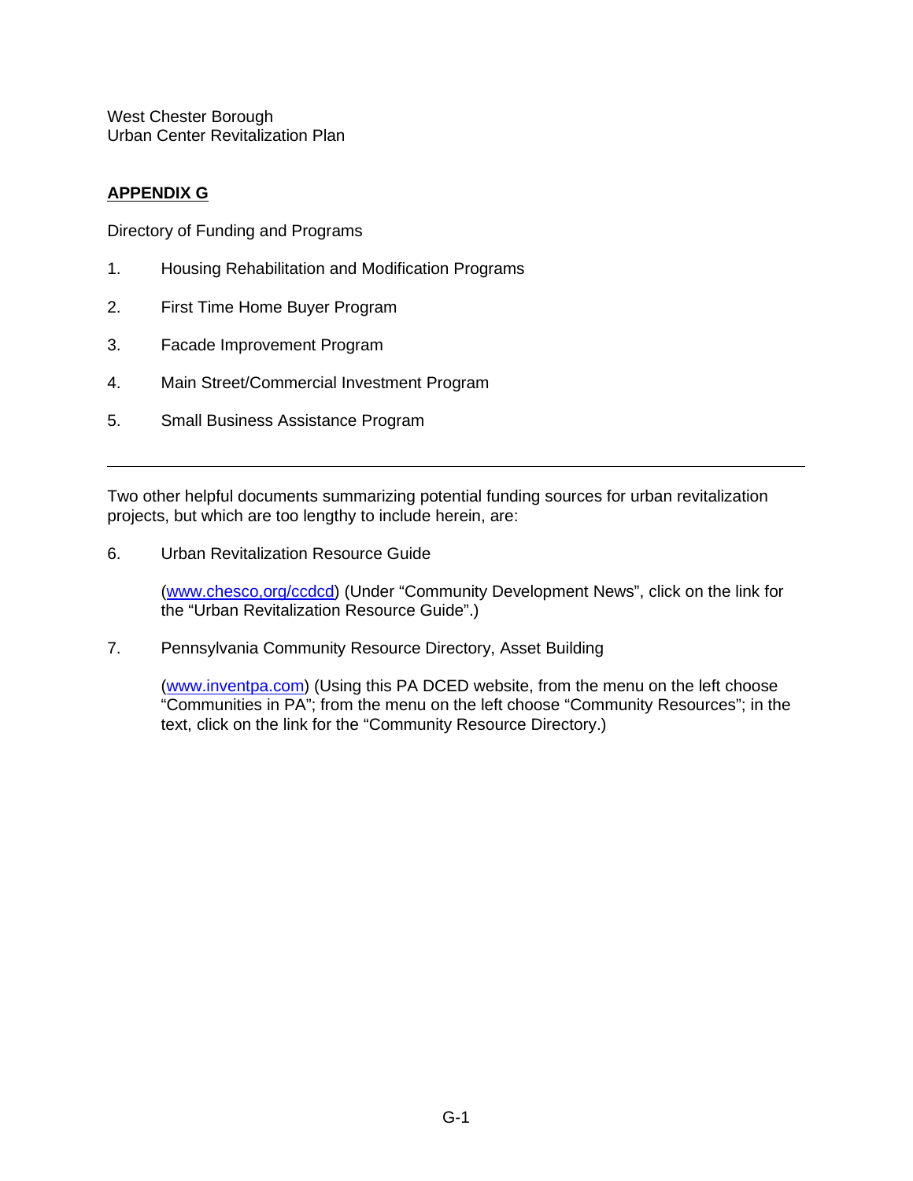West Chester Borough
Urban Center Revitalization Plan

## APPENDIX G

Directory of Funding and Programs

1. Housing Rehabilitation and Modification Programs
2. First Time Home Buyer Program
3. Facade Improvement Program
4. Main Street/Commercial Investment Program
5. Small Business Assistance Program

---

Two other helpful documents summarizing potential funding sources for urban revitalization projects, but which are too lengthy to include herein, are:

6. Urban Revitalization Resource Guide

   (www.chesco,org/ccdcd) (Under "Community Development News", click on the link for the "Urban Revitalization Resource Guide".)

7. Pennsylvania Community Resource Directory, Asset Building

   (www.inventpa.com) (Using this PA DCED website, from the menu on the left choose "Communities in PA"; from the menu on the left choose "Community Resources"; in the text, click on the link for the "Community Resource Directory.)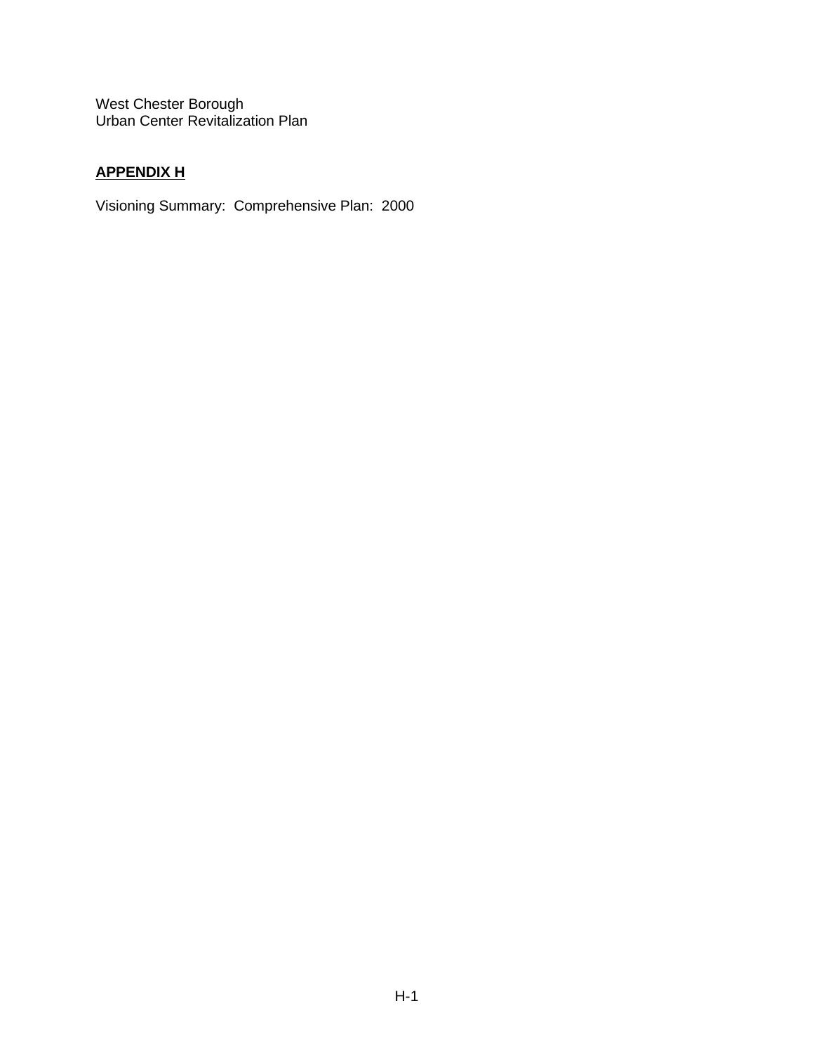West Chester Borough
Urban Center Revitalization Plan

## APPENDIX H

Visioning Summary:  Comprehensive Plan:  2000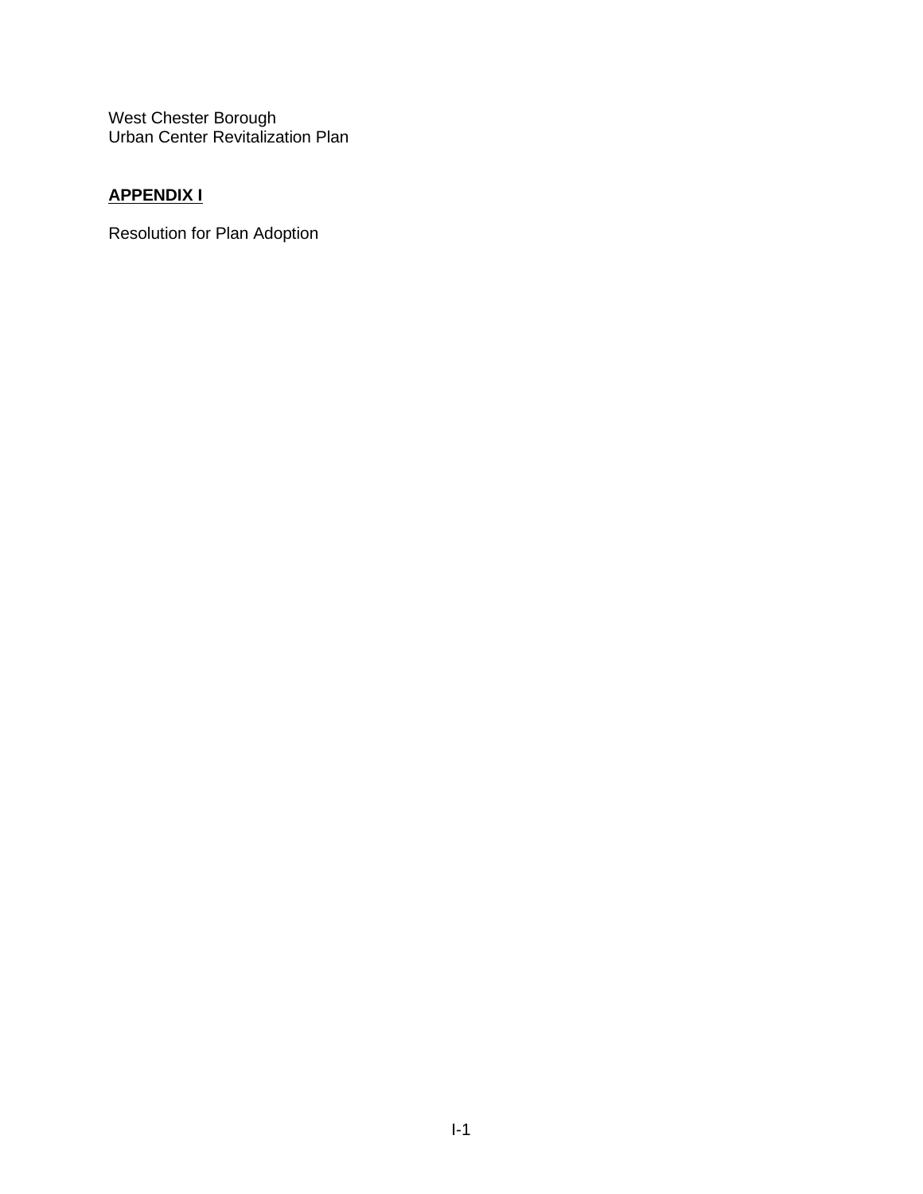West Chester Borough
Urban Center Revitalization Plan

## APPENDIX I

Resolution for Plan Adoption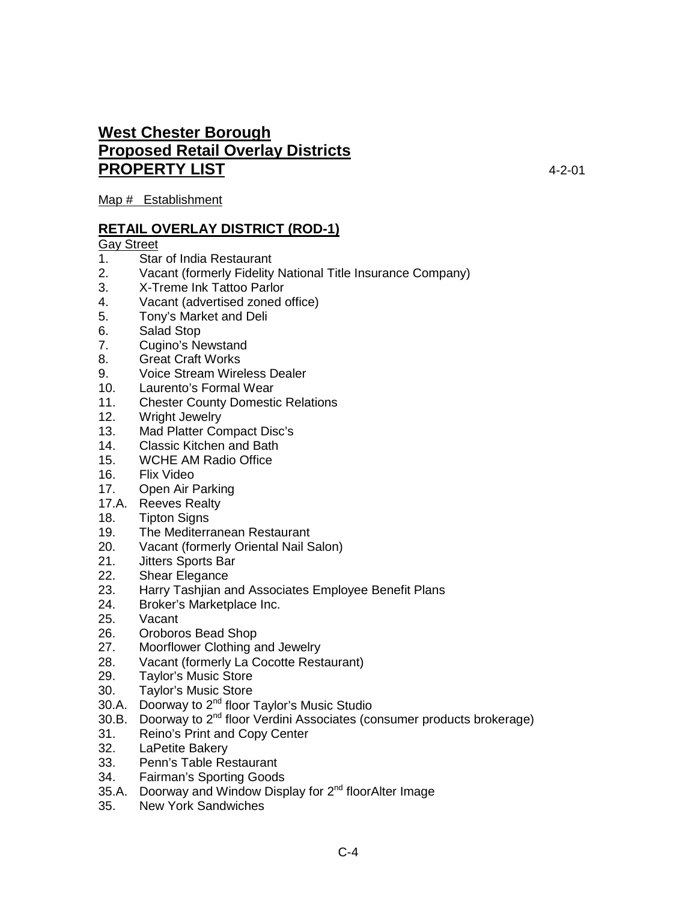# West Chester Borough
# Proposed Retail Overlay Districts
# PROPERTY LIST

4-2-01

Map # Establishment

## RETAIL OVERLAY DISTRICT (ROD-1)

Gay Street

1. Star of India Restaurant
2. Vacant (formerly Fidelity National Title Insurance Company)
3. X-Treme Ink Tattoo Parlor
4. Vacant (advertised zoned office)
5. Tony's Market and Deli
6. Salad Stop
7. Cugino's Newstand
8. Great Craft Works
9. Voice Stream Wireless Dealer
10. Laurento's Formal Wear
11. Chester County Domestic Relations
12. Wright Jewelry
13. Mad Platter Compact Disc's
14. Classic Kitchen and Bath
15. WCHE AM Radio Office
16. Flix Video
17. Open Air Parking

17.A. Reeves Realty

18. Tipton Signs
19. The Mediterranean Restaurant
20. Vacant (formerly Oriental Nail Salon)
21. Jitters Sports Bar
22. Shear Elegance
23. Harry Tashjian and Associates Employee Benefit Plans
24. Broker's Marketplace Inc.
25. Vacant
26. Oroboros Bead Shop
27. Moorflower Clothing and Jewelry
28. Vacant (formerly La Cocotte Restaurant)
29. Taylor's Music Store
30. Taylor's Music Store

30.A. Doorway to 2nd floor Taylor's Music Studio

30.B. Doorway to 2nd floor Verdini Associates (consumer products brokerage)

31. Reino's Print and Copy Center
32. LaPetite Bakery
33. Penn's Table Restaurant
34. Fairman's Sporting Goods

35.A. Doorway and Window Display for 2nd floorAlter Image

35. New York Sandwiches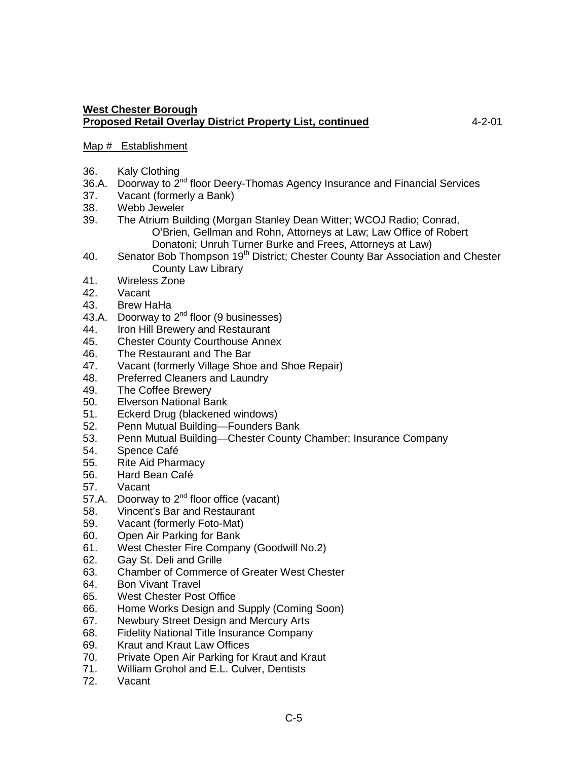**West Chester Borough**
**Proposed Retail Overlay District Property List, continued** 4-2-01

Map # Establishment

36. Kaly Clothing
36.A. Doorway to 2nd floor Deery-Thomas Agency Insurance and Financial Services
37. Vacant (formerly a Bank)
38. Webb Jeweler
39. The Atrium Building (Morgan Stanley Dean Witter; WCOJ Radio; Conrad, O'Brien, Gellman and Rohn, Attorneys at Law; Law Office of Robert Donatoni; Unruh Turner Burke and Frees, Attorneys at Law)
40. Senator Bob Thompson 19th District; Chester County Bar Association and Chester County Law Library
41. Wireless Zone
42. Vacant
43. Brew HaHa
43.A. Doorway to 2nd floor (9 businesses)
44. Iron Hill Brewery and Restaurant
45. Chester County Courthouse Annex
46. The Restaurant and The Bar
47. Vacant (formerly Village Shoe and Shoe Repair)
48. Preferred Cleaners and Laundry
49. The Coffee Brewery
50. Elverson National Bank
51. Eckerd Drug (blackened windows)
52. Penn Mutual Building—Founders Bank
53. Penn Mutual Building—Chester County Chamber; Insurance Company
54. Spence Café
55. Rite Aid Pharmacy
56. Hard Bean Café
57. Vacant
57.A. Doorway to 2nd floor office (vacant)
58. Vincent's Bar and Restaurant
59. Vacant (formerly Foto-Mat)
60. Open Air Parking for Bank
61. West Chester Fire Company (Goodwill No.2)
62. Gay St. Deli and Grille
63. Chamber of Commerce of Greater West Chester
64. Bon Vivant Travel
65. West Chester Post Office
66. Home Works Design and Supply (Coming Soon)
67. Newbury Street Design and Mercury Arts
68. Fidelity National Title Insurance Company
69. Kraut and Kraut Law Offices
70. Private Open Air Parking for Kraut and Kraut
71. William Grohol and E.L. Culver, Dentists
72. Vacant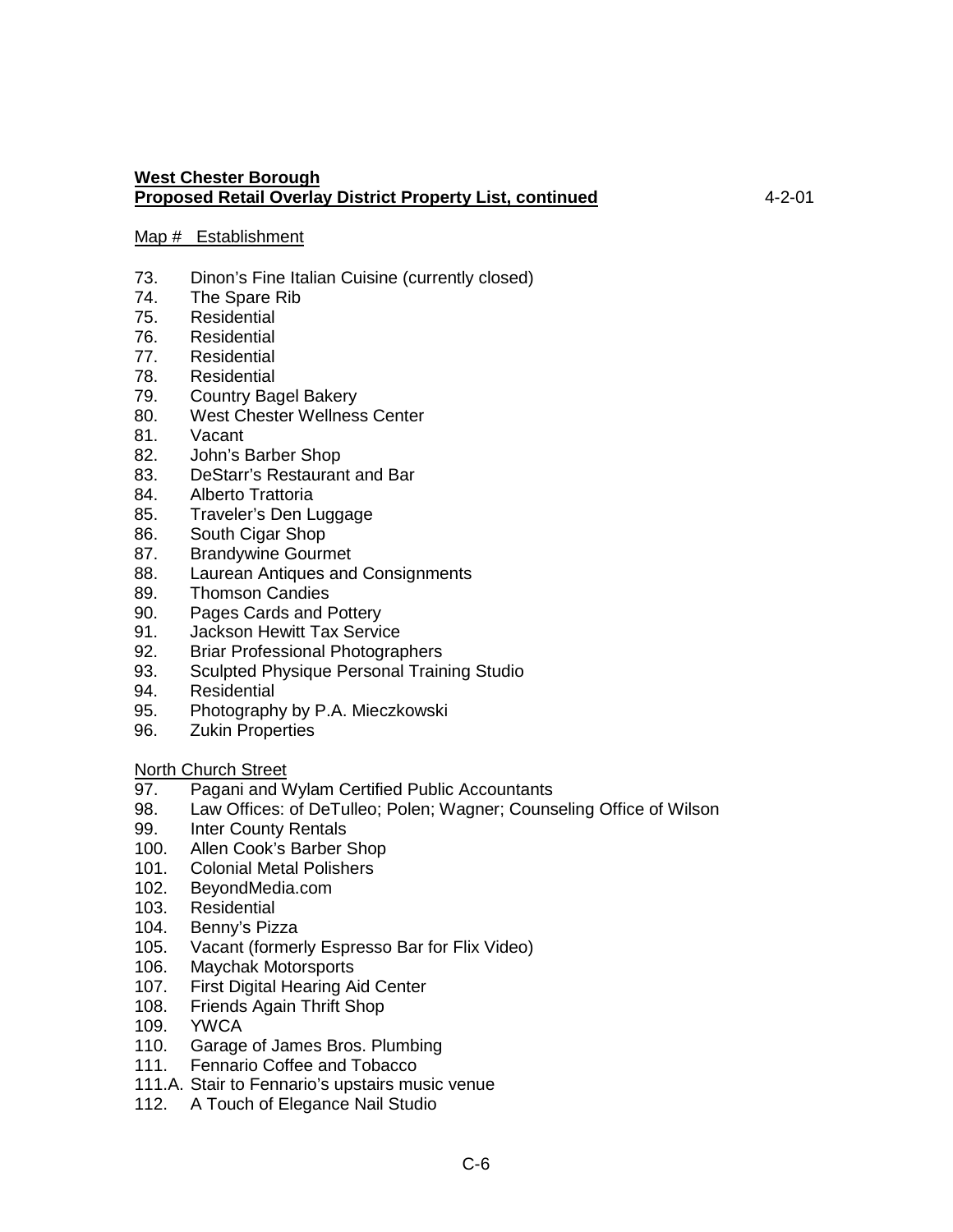**West Chester Borough**
**Proposed Retail Overlay District Property List, continued** 4-2-01

Map # Establishment

73. Dinon's Fine Italian Cuisine (currently closed)
74. The Spare Rib
75. Residential
76. Residential
77. Residential
78. Residential
79. Country Bagel Bakery
80. West Chester Wellness Center
81. Vacant
82. John's Barber Shop
83. DeStarr's Restaurant and Bar
84. Alberto Trattoria
85. Traveler's Den Luggage
86. South Cigar Shop
87. Brandywine Gourmet
88. Laurean Antiques and Consignments
89. Thomson Candies
90. Pages Cards and Pottery
91. Jackson Hewitt Tax Service
92. Briar Professional Photographers
93. Sculpted Physique Personal Training Studio
94. Residential
95. Photography by P.A. Mieczkowski
96. Zukin Properties

North Church Street

97. Pagani and Wylam Certified Public Accountants
98. Law Offices: of DeTulleo; Polen; Wagner; Counseling Office of Wilson
99. Inter County Rentals
100. Allen Cook's Barber Shop
101. Colonial Metal Polishers
102. BeyondMedia.com
103. Residential
104. Benny's Pizza
105. Vacant (formerly Espresso Bar for Flix Video)
106. Maychak Motorsports
107. First Digital Hearing Aid Center
108. Friends Again Thrift Shop
109. YWCA
110. Garage of James Bros. Plumbing
111. Fennario Coffee and Tobacco

111.A. Stair to Fennario's upstairs music venue

112. A Touch of Elegance Nail Studio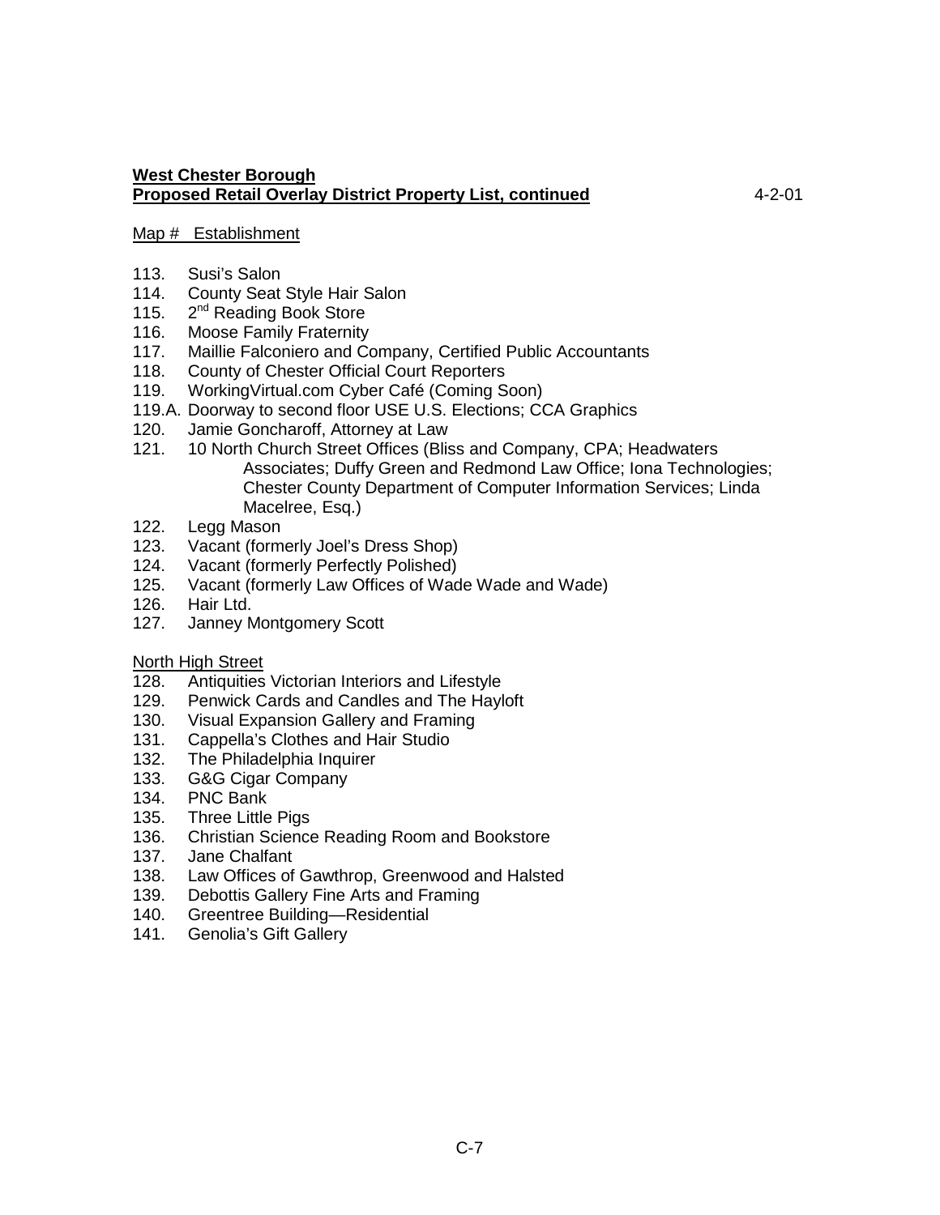**West Chester Borough**
**Proposed Retail Overlay District Property List, continued** 4-2-01

Map # Establishment

113. Susi's Salon
114. County Seat Style Hair Salon
115. 2nd Reading Book Store
116. Moose Family Fraternity
117. Maillie Falconiero and Company, Certified Public Accountants
118. County of Chester Official Court Reporters
119. WorkingVirtual.com Cyber Café (Coming Soon)
119.A. Doorway to second floor USE U.S. Elections; CCA Graphics
120. Jamie Goncharoff, Attorney at Law
121. 10 North Church Street Offices (Bliss and Company, CPA; Headwaters Associates; Duffy Green and Redmond Law Office; Iona Technologies; Chester County Department of Computer Information Services; Linda Macelree, Esq.)
122. Legg Mason
123. Vacant (formerly Joel's Dress Shop)
124. Vacant (formerly Perfectly Polished)
125. Vacant (formerly Law Offices of Wade Wade and Wade)
126. Hair Ltd.
127. Janney Montgomery Scott

North High Street

128. Antiquities Victorian Interiors and Lifestyle
129. Penwick Cards and Candles and The Hayloft
130. Visual Expansion Gallery and Framing
131. Cappella's Clothes and Hair Studio
132. The Philadelphia Inquirer
133. G&G Cigar Company
134. PNC Bank
135. Three Little Pigs
136. Christian Science Reading Room and Bookstore
137. Jane Chalfant
138. Law Offices of Gawthrop, Greenwood and Halsted
139. Debottis Gallery Fine Arts and Framing
140. Greentree Building—Residential
141. Genolia's Gift Gallery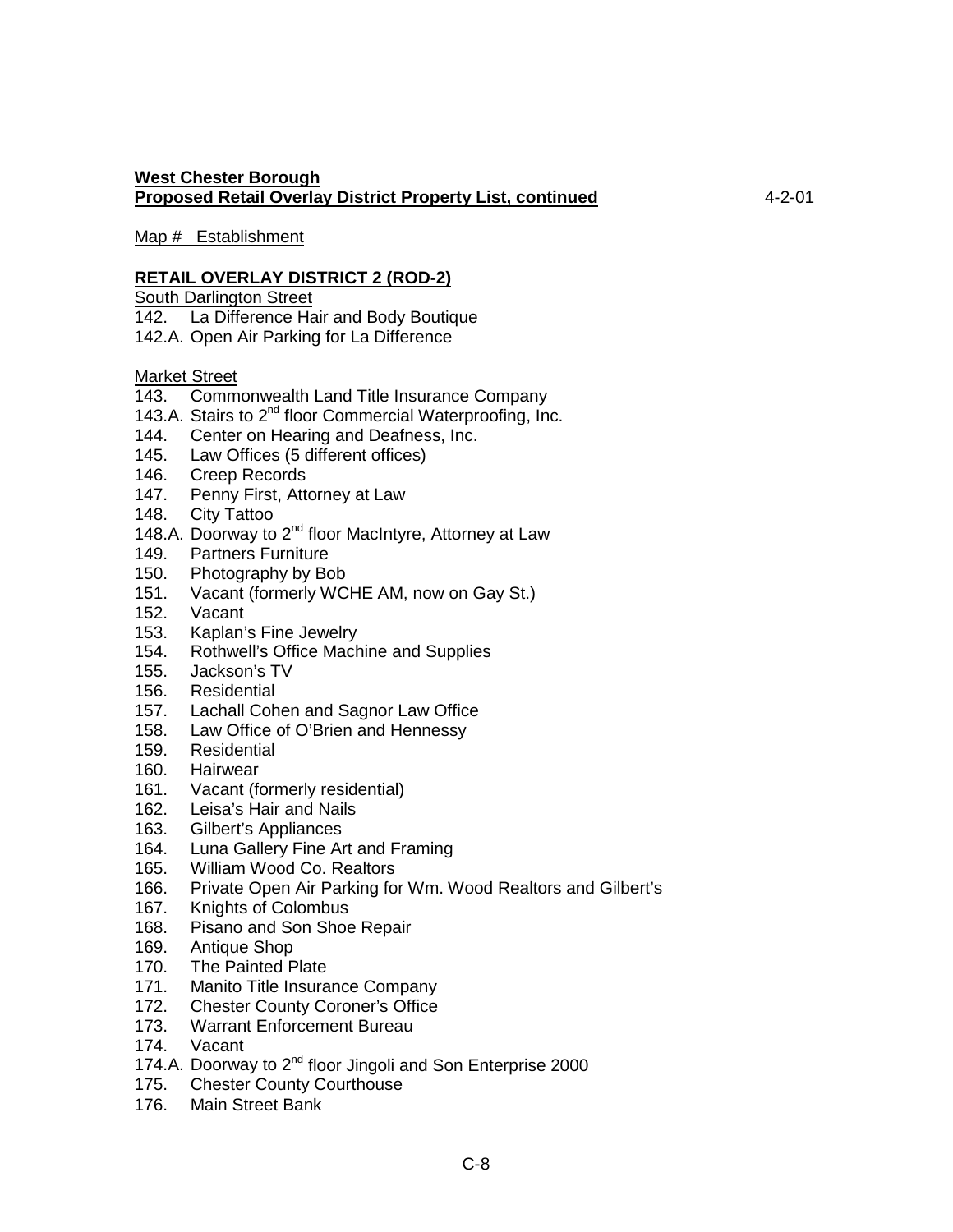**West Chester Borough**
**Proposed Retail Overlay District Property List, continued** 4-2-01

Map # Establishment

**RETAIL OVERLAY DISTRICT 2 (ROD-2)**

South Darlington Street

142. La Difference Hair and Body Boutique
142.A. Open Air Parking for La Difference

Market Street

143. Commonwealth Land Title Insurance Company
143.A. Stairs to 2nd floor Commercial Waterproofing, Inc.
144. Center on Hearing and Deafness, Inc.
145. Law Offices (5 different offices)
146. Creep Records
147. Penny First, Attorney at Law
148. City Tattoo
148.A. Doorway to 2nd floor MacIntyre, Attorney at Law
149. Partners Furniture
150. Photography by Bob
151. Vacant (formerly WCHE AM, now on Gay St.)
152. Vacant
153. Kaplan's Fine Jewelry
154. Rothwell's Office Machine and Supplies
155. Jackson's TV
156. Residential
157. Lachall Cohen and Sagnor Law Office
158. Law Office of O'Brien and Hennessy
159. Residential
160. Hairwear
161. Vacant (formerly residential)
162. Leisa's Hair and Nails
163. Gilbert's Appliances
164. Luna Gallery Fine Art and Framing
165. William Wood Co. Realtors
166. Private Open Air Parking for Wm. Wood Realtors and Gilbert's
167. Knights of Colombus
168. Pisano and Son Shoe Repair
169. Antique Shop
170. The Painted Plate
171. Manito Title Insurance Company
172. Chester County Coroner's Office
173. Warrant Enforcement Bureau
174. Vacant
174.A. Doorway to 2nd floor Jingoli and Son Enterprise 2000
175. Chester County Courthouse
176. Main Street Bank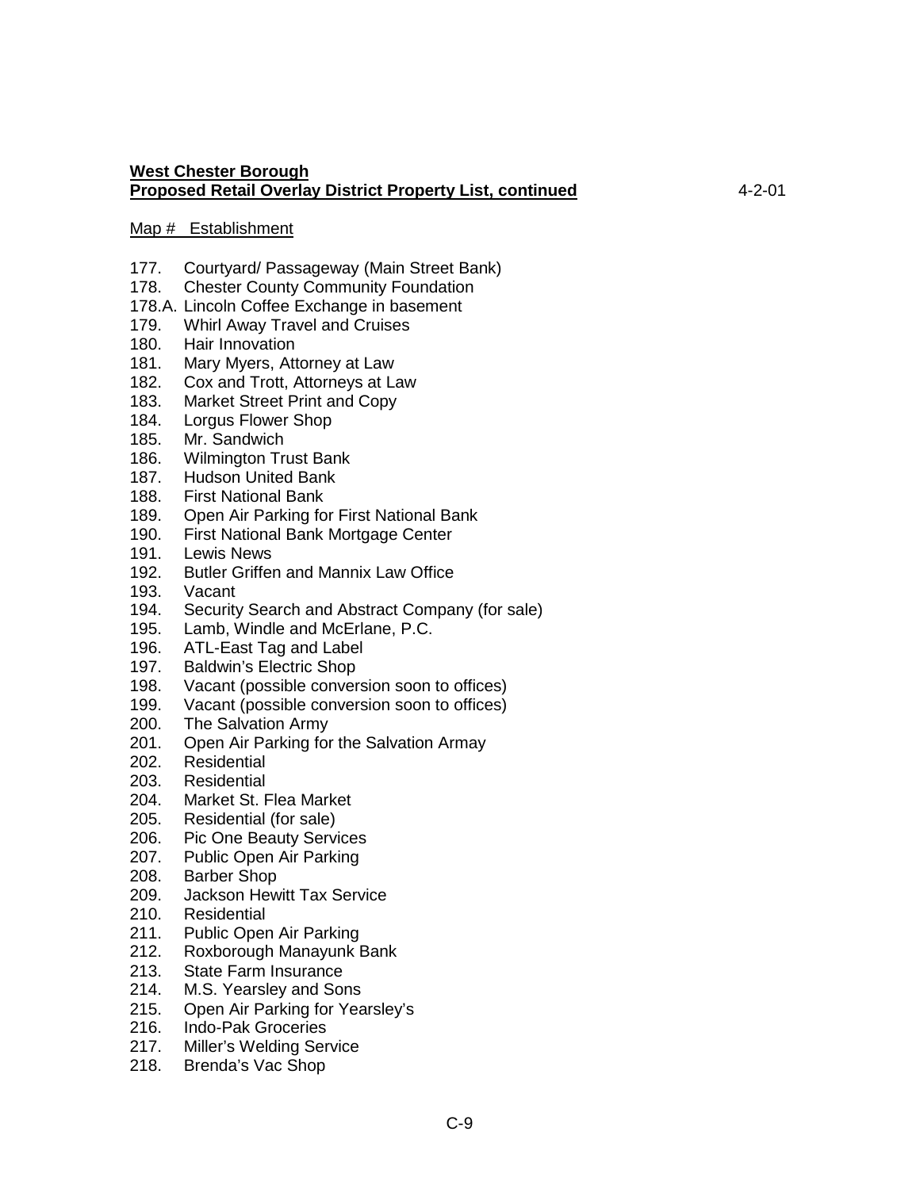**West Chester Borough**
**Proposed Retail Overlay District Property List, continued** 4-2-01

Map # Establishment

177. Courtyard/ Passageway (Main Street Bank)
178. Chester County Community Foundation
178.A. Lincoln Coffee Exchange in basement
179. Whirl Away Travel and Cruises
180. Hair Innovation
181. Mary Myers, Attorney at Law
182. Cox and Trott, Attorneys at Law
183. Market Street Print and Copy
184. Lorgus Flower Shop
185. Mr. Sandwich
186. Wilmington Trust Bank
187. Hudson United Bank
188. First National Bank
189. Open Air Parking for First National Bank
190. First National Bank Mortgage Center
191. Lewis News
192. Butler Griffen and Mannix Law Office
193. Vacant
194. Security Search and Abstract Company (for sale)
195. Lamb, Windle and McErlane, P.C.
196. ATL-East Tag and Label
197. Baldwin's Electric Shop
198. Vacant (possible conversion soon to offices)
199. Vacant (possible conversion soon to offices)
200. The Salvation Army
201. Open Air Parking for the Salvation Armay
202. Residential
203. Residential
204. Market St. Flea Market
205. Residential (for sale)
206. Pic One Beauty Services
207. Public Open Air Parking
208. Barber Shop
209. Jackson Hewitt Tax Service
210. Residential
211. Public Open Air Parking
212. Roxborough Manayunk Bank
213. State Farm Insurance
214. M.S. Yearsley and Sons
215. Open Air Parking for Yearsley's
216. Indo-Pak Groceries
217. Miller's Welding Service
218. Brenda's Vac Shop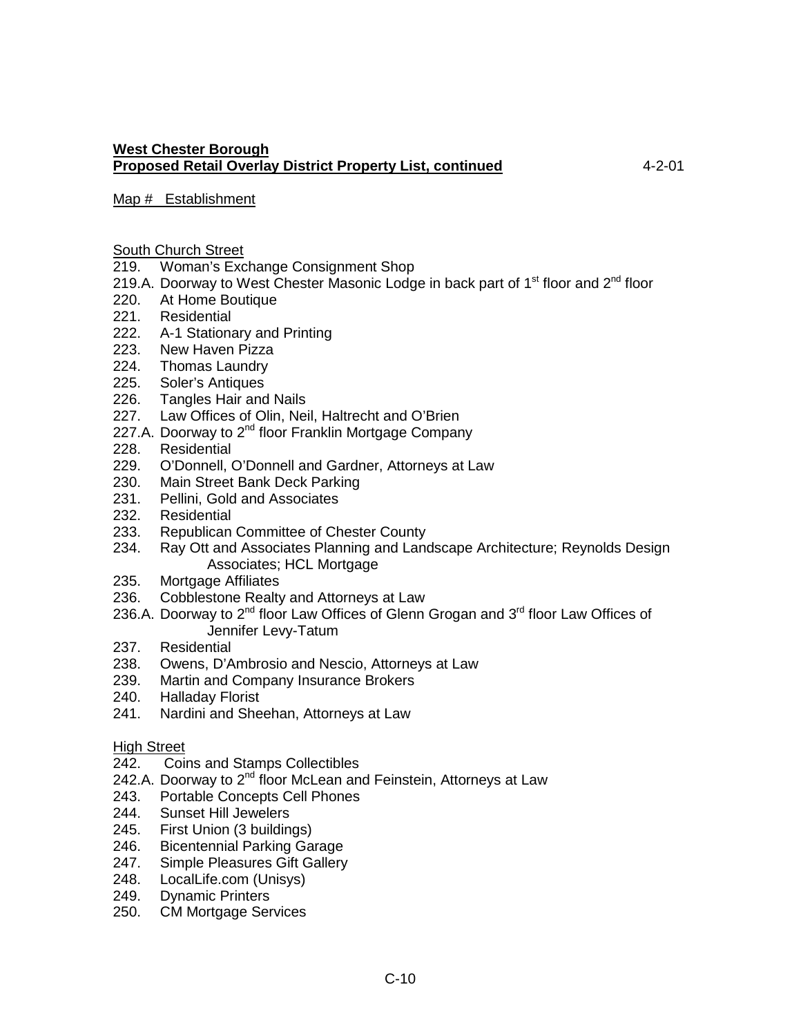**West Chester Borough**
**Proposed Retail Overlay District Property List, continued** 4-2-01

Map # Establishment

South Church Street

219. Woman's Exchange Consignment Shop
219.A. Doorway to West Chester Masonic Lodge in back part of 1st floor and 2nd floor
220. At Home Boutique
221. Residential
222. A-1 Stationary and Printing
223. New Haven Pizza
224. Thomas Laundry
225. Soler's Antiques
226. Tangles Hair and Nails
227. Law Offices of Olin, Neil, Haltrecht and O'Brien
227.A. Doorway to 2nd floor Franklin Mortgage Company
228. Residential
229. O'Donnell, O'Donnell and Gardner, Attorneys at Law
230. Main Street Bank Deck Parking
231. Pellini, Gold and Associates
232. Residential
233. Republican Committee of Chester County
234. Ray Ott and Associates Planning and Landscape Architecture; Reynolds Design Associates; HCL Mortgage
235. Mortgage Affiliates
236. Cobblestone Realty and Attorneys at Law
236.A. Doorway to 2nd floor Law Offices of Glenn Grogan and 3rd floor Law Offices of Jennifer Levy-Tatum
237. Residential
238. Owens, D'Ambrosio and Nescio, Attorneys at Law
239. Martin and Company Insurance Brokers
240. Halladay Florist
241. Nardini and Sheehan, Attorneys at Law

High Street

242. Coins and Stamps Collectibles
242.A. Doorway to 2nd floor McLean and Feinstein, Attorneys at Law
243. Portable Concepts Cell Phones
244. Sunset Hill Jewelers
245. First Union (3 buildings)
246. Bicentennial Parking Garage
247. Simple Pleasures Gift Gallery
248. LocalLife.com (Unisys)
249. Dynamic Printers
250. CM Mortgage Services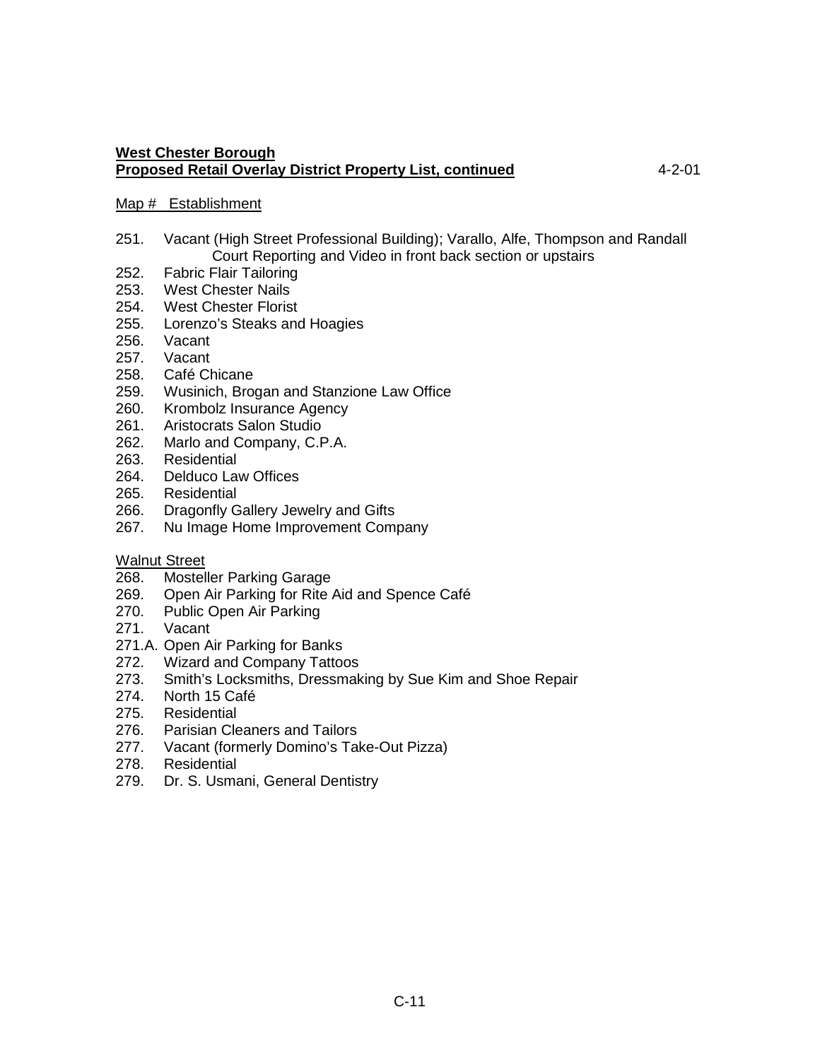**West Chester Borough**
**Proposed Retail Overlay District Property List, continued** 4-2-01

Map # Establishment

251. Vacant (High Street Professional Building); Varallo, Alfe, Thompson and Randall Court Reporting and Video in front back section or upstairs
252. Fabric Flair Tailoring
253. West Chester Nails
254. West Chester Florist
255. Lorenzo's Steaks and Hoagies
256. Vacant
257. Vacant
258. Café Chicane
259. Wusinich, Brogan and Stanzione Law Office
260. Krombolz Insurance Agency
261. Aristocrats Salon Studio
262. Marlo and Company, C.P.A.
263. Residential
264. Delduco Law Offices
265. Residential
266. Dragonfly Gallery Jewelry and Gifts
267. Nu Image Home Improvement Company

Walnut Street

268. Mosteller Parking Garage
269. Open Air Parking for Rite Aid and Spence Café
270. Public Open Air Parking
271. Vacant

271.A. Open Air Parking for Banks

272. Wizard and Company Tattoos
273. Smith's Locksmiths, Dressmaking by Sue Kim and Shoe Repair
274. North 15 Café
275. Residential
276. Parisian Cleaners and Tailors
277. Vacant (formerly Domino's Take-Out Pizza)
278. Residential
279. Dr. S. Usmani, General Dentistry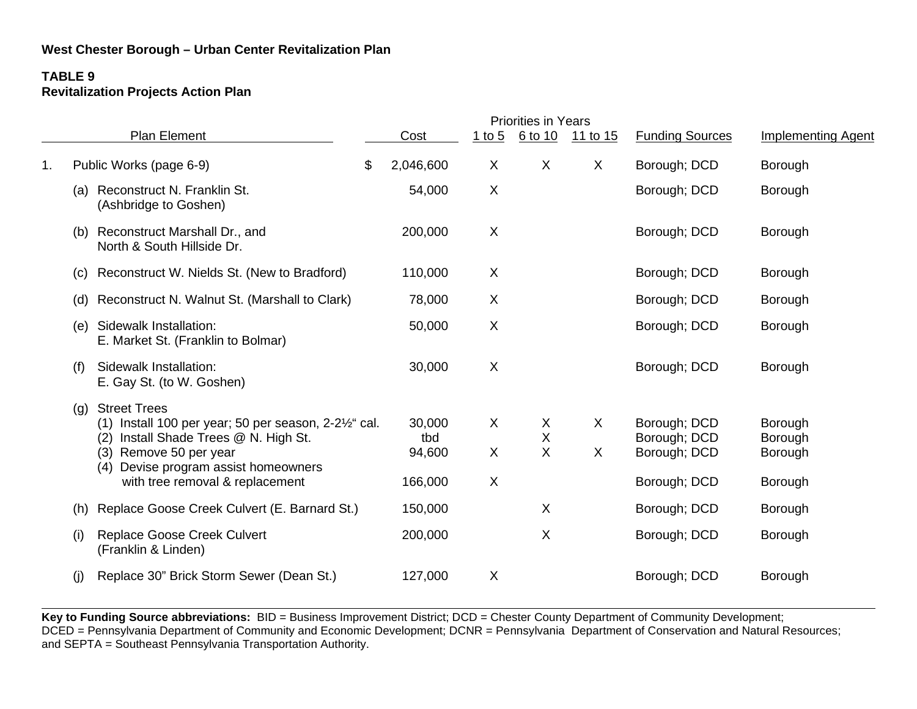**West Chester Borough – Urban Center Revitalization Plan**

**TABLE 9**
**Revitalization Projects Action Plan**

| | Plan Element | Cost | Priorities in Years | | | Funding Sources | Implementing Agent |
|---|---|---|---|---|---|---|---|
| | | | 1 to 5 | 6 to 10 | 11 to 15 | | |
| 1. | Public Works (page 6-9) | $ 2,046,600 | X | X | X | Borough; DCD | Borough |
| | (a) Reconstruct N. Franklin St. (Ashbridge to Goshen) | 54,000 | X | | | Borough; DCD | Borough |
| | (b) Reconstruct Marshall Dr., and North & South Hillside Dr. | 200,000 | X | | | Borough; DCD | Borough |
| | (c) Reconstruct W. Nields St. (New to Bradford) | 110,000 | X | | | Borough; DCD | Borough |
| | (d) Reconstruct N. Walnut St. (Marshall to Clark) | 78,000 | X | | | Borough; DCD | Borough |
| | (e) Sidewalk Installation: E. Market St. (Franklin to Bolmar) | 50,000 | X | | | Borough; DCD | Borough |
| | (f) Sidewalk Installation: E. Gay St. (to W. Goshen) | 30,000 | X | | | Borough; DCD | Borough |
| | (g) Street Trees | | | | | | |
| | (1) Install 100 per year; 50 per season, 2-2½" cal. | 30,000 | X | X | X | Borough; DCD | Borough |
| | (2) Install Shade Trees @ N. High St. | tbd | | X | | Borough; DCD | Borough |
| | (3) Remove 50 per year | 94,600 | X | X | X | Borough; DCD | Borough |
| | (4) Devise program assist homeowners with tree removal & replacement | 166,000 | X | | | Borough; DCD | Borough |
| | (h) Replace Goose Creek Culvert (E. Barnard St.) | 150,000 | | X | | Borough; DCD | Borough |
| | (i) Replace Goose Creek Culvert (Franklin & Linden) | 200,000 | | X | | Borough; DCD | Borough |
| | (j) Replace 30" Brick Storm Sewer (Dean St.) | 127,000 | X | | | Borough; DCD | Borough |

**Key to Funding Source abbreviations:** BID = Business Improvement District; DCD = Chester County Department of Community Development; DCED = Pennsylvania Department of Community and Economic Development; DCNR = Pennsylvania Department of Conservation and Natural Resources; and SEPTA = Southeast Pennsylvania Transportation Authority.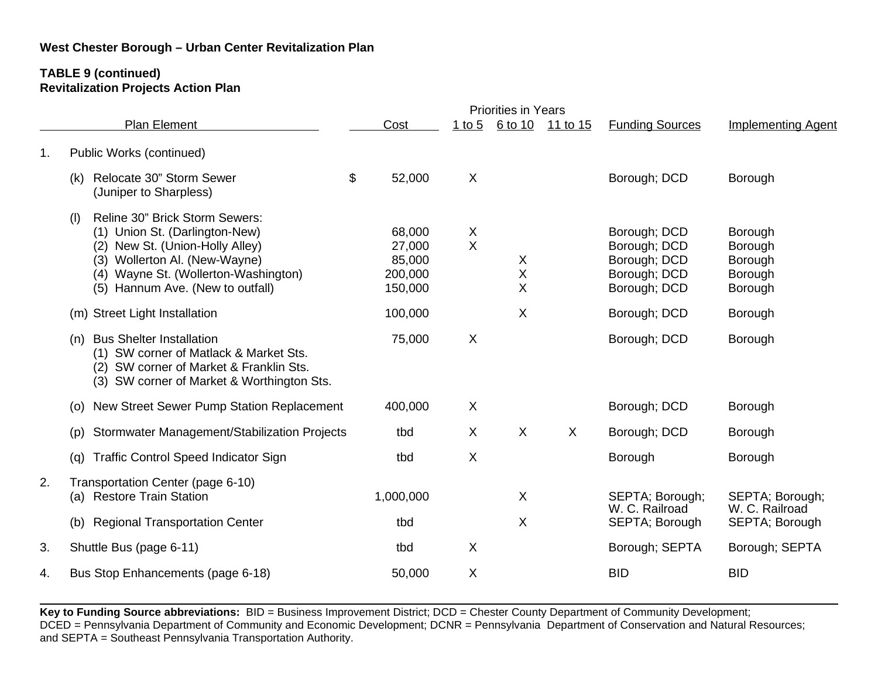**West Chester Borough – Urban Center Revitalization Plan**

**TABLE 9 (continued)**
**Revitalization Projects Action Plan**

| | Plan Element | Cost | Priorities in Years 1 to 5 | 6 to 10 | 11 to 15 | Funding Sources | Implementing Agent |
|---|---|---|---|---|---|---|---|
| 1. | Public Works (continued) | | | | | | |
| | (k) Relocate 30" Storm Sewer (Juniper to Sharpless) | $ 52,000 | X | | | Borough; DCD | Borough |
| | (l) Reline 30" Brick Storm Sewers: | | | | | | |
| | (1) Union St. (Darlington-New) | 68,000 | X | | | Borough; DCD | Borough |
| | (2) New St. (Union-Holly Alley) | 27,000 | X | | | Borough; DCD | Borough |
| | (3) Wollerton Al. (New-Wayne) | 85,000 | | X | | Borough; DCD | Borough |
| | (4) Wayne St. (Wollerton-Washington) | 200,000 | | X | | Borough; DCD | Borough |
| | (5) Hannum Ave. (New to outfall) | 150,000 | | X | | Borough; DCD | Borough |
| | (m) Street Light Installation | 100,000 | | X | | Borough; DCD | Borough |
| | (n) Bus Shelter Installation<br>(1) SW corner of Matlack & Market Sts.<br>(2) SW corner of Market & Franklin Sts.<br>(3) SW corner of Market & Worthington Sts. | 75,000 | X | | | Borough; DCD | Borough |
| | (o) New Street Sewer Pump Station Replacement | 400,000 | X | | | Borough; DCD | Borough |
| | (p) Stormwater Management/Stabilization Projects | tbd | X | X | X | Borough; DCD | Borough |
| | (q) Traffic Control Speed Indicator Sign | tbd | X | | | Borough | Borough |
| 2. | Transportation Center (page 6-10) | | | | | | |
| | (a) Restore Train Station | 1,000,000 | | X | | SEPTA; Borough; W. C. Railroad | SEPTA; Borough; W. C. Railroad |
| | (b) Regional Transportation Center | tbd | | X | | SEPTA; Borough | SEPTA; Borough |
| 3. | Shuttle Bus (page 6-11) | tbd | X | | | Borough; SEPTA | Borough; SEPTA |
| 4. | Bus Stop Enhancements (page 6-18) | 50,000 | X | | | BID | BID |

**Key to Funding Source abbreviations:** BID = Business Improvement District; DCD = Chester County Department of Community Development; DCED = Pennsylvania Department of Community and Economic Development; DCNR = Pennsylvania Department of Conservation and Natural Resources; and SEPTA = Southeast Pennsylvania Transportation Authority.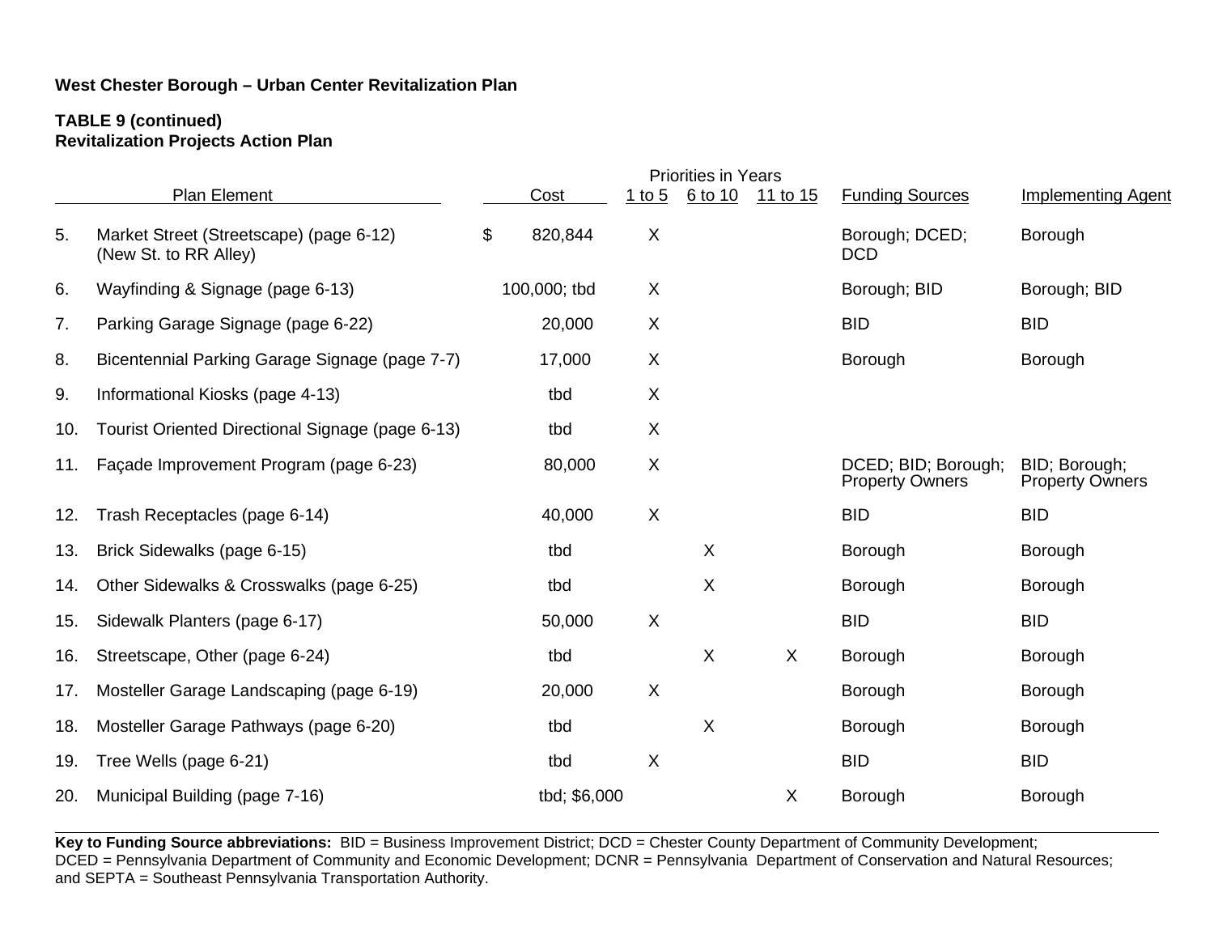**West Chester Borough – Urban Center Revitalization Plan**

**TABLE 9 (continued)**
**Revitalization Projects Action Plan**

| | Plan Element | Cost | Priorities in Years | | | Funding Sources | Implementing Agent |
|---|---|---|---|---|---|---|---|
| | | | 1 to 5 | 6 to 10 | 11 to 15 | | |
| 5. | Market Street (Streetscape) (page 6-12) (New St. to RR Alley) | $ 820,844 | X | | | Borough; DCED; DCD | Borough |
| 6. | Wayfinding & Signage (page 6-13) | 100,000; tbd | X | | | Borough; BID | Borough; BID |
| 7. | Parking Garage Signage (page 6-22) | 20,000 | X | | | BID | BID |
| 8. | Bicentennial Parking Garage Signage (page 7-7) | 17,000 | X | | | Borough | Borough |
| 9. | Informational Kiosks (page 4-13) | tbd | X | | | | |
| 10. | Tourist Oriented Directional Signage (page 6-13) | tbd | X | | | | |
| 11. | Façade Improvement Program (page 6-23) | 80,000 | X | | | DCED; BID; Borough; Property Owners | BID; Borough; Property Owners |
| 12. | Trash Receptacles (page 6-14) | 40,000 | X | | | BID | BID |
| 13. | Brick Sidewalks (page 6-15) | tbd | | X | | Borough | Borough |
| 14. | Other Sidewalks & Crosswalks (page 6-25) | tbd | | X | | Borough | Borough |
| 15. | Sidewalk Planters (page 6-17) | 50,000 | X | | | BID | BID |
| 16. | Streetscape, Other (page 6-24) | tbd | | X | X | Borough | Borough |
| 17. | Mosteller Garage Landscaping (page 6-19) | 20,000 | X | | | Borough | Borough |
| 18. | Mosteller Garage Pathways (page 6-20) | tbd | | X | | Borough | Borough |
| 19. | Tree Wells (page 6-21) | tbd | X | | | BID | BID |
| 20. | Municipal Building (page 7-16) | tbd; $6,000 | | | X | Borough | Borough |

**Key to Funding Source abbreviations:** BID = Business Improvement District; DCD = Chester County Department of Community Development; DCED = Pennsylvania Department of Community and Economic Development; DCNR = Pennsylvania Department of Conservation and Natural Resources; and SEPTA = Southeast Pennsylvania Transportation Authority.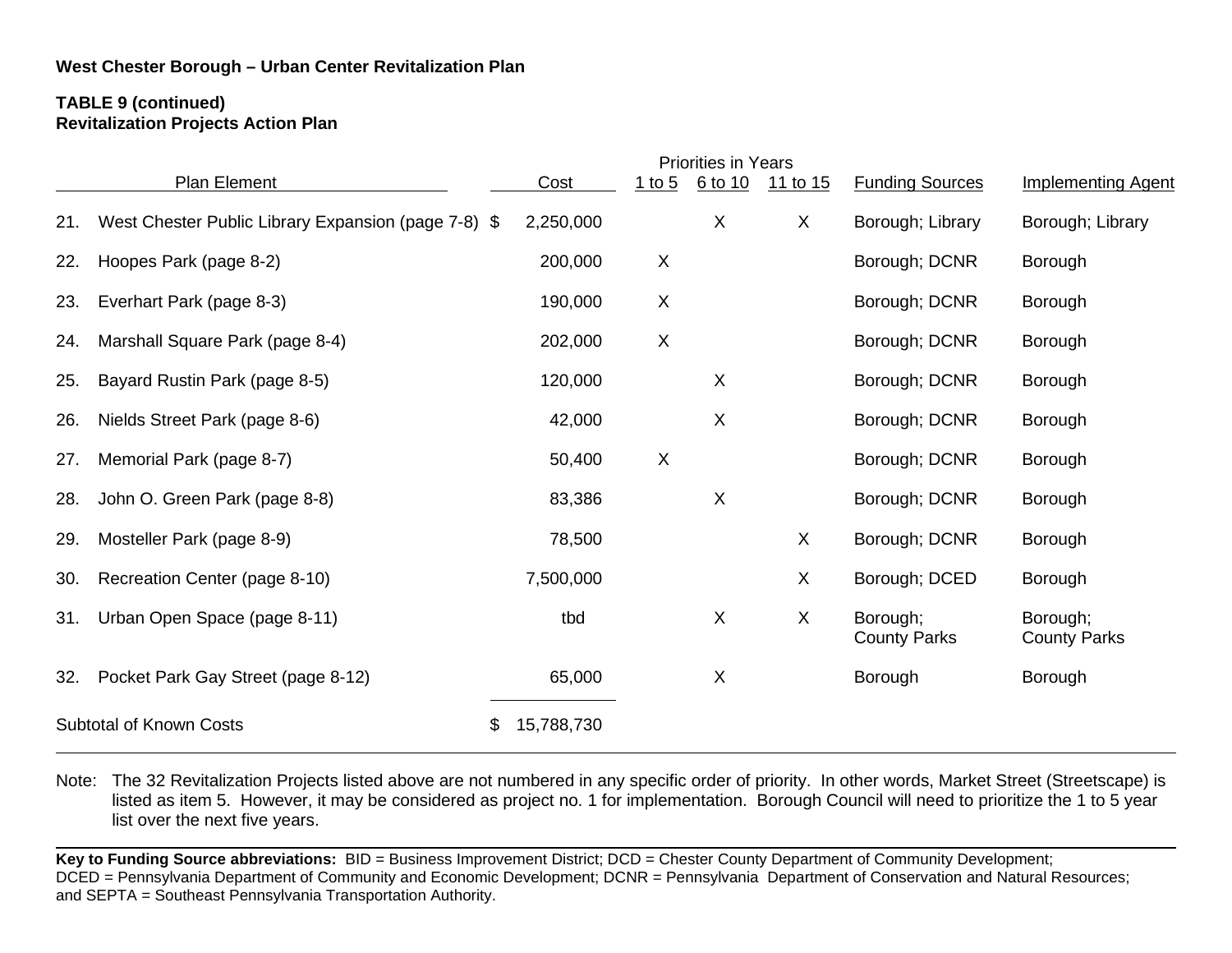**West Chester Borough – Urban Center Revitalization Plan**

**TABLE 9 (continued)**
**Revitalization Projects Action Plan**

| Plan Element | Cost | Priorities in Years 1 to 5 | 6 to 10 | 11 to 15 | Funding Sources | Implementing Agent |
|---|---|---|---|---|---|---|
| 21. West Chester Public Library Expansion (page 7-8) | $ 2,250,000 | | X | X | Borough; Library | Borough; Library |
| 22. Hoopes Park (page 8-2) | 200,000 | X | | | Borough; DCNR | Borough |
| 23. Everhart Park (page 8-3) | 190,000 | X | | | Borough; DCNR | Borough |
| 24. Marshall Square Park (page 8-4) | 202,000 | X | | | Borough; DCNR | Borough |
| 25. Bayard Rustin Park (page 8-5) | 120,000 | | X | | Borough; DCNR | Borough |
| 26. Nields Street Park (page 8-6) | 42,000 | | X | | Borough; DCNR | Borough |
| 27. Memorial Park (page 8-7) | 50,400 | X | | | Borough; DCNR | Borough |
| 28. John O. Green Park (page 8-8) | 83,386 | | X | | Borough; DCNR | Borough |
| 29. Mosteller Park (page 8-9) | 78,500 | | | X | Borough; DCNR | Borough |
| 30. Recreation Center (page 8-10) | 7,500,000 | | | X | Borough; DCED | Borough |
| 31. Urban Open Space (page 8-11) | tbd | | X | X | Borough; County Parks | Borough; County Parks |
| 32. Pocket Park Gay Street (page 8-12) | 65,000 | | X | | Borough | Borough |
| Subtotal of Known Costs | $ 15,788,730 | | | | | |

Note: The 32 Revitalization Projects listed above are not numbered in any specific order of priority. In other words, Market Street (Streetscape) is listed as item 5. However, it may be considered as project no. 1 for implementation. Borough Council will need to prioritize the 1 to 5 year list over the next five years.

**Key to Funding Source abbreviations:** BID = Business Improvement District; DCD = Chester County Department of Community Development; DCED = Pennsylvania Department of Community and Economic Development; DCNR = Pennsylvania Department of Conservation and Natural Resources; and SEPTA = Southeast Pennsylvania Transportation Authority.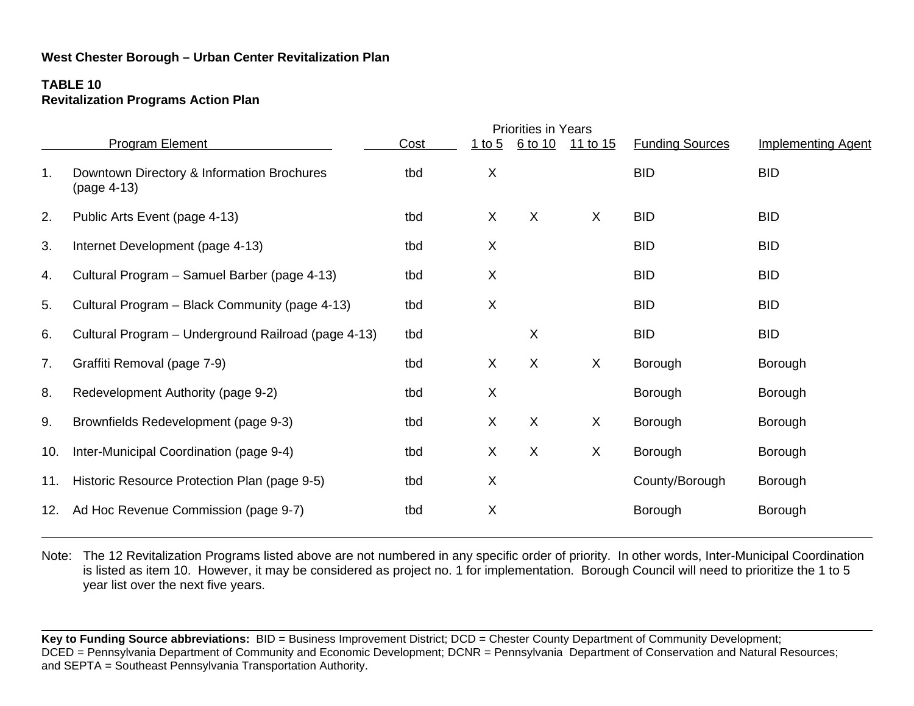**West Chester Borough – Urban Center Revitalization Plan**

**TABLE 10**
**Revitalization Programs Action Plan**

| | Program Element | Cost | Priorities in Years | | | Funding Sources | Implementing Agent |
|---|---|---|---|---|---|---|---|
| | | | 1 to 5 | 6 to 10 | 11 to 15 | | |
| 1. | Downtown Directory & Information Brochures (page 4-13) | tbd | X | | | BID | BID |
| 2. | Public Arts Event (page 4-13) | tbd | X | X | X | BID | BID |
| 3. | Internet Development (page 4-13) | tbd | X | | | BID | BID |
| 4. | Cultural Program – Samuel Barber (page 4-13) | tbd | X | | | BID | BID |
| 5. | Cultural Program – Black Community (page 4-13) | tbd | X | | | BID | BID |
| 6. | Cultural Program – Underground Railroad (page 4-13) | tbd | | X | | BID | BID |
| 7. | Graffiti Removal (page 7-9) | tbd | X | X | X | Borough | Borough |
| 8. | Redevelopment Authority (page 9-2) | tbd | X | | | Borough | Borough |
| 9. | Brownfields Redevelopment (page 9-3) | tbd | X | X | X | Borough | Borough |
| 10. | Inter-Municipal Coordination (page 9-4) | tbd | X | X | X | Borough | Borough |
| 11. | Historic Resource Protection Plan (page 9-5) | tbd | X | | | County/Borough | Borough |
| 12. | Ad Hoc Revenue Commission (page 9-7) | tbd | X | | | Borough | Borough |

Note: The 12 Revitalization Programs listed above are not numbered in any specific order of priority. In other words, Inter-Municipal Coordination is listed as item 10. However, it may be considered as project no. 1 for implementation. Borough Council will need to prioritize the 1 to 5 year list over the next five years.

**Key to Funding Source abbreviations:** BID = Business Improvement District; DCD = Chester County Department of Community Development; DCED = Pennsylvania Department of Community and Economic Development; DCNR = Pennsylvania Department of Conservation and Natural Resources; and SEPTA = Southeast Pennsylvania Transportation Authority.